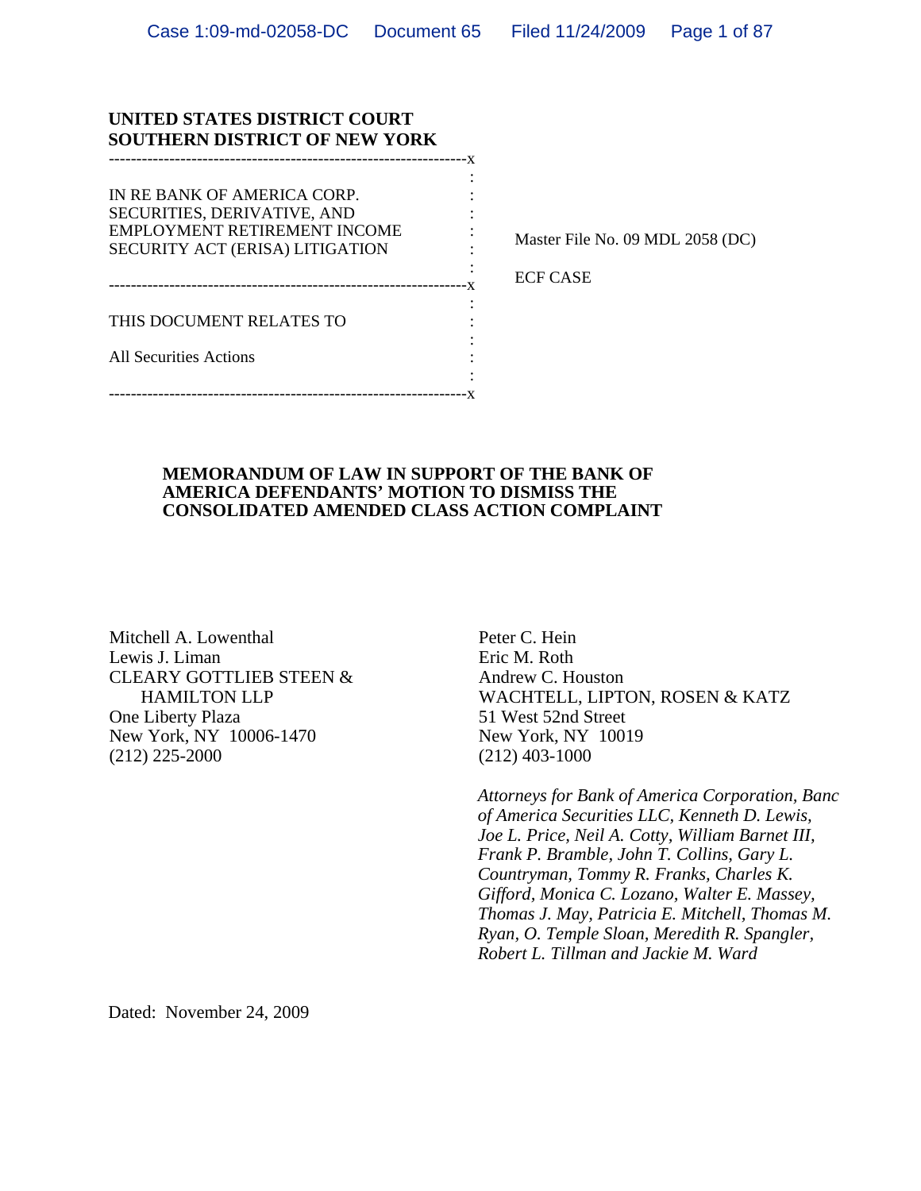**UNITED STATES DISTRICT COURT**
**SOUTHERN DISTRICT OF NEW YORK**

| | |
|---|---|
| IN RE BANK OF AMERICA CORP. SECURITIES, DERIVATIVE, AND EMPLOYMENT RETIREMENT INCOME SECURITY ACT (ERISA) LITIGATION | Master File No. 09 MDL 2058 (DC) |
| | ECF CASE |
| THIS DOCUMENT RELATES TO | |
| All Securities Actions | |

**MEMORANDUM OF LAW IN SUPPORT OF THE BANK OF AMERICA DEFENDANTS' MOTION TO DISMISS THE CONSOLIDATED AMENDED CLASS ACTION COMPLAINT**

Mitchell A. Lowenthal
Lewis J. Liman
CLEARY GOTTLIEB STEEN & HAMILTON LLP
One Liberty Plaza
New York, NY 10006-1470
(212) 225-2000

Peter C. Hein
Eric M. Roth
Andrew C. Houston
WACHTELL, LIPTON, ROSEN & KATZ
51 West 52nd Street
New York, NY 10019
(212) 403-1000

*Attorneys for Bank of America Corporation, Banc of America Securities LLC, Kenneth D. Lewis, Joe L. Price, Neil A. Cotty, William Barnet III, Frank P. Bramble, John T. Collins, Gary L. Countryman, Tommy R. Franks, Charles K. Gifford, Monica C. Lozano, Walter E. Massey, Thomas J. May, Patricia E. Mitchell, Thomas M. Ryan, O. Temple Sloan, Meredith R. Spangler, Robert L. Tillman and Jackie M. Ward*

Dated: November 24, 2009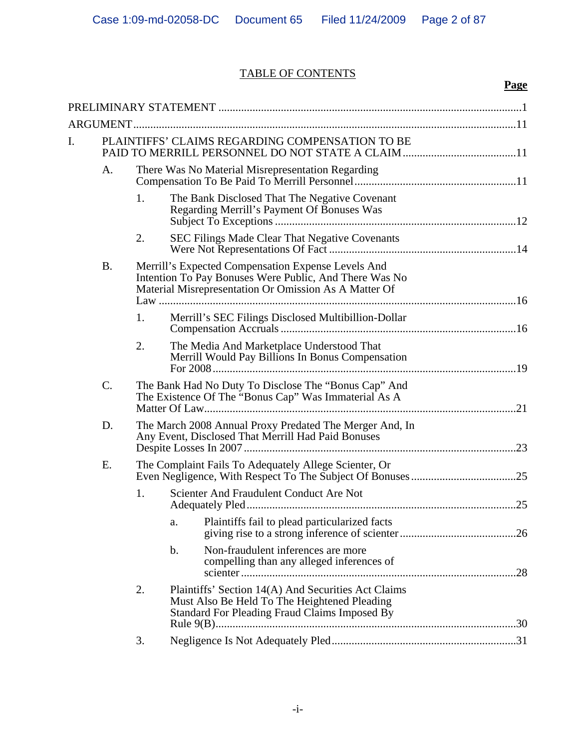# TABLE OF CONTENTS

| | Page |
|---|---|
| PRELIMINARY STATEMENT | 1 |
| ARGUMENT | 11 |
| I. PLAINTIFFS' CLAIMS REGARDING COMPENSATION TO BE PAID TO MERRILL PERSONNEL DO NOT STATE A CLAIM | 11 |
| A. There Was No Material Misrepresentation Regarding Compensation To Be Paid To Merrill Personnel | 11 |
| 1. The Bank Disclosed That The Negative Covenant Regarding Merrill's Payment Of Bonuses Was Subject To Exceptions | 12 |
| 2. SEC Filings Made Clear That Negative Covenants Were Not Representations Of Fact | 14 |
| B. Merrill's Expected Compensation Expense Levels And Intention To Pay Bonuses Were Public, And There Was No Material Misrepresentation Or Omission As A Matter Of Law | 16 |
| 1. Merrill's SEC Filings Disclosed Multibillion-Dollar Compensation Accruals | 16 |
| 2. The Media And Marketplace Understood That Merrill Would Pay Billions In Bonus Compensation For 2008 | 19 |
| C. The Bank Had No Duty To Disclose The "Bonus Cap" And The Existence Of The "Bonus Cap" Was Immaterial As A Matter Of Law | 21 |
| D. The March 2008 Annual Proxy Predated The Merger And, In Any Event, Disclosed That Merrill Had Paid Bonuses Despite Losses In 2007 | 23 |
| E. The Complaint Fails To Adequately Allege Scienter, Or Even Negligence, With Respect To The Subject Of Bonuses | 25 |
| 1. Scienter And Fraudulent Conduct Are Not Adequately Pled | 25 |
| a. Plaintiffs fail to plead particularized facts giving rise to a strong inference of scienter | 26 |
| b. Non-fraudulent inferences are more compelling than any alleged inferences of scienter | 28 |
| 2. Plaintiffs' Section 14(A) And Securities Act Claims Must Also Be Held To The Heightened Pleading Standard For Pleading Fraud Claims Imposed By Rule 9(B) | 30 |
| 3. Negligence Is Not Adequately Pled | 31 |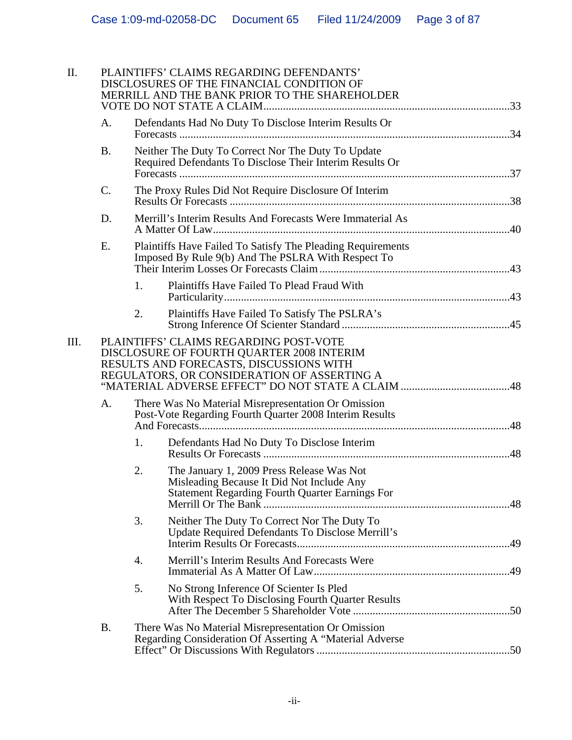II. PLAINTIFFS' CLAIMS REGARDING DEFENDANTS' DISCLOSURES OF THE FINANCIAL CONDITION OF MERRILL AND THE BANK PRIOR TO THE SHAREHOLDER VOTE DO NOT STATE A CLAIM....................33

- A. Defendants Had No Duty To Disclose Interim Results Or Forecasts....................34
- B. Neither The Duty To Correct Nor The Duty To Update Required Defendants To Disclose Their Interim Results Or Forecasts....................37
- C. The Proxy Rules Did Not Require Disclosure Of Interim Results Or Forecasts....................38
- D. Merrill's Interim Results And Forecasts Were Immaterial As A Matter Of Law....................40
- E. Plaintiffs Have Failed To Satisfy The Pleading Requirements Imposed By Rule 9(b) And The PSLRA With Respect To Their Interim Losses Or Forecasts Claim....................43
  - 1. Plaintiffs Have Failed To Plead Fraud With Particularity....................43
  - 2. Plaintiffs Have Failed To Satisfy The PSLRA's Strong Inference Of Scienter Standard....................45

III. PLAINTIFFS' CLAIMS REGARDING POST-VOTE DISCLOSURE OF FOURTH QUARTER 2008 INTERIM RESULTS AND FORECASTS, DISCUSSIONS WITH REGULATORS, OR CONSIDERATION OF ASSERTING A "MATERIAL ADVERSE EFFECT" DO NOT STATE A CLAIM....................48

- A. There Was No Material Misrepresentation Or Omission Post-Vote Regarding Fourth Quarter 2008 Interim Results And Forecasts....................48
  - 1. Defendants Had No Duty To Disclose Interim Results Or Forecasts....................48
  - 2. The January 1, 2009 Press Release Was Not Misleading Because It Did Not Include Any Statement Regarding Fourth Quarter Earnings For Merrill Or The Bank....................48
  - 3. Neither The Duty To Correct Nor The Duty To Update Required Defendants To Disclose Merrill's Interim Results Or Forecasts....................49
  - 4. Merrill's Interim Results And Forecasts Were Immaterial As A Matter Of Law....................49
  - 5. No Strong Inference Of Scienter Is Pled With Respect To Disclosing Fourth Quarter Results After The December 5 Shareholder Vote....................50
- B. There Was No Material Misrepresentation Or Omission Regarding Consideration Of Asserting A "Material Adverse Effect" Or Discussions With Regulators....................50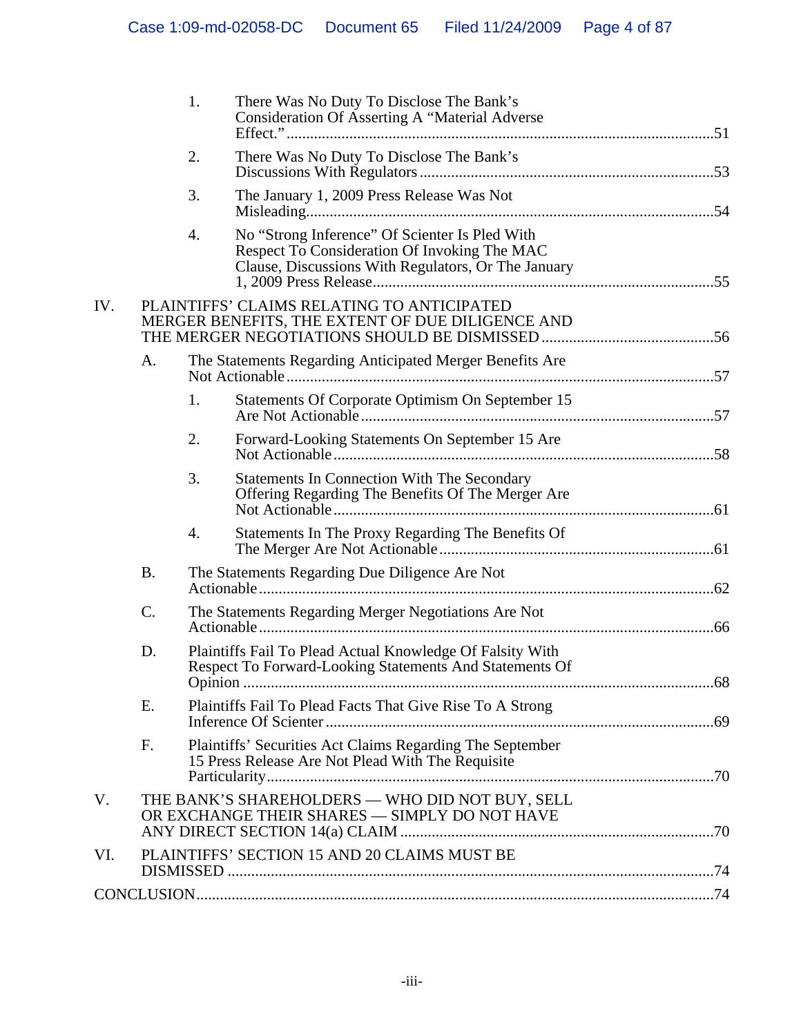1. There Was No Duty To Disclose The Bank's Consideration Of Asserting A "Material Adverse Effect." ....51
2. There Was No Duty To Disclose The Bank's Discussions With Regulators ....53
3. The January 1, 2009 Press Release Was Not Misleading....54
4. No "Strong Inference" Of Scienter Is Pled With Respect To Consideration Of Invoking The MAC Clause, Discussions With Regulators, Or The January 1, 2009 Press Release....55

IV. PLAINTIFFS' CLAIMS RELATING TO ANTICIPATED MERGER BENEFITS, THE EXTENT OF DUE DILIGENCE AND THE MERGER NEGOTIATIONS SHOULD BE DISMISSED....56

A. The Statements Regarding Anticipated Merger Benefits Are Not Actionable....57

1. Statements Of Corporate Optimism On September 15 Are Not Actionable....57
2. Forward-Looking Statements On September 15 Are Not Actionable....58
3. Statements In Connection With The Secondary Offering Regarding The Benefits Of The Merger Are Not Actionable....61
4. Statements In The Proxy Regarding The Benefits Of The Merger Are Not Actionable....61

B. The Statements Regarding Due Diligence Are Not Actionable....62

C. The Statements Regarding Merger Negotiations Are Not Actionable....66

D. Plaintiffs Fail To Plead Actual Knowledge Of Falsity With Respect To Forward-Looking Statements And Statements Of Opinion ....68

E. Plaintiffs Fail To Plead Facts That Give Rise To A Strong Inference Of Scienter....69

F. Plaintiffs' Securities Act Claims Regarding The September 15 Press Release Are Not Plead With The Requisite Particularity....70

V. THE BANK'S SHAREHOLDERS — WHO DID NOT BUY, SELL OR EXCHANGE THEIR SHARES — SIMPLY DO NOT HAVE ANY DIRECT SECTION 14(a) CLAIM....70

VI. PLAINTIFFS' SECTION 15 AND 20 CLAIMS MUST BE DISMISSED ....74

CONCLUSION....74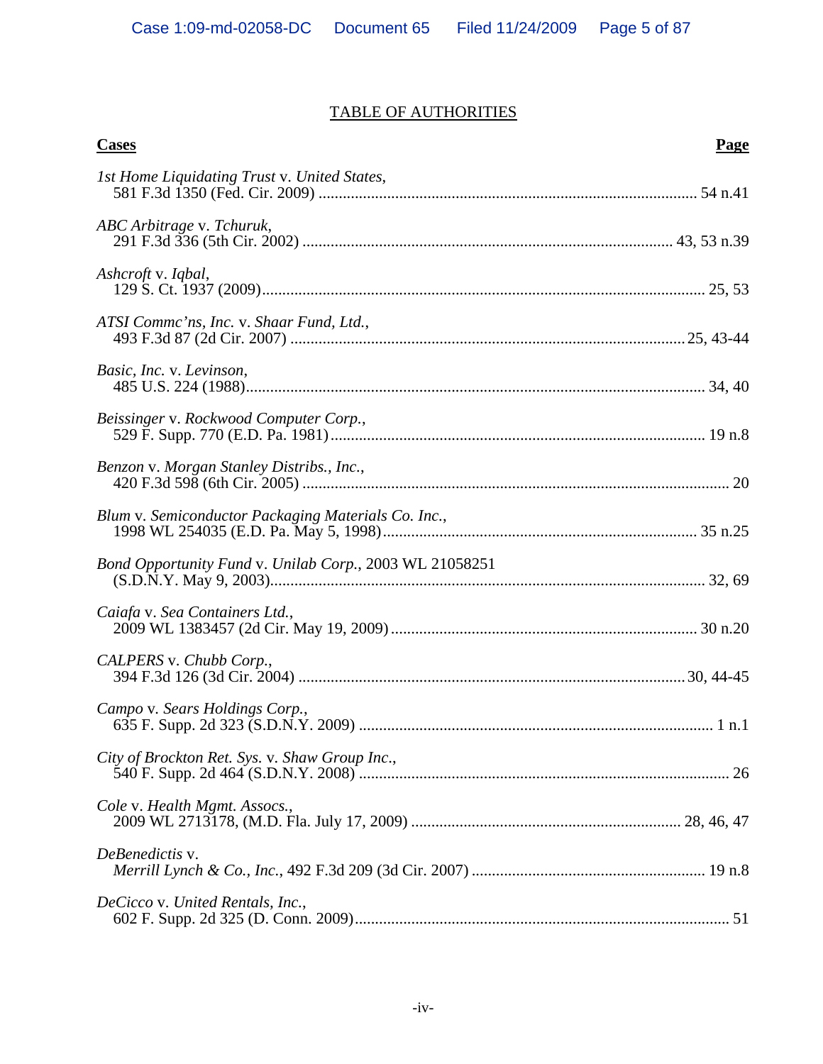## TABLE OF AUTHORITIES

| **Cases** | **Page** |
|---|---|
| *1st Home Liquidating Trust* v. *United States*, 581 F.3d 1350 (Fed. Cir. 2009) | 54 n.41 |
| *ABC Arbitrage* v. *Tchuruk*, 291 F.3d 336 (5th Cir. 2002) | 43, 53 n.39 |
| *Ashcroft* v. *Iqbal*, 129 S. Ct. 1937 (2009) | 25, 53 |
| *ATSI Commc'ns, Inc.* v. *Shaar Fund, Ltd.*, 493 F.3d 87 (2d Cir. 2007) | 25, 43-44 |
| *Basic, Inc.* v. *Levinson*, 485 U.S. 224 (1988) | 34, 40 |
| *Beissinger* v. *Rockwood Computer Corp.*, 529 F. Supp. 770 (E.D. Pa. 1981) | 19 n.8 |
| *Benzon* v. *Morgan Stanley Distribs., Inc.*, 420 F.3d 598 (6th Cir. 2005) | 20 |
| *Blum* v. *Semiconductor Packaging Materials Co. Inc.*, 1998 WL 254035 (E.D. Pa. May 5, 1998) | 35 n.25 |
| *Bond Opportunity Fund* v. *Unilab Corp.*, 2003 WL 21058251 (S.D.N.Y. May 9, 2003) | 32, 69 |
| *Caiafa* v. *Sea Containers Ltd.*, 2009 WL 1383457 (2d Cir. May 19, 2009) | 30 n.20 |
| *CALPERS* v. *Chubb Corp.*, 394 F.3d 126 (3d Cir. 2004) | 30, 44-45 |
| *Campo* v. *Sears Holdings Corp.*, 635 F. Supp. 2d 323 (S.D.N.Y. 2009) | 1 n.1 |
| *City of Brockton Ret. Sys.* v. *Shaw Group Inc.*, 540 F. Supp. 2d 464 (S.D.N.Y. 2008) | 26 |
| *Cole* v. *Health Mgmt. Assocs.*, 2009 WL 2713178, (M.D. Fla. July 17, 2009) | 28, 46, 47 |
| *DeBenedictis* v. *Merrill Lynch & Co., Inc.*, 492 F.3d 209 (3d Cir. 2007) | 19 n.8 |
| *DeCicco* v. *United Rentals, Inc.*, 602 F. Supp. 2d 325 (D. Conn. 2009) | 51 |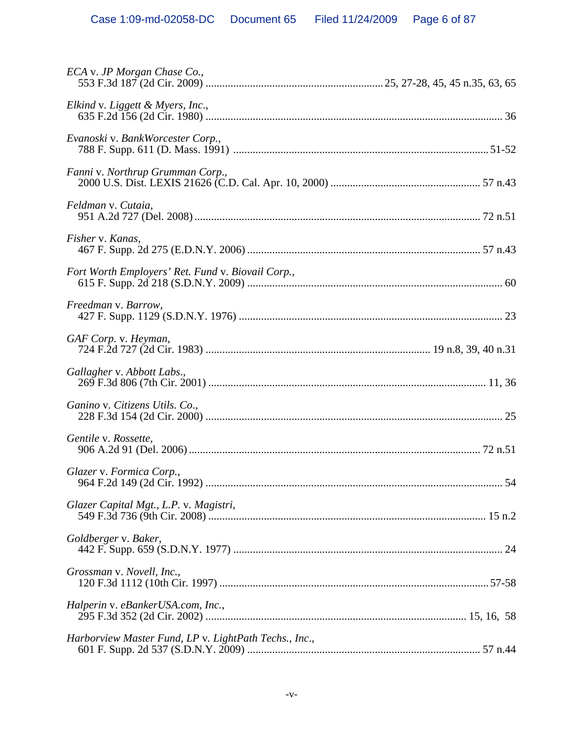*ECA* v. *JP Morgan Chase Co.*,
553 F.3d 187 (2d Cir. 2009) ............................................................... 25, 27-28, 45, 45 n.35, 63, 65

*Elkind* v. *Liggett & Myers, Inc*.,
635 F.2d 156 (2d Cir. 1980) ........................................................................................................ 36

*Evanoski* v. *BankWorcester Corp.*,
788 F. Supp. 611 (D. Mass. 1991) ........................................................................................... 51-52

*Fanni* v. *Northrup Grumman Corp*.,
2000 U.S. Dist. LEXIS 21626 (C.D. Cal. Apr. 10, 2000) ..................................................... 57 n.43

*Feldman* v. *Cutaia*,
951 A.2d 727 (Del. 2008) ...................................................................................................... 72 n.51

*Fisher* v. *Kanas*,
467 F. Supp. 2d 275 (E.D.N.Y. 2006) ................................................................................... 57 n.43

*Fort Worth Employers' Ret. Fund* v. *Biovail Corp.*,
615 F. Supp. 2d 218 (S.D.N.Y. 2009) ........................................................................................... 60

*Freedman* v. *Barrow*,
427 F. Supp. 1129 (S.D.N.Y. 1976) .............................................................................................. 23

*GAF Corp*. v. *Heyman*,
724 F.2d 727 (2d Cir. 1983) ................................................................................ 19 n.8, 39, 40 n.31

*Gallagher* v. *Abbott Labs*.,
269 F.3d 806 (7th Cir. 2001) .................................................................................................. 11, 36

*Ganino* v. *Citizens Utils. Co*.,
228 F.3d 154 (2d Cir. 2000) .......................................................................................................... 25

*Gentile* v. *Rossette*,
906 A.2d 91 (Del. 2006) ........................................................................................................ 72 n.51

*Glazer* v. *Formica Corp.*,
964 F.2d 149 (2d Cir. 1992) .......................................................................................................... 54

*Glazer Capital Mgt., L.P*. v. *Magistri*,
549 F.3d 736 (9th Cir. 2008) ................................................................................................... 15 n.2

*Goldberger* v. *Baker*,
442 F. Supp. 659 (S.D.N.Y. 1977) ................................................................................................ 24

*Grossman* v. *Novell, Inc.*,
120 F.3d 1112 (10th Cir. 1997) ................................................................................................. 57-58

*Halperin* v. *eBankerUSA.com, Inc.*,
295 F.3d 352 (2d Cir. 2002) ............................................................................................. 15, 16, 58

*Harborview Master Fund, LP* v. *LightPath Techs., Inc*.,
601 F. Supp. 2d 537 (S.D.N.Y. 2009) ................................................................................... 57 n.44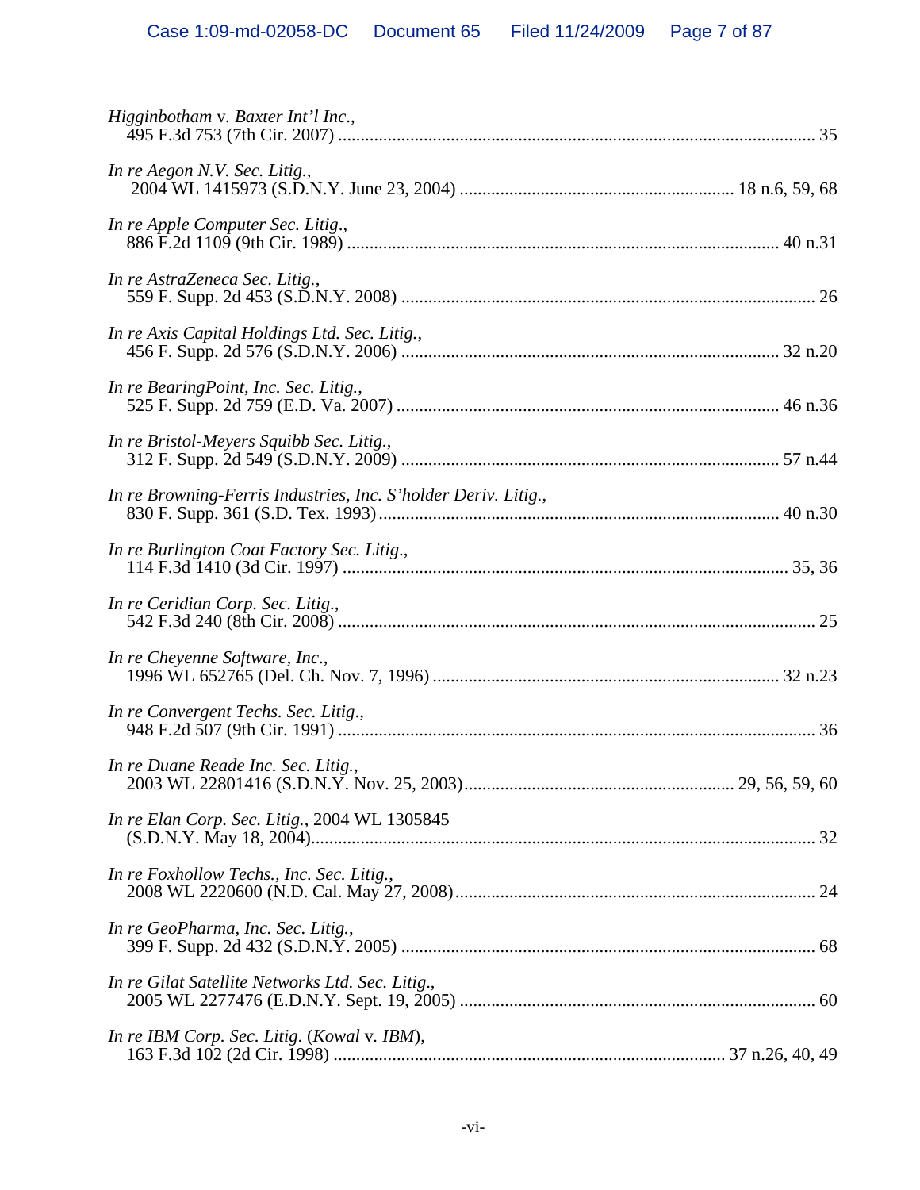*Higginbotham* v. *Baxter Int'l Inc.*,
495 F.3d 753 (7th Cir. 2007) ........................................................................................................ 35

*In re Aegon N.V. Sec. Litig.*,
2004 WL 1415973 (S.D.N.Y. June 23, 2004) ............................................................ 18 n.6, 59, 68

*In re Apple Computer Sec. Litig.*,
886 F.2d 1109 (9th Cir. 1989) ............................................................................................... 40 n.31

*In re AstraZeneca Sec. Litig.*,
559 F. Supp. 2d 453 (S.D.N.Y. 2008) .......................................................................................... 26

*In re Axis Capital Holdings Ltd. Sec. Litig.*,
456 F. Supp. 2d 576 (S.D.N.Y. 2006) .................................................................................. 32 n.20

*In re BearingPoint, Inc. Sec. Litig.*,
525 F. Supp. 2d 759 (E.D. Va. 2007) ................................................................................... 46 n.36

*In re Bristol-Meyers Squibb Sec. Litig.*,
312 F. Supp. 2d 549 (S.D.N.Y. 2009) .................................................................................. 57 n.44

*In re Browning-Ferris Industries, Inc. S'holder Deriv. Litig.*,
830 F. Supp. 361 (S.D. Tex. 1993) ....................................................................................... 40 n.30

*In re Burlington Coat Factory Sec. Litig.*,
114 F.3d 1410 (3d Cir. 1997) ................................................................................................ 35, 36

*In re Ceridian Corp. Sec. Litig.*,
542 F.3d 240 (8th Cir. 2008) ......................................................................................................... 25

*In re Cheyenne Software, Inc.*,
1996 WL 652765 (Del. Ch. Nov. 7, 1996) ........................................................................... 32 n.23

*In re Convergent Techs. Sec. Litig.*,
948 F.2d 507 (9th Cir. 1991) ......................................................................................................... 36

*In re Duane Reade Inc. Sec. Litig.*,
2003 WL 22801416 (S.D.N.Y. Nov. 25, 2003)............................................................ 29, 56, 59, 60

*In re Elan Corp. Sec. Litig.*, 2004 WL 1305845
(S.D.N.Y. May 18, 2004)............................................................................................................... 32

*In re Foxhollow Techs., Inc. Sec. Litig.*,
2008 WL 2220600 (N.D. Cal. May 27, 2008)............................................................................... 24

*In re GeoPharma, Inc. Sec. Litig.*,
399 F. Supp. 2d 432 (S.D.N.Y. 2005) .......................................................................................... 68

*In re Gilat Satellite Networks Ltd. Sec. Litig.*,
2005 WL 2277476 (E.D.N.Y. Sept. 19, 2005) .............................................................................. 60

*In re IBM Corp. Sec. Litig.* (*Kowal* v. *IBM*),
163 F.3d 102 (2d Cir. 1998) ...................................................................................... 37 n.26, 40, 49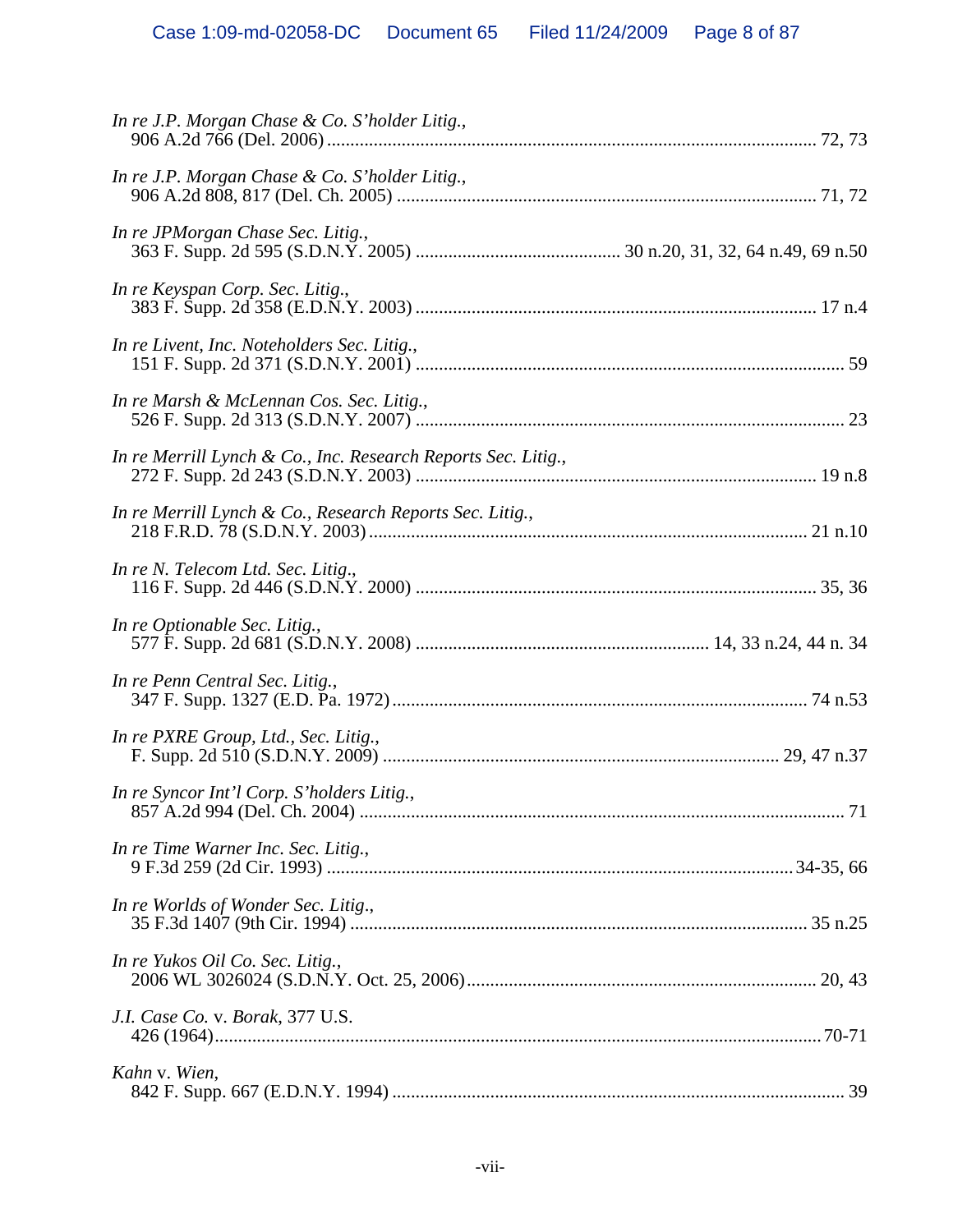*In re J.P. Morgan Chase & Co. S'holder Litig.*,
906 A.2d 766 (Del. 2006) .......................................................................................................... 72, 73

*In re J.P. Morgan Chase & Co. S'holder Litig.*,
906 A.2d 808, 817 (Del. Ch. 2005) ........................................................................................... 71, 72

*In re JPMorgan Chase Sec. Litig.*,
363 F. Supp. 2d 595 (S.D.N.Y. 2005) ........................................... 30 n.20, 31, 32, 64 n.49, 69 n.50

*In re Keyspan Corp. Sec. Litig.*,
383 F. Supp. 2d 358 (E.D.N.Y. 2003) ..................................................................................... 17 n.4

*In re Livent, Inc. Noteholders Sec. Litig.*,
151 F. Supp. 2d 371 (S.D.N.Y. 2001) ........................................................................................... 59

*In re Marsh & McLennan Cos. Sec. Litig.*,
526 F. Supp. 2d 313 (S.D.N.Y. 2007) ........................................................................................... 23

*In re Merrill Lynch & Co., Inc. Research Reports Sec. Litig.*,
272 F. Supp. 2d 243 (S.D.N.Y. 2003) ..................................................................................... 19 n.8

*In re Merrill Lynch & Co., Research Reports Sec. Litig.*,
218 F.R.D. 78 (S.D.N.Y. 2003) ............................................................................................. 21 n.10

*In re N. Telecom Ltd. Sec. Litig.*,
116 F. Supp. 2d 446 (S.D.N.Y. 2000) ..................................................................................... 35, 36

*In re Optionable Sec. Litig.*,
577 F. Supp. 2d 681 (S.D.N.Y. 2008) .............................................................. 14, 33 n.24, 44 n. 34

*In re Penn Central Sec. Litig.*,
347 F. Supp. 1327 (E.D. Pa. 1972) ........................................................................................ 74 n.53

*In re PXRE Group, Ltd., Sec. Litig.*,
F. Supp. 2d 510 (S.D.N.Y. 2009) .................................................................................... 29, 47 n.37

*In re Syncor Int'l Corp. S'holders Litig.*,
857 A.2d 994 (Del. Ch. 2004) ........................................................................................................ 71

*In re Time Warner Inc. Sec. Litig.*,
9 F.3d 259 (2d Cir. 1993) ...................................................................................................34-35, 66

*In re Worlds of Wonder Sec. Litig.*,
35 F.3d 1407 (9th Cir. 1994) ................................................................................................. 35 n.25

*In re Yukos Oil Co. Sec. Litig.*,
2006 WL 3026024 (S.D.N.Y. Oct. 25, 2006).......................................................................... 20, 43

*J.I. Case Co.* v. *Borak*, 377 U.S.
426 (1964)................................................................................................................................70-71

*Kahn* v. *Wien*,
842 F. Supp. 667 (E.D.N.Y. 1994) ................................................................................................ 39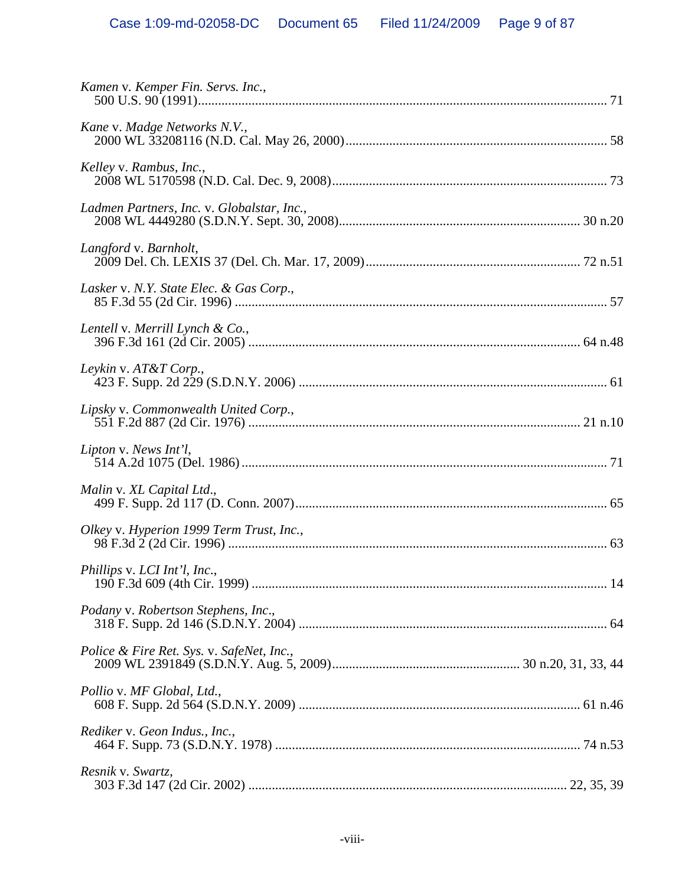*Kamen* v. *Kemper Fin. Servs. Inc.*,
500 U.S. 90 (1991)........................................................................................................................ 71

*Kane* v. *Madge Networks N.V.*,
2000 WL 33208116 (N.D. Cal. May 26, 2000)............................................................................. 58

*Kelley* v. *Rambus, Inc.*,
2008 WL 5170598 (N.D. Cal. Dec. 9, 2008)................................................................................. 73

*Ladmen Partners, Inc.* v. *Globalstar, Inc.*,
2008 WL 4449280 (S.D.N.Y. Sept. 30, 2008)....................................................................... 30 n.20

*Langford* v. *Barnholt*,
2009 Del. Ch. LEXIS 37 (Del. Ch. Mar. 17, 2009)................................................................ 72 n.51

*Lasker* v. *N.Y. State Elec. & Gas Corp.*,
85 F.3d 55 (2d Cir. 1996) .............................................................................................................. 57

*Lentell* v. *Merrill Lynch & Co.*,
396 F.3d 161 (2d Cir. 2005) .................................................................................................. 64 n.48

*Leykin* v. *AT&T Corp.*,
423 F. Supp. 2d 229 (S.D.N.Y. 2006) ........................................................................................... 61

*Lipsky* v. *Commonwealth United Corp.*,
551 F.2d 887 (2d Cir. 1976) .................................................................................................. 21 n.10

*Lipton* v. *News Int'l*,
514 A.2d 1075 (Del. 1986) ............................................................................................................ 71

*Malin* v. *XL Capital Ltd*.,
499 F. Supp. 2d 117 (D. Conn. 2007)............................................................................................ 65

*Olkey* v. *Hyperion 1999 Term Trust, Inc.*,
98 F.3d 2 (2d Cir. 1996) ................................................................................................................ 63

*Phillips* v. *LCI Int'l, Inc.*,
190 F.3d 609 (4th Cir. 1999) ......................................................................................................... 14

*Podany* v. *Robertson Stephens, Inc*.,
318 F. Supp. 2d 146 (S.D.N.Y. 2004) ........................................................................................... 64

*Police & Fire Ret. Sys.* v. *SafeNet, Inc.*,
2009 WL 2391849 (S.D.N.Y. Aug. 5, 2009)....................................................... 30 n.20, 31, 33, 44

*Pollio* v. *MF Global, Ltd.*,
608 F. Supp. 2d 564 (S.D.N.Y. 2009) .................................................................................. 61 n.46

*Rediker* v. *Geon Indus., Inc.*,
464 F. Supp. 73 (S.D.N.Y. 1978) .......................................................................................... 74 n.53

*Resnik* v. *Swartz*,
303 F.3d 147 (2d Cir. 2002) ............................................................................................. 22, 35, 39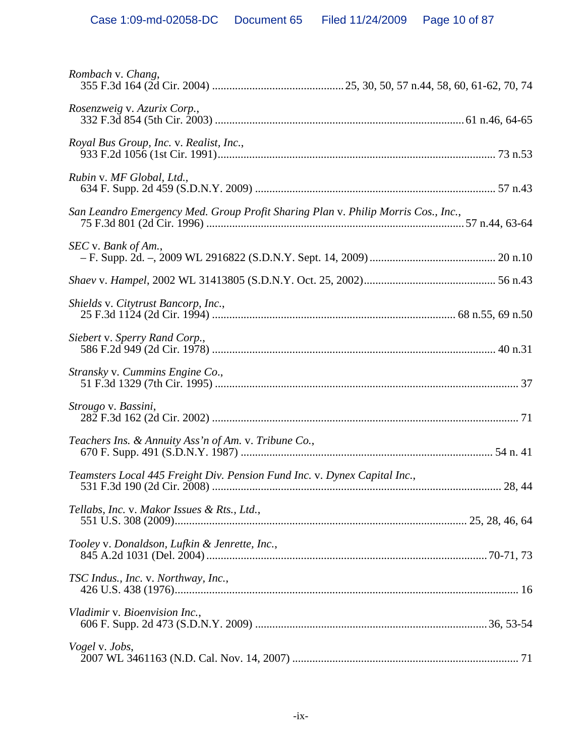*Rombach* v. *Chang*,
355 F.3d 164 (2d Cir. 2004) ............................................25, 30, 50, 57 n.44, 58, 60, 61-62, 70, 74

*Rosenzweig* v. *Azurix Corp.*,
332 F.3d 854 (5th Cir. 2003) .......................................................................................61 n.46, 64-65

*Royal Bus Group, Inc.* v. *Realist, Inc.*,
933 F.2d 1056 (1st Cir. 1991)................................................................................................ 73 n.53

*Rubin* v. *MF Global, Ltd.*,
634 F. Supp. 2d 459 (S.D.N.Y. 2009) ................................................................................... 57 n.43

*San Leandro Emergency Med. Group Profit Sharing Plan* v. *Philip Morris Cos., Inc.*,
75 F.3d 801 (2d Cir. 1996) .........................................................................................57 n.44, 63-64

*SEC* v. *Bank of Am.*,
– F. Supp. 2d. –, 2009 WL 2916822 (S.D.N.Y. Sept. 14, 2009) ........................................... 20 n.10

*Shaev* v. *Hampel*, 2002 WL 31413805 (S.D.N.Y. Oct. 25, 2002)............................................. 56 n.43

*Shields* v. *Citytrust Bancorp, Inc.*,
25 F.3d 1124 (2d Cir. 1994) .................................................................................... 68 n.55, 69 n.50

*Siebert* v. *Sperry Rand Corp.*,
586 F.2d 949 (2d Cir. 1978) .................................................................................................. 40 n.31

*Stransky* v. *Cummins Engine Co.*,
51 F.3d 1329 (7th Cir. 1995) ......................................................................................................... 37

*Strougo* v. *Bassini*,
282 F.3d 162 (2d Cir. 2002) .......................................................................................................... 71

*Teachers Ins. & Annuity Ass'n of Am.* v. *Tribune Co.*,
670 F. Supp. 491 (S.D.N.Y. 1987) ....................................................................................... 54 n. 41

*Teamsters Local 445 Freight Div. Pension Fund Inc.* v. *Dynex Capital Inc.*,
531 F.3d 190 (2d Cir. 2008) ................................................................................................... 28, 44

*Tellabs, Inc.* v. *Makor Issues & Rts., Ltd.*,
551 U.S. 308 (2009)..................................................................................................... 25, 28, 46, 64

*Tooley* v. *Donaldson, Lufkin & Jenrette, Inc.*,
845 A.2d 1031 (Del. 2004)................................................................................................70-71, 73

*TSC Indus., Inc.* v. *Northway, Inc.*,
426 U.S. 438 (1976)....................................................................................................................... 16

*Vladimir* v. *Bioenvision Inc.*,
606 F. Supp. 2d 473 (S.D.N.Y. 2009) ................................................................................36, 53-54

*Vogel* v. *Jobs*,
2007 WL 3461163 (N.D. Cal. Nov. 14, 2007) .............................................................................. 71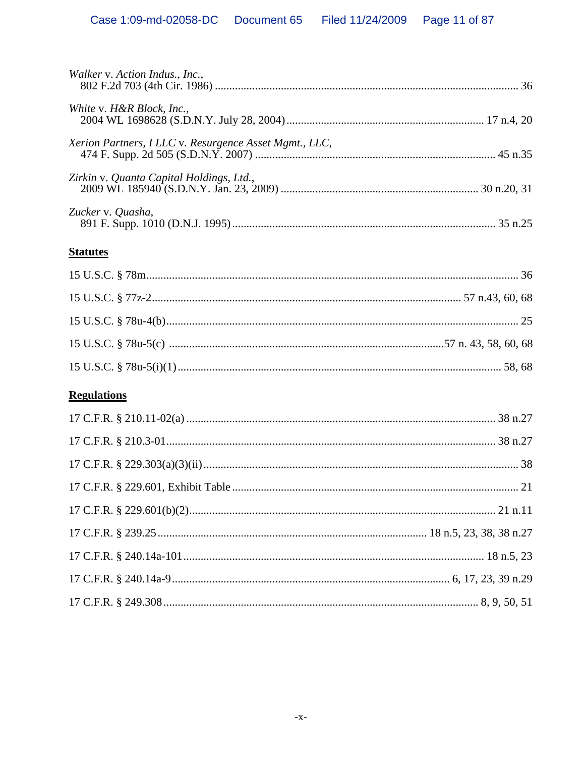*Walker* v. *Action Indus., Inc.*,
802 F.2d 703 (4th Cir. 1986) ........................................ 36

*White* v. *H&R Block, Inc.*,
2004 WL 1698628 (S.D.N.Y. July 28, 2004) ........................................ 17 n.4, 20

*Xerion Partners, I LLC* v. *Resurgence Asset Mgmt., LLC*,
474 F. Supp. 2d 505 (S.D.N.Y. 2007) ........................................ 45 n.35

*Zirkin* v. *Quanta Capital Holdings, Ltd.*,
2009 WL 185940 (S.D.N.Y. Jan. 23, 2009) ........................................ 30 n.20, 31

*Zucker* v. *Quasha*,
891 F. Supp. 1010 (D.N.J. 1995) ........................................ 35 n.25

**Statutes**

15 U.S.C. § 78m ........................................ 36

15 U.S.C. § 77z-2 ........................................ 57 n.43, 60, 68

15 U.S.C. § 78u-4(b) ........................................ 25

15 U.S.C. § 78u-5(c) ........................................ 57 n. 43, 58, 60, 68

15 U.S.C. § 78u-5(i)(1) ........................................ 58, 68

**Regulations**

17 C.F.R. § 210.11-02(a) ........................................ 38 n.27

17 C.F.R. § 210.3-01 ........................................ 38 n.27

17 C.F.R. § 229.303(a)(3)(ii) ........................................ 38

17 C.F.R. § 229.601, Exhibit Table ........................................ 21

17 C.F.R. § 229.601(b)(2) ........................................ 21 n.11

17 C.F.R. § 239.25 ........................................ 18 n.5, 23, 38, 38 n.27

17 C.F.R. § 240.14a-101 ........................................ 18 n.5, 23

17 C.F.R. § 240.14a-9 ........................................ 6, 17, 23, 39 n.29

17 C.F.R. § 249.308 ........................................ 8, 9, 50, 51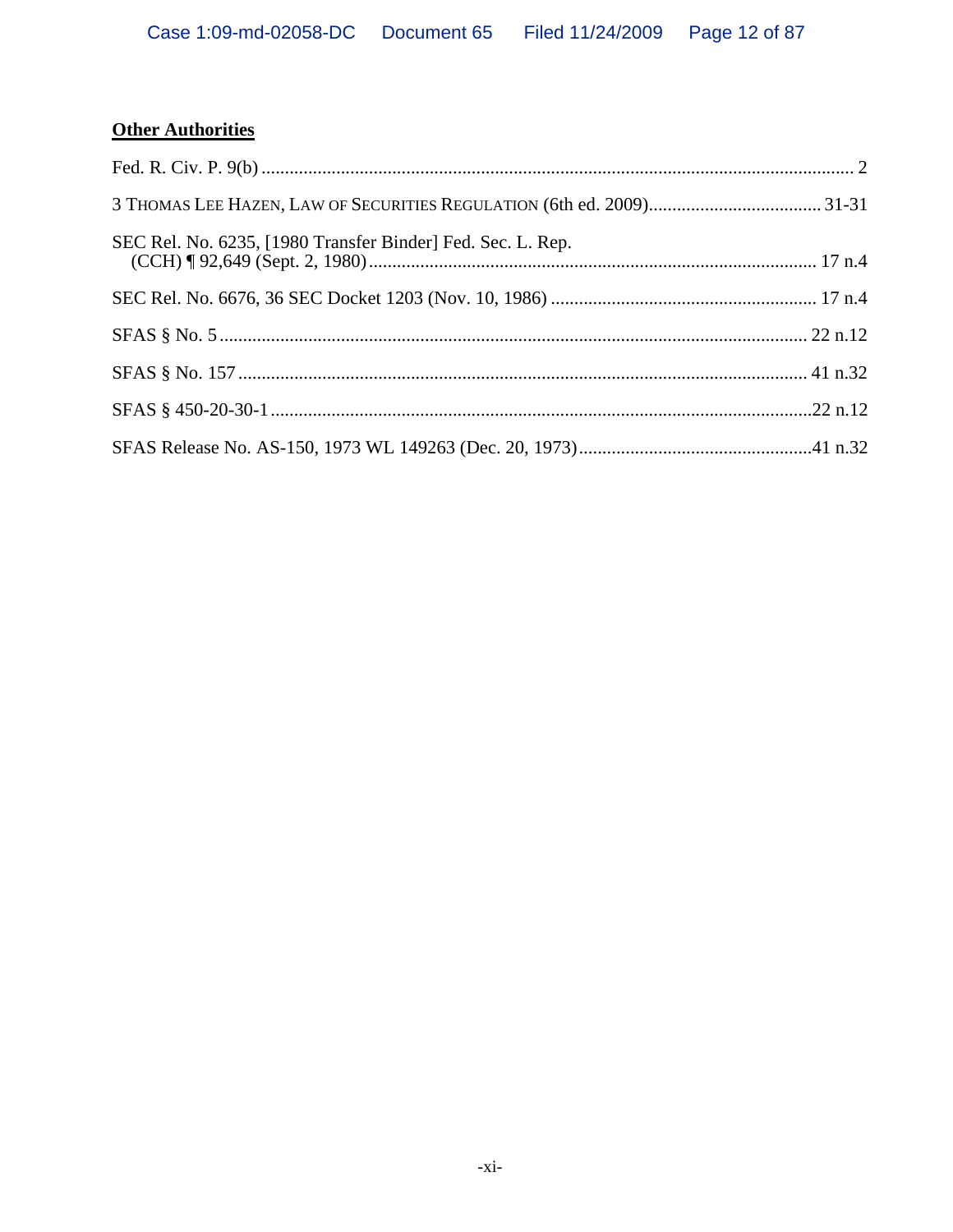**Other Authorities**

Fed. R. Civ. P. 9(b) ........................................................................................................................ 2

3 THOMAS LEE HAZEN, LAW OF SECURITIES REGULATION (6th ed. 2009)..................................... 31-31

SEC Rel. No. 6235, [1980 Transfer Binder] Fed. Sec. L. Rep. (CCH) ¶ 92,649 (Sept. 2, 1980)................................................................................................ 17 n.4

SEC Rel. No. 6676, 36 SEC Docket 1203 (Nov. 10, 1986) ......................................................... 17 n.4

SFAS § No. 5 ............................................................................................................................ 22 n.12

SFAS § No. 157 ........................................................................................................................ 41 n.32

SFAS § 450-20-30-1....................................................................................................................22 n.12

SFAS Release No. AS-150, 1973 WL 149263 (Dec. 20, 1973)..................................................41 n.32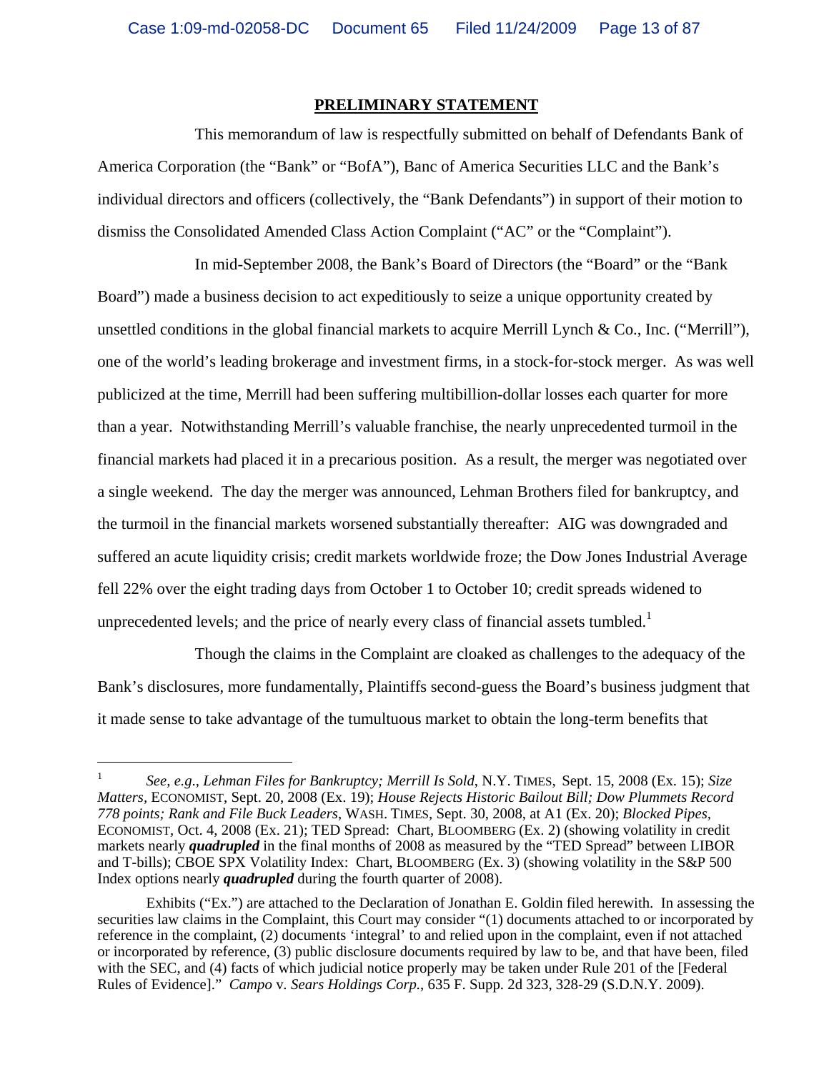## PRELIMINARY STATEMENT

This memorandum of law is respectfully submitted on behalf of Defendants Bank of America Corporation (the "Bank" or "BofA"), Banc of America Securities LLC and the Bank's individual directors and officers (collectively, the "Bank Defendants") in support of their motion to dismiss the Consolidated Amended Class Action Complaint ("AC" or the "Complaint").

In mid-September 2008, the Bank's Board of Directors (the "Board" or the "Bank Board") made a business decision to act expeditiously to seize a unique opportunity created by unsettled conditions in the global financial markets to acquire Merrill Lynch & Co., Inc. ("Merrill"), one of the world's leading brokerage and investment firms, in a stock-for-stock merger. As was well publicized at the time, Merrill had been suffering multibillion-dollar losses each quarter for more than a year. Notwithstanding Merrill's valuable franchise, the nearly unprecedented turmoil in the financial markets had placed it in a precarious position. As a result, the merger was negotiated over a single weekend. The day the merger was announced, Lehman Brothers filed for bankruptcy, and the turmoil in the financial markets worsened substantially thereafter: AIG was downgraded and suffered an acute liquidity crisis; credit markets worldwide froze; the Dow Jones Industrial Average fell 22% over the eight trading days from October 1 to October 10; credit spreads widened to unprecedented levels; and the price of nearly every class of financial assets tumbled.[1]

Though the claims in the Complaint are cloaked as challenges to the adequacy of the Bank's disclosures, more fundamentally, Plaintiffs second-guess the Board's business judgment that it made sense to take advantage of the tumultuous market to obtain the long-term benefits that

---

[1] *See, e.g.*, *Lehman Files for Bankruptcy; Merrill Is Sold*, N.Y. TIMES, Sept. 15, 2008 (Ex. 15); *Size Matters*, ECONOMIST, Sept. 20, 2008 (Ex. 19); *House Rejects Historic Bailout Bill; Dow Plummets Record 778 points; Rank and File Buck Leaders*, WASH. TIMES, Sept. 30, 2008, at A1 (Ex. 20); *Blocked Pipes*, ECONOMIST, Oct. 4, 2008 (Ex. 21); TED Spread: Chart, BLOOMBERG (Ex. 2) (showing volatility in credit markets nearly ***quadrupled*** in the final months of 2008 as measured by the "TED Spread" between LIBOR and T-bills); CBOE SPX Volatility Index: Chart, BLOOMBERG (Ex. 3) (showing volatility in the S&P 500 Index options nearly ***quadrupled*** during the fourth quarter of 2008).

Exhibits ("Ex.") are attached to the Declaration of Jonathan E. Goldin filed herewith. In assessing the securities law claims in the Complaint, this Court may consider "(1) documents attached to or incorporated by reference in the complaint, (2) documents 'integral' to and relied upon in the complaint, even if not attached or incorporated by reference, (3) public disclosure documents required by law to be, and that have been, filed with the SEC, and (4) facts of which judicial notice properly may be taken under Rule 201 of the [Federal Rules of Evidence]." *Campo* v. *Sears Holdings Corp.*, 635 F. Supp. 2d 323, 328-29 (S.D.N.Y. 2009).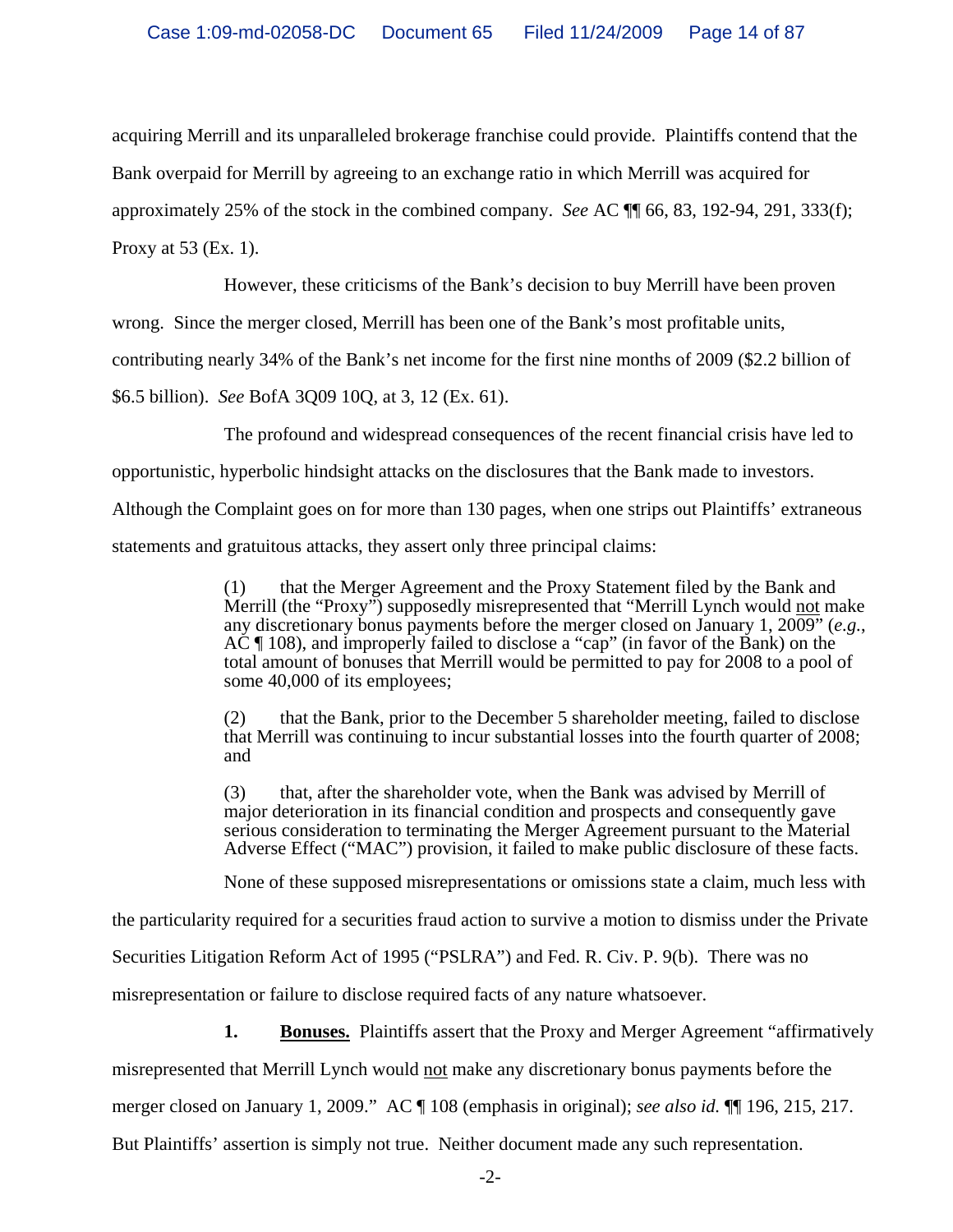acquiring Merrill and its unparalleled brokerage franchise could provide. Plaintiffs contend that the Bank overpaid for Merrill by agreeing to an exchange ratio in which Merrill was acquired for approximately 25% of the stock in the combined company. *See* AC ¶¶ 66, 83, 192-94, 291, 333(f); Proxy at 53 (Ex. 1).

However, these criticisms of the Bank's decision to buy Merrill have been proven wrong. Since the merger closed, Merrill has been one of the Bank's most profitable units, contributing nearly 34% of the Bank's net income for the first nine months of 2009 ($2.2 billion of $6.5 billion). *See* BofA 3Q09 10Q, at 3, 12 (Ex. 61).

The profound and widespread consequences of the recent financial crisis have led to opportunistic, hyperbolic hindsight attacks on the disclosures that the Bank made to investors. Although the Complaint goes on for more than 130 pages, when one strips out Plaintiffs' extraneous statements and gratuitous attacks, they assert only three principal claims:

> (1) that the Merger Agreement and the Proxy Statement filed by the Bank and Merrill (the "Proxy") supposedly misrepresented that "Merrill Lynch would <u>not</u> make any discretionary bonus payments before the merger closed on January 1, 2009" (*e.g.*, AC ¶ 108), and improperly failed to disclose a "cap" (in favor of the Bank) on the total amount of bonuses that Merrill would be permitted to pay for 2008 to a pool of some 40,000 of its employees;
>
> (2) that the Bank, prior to the December 5 shareholder meeting, failed to disclose that Merrill was continuing to incur substantial losses into the fourth quarter of 2008; and
>
> (3) that, after the shareholder vote, when the Bank was advised by Merrill of major deterioration in its financial condition and prospects and consequently gave serious consideration to terminating the Merger Agreement pursuant to the Material Adverse Effect ("MAC") provision, it failed to make public disclosure of these facts.

None of these supposed misrepresentations or omissions state a claim, much less with the particularity required for a securities fraud action to survive a motion to dismiss under the Private Securities Litigation Reform Act of 1995 ("PSLRA") and Fed. R. Civ. P. 9(b). There was no misrepresentation or failure to disclose required facts of any nature whatsoever.

**1. <u>Bonuses.</u>** Plaintiffs assert that the Proxy and Merger Agreement "affirmatively misrepresented that Merrill Lynch would <u>not</u> make any discretionary bonus payments before the merger closed on January 1, 2009." AC ¶ 108 (emphasis in original); *see also id.* ¶¶ 196, 215, 217. But Plaintiffs' assertion is simply not true. Neither document made any such representation.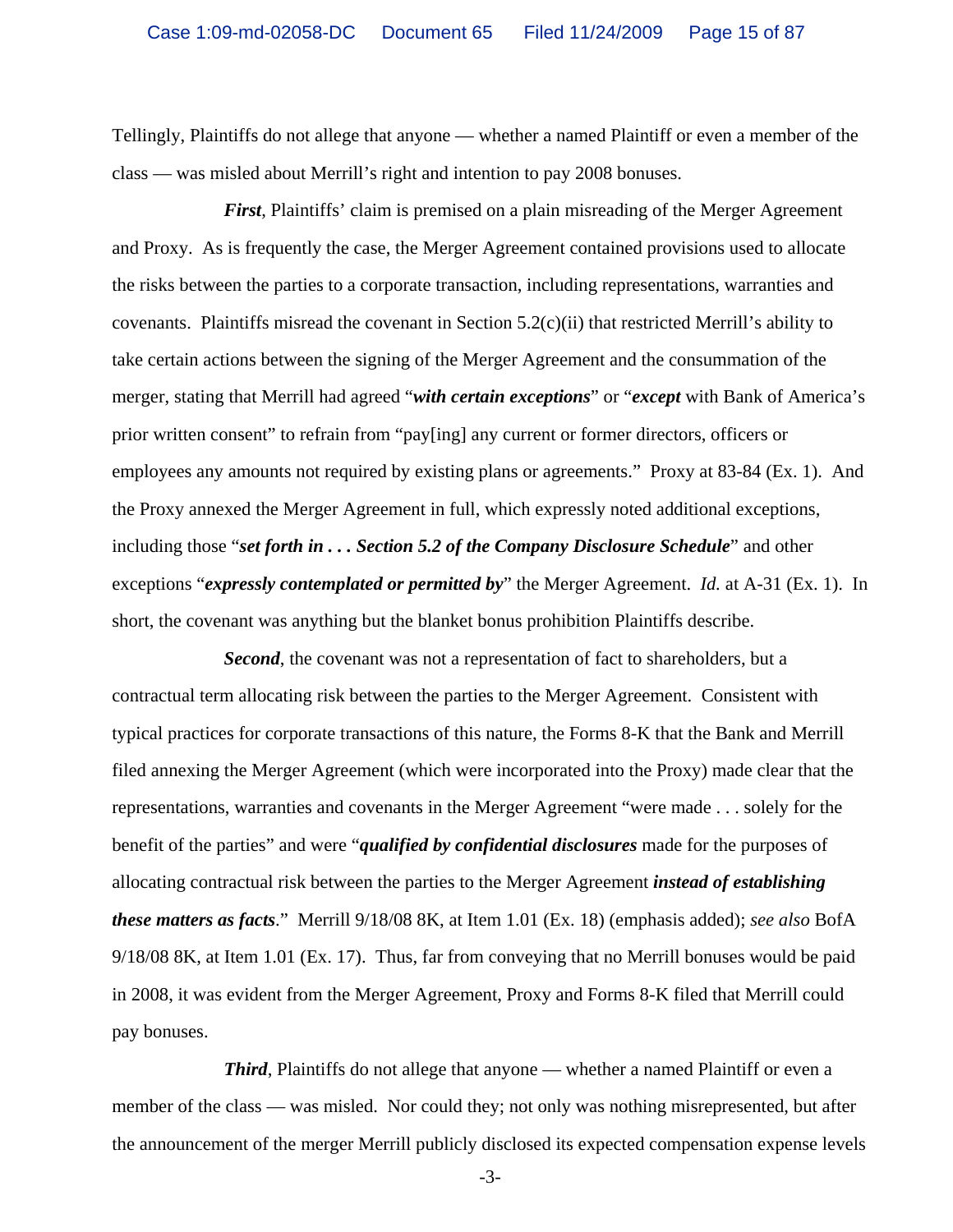Tellingly, Plaintiffs do not allege that anyone — whether a named Plaintiff or even a member of the class — was misled about Merrill's right and intention to pay 2008 bonuses.

***First***, Plaintiffs' claim is premised on a plain misreading of the Merger Agreement and Proxy. As is frequently the case, the Merger Agreement contained provisions used to allocate the risks between the parties to a corporate transaction, including representations, warranties and covenants. Plaintiffs misread the covenant in Section 5.2(c)(ii) that restricted Merrill's ability to take certain actions between the signing of the Merger Agreement and the consummation of the merger, stating that Merrill had agreed "***with certain exceptions***" or "***except*** with Bank of America's prior written consent" to refrain from "pay[ing] any current or former directors, officers or employees any amounts not required by existing plans or agreements." Proxy at 83-84 (Ex. 1). And the Proxy annexed the Merger Agreement in full, which expressly noted additional exceptions, including those "***set forth in . . . Section 5.2 of the Company Disclosure Schedule***" and other exceptions "***expressly contemplated or permitted by***" the Merger Agreement. *Id.* at A-31 (Ex. 1). In short, the covenant was anything but the blanket bonus prohibition Plaintiffs describe.

***Second***, the covenant was not a representation of fact to shareholders, but a contractual term allocating risk between the parties to the Merger Agreement. Consistent with typical practices for corporate transactions of this nature, the Forms 8-K that the Bank and Merrill filed annexing the Merger Agreement (which were incorporated into the Proxy) made clear that the representations, warranties and covenants in the Merger Agreement "were made . . . solely for the benefit of the parties" and were "***qualified by confidential disclosures*** made for the purposes of allocating contractual risk between the parties to the Merger Agreement ***instead of establishing these matters as facts***." Merrill 9/18/08 8K, at Item 1.01 (Ex. 18) (emphasis added); *see also* BofA 9/18/08 8K, at Item 1.01 (Ex. 17). Thus, far from conveying that no Merrill bonuses would be paid in 2008, it was evident from the Merger Agreement, Proxy and Forms 8-K filed that Merrill could pay bonuses.

***Third***, Plaintiffs do not allege that anyone — whether a named Plaintiff or even a member of the class — was misled. Nor could they; not only was nothing misrepresented, but after the announcement of the merger Merrill publicly disclosed its expected compensation expense levels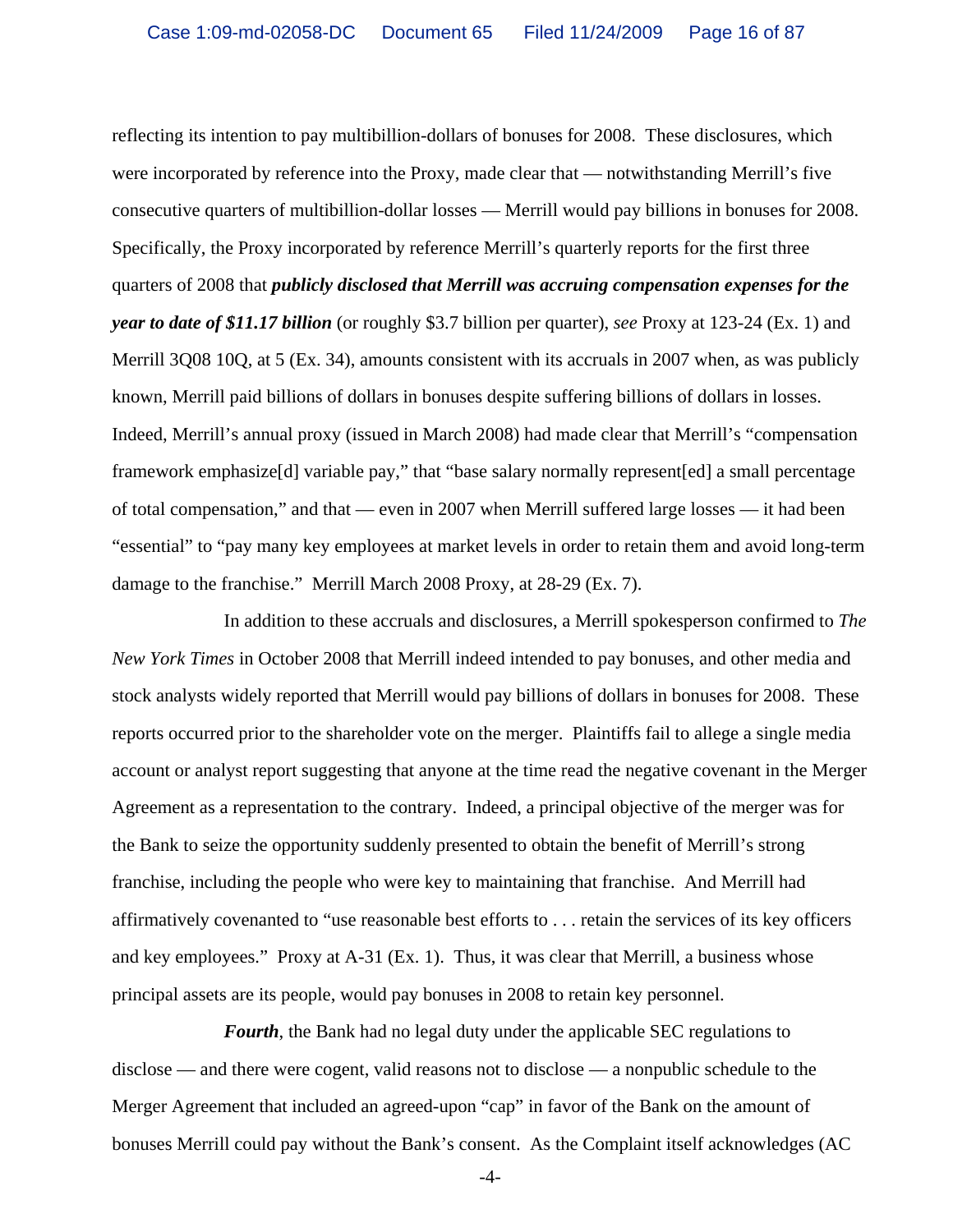reflecting its intention to pay multibillion-dollars of bonuses for 2008. These disclosures, which were incorporated by reference into the Proxy, made clear that — notwithstanding Merrill's five consecutive quarters of multibillion-dollar losses — Merrill would pay billions in bonuses for 2008. Specifically, the Proxy incorporated by reference Merrill's quarterly reports for the first three quarters of 2008 that ***publicly disclosed that Merrill was accruing compensation expenses for the year to date of $11.17 billion*** (or roughly $3.7 billion per quarter), *see* Proxy at 123-24 (Ex. 1) and Merrill 3Q08 10Q, at 5 (Ex. 34), amounts consistent with its accruals in 2007 when, as was publicly known, Merrill paid billions of dollars in bonuses despite suffering billions of dollars in losses. Indeed, Merrill's annual proxy (issued in March 2008) had made clear that Merrill's "compensation framework emphasize[d] variable pay," that "base salary normally represent[ed] a small percentage of total compensation," and that — even in 2007 when Merrill suffered large losses — it had been "essential" to "pay many key employees at market levels in order to retain them and avoid long-term damage to the franchise." Merrill March 2008 Proxy, at 28-29 (Ex. 7).

In addition to these accruals and disclosures, a Merrill spokesperson confirmed to *The New York Times* in October 2008 that Merrill indeed intended to pay bonuses, and other media and stock analysts widely reported that Merrill would pay billions of dollars in bonuses for 2008. These reports occurred prior to the shareholder vote on the merger. Plaintiffs fail to allege a single media account or analyst report suggesting that anyone at the time read the negative covenant in the Merger Agreement as a representation to the contrary. Indeed, a principal objective of the merger was for the Bank to seize the opportunity suddenly presented to obtain the benefit of Merrill's strong franchise, including the people who were key to maintaining that franchise. And Merrill had affirmatively covenanted to "use reasonable best efforts to . . . retain the services of its key officers and key employees." Proxy at A-31 (Ex. 1). Thus, it was clear that Merrill, a business whose principal assets are its people, would pay bonuses in 2008 to retain key personnel.

***Fourth***, the Bank had no legal duty under the applicable SEC regulations to disclose — and there were cogent, valid reasons not to disclose — a nonpublic schedule to the Merger Agreement that included an agreed-upon "cap" in favor of the Bank on the amount of bonuses Merrill could pay without the Bank's consent. As the Complaint itself acknowledges (AC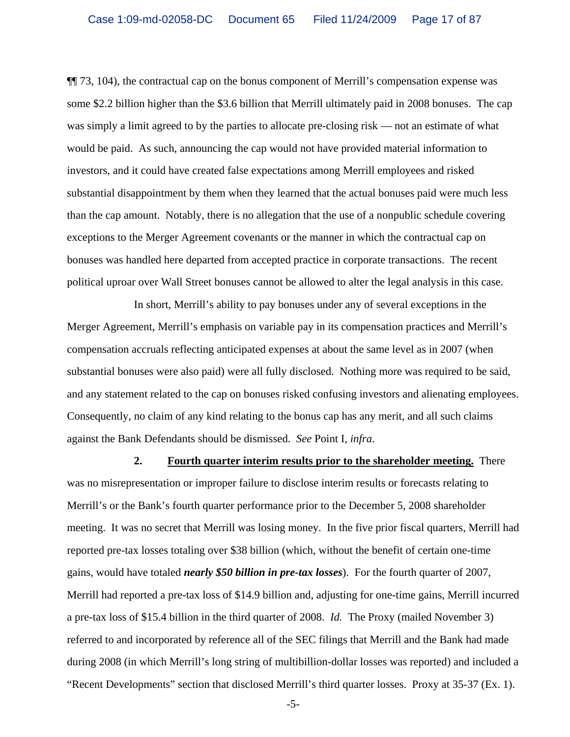¶¶ 73, 104), the contractual cap on the bonus component of Merrill's compensation expense was some $2.2 billion higher than the $3.6 billion that Merrill ultimately paid in 2008 bonuses. The cap was simply a limit agreed to by the parties to allocate pre-closing risk — not an estimate of what would be paid. As such, announcing the cap would not have provided material information to investors, and it could have created false expectations among Merrill employees and risked substantial disappointment by them when they learned that the actual bonuses paid were much less than the cap amount. Notably, there is no allegation that the use of a nonpublic schedule covering exceptions to the Merger Agreement covenants or the manner in which the contractual cap on bonuses was handled here departed from accepted practice in corporate transactions. The recent political uproar over Wall Street bonuses cannot be allowed to alter the legal analysis in this case.

In short, Merrill's ability to pay bonuses under any of several exceptions in the Merger Agreement, Merrill's emphasis on variable pay in its compensation practices and Merrill's compensation accruals reflecting anticipated expenses at about the same level as in 2007 (when substantial bonuses were also paid) were all fully disclosed. Nothing more was required to be said, and any statement related to the cap on bonuses risked confusing investors and alienating employees. Consequently, no claim of any kind relating to the bonus cap has any merit, and all such claims against the Bank Defendants should be dismissed. *See* Point I, *infra*.

**2. <u>Fourth quarter interim results prior to the shareholder meeting.</u>** There was no misrepresentation or improper failure to disclose interim results or forecasts relating to Merrill's or the Bank's fourth quarter performance prior to the December 5, 2008 shareholder meeting. It was no secret that Merrill was losing money. In the five prior fiscal quarters, Merrill had reported pre-tax losses totaling over $38 billion (which, without the benefit of certain one-time gains, would have totaled ***nearly $50 billion in pre-tax losses***). For the fourth quarter of 2007, Merrill had reported a pre-tax loss of $14.9 billion and, adjusting for one-time gains, Merrill incurred a pre-tax loss of $15.4 billion in the third quarter of 2008. *Id.* The Proxy (mailed November 3) referred to and incorporated by reference all of the SEC filings that Merrill and the Bank had made during 2008 (in which Merrill's long string of multibillion-dollar losses was reported) and included a "Recent Developments" section that disclosed Merrill's third quarter losses. Proxy at 35-37 (Ex. 1).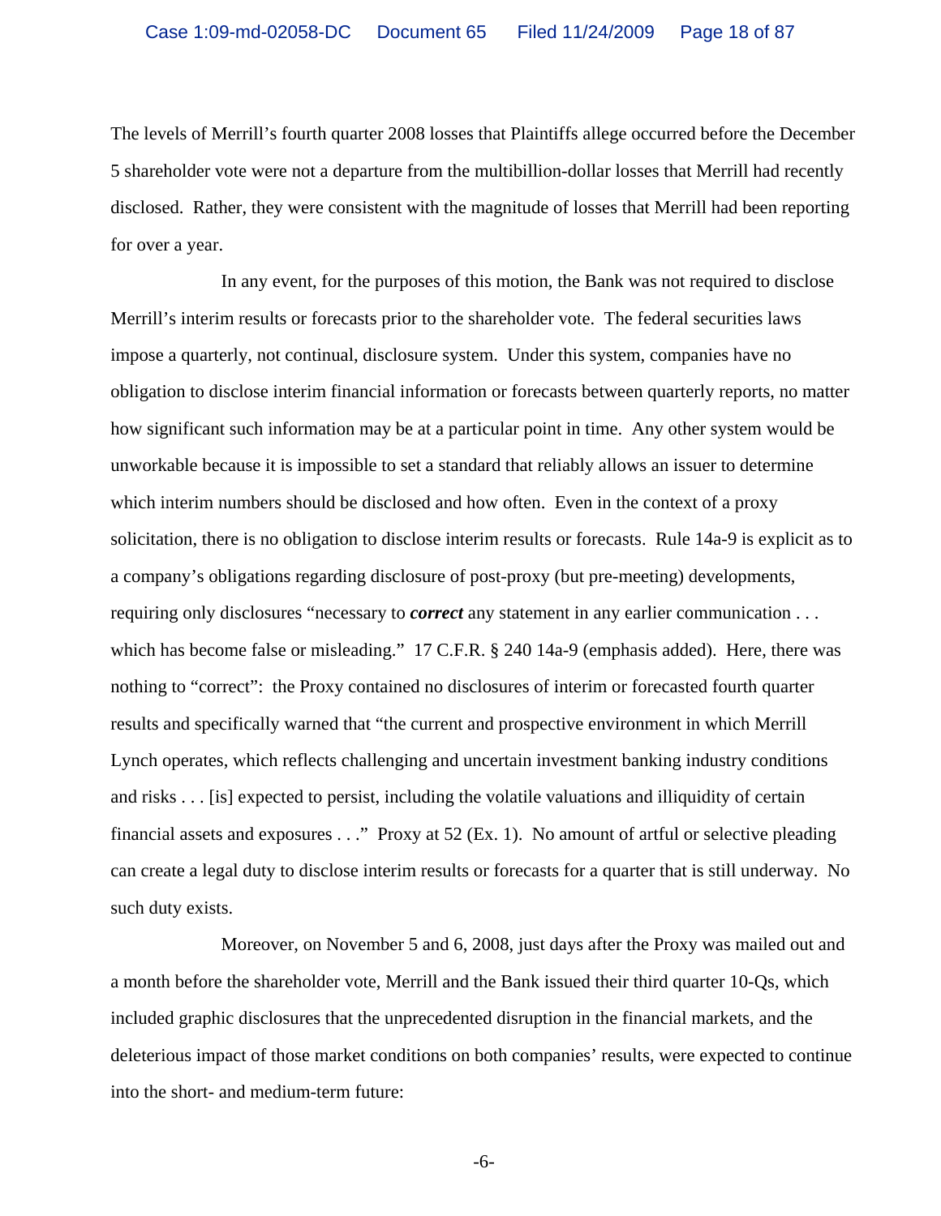The levels of Merrill's fourth quarter 2008 losses that Plaintiffs allege occurred before the December 5 shareholder vote were not a departure from the multibillion-dollar losses that Merrill had recently disclosed. Rather, they were consistent with the magnitude of losses that Merrill had been reporting for over a year.

In any event, for the purposes of this motion, the Bank was not required to disclose Merrill's interim results or forecasts prior to the shareholder vote. The federal securities laws impose a quarterly, not continual, disclosure system. Under this system, companies have no obligation to disclose interim financial information or forecasts between quarterly reports, no matter how significant such information may be at a particular point in time. Any other system would be unworkable because it is impossible to set a standard that reliably allows an issuer to determine which interim numbers should be disclosed and how often. Even in the context of a proxy solicitation, there is no obligation to disclose interim results or forecasts. Rule 14a-9 is explicit as to a company's obligations regarding disclosure of post-proxy (but pre-meeting) developments, requiring only disclosures "necessary to ***correct*** any statement in any earlier communication . . . which has become false or misleading." 17 C.F.R. § 240 14a-9 (emphasis added). Here, there was nothing to "correct": the Proxy contained no disclosures of interim or forecasted fourth quarter results and specifically warned that "the current and prospective environment in which Merrill Lynch operates, which reflects challenging and uncertain investment banking industry conditions and risks . . . [is] expected to persist, including the volatile valuations and illiquidity of certain financial assets and exposures . . ." Proxy at 52 (Ex. 1). No amount of artful or selective pleading can create a legal duty to disclose interim results or forecasts for a quarter that is still underway. No such duty exists.

Moreover, on November 5 and 6, 2008, just days after the Proxy was mailed out and a month before the shareholder vote, Merrill and the Bank issued their third quarter 10-Qs, which included graphic disclosures that the unprecedented disruption in the financial markets, and the deleterious impact of those market conditions on both companies' results, were expected to continue into the short- and medium-term future: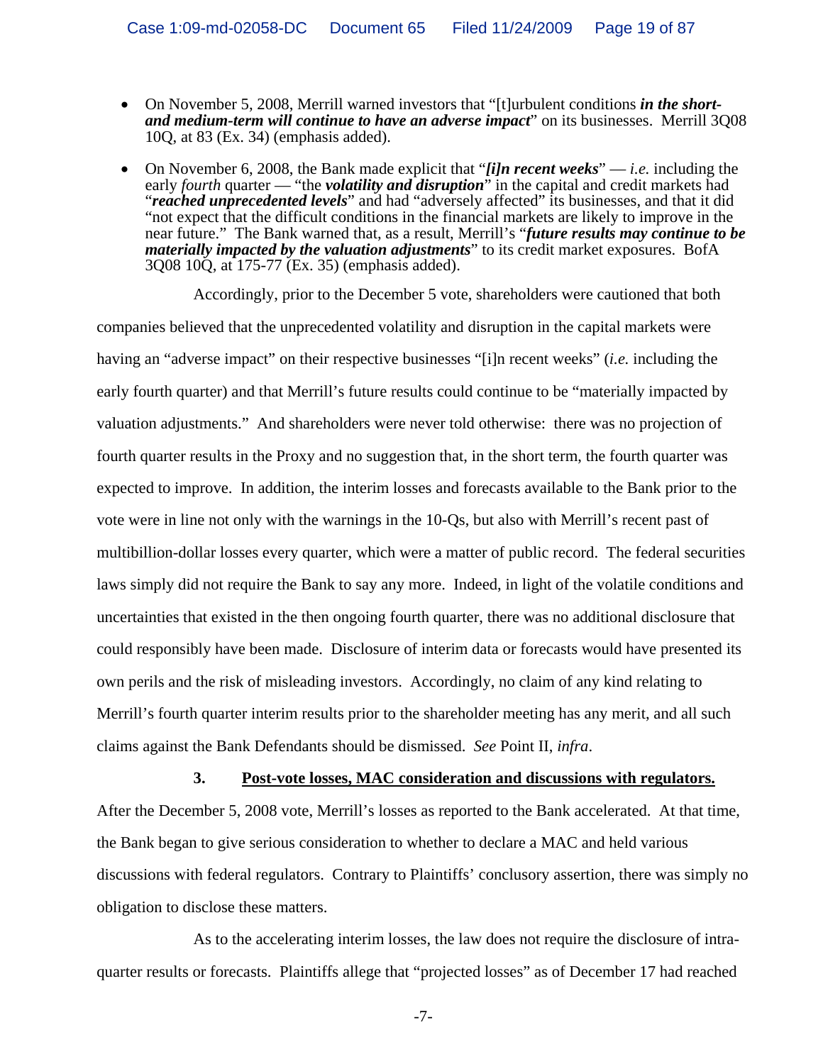- On November 5, 2008, Merrill warned investors that "[t]urbulent conditions ***in the short- and medium-term will continue to have an adverse impact***" on its businesses. Merrill 3Q08 10Q, at 83 (Ex. 34) (emphasis added).

- On November 6, 2008, the Bank made explicit that "***[i]n recent weeks***" — *i.e.* including the early *fourth* quarter — "the ***volatility and disruption***" in the capital and credit markets had "***reached unprecedented levels***" and had "adversely affected" its businesses, and that it did "not expect that the difficult conditions in the financial markets are likely to improve in the near future." The Bank warned that, as a result, Merrill's "***future results may continue to be materially impacted by the valuation adjustments***" to its credit market exposures. BofA 3Q08 10Q, at 175-77 (Ex. 35) (emphasis added).

Accordingly, prior to the December 5 vote, shareholders were cautioned that both companies believed that the unprecedented volatility and disruption in the capital markets were having an "adverse impact" on their respective businesses "[i]n recent weeks" (*i.e.* including the early fourth quarter) and that Merrill's future results could continue to be "materially impacted by valuation adjustments." And shareholders were never told otherwise: there was no projection of fourth quarter results in the Proxy and no suggestion that, in the short term, the fourth quarter was expected to improve. In addition, the interim losses and forecasts available to the Bank prior to the vote were in line not only with the warnings in the 10-Qs, but also with Merrill's recent past of multibillion-dollar losses every quarter, which were a matter of public record. The federal securities laws simply did not require the Bank to say any more. Indeed, in light of the volatile conditions and uncertainties that existed in the then ongoing fourth quarter, there was no additional disclosure that could responsibly have been made. Disclosure of interim data or forecasts would have presented its own perils and the risk of misleading investors. Accordingly, no claim of any kind relating to Merrill's fourth quarter interim results prior to the shareholder meeting has any merit, and all such claims against the Bank Defendants should be dismissed. *See* Point II, *infra*.

**3. Post-vote losses, MAC consideration and discussions with regulators.**

After the December 5, 2008 vote, Merrill's losses as reported to the Bank accelerated. At that time, the Bank began to give serious consideration to whether to declare a MAC and held various discussions with federal regulators. Contrary to Plaintiffs' conclusory assertion, there was simply no obligation to disclose these matters.

As to the accelerating interim losses, the law does not require the disclosure of intra-quarter results or forecasts. Plaintiffs allege that "projected losses" as of December 17 had reached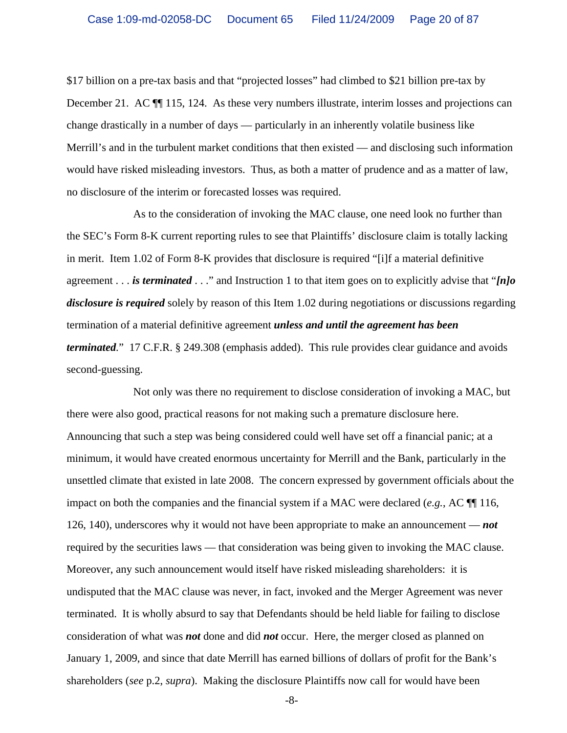$17 billion on a pre-tax basis and that "projected losses" had climbed to $21 billion pre-tax by December 21. AC ¶¶ 115, 124. As these very numbers illustrate, interim losses and projections can change drastically in a number of days — particularly in an inherently volatile business like Merrill's and in the turbulent market conditions that then existed — and disclosing such information would have risked misleading investors. Thus, as both a matter of prudence and as a matter of law, no disclosure of the interim or forecasted losses was required.

As to the consideration of invoking the MAC clause, one need look no further than the SEC's Form 8-K current reporting rules to see that Plaintiffs' disclosure claim is totally lacking in merit. Item 1.02 of Form 8-K provides that disclosure is required "[i]f a material definitive agreement . . . ***is terminated*** . . ." and Instruction 1 to that item goes on to explicitly advise that "***[n]o disclosure is required*** solely by reason of this Item 1.02 during negotiations or discussions regarding termination of a material definitive agreement ***unless and until the agreement has been terminated***." 17 C.F.R. § 249.308 (emphasis added). This rule provides clear guidance and avoids second-guessing.

Not only was there no requirement to disclose consideration of invoking a MAC, but there were also good, practical reasons for not making such a premature disclosure here. Announcing that such a step was being considered could well have set off a financial panic; at a minimum, it would have created enormous uncertainty for Merrill and the Bank, particularly in the unsettled climate that existed in late 2008. The concern expressed by government officials about the impact on both the companies and the financial system if a MAC were declared (*e.g.*, AC ¶¶ 116, 126, 140), underscores why it would not have been appropriate to make an announcement — ***not*** required by the securities laws — that consideration was being given to invoking the MAC clause. Moreover, any such announcement would itself have risked misleading shareholders: it is undisputed that the MAC clause was never, in fact, invoked and the Merger Agreement was never terminated. It is wholly absurd to say that Defendants should be held liable for failing to disclose consideration of what was ***not*** done and did ***not*** occur. Here, the merger closed as planned on January 1, 2009, and since that date Merrill has earned billions of dollars of profit for the Bank's shareholders (*see* p.2, *supra*). Making the disclosure Plaintiffs now call for would have been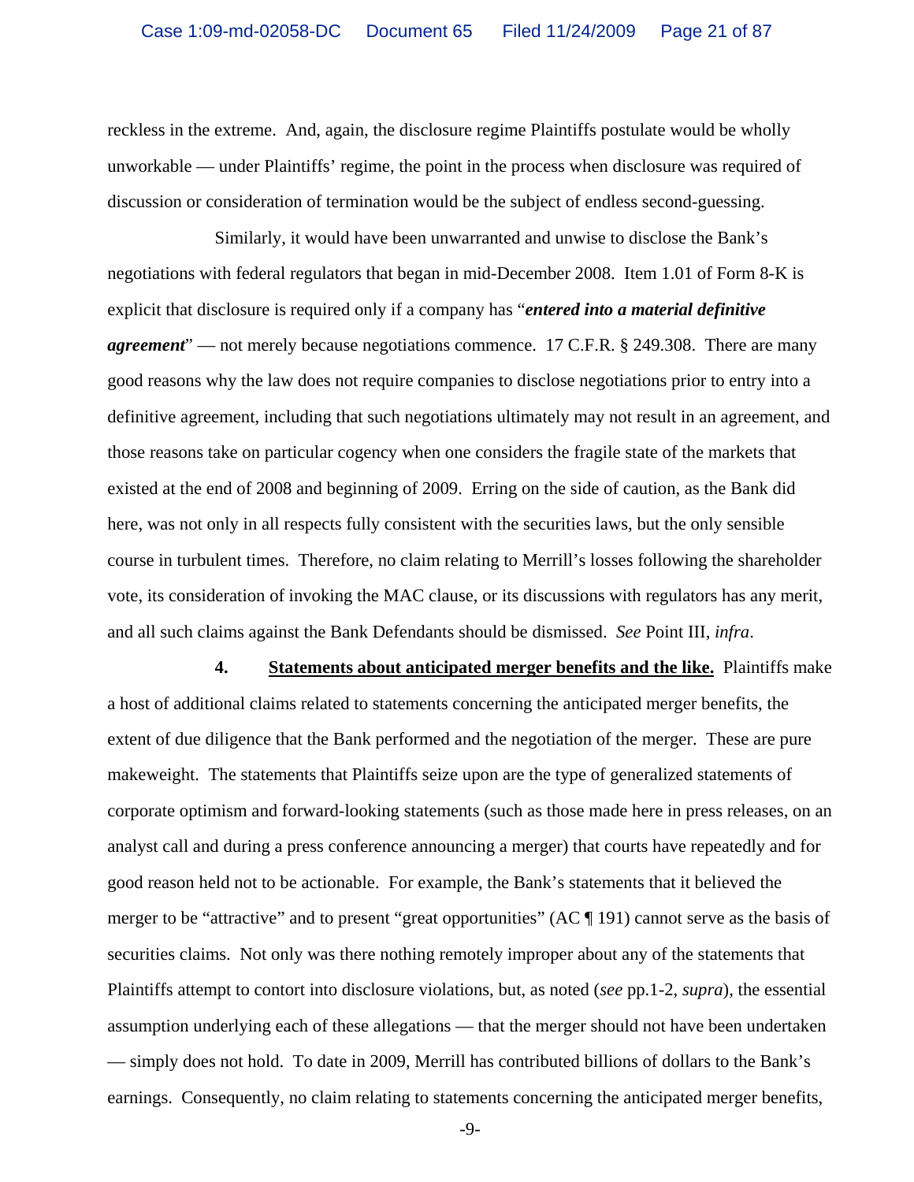reckless in the extreme. And, again, the disclosure regime Plaintiffs postulate would be wholly unworkable — under Plaintiffs' regime, the point in the process when disclosure was required of discussion or consideration of termination would be the subject of endless second-guessing.

Similarly, it would have been unwarranted and unwise to disclose the Bank's negotiations with federal regulators that began in mid-December 2008. Item 1.01 of Form 8-K is explicit that disclosure is required only if a company has "***entered into a material definitive agreement***" — not merely because negotiations commence. 17 C.F.R. § 249.308. There are many good reasons why the law does not require companies to disclose negotiations prior to entry into a definitive agreement, including that such negotiations ultimately may not result in an agreement, and those reasons take on particular cogency when one considers the fragile state of the markets that existed at the end of 2008 and beginning of 2009. Erring on the side of caution, as the Bank did here, was not only in all respects fully consistent with the securities laws, but the only sensible course in turbulent times. Therefore, no claim relating to Merrill's losses following the shareholder vote, its consideration of invoking the MAC clause, or its discussions with regulators has any merit, and all such claims against the Bank Defendants should be dismissed. *See* Point III, *infra*.

**4. Statements about anticipated merger benefits and the like.** Plaintiffs make a host of additional claims related to statements concerning the anticipated merger benefits, the extent of due diligence that the Bank performed and the negotiation of the merger. These are pure makeweight. The statements that Plaintiffs seize upon are the type of generalized statements of corporate optimism and forward-looking statements (such as those made here in press releases, on an analyst call and during a press conference announcing a merger) that courts have repeatedly and for good reason held not to be actionable. For example, the Bank's statements that it believed the merger to be "attractive" and to present "great opportunities" (AC ¶ 191) cannot serve as the basis of securities claims. Not only was there nothing remotely improper about any of the statements that Plaintiffs attempt to contort into disclosure violations, but, as noted (*see* pp.1-2, *supra*), the essential assumption underlying each of these allegations — that the merger should not have been undertaken — simply does not hold. To date in 2009, Merrill has contributed billions of dollars to the Bank's earnings. Consequently, no claim relating to statements concerning the anticipated merger benefits,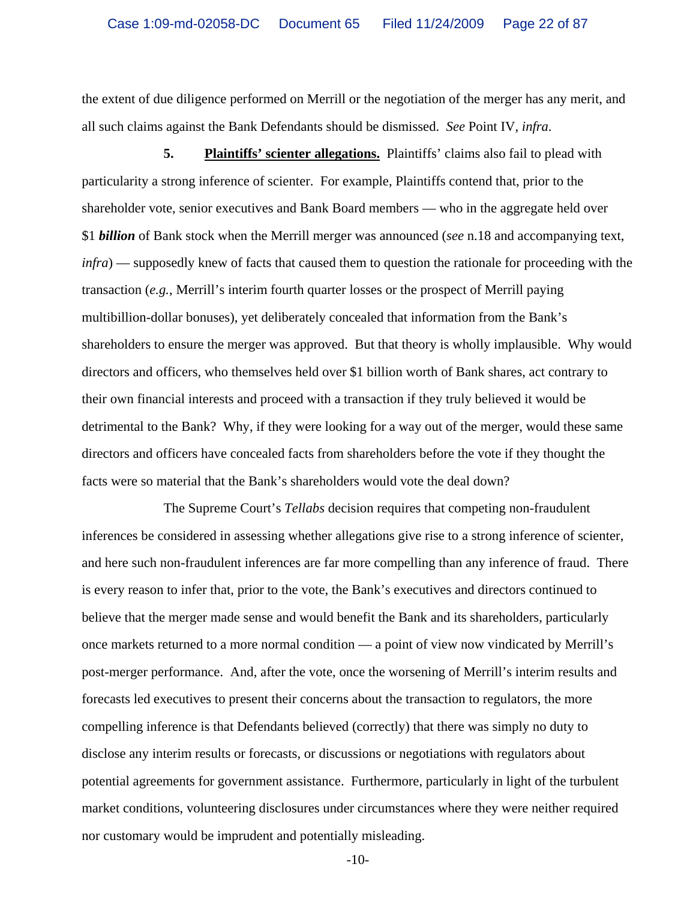the extent of due diligence performed on Merrill or the negotiation of the merger has any merit, and all such claims against the Bank Defendants should be dismissed. *See* Point IV, *infra*.

**5. Plaintiffs' scienter allegations.** Plaintiffs' claims also fail to plead with particularity a strong inference of scienter. For example, Plaintiffs contend that, prior to the shareholder vote, senior executives and Bank Board members — who in the aggregate held over $1 ***billion*** of Bank stock when the Merrill merger was announced (*see* n.18 and accompanying text, *infra*) — supposedly knew of facts that caused them to question the rationale for proceeding with the transaction (*e.g.*, Merrill's interim fourth quarter losses or the prospect of Merrill paying multibillion-dollar bonuses), yet deliberately concealed that information from the Bank's shareholders to ensure the merger was approved. But that theory is wholly implausible. Why would directors and officers, who themselves held over $1 billion worth of Bank shares, act contrary to their own financial interests and proceed with a transaction if they truly believed it would be detrimental to the Bank? Why, if they were looking for a way out of the merger, would these same directors and officers have concealed facts from shareholders before the vote if they thought the facts were so material that the Bank's shareholders would vote the deal down?

The Supreme Court's *Tellabs* decision requires that competing non-fraudulent inferences be considered in assessing whether allegations give rise to a strong inference of scienter, and here such non-fraudulent inferences are far more compelling than any inference of fraud. There is every reason to infer that, prior to the vote, the Bank's executives and directors continued to believe that the merger made sense and would benefit the Bank and its shareholders, particularly once markets returned to a more normal condition — a point of view now vindicated by Merrill's post-merger performance. And, after the vote, once the worsening of Merrill's interim results and forecasts led executives to present their concerns about the transaction to regulators, the more compelling inference is that Defendants believed (correctly) that there was simply no duty to disclose any interim results or forecasts, or discussions or negotiations with regulators about potential agreements for government assistance. Furthermore, particularly in light of the turbulent market conditions, volunteering disclosures under circumstances where they were neither required nor customary would be imprudent and potentially misleading.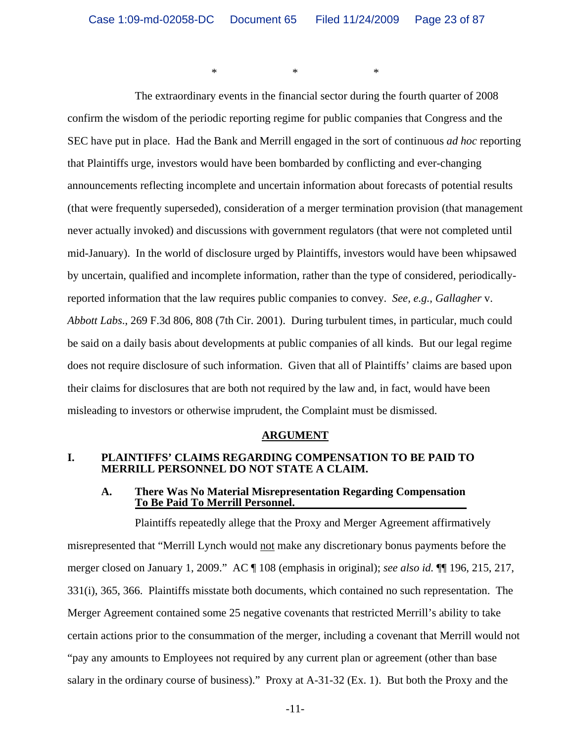\*          \*          \*

The extraordinary events in the financial sector during the fourth quarter of 2008 confirm the wisdom of the periodic reporting regime for public companies that Congress and the SEC have put in place. Had the Bank and Merrill engaged in the sort of continuous *ad hoc* reporting that Plaintiffs urge, investors would have been bombarded by conflicting and ever-changing announcements reflecting incomplete and uncertain information about forecasts of potential results (that were frequently superseded), consideration of a merger termination provision (that management never actually invoked) and discussions with government regulators (that were not completed until mid-January). In the world of disclosure urged by Plaintiffs, investors would have been whipsawed by uncertain, qualified and incomplete information, rather than the type of considered, periodically-reported information that the law requires public companies to convey. *See, e.g., Gallagher* v. *Abbott Labs*., 269 F.3d 806, 808 (7th Cir. 2001). During turbulent times, in particular, much could be said on a daily basis about developments at public companies of all kinds. But our legal regime does not require disclosure of such information. Given that all of Plaintiffs' claims are based upon their claims for disclosures that are both not required by the law and, in fact, would have been misleading to investors or otherwise imprudent, the Complaint must be dismissed.

## ARGUMENT

### I. PLAINTIFFS' CLAIMS REGARDING COMPENSATION TO BE PAID TO MERRILL PERSONNEL DO NOT STATE A CLAIM.

#### A. There Was No Material Misrepresentation Regarding Compensation To Be Paid To Merrill Personnel.

Plaintiffs repeatedly allege that the Proxy and Merger Agreement affirmatively misrepresented that "Merrill Lynch would not make any discretionary bonus payments before the merger closed on January 1, 2009." AC ¶ 108 (emphasis in original); *see also id.* ¶¶ 196, 215, 217, 331(i), 365, 366. Plaintiffs misstate both documents, which contained no such representation. The Merger Agreement contained some 25 negative covenants that restricted Merrill's ability to take certain actions prior to the consummation of the merger, including a covenant that Merrill would not "pay any amounts to Employees not required by any current plan or agreement (other than base salary in the ordinary course of business)." Proxy at A-31-32 (Ex. 1). But both the Proxy and the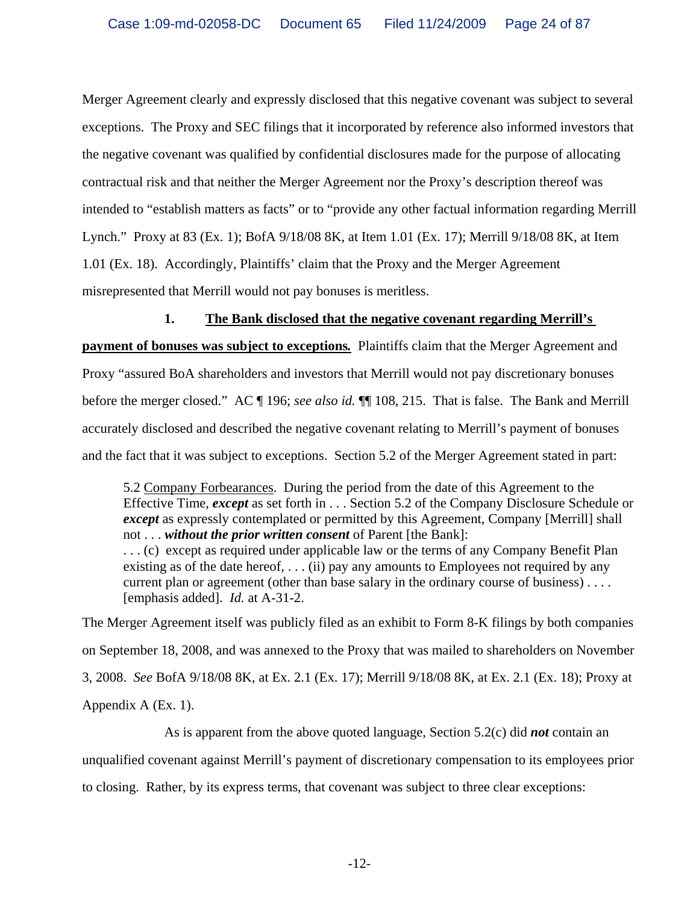Merger Agreement clearly and expressly disclosed that this negative covenant was subject to several exceptions. The Proxy and SEC filings that it incorporated by reference also informed investors that the negative covenant was qualified by confidential disclosures made for the purpose of allocating contractual risk and that neither the Merger Agreement nor the Proxy's description thereof was intended to "establish matters as facts" or to "provide any other factual information regarding Merrill Lynch." Proxy at 83 (Ex. 1); BofA 9/18/08 8K, at Item 1.01 (Ex. 17); Merrill 9/18/08 8K, at Item 1.01 (Ex. 18). Accordingly, Plaintiffs' claim that the Proxy and the Merger Agreement misrepresented that Merrill would not pay bonuses is meritless.

**1. <u>The Bank disclosed that the negative covenant regarding Merrill's payment of bonuses was subject to exceptions</u>.** Plaintiffs claim that the Merger Agreement and Proxy "assured BoA shareholders and investors that Merrill would not pay discretionary bonuses before the merger closed." AC ¶ 196; *see also id.* ¶¶ 108, 215. That is false. The Bank and Merrill accurately disclosed and described the negative covenant relating to Merrill's payment of bonuses and the fact that it was subject to exceptions. Section 5.2 of the Merger Agreement stated in part:

> 5.2 <u>Company Forbearances</u>. During the period from the date of this Agreement to the Effective Time, ***except*** as set forth in . . . Section 5.2 of the Company Disclosure Schedule or ***except*** as expressly contemplated or permitted by this Agreement, Company [Merrill] shall not . . . ***without the prior written consent*** of Parent [the Bank]:
> . . . (c) except as required under applicable law or the terms of any Company Benefit Plan existing as of the date hereof, . . . (ii) pay any amounts to Employees not required by any current plan or agreement (other than base salary in the ordinary course of business) . . . . [emphasis added]. *Id.* at A-31-2.

The Merger Agreement itself was publicly filed as an exhibit to Form 8-K filings by both companies on September 18, 2008, and was annexed to the Proxy that was mailed to shareholders on November 3, 2008. *See* BofA 9/18/08 8K, at Ex. 2.1 (Ex. 17); Merrill 9/18/08 8K, at Ex. 2.1 (Ex. 18); Proxy at Appendix A (Ex. 1).

As is apparent from the above quoted language, Section 5.2(c) did ***not*** contain an unqualified covenant against Merrill's payment of discretionary compensation to its employees prior to closing. Rather, by its express terms, that covenant was subject to three clear exceptions: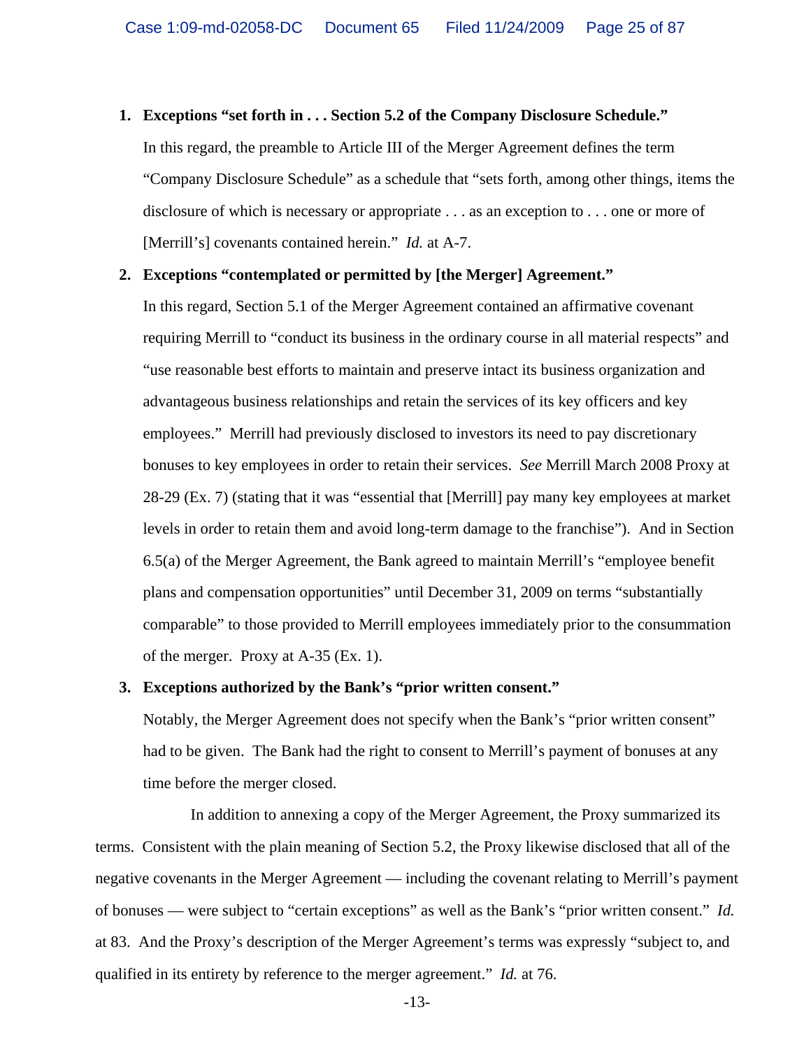1. **Exceptions "set forth in . . . Section 5.2 of the Company Disclosure Schedule."** In this regard, the preamble to Article III of the Merger Agreement defines the term "Company Disclosure Schedule" as a schedule that "sets forth, among other things, items the disclosure of which is necessary or appropriate . . . as an exception to . . . one or more of [Merrill's] covenants contained herein." *Id.* at A-7.

2. **Exceptions "contemplated or permitted by [the Merger] Agreement."** In this regard, Section 5.1 of the Merger Agreement contained an affirmative covenant requiring Merrill to "conduct its business in the ordinary course in all material respects" and "use reasonable best efforts to maintain and preserve intact its business organization and advantageous business relationships and retain the services of its key officers and key employees." Merrill had previously disclosed to investors its need to pay discretionary bonuses to key employees in order to retain their services. *See* Merrill March 2008 Proxy at 28-29 (Ex. 7) (stating that it was "essential that [Merrill] pay many key employees at market levels in order to retain them and avoid long-term damage to the franchise"). And in Section 6.5(a) of the Merger Agreement, the Bank agreed to maintain Merrill's "employee benefit plans and compensation opportunities" until December 31, 2009 on terms "substantially comparable" to those provided to Merrill employees immediately prior to the consummation of the merger. Proxy at A-35 (Ex. 1).

3. **Exceptions authorized by the Bank's "prior written consent."** Notably, the Merger Agreement does not specify when the Bank's "prior written consent" had to be given. The Bank had the right to consent to Merrill's payment of bonuses at any time before the merger closed.

In addition to annexing a copy of the Merger Agreement, the Proxy summarized its terms. Consistent with the plain meaning of Section 5.2, the Proxy likewise disclosed that all of the negative covenants in the Merger Agreement — including the covenant relating to Merrill's payment of bonuses — were subject to "certain exceptions" as well as the Bank's "prior written consent." *Id.* at 83. And the Proxy's description of the Merger Agreement's terms was expressly "subject to, and qualified in its entirety by reference to the merger agreement." *Id.* at 76.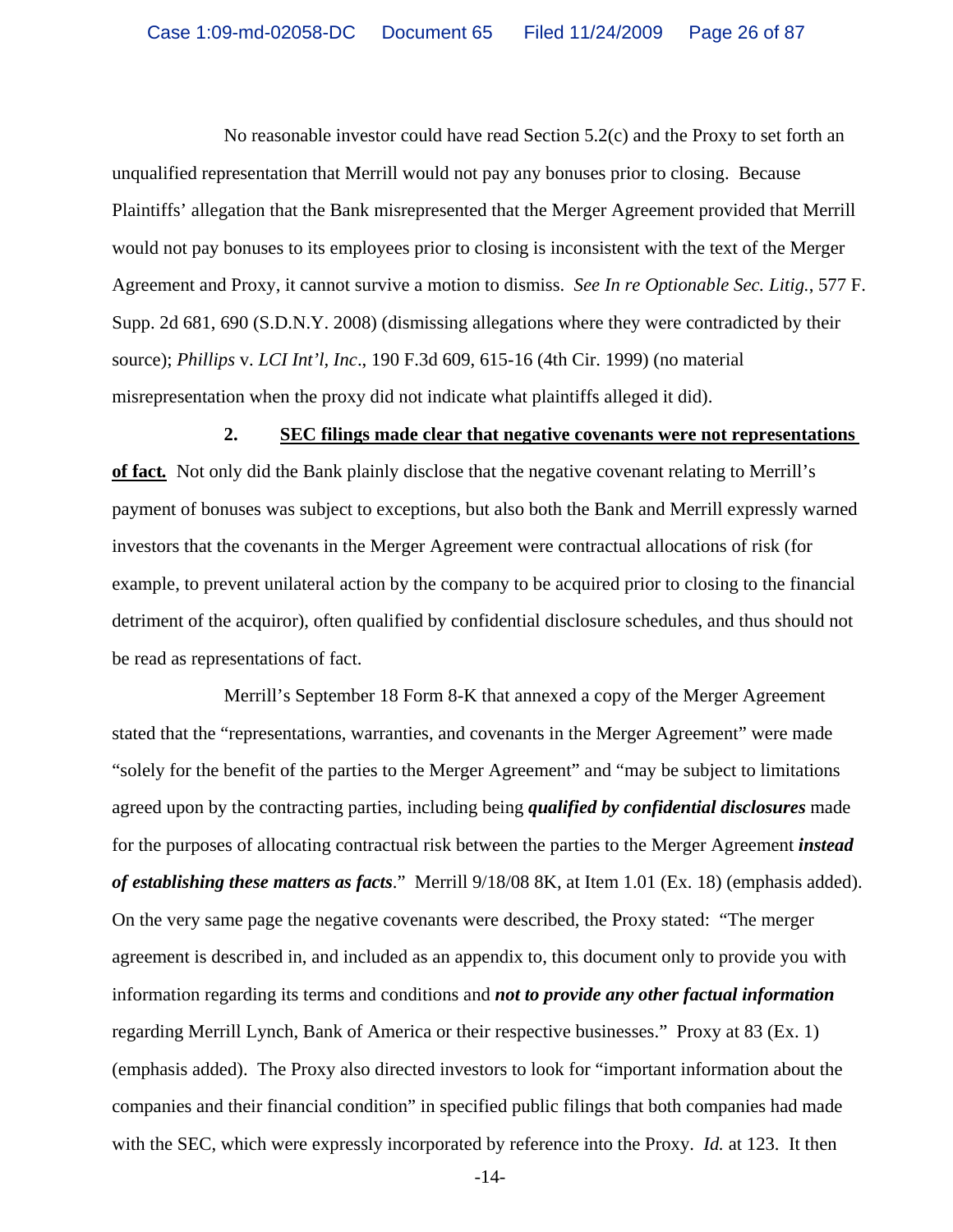No reasonable investor could have read Section 5.2(c) and the Proxy to set forth an unqualified representation that Merrill would not pay any bonuses prior to closing. Because Plaintiffs' allegation that the Bank misrepresented that the Merger Agreement provided that Merrill would not pay bonuses to its employees prior to closing is inconsistent with the text of the Merger Agreement and Proxy, it cannot survive a motion to dismiss. *See In re Optionable Sec. Litig.*, 577 F. Supp. 2d 681, 690 (S.D.N.Y. 2008) (dismissing allegations where they were contradicted by their source); *Phillips* v. *LCI Int'l, Inc*., 190 F.3d 609, 615-16 (4th Cir. 1999) (no material misrepresentation when the proxy did not indicate what plaintiffs alleged it did).

**2. <u>SEC filings made clear that negative covenants were not representations of fact.</u>** Not only did the Bank plainly disclose that the negative covenant relating to Merrill's payment of bonuses was subject to exceptions, but also both the Bank and Merrill expressly warned investors that the covenants in the Merger Agreement were contractual allocations of risk (for example, to prevent unilateral action by the company to be acquired prior to closing to the financial detriment of the acquiror), often qualified by confidential disclosure schedules, and thus should not be read as representations of fact.

Merrill's September 18 Form 8-K that annexed a copy of the Merger Agreement stated that the "representations, warranties, and covenants in the Merger Agreement" were made "solely for the benefit of the parties to the Merger Agreement" and "may be subject to limitations agreed upon by the contracting parties, including being ***qualified by confidential disclosures*** made for the purposes of allocating contractual risk between the parties to the Merger Agreement ***instead of establishing these matters as facts***." Merrill 9/18/08 8K, at Item 1.01 (Ex. 18) (emphasis added). On the very same page the negative covenants were described, the Proxy stated: "The merger agreement is described in, and included as an appendix to, this document only to provide you with information regarding its terms and conditions and ***not to provide any other factual information*** regarding Merrill Lynch, Bank of America or their respective businesses." Proxy at 83 (Ex. 1) (emphasis added). The Proxy also directed investors to look for "important information about the companies and their financial condition" in specified public filings that both companies had made with the SEC, which were expressly incorporated by reference into the Proxy. *Id.* at 123. It then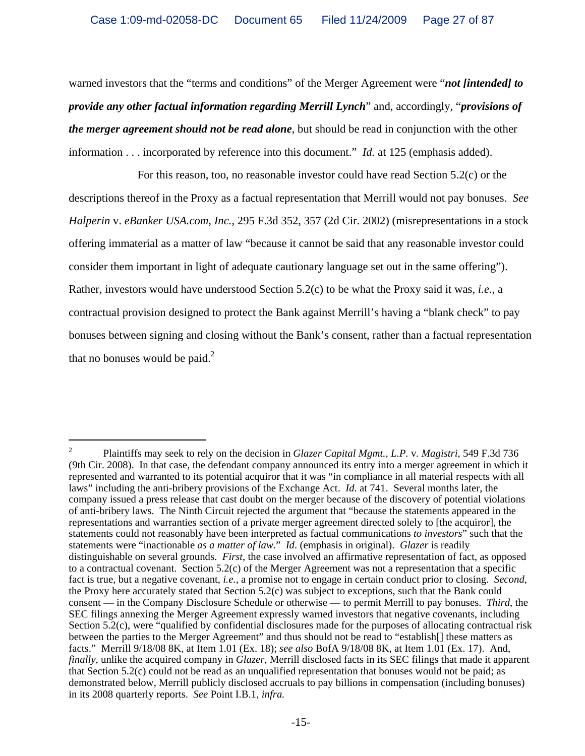warned investors that the "terms and conditions" of the Merger Agreement were "***not [intended] to provide any other factual information regarding Merrill Lynch***" and, accordingly, "***provisions of the merger agreement should not be read alone***, but should be read in conjunction with the other information . . . incorporated by reference into this document." *Id.* at 125 (emphasis added).

For this reason, too, no reasonable investor could have read Section 5.2(c) or the descriptions thereof in the Proxy as a factual representation that Merrill would not pay bonuses. *See Halperin* v. *eBanker USA.com, Inc.*, 295 F.3d 352, 357 (2d Cir. 2002) (misrepresentations in a stock offering immaterial as a matter of law "because it cannot be said that any reasonable investor could consider them important in light of adequate cautionary language set out in the same offering"). Rather, investors would have understood Section 5.2(c) to be what the Proxy said it was, *i.e.*, a contractual provision designed to protect the Bank against Merrill's having a "blank check" to pay bonuses between signing and closing without the Bank's consent, rather than a factual representation that no bonuses would be paid.[2]

---

[2] Plaintiffs may seek to rely on the decision in *Glazer Capital Mgmt., L.P.* v. *Magistri*, 549 F.3d 736 (9th Cir. 2008). In that case, the defendant company announced its entry into a merger agreement in which it represented and warranted to its potential acquiror that it was "in compliance in all material respects with all laws" including the anti-bribery provisions of the Exchange Act. *Id.* at 741. Several months later, the company issued a press release that cast doubt on the merger because of the discovery of potential violations of anti-bribery laws. The Ninth Circuit rejected the argument that "because the statements appeared in the representations and warranties section of a private merger agreement directed solely to [the acquiror], the statements could not reasonably have been interpreted as factual communications *to investors*" such that the statements were "inactionable *as a matter of law*." *Id*. (emphasis in original). *Glazer* is readily distinguishable on several grounds. *First*, the case involved an affirmative representation of fact, as opposed to a contractual covenant. Section 5.2(c) of the Merger Agreement was not a representation that a specific fact is true, but a negative covenant, *i.e.*, a promise not to engage in certain conduct prior to closing. *Second*, the Proxy here accurately stated that Section 5.2(c) was subject to exceptions, such that the Bank could consent — in the Company Disclosure Schedule or otherwise — to permit Merrill to pay bonuses. *Third*, the SEC filings annexing the Merger Agreement expressly warned investors that negative covenants, including Section 5.2(c), were "qualified by confidential disclosures made for the purposes of allocating contractual risk between the parties to the Merger Agreement" and thus should not be read to "establish[] these matters as facts." Merrill 9/18/08 8K, at Item 1.01 (Ex. 18); *see also* BofA 9/18/08 8K, at Item 1.01 (Ex. 17). And, *finally*, unlike the acquired company in *Glazer*, Merrill disclosed facts in its SEC filings that made it apparent that Section 5.2(c) could not be read as an unqualified representation that bonuses would not be paid; as demonstrated below, Merrill publicly disclosed accruals to pay billions in compensation (including bonuses) in its 2008 quarterly reports. *See* Point I.B.1, *infra.*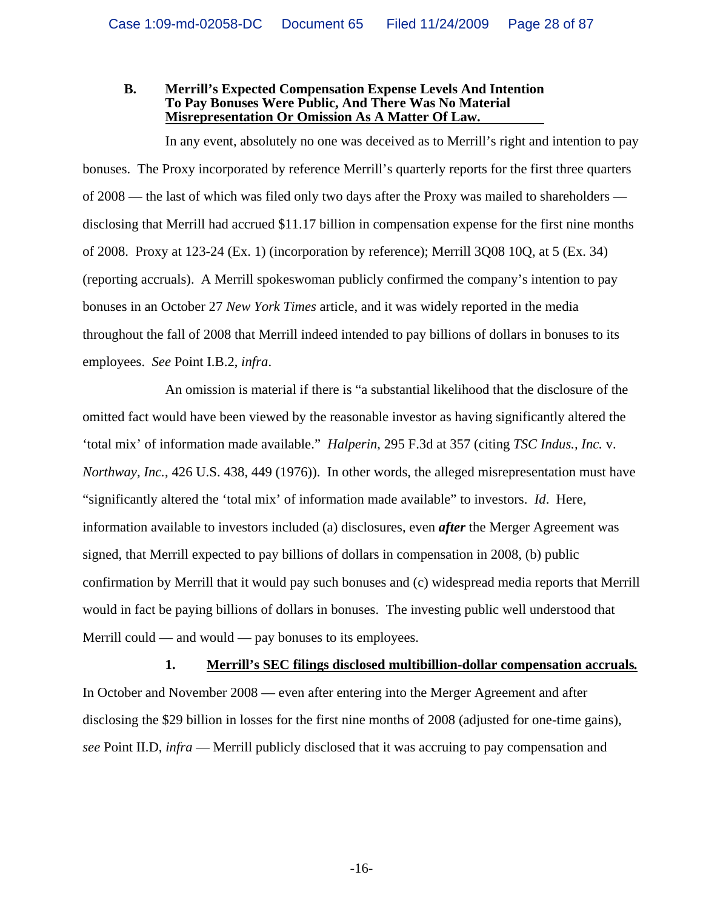### B. Merrill's Expected Compensation Expense Levels And Intention To Pay Bonuses Were Public, And There Was No Material Misrepresentation Or Omission As A Matter Of Law.

In any event, absolutely no one was deceived as to Merrill's right and intention to pay bonuses. The Proxy incorporated by reference Merrill's quarterly reports for the first three quarters of 2008 — the last of which was filed only two days after the Proxy was mailed to shareholders — disclosing that Merrill had accrued $11.17 billion in compensation expense for the first nine months of 2008. Proxy at 123-24 (Ex. 1) (incorporation by reference); Merrill 3Q08 10Q, at 5 (Ex. 34) (reporting accruals). A Merrill spokeswoman publicly confirmed the company's intention to pay bonuses in an October 27 *New York Times* article, and it was widely reported in the media throughout the fall of 2008 that Merrill indeed intended to pay billions of dollars in bonuses to its employees. *See* Point I.B.2, *infra*.

An omission is material if there is "a substantial likelihood that the disclosure of the omitted fact would have been viewed by the reasonable investor as having significantly altered the 'total mix' of information made available." *Halperin*, 295 F.3d at 357 (citing *TSC Indus., Inc.* v. *Northway, Inc.*, 426 U.S. 438, 449 (1976)). In other words, the alleged misrepresentation must have "significantly altered the 'total mix' of information made available" to investors. *Id*. Here, information available to investors included (a) disclosures, even ***after*** the Merger Agreement was signed, that Merrill expected to pay billions of dollars in compensation in 2008, (b) public confirmation by Merrill that it would pay such bonuses and (c) widespread media reports that Merrill would in fact be paying billions of dollars in bonuses. The investing public well understood that Merrill could — and would — pay bonuses to its employees.

**1. Merrill's SEC filings disclosed multibillion-dollar compensation accruals.** In October and November 2008 — even after entering into the Merger Agreement and after disclosing the $29 billion in losses for the first nine months of 2008 (adjusted for one-time gains), *see* Point II.D, *infra* — Merrill publicly disclosed that it was accruing to pay compensation and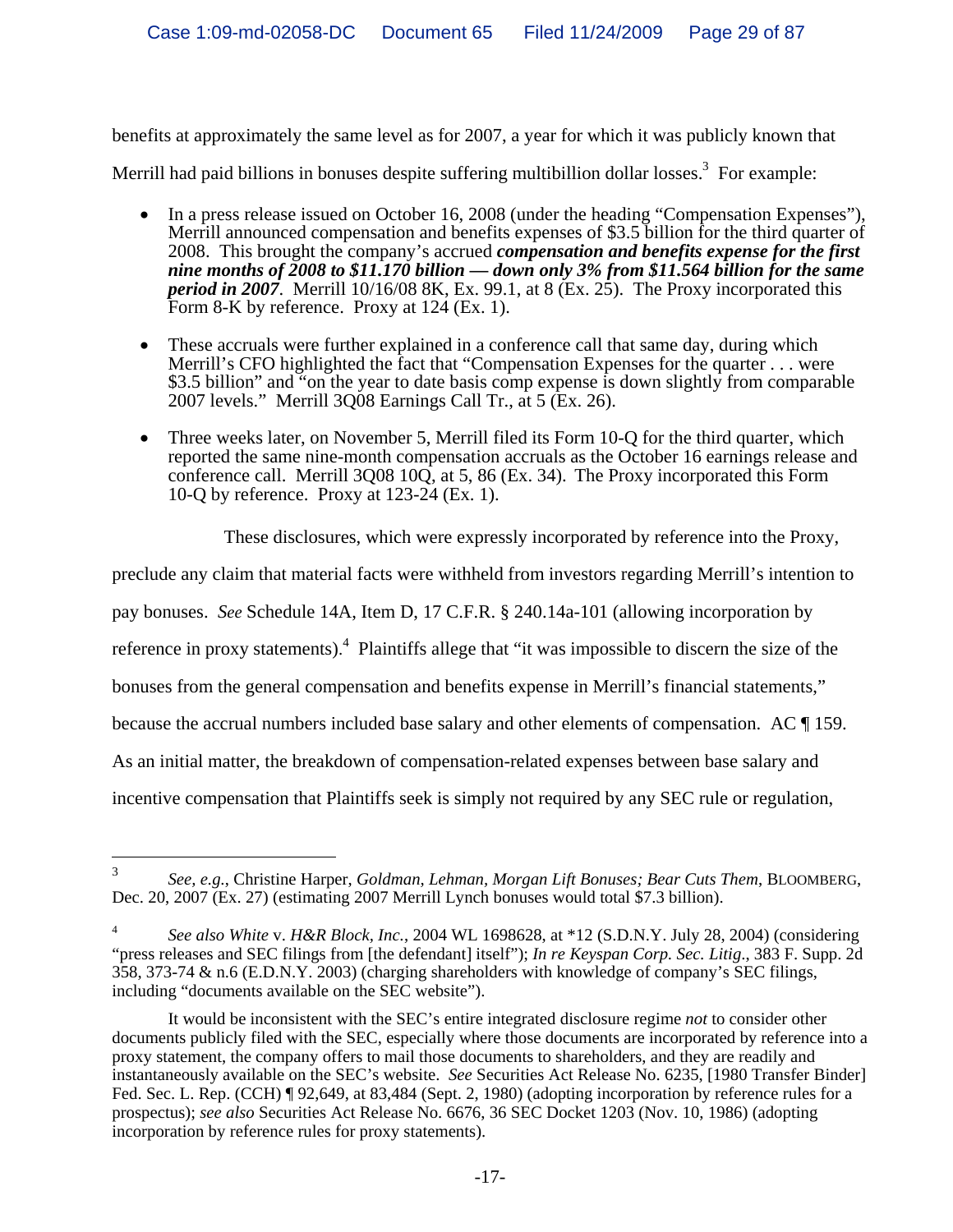benefits at approximately the same level as for 2007, a year for which it was publicly known that Merrill had paid billions in bonuses despite suffering multibillion dollar losses.[3] For example:

- In a press release issued on October 16, 2008 (under the heading "Compensation Expenses"), Merrill announced compensation and benefits expenses of $3.5 billion for the third quarter of 2008. This brought the company's accrued ***compensation and benefits expense for the first nine months of 2008 to $11.170 billion — down only 3% from $11.564 billion for the same period in 2007***. Merrill 10/16/08 8K, Ex. 99.1, at 8 (Ex. 25). The Proxy incorporated this Form 8-K by reference. Proxy at 124 (Ex. 1).

- These accruals were further explained in a conference call that same day, during which Merrill's CFO highlighted the fact that "Compensation Expenses for the quarter . . . were $3.5 billion" and "on the year to date basis comp expense is down slightly from comparable 2007 levels." Merrill 3Q08 Earnings Call Tr., at 5 (Ex. 26).

- Three weeks later, on November 5, Merrill filed its Form 10-Q for the third quarter, which reported the same nine-month compensation accruals as the October 16 earnings release and conference call. Merrill 3Q08 10Q, at 5, 86 (Ex. 34). The Proxy incorporated this Form 10-Q by reference. Proxy at 123-24 (Ex. 1).

These disclosures, which were expressly incorporated by reference into the Proxy, preclude any claim that material facts were withheld from investors regarding Merrill's intention to pay bonuses. *See* Schedule 14A, Item D, 17 C.F.R. § 240.14a-101 (allowing incorporation by reference in proxy statements).[4] Plaintiffs allege that "it was impossible to discern the size of the bonuses from the general compensation and benefits expense in Merrill's financial statements," because the accrual numbers included base salary and other elements of compensation. AC ¶ 159. As an initial matter, the breakdown of compensation-related expenses between base salary and incentive compensation that Plaintiffs seek is simply not required by any SEC rule or regulation,

---

[3] *See, e.g.*, Christine Harper, *Goldman, Lehman, Morgan Lift Bonuses; Bear Cuts Them*, BLOOMBERG, Dec. 20, 2007 (Ex. 27) (estimating 2007 Merrill Lynch bonuses would total $7.3 billion).

[4] *See also White* v. *H&R Block, Inc.*, 2004 WL 1698628, at *12 (S.D.N.Y. July 28, 2004) (considering "press releases and SEC filings from [the defendant] itself"); *In re Keyspan Corp. Sec. Litig.*, 383 F. Supp. 2d 358, 373-74 & n.6 (E.D.N.Y. 2003) (charging shareholders with knowledge of company's SEC filings, including "documents available on the SEC website").

It would be inconsistent with the SEC's entire integrated disclosure regime *not* to consider other documents publicly filed with the SEC, especially where those documents are incorporated by reference into a proxy statement, the company offers to mail those documents to shareholders, and they are readily and instantaneously available on the SEC's website. *See* Securities Act Release No. 6235, [1980 Transfer Binder] Fed. Sec. L. Rep. (CCH) ¶ 92,649, at 83,484 (Sept. 2, 1980) (adopting incorporation by reference rules for a prospectus); *see also* Securities Act Release No. 6676, 36 SEC Docket 1203 (Nov. 10, 1986) (adopting incorporation by reference rules for proxy statements).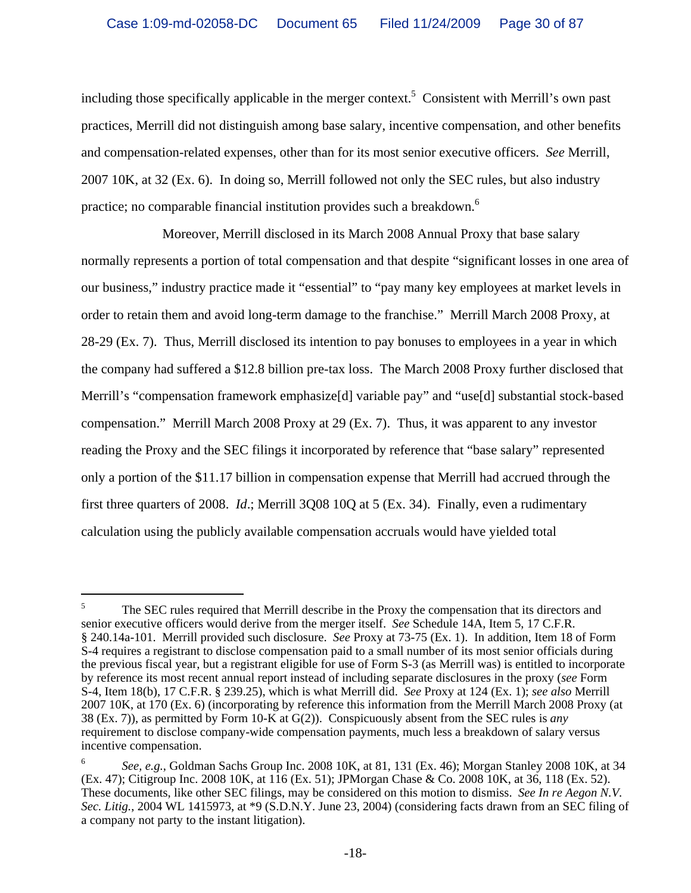including those specifically applicable in the merger context.[5] Consistent with Merrill's own past practices, Merrill did not distinguish among base salary, incentive compensation, and other benefits and compensation-related expenses, other than for its most senior executive officers. *See* Merrill, 2007 10K, at 32 (Ex. 6). In doing so, Merrill followed not only the SEC rules, but also industry practice; no comparable financial institution provides such a breakdown.[6]

Moreover, Merrill disclosed in its March 2008 Annual Proxy that base salary normally represents a portion of total compensation and that despite "significant losses in one area of our business," industry practice made it "essential" to "pay many key employees at market levels in order to retain them and avoid long-term damage to the franchise." Merrill March 2008 Proxy, at 28-29 (Ex. 7). Thus, Merrill disclosed its intention to pay bonuses to employees in a year in which the company had suffered a $12.8 billion pre-tax loss. The March 2008 Proxy further disclosed that Merrill's "compensation framework emphasize[d] variable pay" and "use[d] substantial stock-based compensation." Merrill March 2008 Proxy at 29 (Ex. 7). Thus, it was apparent to any investor reading the Proxy and the SEC filings it incorporated by reference that "base salary" represented only a portion of the $11.17 billion in compensation expense that Merrill had accrued through the first three quarters of 2008. *Id*.; Merrill 3Q08 10Q at 5 (Ex. 34). Finally, even a rudimentary calculation using the publicly available compensation accruals would have yielded total

---

[5] The SEC rules required that Merrill describe in the Proxy the compensation that its directors and senior executive officers would derive from the merger itself. *See* Schedule 14A, Item 5, 17 C.F.R. § 240.14a-101. Merrill provided such disclosure. *See* Proxy at 73-75 (Ex. 1). In addition, Item 18 of Form S-4 requires a registrant to disclose compensation paid to a small number of its most senior officials during the previous fiscal year, but a registrant eligible for use of Form S-3 (as Merrill was) is entitled to incorporate by reference its most recent annual report instead of including separate disclosures in the proxy (*see* Form S-4, Item 18(b), 17 C.F.R. § 239.25), which is what Merrill did. *See* Proxy at 124 (Ex. 1); *see also* Merrill 2007 10K, at 170 (Ex. 6) (incorporating by reference this information from the Merrill March 2008 Proxy (at 38 (Ex. 7)), as permitted by Form 10-K at G(2)). Conspicuously absent from the SEC rules is *any* requirement to disclose company-wide compensation payments, much less a breakdown of salary versus incentive compensation.

[6] *See, e.g.*, Goldman Sachs Group Inc. 2008 10K, at 81, 131 (Ex. 46); Morgan Stanley 2008 10K, at 34 (Ex. 47); Citigroup Inc. 2008 10K, at 116 (Ex. 51); JPMorgan Chase & Co. 2008 10K, at 36, 118 (Ex. 52). These documents, like other SEC filings, may be considered on this motion to dismiss. *See In re Aegon N.V. Sec. Litig.*, 2004 WL 1415973, at *9 (S.D.N.Y. June 23, 2004) (considering facts drawn from an SEC filing of a company not party to the instant litigation).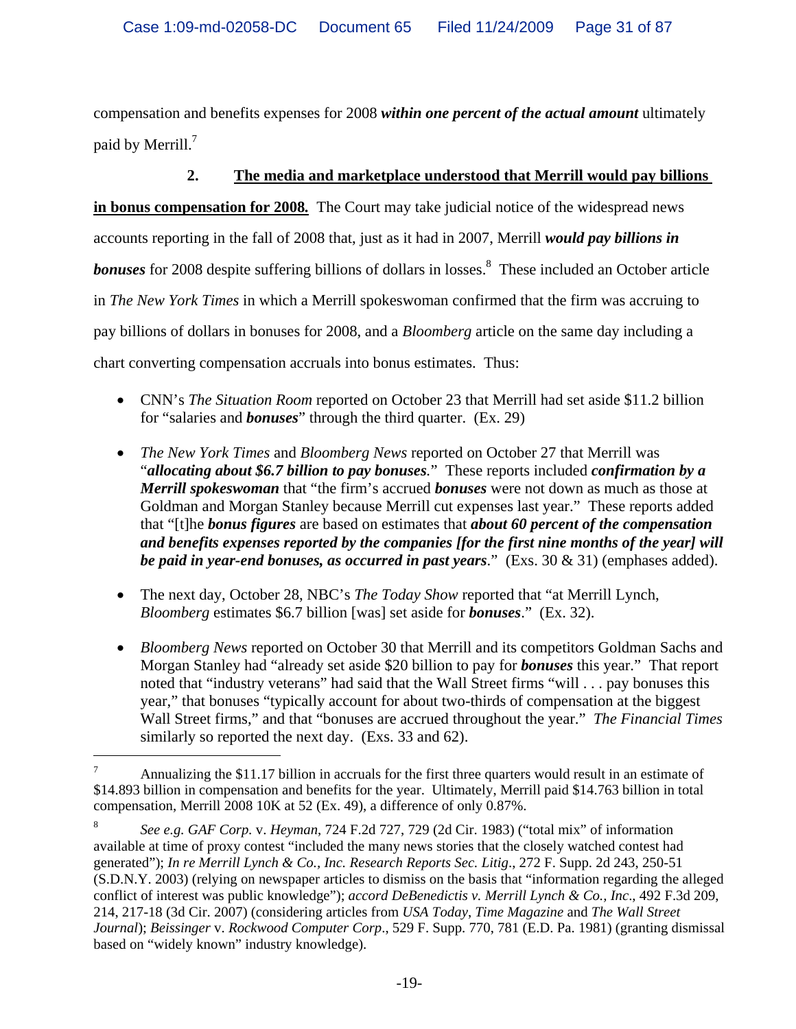compensation and benefits expenses for 2008 ***within one percent of the actual amount*** ultimately paid by Merrill.[7]

**2. <u>The media and marketplace understood that Merrill would pay billions in bonus compensation for 2008.</u>** The Court may take judicial notice of the widespread news accounts reporting in the fall of 2008 that, just as it had in 2007, Merrill ***would pay billions in bonuses*** for 2008 despite suffering billions of dollars in losses.[8] These included an October article in *The New York Times* in which a Merrill spokeswoman confirmed that the firm was accruing to pay billions of dollars in bonuses for 2008, and a *Bloomberg* article on the same day including a chart converting compensation accruals into bonus estimates. Thus:

- CNN's *The Situation Room* reported on October 23 that Merrill had set aside $11.2 billion for "salaries and ***bonuses***" through the third quarter. (Ex. 29)

- *The New York Times* and *Bloomberg News* reported on October 27 that Merrill was "***allocating about $6.7 billion to pay bonuses***." These reports included ***confirmation by a Merrill spokeswoman*** that "the firm's accrued ***bonuses*** were not down as much as those at Goldman and Morgan Stanley because Merrill cut expenses last year." These reports added that "[t]he ***bonus figures*** are based on estimates that ***about 60 percent of the compensation and benefits expenses reported by the companies [for the first nine months of the year] will be paid in year-end bonuses, as occurred in past years***." (Exs. 30 & 31) (emphases added).

- The next day, October 28, NBC's *The Today Show* reported that "at Merrill Lynch, *Bloomberg* estimates $6.7 billion [was] set aside for ***bonuses***." (Ex. 32).

- *Bloomberg News* reported on October 30 that Merrill and its competitors Goldman Sachs and Morgan Stanley had "already set aside $20 billion to pay for ***bonuses*** this year." That report noted that "industry veterans" had said that the Wall Street firms "will . . . pay bonuses this year," that bonuses "typically account for about two-thirds of compensation at the biggest Wall Street firms," and that "bonuses are accrued throughout the year." *The Financial Times* similarly so reported the next day. (Exs. 33 and 62).

---

[7] Annualizing the $11.17 billion in accruals for the first three quarters would result in an estimate of $14.893 billion in compensation and benefits for the year. Ultimately, Merrill paid $14.763 billion in total compensation, Merrill 2008 10K at 52 (Ex. 49), a difference of only 0.87%.

[8] *See e.g. GAF Corp.* v. *Heyman*, 724 F.2d 727, 729 (2d Cir. 1983) ("total mix" of information available at time of proxy contest "included the many news stories that the closely watched contest had generated"); *In re Merrill Lynch & Co., Inc. Research Reports Sec. Litig*., 272 F. Supp. 2d 243, 250-51 (S.D.N.Y. 2003) (relying on newspaper articles to dismiss on the basis that "information regarding the alleged conflict of interest was public knowledge"); *accord DeBenedictis v. Merrill Lynch & Co., Inc*., 492 F.3d 209, 214, 217-18 (3d Cir. 2007) (considering articles from *USA Today*, *Time Magazine* and *The Wall Street Journal*); *Beissinger* v. *Rockwood Computer Corp*., 529 F. Supp. 770, 781 (E.D. Pa. 1981) (granting dismissal based on "widely known" industry knowledge).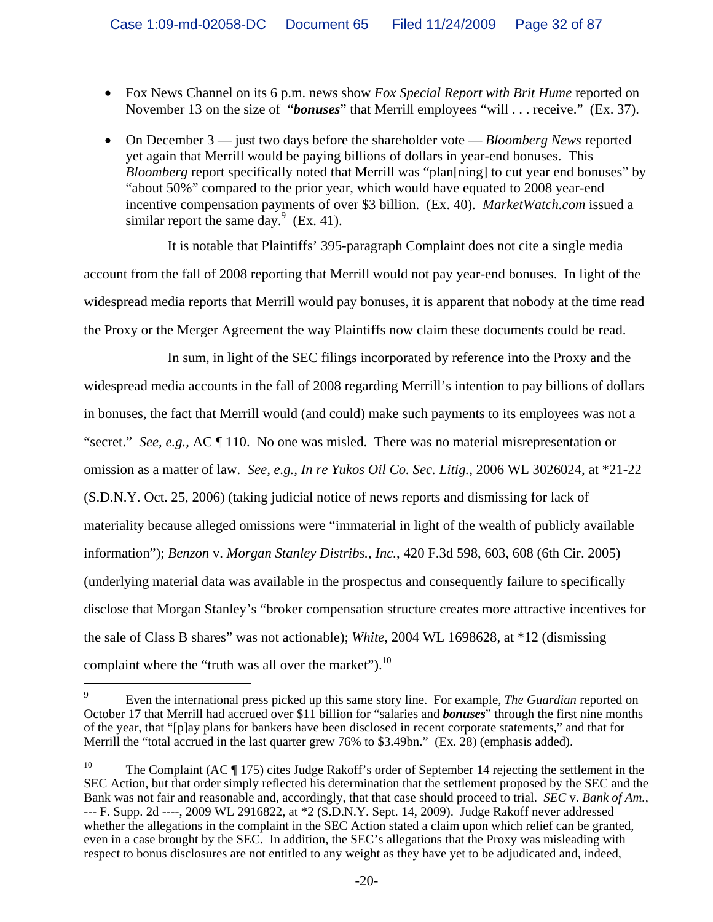- Fox News Channel on its 6 p.m. news show *Fox Special Report with Brit Hume* reported on November 13 on the size of "***bonuses***" that Merrill employees "will . . . receive." (Ex. 37).
- On December 3 — just two days before the shareholder vote — *Bloomberg News* reported yet again that Merrill would be paying billions of dollars in year-end bonuses. This *Bloomberg* report specifically noted that Merrill was "plan[ning] to cut year end bonuses" by "about 50%" compared to the prior year, which would have equated to 2008 year-end incentive compensation payments of over $3 billion. (Ex. 40). *MarketWatch.com* issued a similar report the same day.[9] (Ex. 41).

It is notable that Plaintiffs' 395-paragraph Complaint does not cite a single media account from the fall of 2008 reporting that Merrill would not pay year-end bonuses. In light of the widespread media reports that Merrill would pay bonuses, it is apparent that nobody at the time read the Proxy or the Merger Agreement the way Plaintiffs now claim these documents could be read.

In sum, in light of the SEC filings incorporated by reference into the Proxy and the widespread media accounts in the fall of 2008 regarding Merrill's intention to pay billions of dollars in bonuses, the fact that Merrill would (and could) make such payments to its employees was not a "secret." *See, e.g.*, AC ¶ 110. No one was misled. There was no material misrepresentation or omission as a matter of law. *See, e.g., In re Yukos Oil Co. Sec. Litig.*, 2006 WL 3026024, at *21-22 (S.D.N.Y. Oct. 25, 2006) (taking judicial notice of news reports and dismissing for lack of materiality because alleged omissions were "immaterial in light of the wealth of publicly available information"); *Benzon* v. *Morgan Stanley Distribs., Inc.*, 420 F.3d 598, 603, 608 (6th Cir. 2005) (underlying material data was available in the prospectus and consequently failure to specifically disclose that Morgan Stanley's "broker compensation structure creates more attractive incentives for the sale of Class B shares" was not actionable); *White*, 2004 WL 1698628, at *12 (dismissing complaint where the "truth was all over the market").[10]

---

[9] Even the international press picked up this same story line. For example, *The Guardian* reported on October 17 that Merrill had accrued over $11 billion for "salaries and ***bonuses***" through the first nine months of the year, that "[p]ay plans for bankers have been disclosed in recent corporate statements," and that for Merrill the "total accrued in the last quarter grew 76% to $3.49bn." (Ex. 28) (emphasis added).

[10] The Complaint (AC ¶ 175) cites Judge Rakoff's order of September 14 rejecting the settlement in the SEC Action, but that order simply reflected his determination that the settlement proposed by the SEC and the Bank was not fair and reasonable and, accordingly, that that case should proceed to trial. *SEC* v. *Bank of Am.*, --- F. Supp. 2d ----, 2009 WL 2916822, at *2 (S.D.N.Y. Sept. 14, 2009). Judge Rakoff never addressed whether the allegations in the complaint in the SEC Action stated a claim upon which relief can be granted, even in a case brought by the SEC. In addition, the SEC's allegations that the Proxy was misleading with respect to bonus disclosures are not entitled to any weight as they have yet to be adjudicated and, indeed,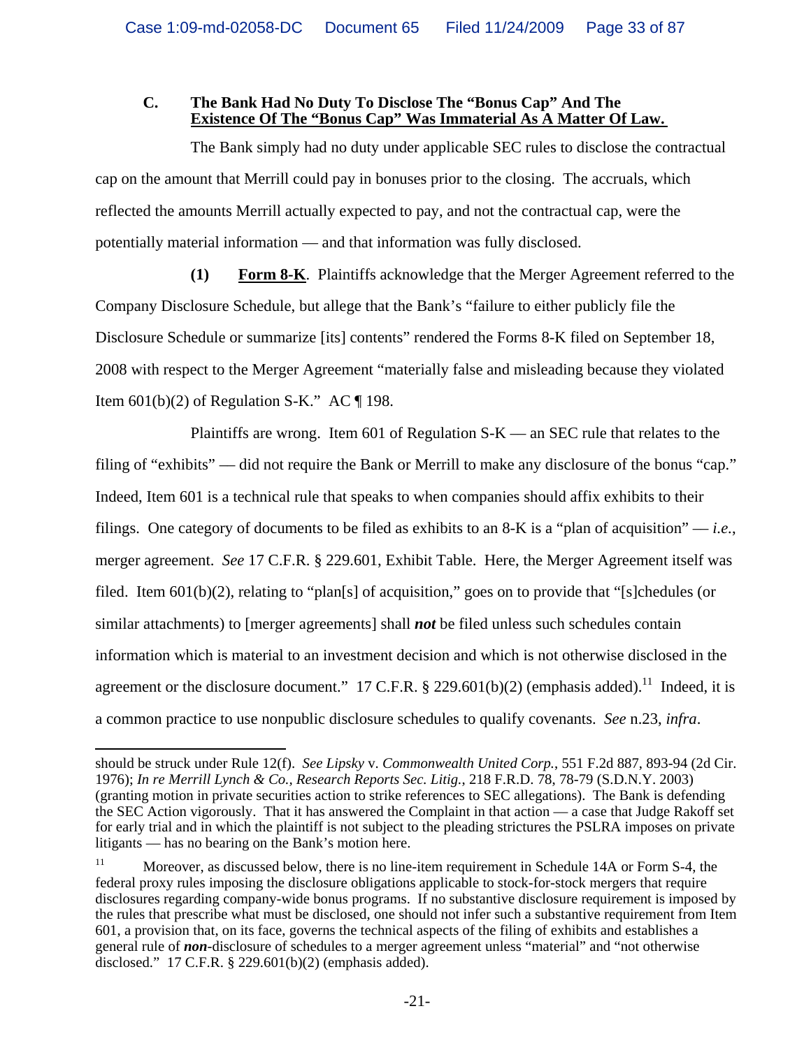### C. The Bank Had No Duty To Disclose The "Bonus Cap" And The Existence Of The "Bonus Cap" Was Immaterial As A Matter Of Law.

The Bank simply had no duty under applicable SEC rules to disclose the contractual cap on the amount that Merrill could pay in bonuses prior to the closing. The accruals, which reflected the amounts Merrill actually expected to pay, and not the contractual cap, were the potentially material information — and that information was fully disclosed.

**(1) Form 8-K**. Plaintiffs acknowledge that the Merger Agreement referred to the Company Disclosure Schedule, but allege that the Bank's "failure to either publicly file the Disclosure Schedule or summarize [its] contents" rendered the Forms 8-K filed on September 18, 2008 with respect to the Merger Agreement "materially false and misleading because they violated Item 601(b)(2) of Regulation S-K." AC ¶ 198.

Plaintiffs are wrong. Item 601 of Regulation S-K — an SEC rule that relates to the filing of "exhibits" — did not require the Bank or Merrill to make any disclosure of the bonus "cap." Indeed, Item 601 is a technical rule that speaks to when companies should affix exhibits to their filings. One category of documents to be filed as exhibits to an 8-K is a "plan of acquisition" — *i.e.*, merger agreement. *See* 17 C.F.R. § 229.601, Exhibit Table. Here, the Merger Agreement itself was filed. Item 601(b)(2), relating to "plan[s] of acquisition," goes on to provide that "[s]chedules (or similar attachments) to [merger agreements] shall ***not*** be filed unless such schedules contain information which is material to an investment decision and which is not otherwise disclosed in the agreement or the disclosure document." 17 C.F.R. § 229.601(b)(2) (emphasis added).[11] Indeed, it is a common practice to use nonpublic disclosure schedules to qualify covenants. *See* n.23, *infra*.

---

should be struck under Rule 12(f). *See Lipsky* v. *Commonwealth United Corp.*, 551 F.2d 887, 893-94 (2d Cir. 1976); *In re Merrill Lynch & Co., Research Reports Sec. Litig.*, 218 F.R.D. 78, 78-79 (S.D.N.Y. 2003) (granting motion in private securities action to strike references to SEC allegations). The Bank is defending the SEC Action vigorously. That it has answered the Complaint in that action — a case that Judge Rakoff set for early trial and in which the plaintiff is not subject to the pleading strictures the PSLRA imposes on private litigants — has no bearing on the Bank's motion here.

[11] Moreover, as discussed below, there is no line-item requirement in Schedule 14A or Form S-4, the federal proxy rules imposing the disclosure obligations applicable to stock-for-stock mergers that require disclosures regarding company-wide bonus programs. If no substantive disclosure requirement is imposed by the rules that prescribe what must be disclosed, one should not infer such a substantive requirement from Item 601, a provision that, on its face, governs the technical aspects of the filing of exhibits and establishes a general rule of ***non***-disclosure of schedules to a merger agreement unless "material" and "not otherwise disclosed." 17 C.F.R. § 229.601(b)(2) (emphasis added).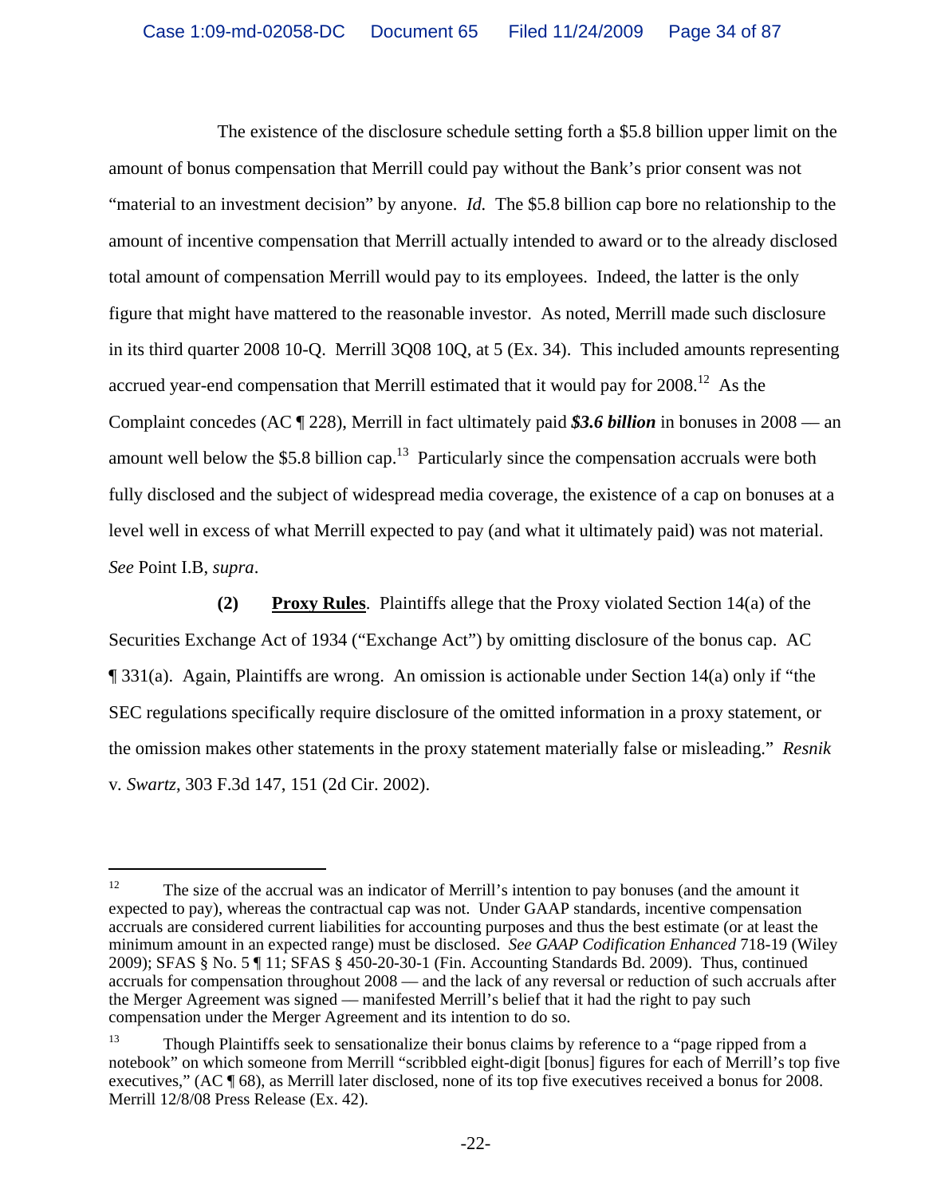The existence of the disclosure schedule setting forth a $5.8 billion upper limit on the amount of bonus compensation that Merrill could pay without the Bank's prior consent was not "material to an investment decision" by anyone. *Id.* The $5.8 billion cap bore no relationship to the amount of incentive compensation that Merrill actually intended to award or to the already disclosed total amount of compensation Merrill would pay to its employees. Indeed, the latter is the only figure that might have mattered to the reasonable investor. As noted, Merrill made such disclosure in its third quarter 2008 10-Q. Merrill 3Q08 10Q, at 5 (Ex. 34). This included amounts representing accrued year-end compensation that Merrill estimated that it would pay for 2008.[12] As the Complaint concedes (AC ¶ 228), Merrill in fact ultimately paid ***$3.6 billion*** in bonuses in 2008 — an amount well below the $5.8 billion cap.[13] Particularly since the compensation accruals were both fully disclosed and the subject of widespread media coverage, the existence of a cap on bonuses at a level well in excess of what Merrill expected to pay (and what it ultimately paid) was not material. *See* Point I.B, *supra*.

**(2) <u>Proxy Rules</u>**. Plaintiffs allege that the Proxy violated Section 14(a) of the Securities Exchange Act of 1934 ("Exchange Act") by omitting disclosure of the bonus cap. AC ¶ 331(a). Again, Plaintiffs are wrong. An omission is actionable under Section 14(a) only if "the SEC regulations specifically require disclosure of the omitted information in a proxy statement, or the omission makes other statements in the proxy statement materially false or misleading." *Resnik* v. *Swartz*, 303 F.3d 147, 151 (2d Cir. 2002).

---

[12] The size of the accrual was an indicator of Merrill's intention to pay bonuses (and the amount it expected to pay), whereas the contractual cap was not. Under GAAP standards, incentive compensation accruals are considered current liabilities for accounting purposes and thus the best estimate (or at least the minimum amount in an expected range) must be disclosed. *See GAAP Codification Enhanced* 718-19 (Wiley 2009); SFAS § No. 5 ¶ 11; SFAS § 450-20-30-1 (Fin. Accounting Standards Bd. 2009). Thus, continued accruals for compensation throughout 2008 — and the lack of any reversal or reduction of such accruals after the Merger Agreement was signed — manifested Merrill's belief that it had the right to pay such compensation under the Merger Agreement and its intention to do so.

[13] Though Plaintiffs seek to sensationalize their bonus claims by reference to a "page ripped from a notebook" on which someone from Merrill "scribbled eight-digit [bonus] figures for each of Merrill's top five executives," (AC ¶ 68), as Merrill later disclosed, none of its top five executives received a bonus for 2008. Merrill 12/8/08 Press Release (Ex. 42).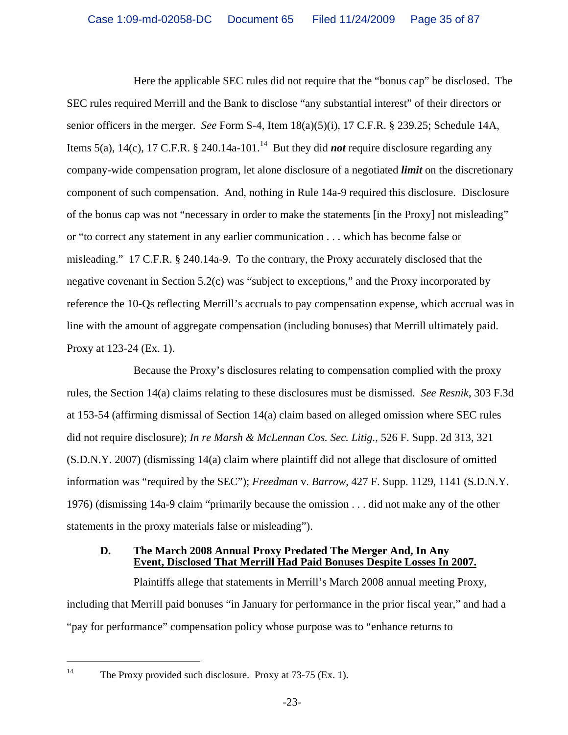Here the applicable SEC rules did not require that the "bonus cap" be disclosed. The SEC rules required Merrill and the Bank to disclose "any substantial interest" of their directors or senior officers in the merger. *See* Form S-4, Item 18(a)(5)(i), 17 C.F.R. § 239.25; Schedule 14A, Items 5(a), 14(c), 17 C.F.R. § 240.14a-101.[14] But they did ***not*** require disclosure regarding any company-wide compensation program, let alone disclosure of a negotiated ***limit*** on the discretionary component of such compensation. And, nothing in Rule 14a-9 required this disclosure. Disclosure of the bonus cap was not "necessary in order to make the statements [in the Proxy] not misleading" or "to correct any statement in any earlier communication . . . which has become false or misleading." 17 C.F.R. § 240.14a-9. To the contrary, the Proxy accurately disclosed that the negative covenant in Section 5.2(c) was "subject to exceptions," and the Proxy incorporated by reference the 10-Qs reflecting Merrill's accruals to pay compensation expense, which accrual was in line with the amount of aggregate compensation (including bonuses) that Merrill ultimately paid. Proxy at 123-24 (Ex. 1).

Because the Proxy's disclosures relating to compensation complied with the proxy rules, the Section 14(a) claims relating to these disclosures must be dismissed. *See Resnik*, 303 F.3d at 153-54 (affirming dismissal of Section 14(a) claim based on alleged omission where SEC rules did not require disclosure); *In re Marsh & McLennan Cos. Sec. Litig.*, 526 F. Supp. 2d 313, 321 (S.D.N.Y. 2007) (dismissing 14(a) claim where plaintiff did not allege that disclosure of omitted information was "required by the SEC"); *Freedman* v. *Barrow*, 427 F. Supp. 1129, 1141 (S.D.N.Y. 1976) (dismissing 14a-9 claim "primarily because the omission . . . did not make any of the other statements in the proxy materials false or misleading").

### D. The March 2008 Annual Proxy Predated The Merger And, In Any Event, Disclosed That Merrill Had Paid Bonuses Despite Losses In 2007.

Plaintiffs allege that statements in Merrill's March 2008 annual meeting Proxy, including that Merrill paid bonuses "in January for performance in the prior fiscal year," and had a "pay for performance" compensation policy whose purpose was to "enhance returns to

---

[14] The Proxy provided such disclosure. Proxy at 73-75 (Ex. 1).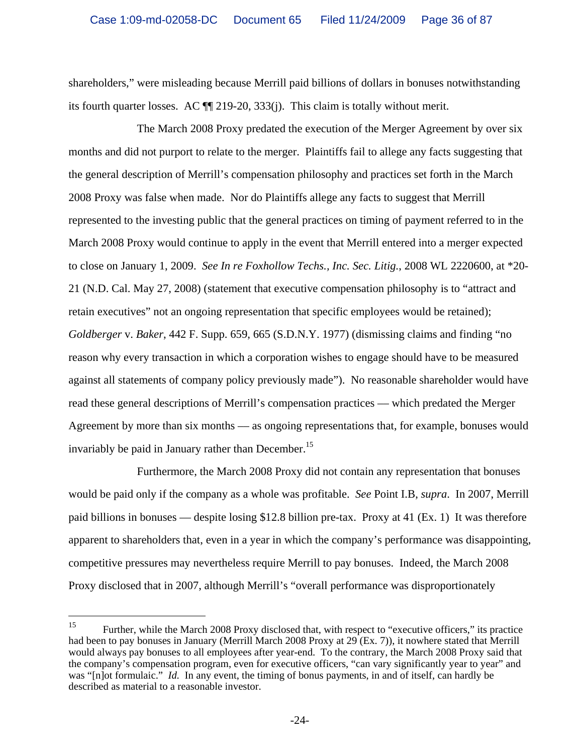shareholders," were misleading because Merrill paid billions of dollars in bonuses notwithstanding its fourth quarter losses. AC ¶¶ 219-20, 333(j). This claim is totally without merit.

The March 2008 Proxy predated the execution of the Merger Agreement by over six months and did not purport to relate to the merger. Plaintiffs fail to allege any facts suggesting that the general description of Merrill's compensation philosophy and practices set forth in the March 2008 Proxy was false when made. Nor do Plaintiffs allege any facts to suggest that Merrill represented to the investing public that the general practices on timing of payment referred to in the March 2008 Proxy would continue to apply in the event that Merrill entered into a merger expected to close on January 1, 2009. *See In re Foxhollow Techs., Inc. Sec. Litig.*, 2008 WL 2220600, at *20-21 (N.D. Cal. May 27, 2008) (statement that executive compensation philosophy is to "attract and retain executives" not an ongoing representation that specific employees would be retained); *Goldberger* v. *Baker*, 442 F. Supp. 659, 665 (S.D.N.Y. 1977) (dismissing claims and finding "no reason why every transaction in which a corporation wishes to engage should have to be measured against all statements of company policy previously made"). No reasonable shareholder would have read these general descriptions of Merrill's compensation practices — which predated the Merger Agreement by more than six months — as ongoing representations that, for example, bonuses would invariably be paid in January rather than December.[15]

Furthermore, the March 2008 Proxy did not contain any representation that bonuses would be paid only if the company as a whole was profitable. *See* Point I.B, *supra*. In 2007, Merrill paid billions in bonuses — despite losing $12.8 billion pre-tax. Proxy at 41 (Ex. 1) It was therefore apparent to shareholders that, even in a year in which the company's performance was disappointing, competitive pressures may nevertheless require Merrill to pay bonuses. Indeed, the March 2008 Proxy disclosed that in 2007, although Merrill's "overall performance was disproportionately

---

[15] Further, while the March 2008 Proxy disclosed that, with respect to "executive officers," its practice had been to pay bonuses in January (Merrill March 2008 Proxy at 29 (Ex. 7)), it nowhere stated that Merrill would always pay bonuses to all employees after year-end. To the contrary, the March 2008 Proxy said that the company's compensation program, even for executive officers, "can vary significantly year to year" and was "[n]ot formulaic." *Id.* In any event, the timing of bonus payments, in and of itself, can hardly be described as material to a reasonable investor.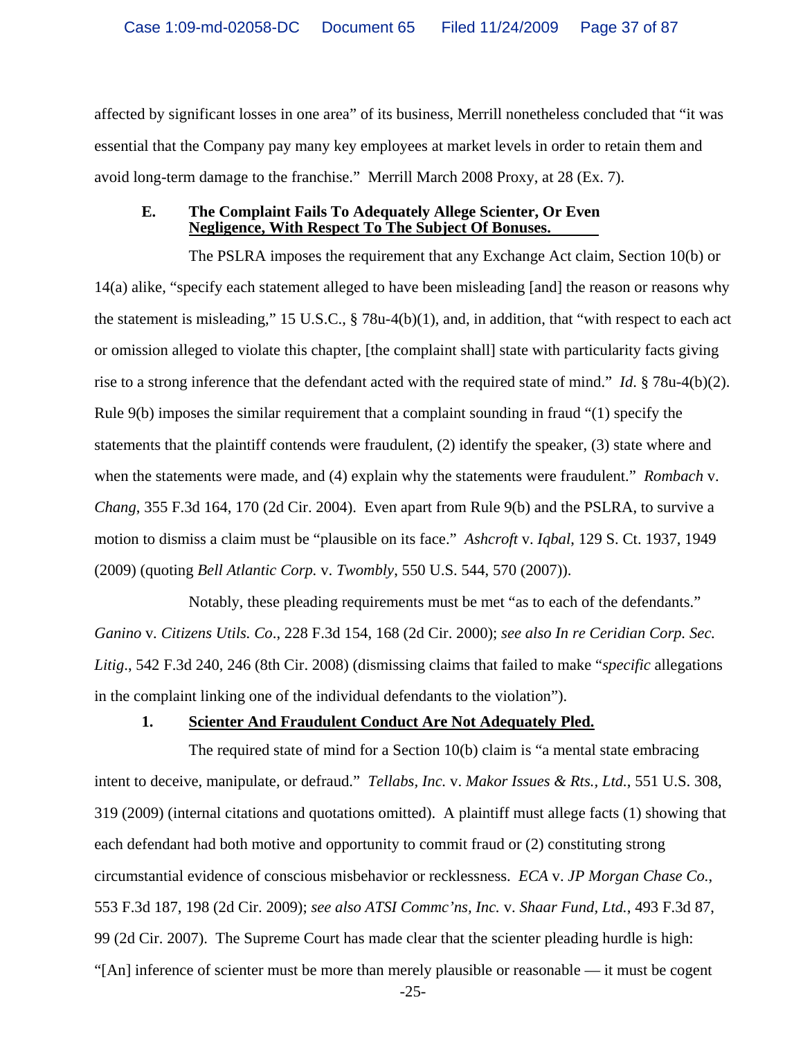affected by significant losses in one area" of its business, Merrill nonetheless concluded that "it was essential that the Company pay many key employees at market levels in order to retain them and avoid long-term damage to the franchise." Merrill March 2008 Proxy, at 28 (Ex. 7).

### E. The Complaint Fails To Adequately Allege Scienter, Or Even Negligence, With Respect To The Subject Of Bonuses.

The PSLRA imposes the requirement that any Exchange Act claim, Section 10(b) or 14(a) alike, "specify each statement alleged to have been misleading [and] the reason or reasons why the statement is misleading," 15 U.S.C., § 78u-4(b)(1), and, in addition, that "with respect to each act or omission alleged to violate this chapter, [the complaint shall] state with particularity facts giving rise to a strong inference that the defendant acted with the required state of mind." *Id.* § 78u-4(b)(2). Rule 9(b) imposes the similar requirement that a complaint sounding in fraud "(1) specify the statements that the plaintiff contends were fraudulent, (2) identify the speaker, (3) state where and when the statements were made, and (4) explain why the statements were fraudulent." *Rombach* v. *Chang*, 355 F.3d 164, 170 (2d Cir. 2004). Even apart from Rule 9(b) and the PSLRA, to survive a motion to dismiss a claim must be "plausible on its face." *Ashcroft* v. *Iqbal*, 129 S. Ct. 1937, 1949 (2009) (quoting *Bell Atlantic Corp.* v. *Twombly*, 550 U.S. 544, 570 (2007)).

Notably, these pleading requirements must be met "as to each of the defendants." *Ganino* v. *Citizens Utils. Co*., 228 F.3d 154, 168 (2d Cir. 2000); *see also In re Ceridian Corp. Sec. Litig*., 542 F.3d 240, 246 (8th Cir. 2008) (dismissing claims that failed to make "*specific* allegations in the complaint linking one of the individual defendants to the violation").

#### 1. Scienter And Fraudulent Conduct Are Not Adequately Pled.

The required state of mind for a Section 10(b) claim is "a mental state embracing intent to deceive, manipulate, or defraud." *Tellabs, Inc.* v. *Makor Issues & Rts., Ltd.*, 551 U.S. 308, 319 (2009) (internal citations and quotations omitted). A plaintiff must allege facts (1) showing that each defendant had both motive and opportunity to commit fraud or (2) constituting strong circumstantial evidence of conscious misbehavior or recklessness. *ECA* v. *JP Morgan Chase Co.*, 553 F.3d 187, 198 (2d Cir. 2009); *see also ATSI Commc'ns, Inc.* v. *Shaar Fund, Ltd.*, 493 F.3d 87, 99 (2d Cir. 2007). The Supreme Court has made clear that the scienter pleading hurdle is high: "[An] inference of scienter must be more than merely plausible or reasonable — it must be cogent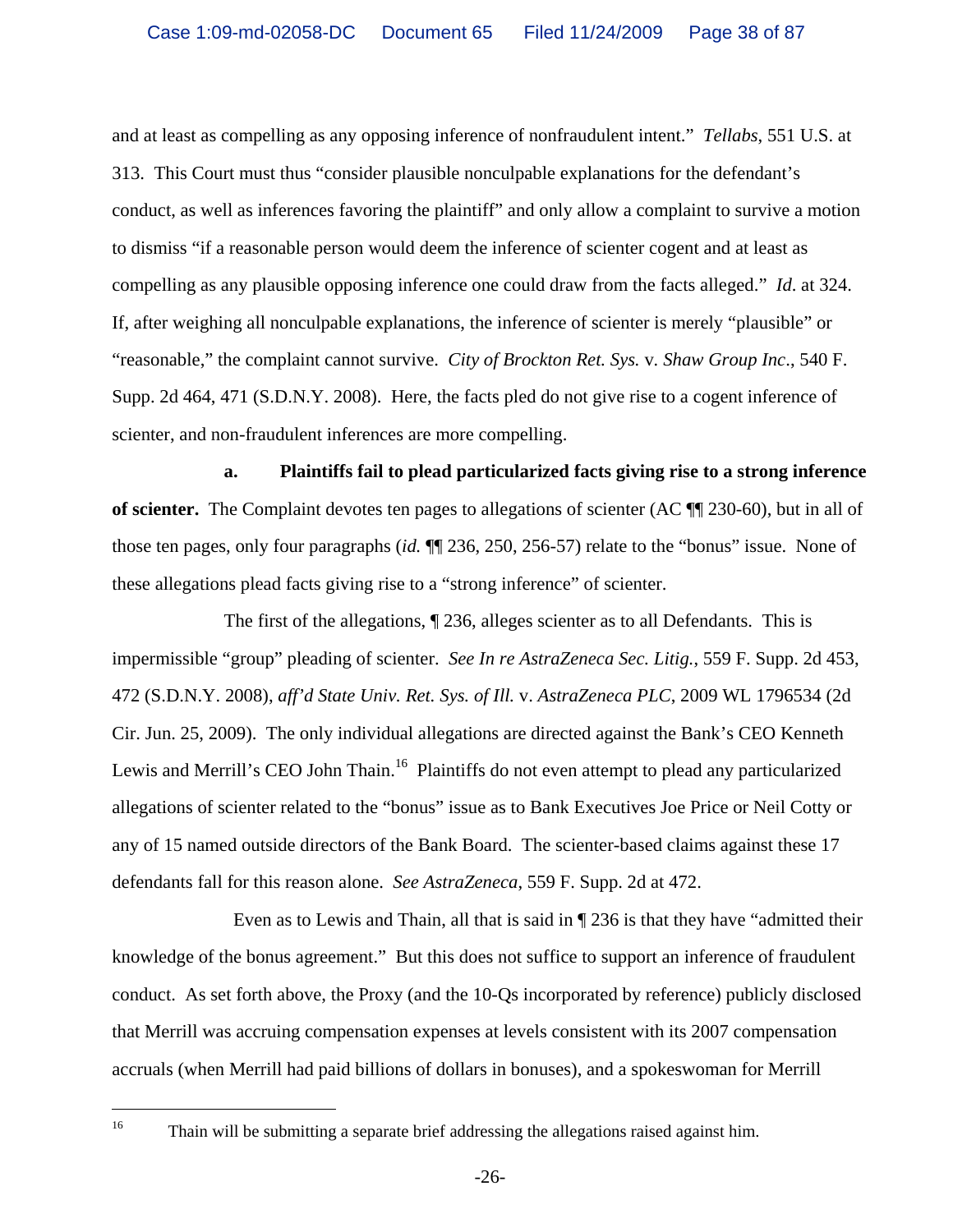and at least as compelling as any opposing inference of nonfraudulent intent." *Tellabs*, 551 U.S. at 313. This Court must thus "consider plausible nonculpable explanations for the defendant's conduct, as well as inferences favoring the plaintiff" and only allow a complaint to survive a motion to dismiss "if a reasonable person would deem the inference of scienter cogent and at least as compelling as any plausible opposing inference one could draw from the facts alleged." *Id*. at 324. If, after weighing all nonculpable explanations, the inference of scienter is merely "plausible" or "reasonable," the complaint cannot survive. *City of Brockton Ret. Sys.* v. *Shaw Group Inc*., 540 F. Supp. 2d 464, 471 (S.D.N.Y. 2008). Here, the facts pled do not give rise to a cogent inference of scienter, and non-fraudulent inferences are more compelling.

**a. Plaintiffs fail to plead particularized facts giving rise to a strong inference of scienter.** The Complaint devotes ten pages to allegations of scienter (AC ¶¶ 230-60), but in all of those ten pages, only four paragraphs (*id.* ¶¶ 236, 250, 256-57) relate to the "bonus" issue. None of these allegations plead facts giving rise to a "strong inference" of scienter.

The first of the allegations, ¶ 236, alleges scienter as to all Defendants. This is impermissible "group" pleading of scienter. *See In re AstraZeneca Sec. Litig.*, 559 F. Supp. 2d 453, 472 (S.D.N.Y. 2008), *aff'd State Univ. Ret. Sys. of Ill.* v. *AstraZeneca PLC*, 2009 WL 1796534 (2d Cir. Jun. 25, 2009). The only individual allegations are directed against the Bank's CEO Kenneth Lewis and Merrill's CEO John Thain.[16] Plaintiffs do not even attempt to plead any particularized allegations of scienter related to the "bonus" issue as to Bank Executives Joe Price or Neil Cotty or any of 15 named outside directors of the Bank Board. The scienter-based claims against these 17 defendants fall for this reason alone. *See AstraZeneca*, 559 F. Supp. 2d at 472.

Even as to Lewis and Thain, all that is said in ¶ 236 is that they have "admitted their knowledge of the bonus agreement." But this does not suffice to support an inference of fraudulent conduct. As set forth above, the Proxy (and the 10-Qs incorporated by reference) publicly disclosed that Merrill was accruing compensation expenses at levels consistent with its 2007 compensation accruals (when Merrill had paid billions of dollars in bonuses), and a spokeswoman for Merrill

---

[16] Thain will be submitting a separate brief addressing the allegations raised against him.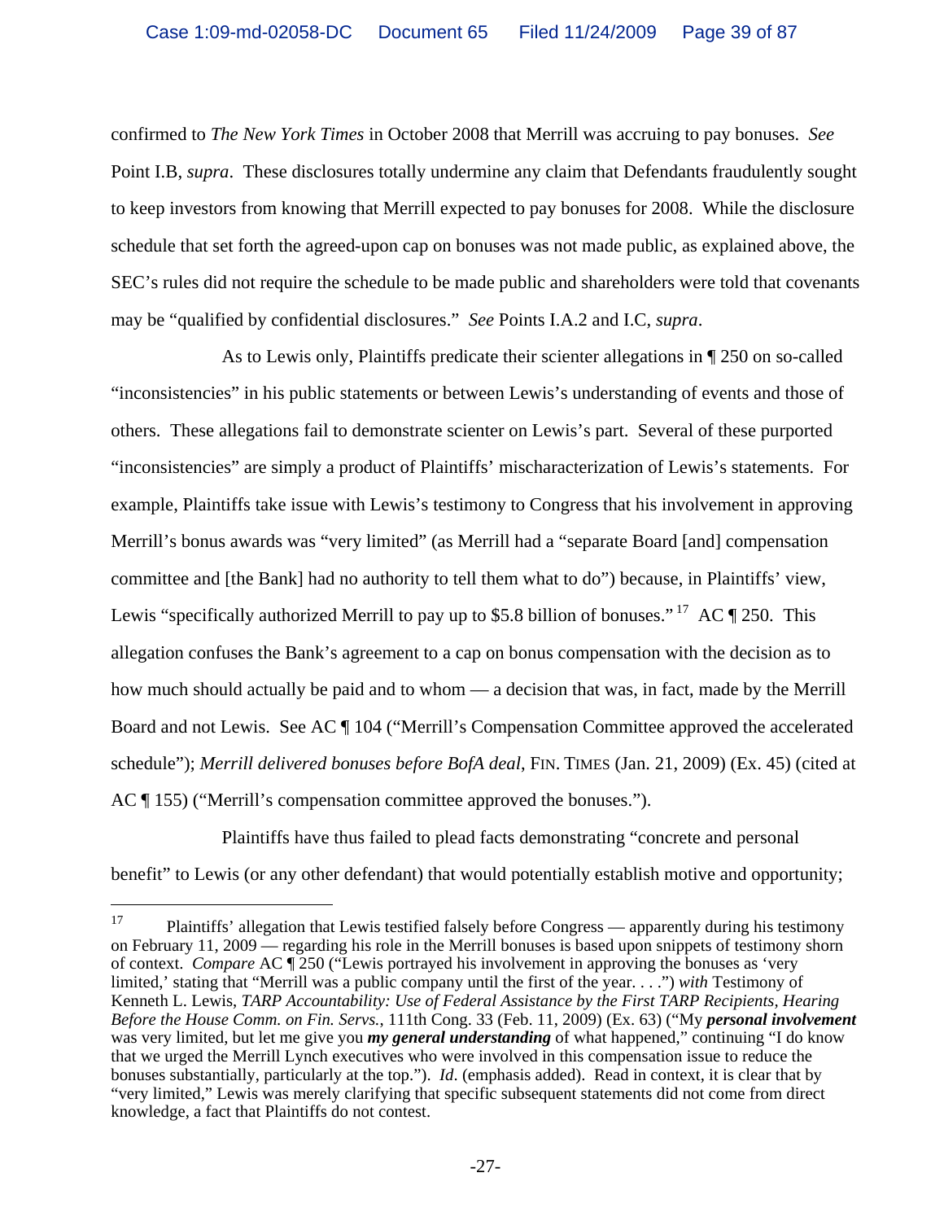confirmed to *The New York Times* in October 2008 that Merrill was accruing to pay bonuses. *See* Point I.B, *supra*. These disclosures totally undermine any claim that Defendants fraudulently sought to keep investors from knowing that Merrill expected to pay bonuses for 2008. While the disclosure schedule that set forth the agreed-upon cap on bonuses was not made public, as explained above, the SEC's rules did not require the schedule to be made public and shareholders were told that covenants may be "qualified by confidential disclosures." *See* Points I.A.2 and I.C, *supra*.

As to Lewis only, Plaintiffs predicate their scienter allegations in ¶ 250 on so-called "inconsistencies" in his public statements or between Lewis's understanding of events and those of others. These allegations fail to demonstrate scienter on Lewis's part. Several of these purported "inconsistencies" are simply a product of Plaintiffs' mischaracterization of Lewis's statements. For example, Plaintiffs take issue with Lewis's testimony to Congress that his involvement in approving Merrill's bonus awards was "very limited" (as Merrill had a "separate Board [and] compensation committee and [the Bank] had no authority to tell them what to do") because, in Plaintiffs' view, Lewis "specifically authorized Merrill to pay up to $5.8 billion of bonuses."[17] AC ¶ 250. This allegation confuses the Bank's agreement to a cap on bonus compensation with the decision as to how much should actually be paid and to whom — a decision that was, in fact, made by the Merrill Board and not Lewis. See AC ¶ 104 ("Merrill's Compensation Committee approved the accelerated schedule"); *Merrill delivered bonuses before BofA deal*, FIN. TIMES (Jan. 21, 2009) (Ex. 45) (cited at AC ¶ 155) ("Merrill's compensation committee approved the bonuses.").

Plaintiffs have thus failed to plead facts demonstrating "concrete and personal benefit" to Lewis (or any other defendant) that would potentially establish motive and opportunity;

---

[17] Plaintiffs' allegation that Lewis testified falsely before Congress — apparently during his testimony on February 11, 2009 — regarding his role in the Merrill bonuses is based upon snippets of testimony shorn of context. *Compare* AC ¶ 250 ("Lewis portrayed his involvement in approving the bonuses as 'very limited,' stating that "Merrill was a public company until the first of the year. . . .") *with* Testimony of Kenneth L. Lewis, *TARP Accountability: Use of Federal Assistance by the First TARP Recipients, Hearing Before the House Comm. on Fin. Servs.*, 111th Cong. 33 (Feb. 11, 2009) (Ex. 63) ("My ***personal involvement*** was very limited, but let me give you ***my general understanding*** of what happened," continuing "I do know that we urged the Merrill Lynch executives who were involved in this compensation issue to reduce the bonuses substantially, particularly at the top."). *Id*. (emphasis added). Read in context, it is clear that by "very limited," Lewis was merely clarifying that specific subsequent statements did not come from direct knowledge, a fact that Plaintiffs do not contest.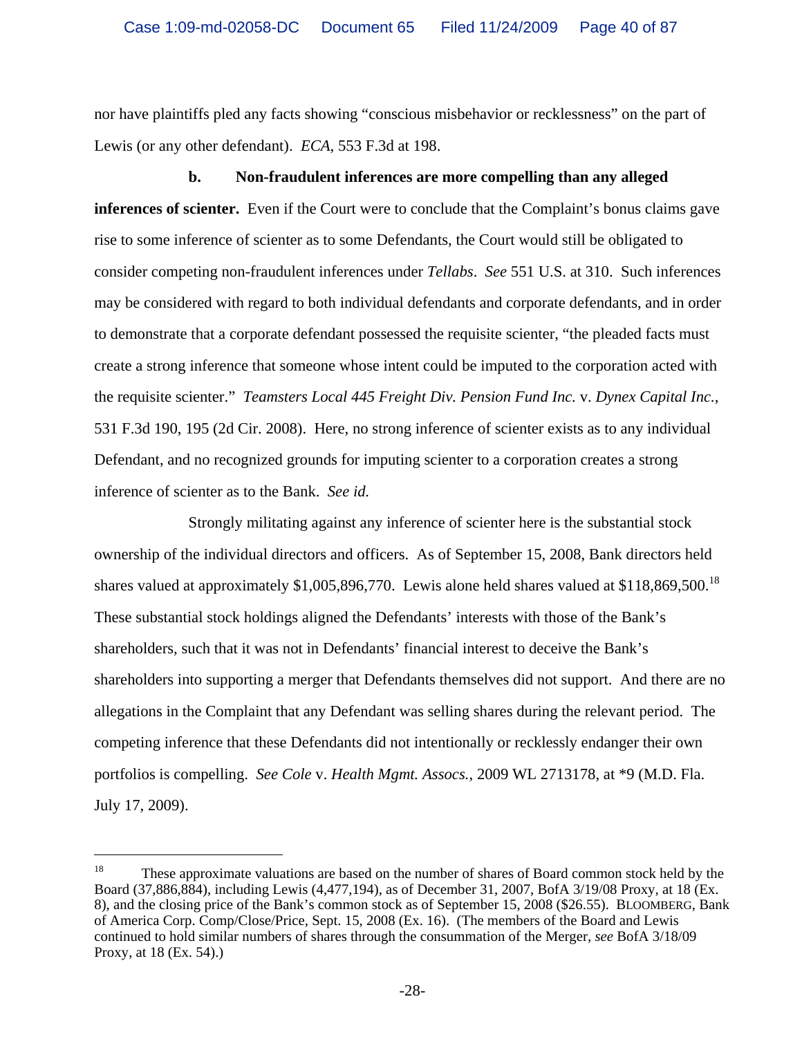nor have plaintiffs pled any facts showing "conscious misbehavior or recklessness" on the part of Lewis (or any other defendant). *ECA*, 553 F.3d at 198.

**b. Non-fraudulent inferences are more compelling than any alleged inferences of scienter.** Even if the Court were to conclude that the Complaint's bonus claims gave rise to some inference of scienter as to some Defendants, the Court would still be obligated to consider competing non-fraudulent inferences under *Tellabs*. *See* 551 U.S. at 310. Such inferences may be considered with regard to both individual defendants and corporate defendants, and in order to demonstrate that a corporate defendant possessed the requisite scienter, "the pleaded facts must create a strong inference that someone whose intent could be imputed to the corporation acted with the requisite scienter." *Teamsters Local 445 Freight Div. Pension Fund Inc.* v. *Dynex Capital Inc.*, 531 F.3d 190, 195 (2d Cir. 2008). Here, no strong inference of scienter exists as to any individual Defendant, and no recognized grounds for imputing scienter to a corporation creates a strong inference of scienter as to the Bank. *See id.*

Strongly militating against any inference of scienter here is the substantial stock ownership of the individual directors and officers. As of September 15, 2008, Bank directors held shares valued at approximately $1,005,896,770. Lewis alone held shares valued at $118,869,500.[18] These substantial stock holdings aligned the Defendants' interests with those of the Bank's shareholders, such that it was not in Defendants' financial interest to deceive the Bank's shareholders into supporting a merger that Defendants themselves did not support. And there are no allegations in the Complaint that any Defendant was selling shares during the relevant period. The competing inference that these Defendants did not intentionally or recklessly endanger their own portfolios is compelling. *See Cole* v. *Health Mgmt. Assocs.*, 2009 WL 2713178, at *9 (M.D. Fla. July 17, 2009).

---

[18] These approximate valuations are based on the number of shares of Board common stock held by the Board (37,886,884), including Lewis (4,477,194), as of December 31, 2007, BofA 3/19/08 Proxy, at 18 (Ex. 8), and the closing price of the Bank's common stock as of September 15, 2008 ($26.55). BLOOMBERG, Bank of America Corp. Comp/Close/Price, Sept. 15, 2008 (Ex. 16). (The members of the Board and Lewis continued to hold similar numbers of shares through the consummation of the Merger, *see* BofA 3/18/09 Proxy, at 18 (Ex. 54).)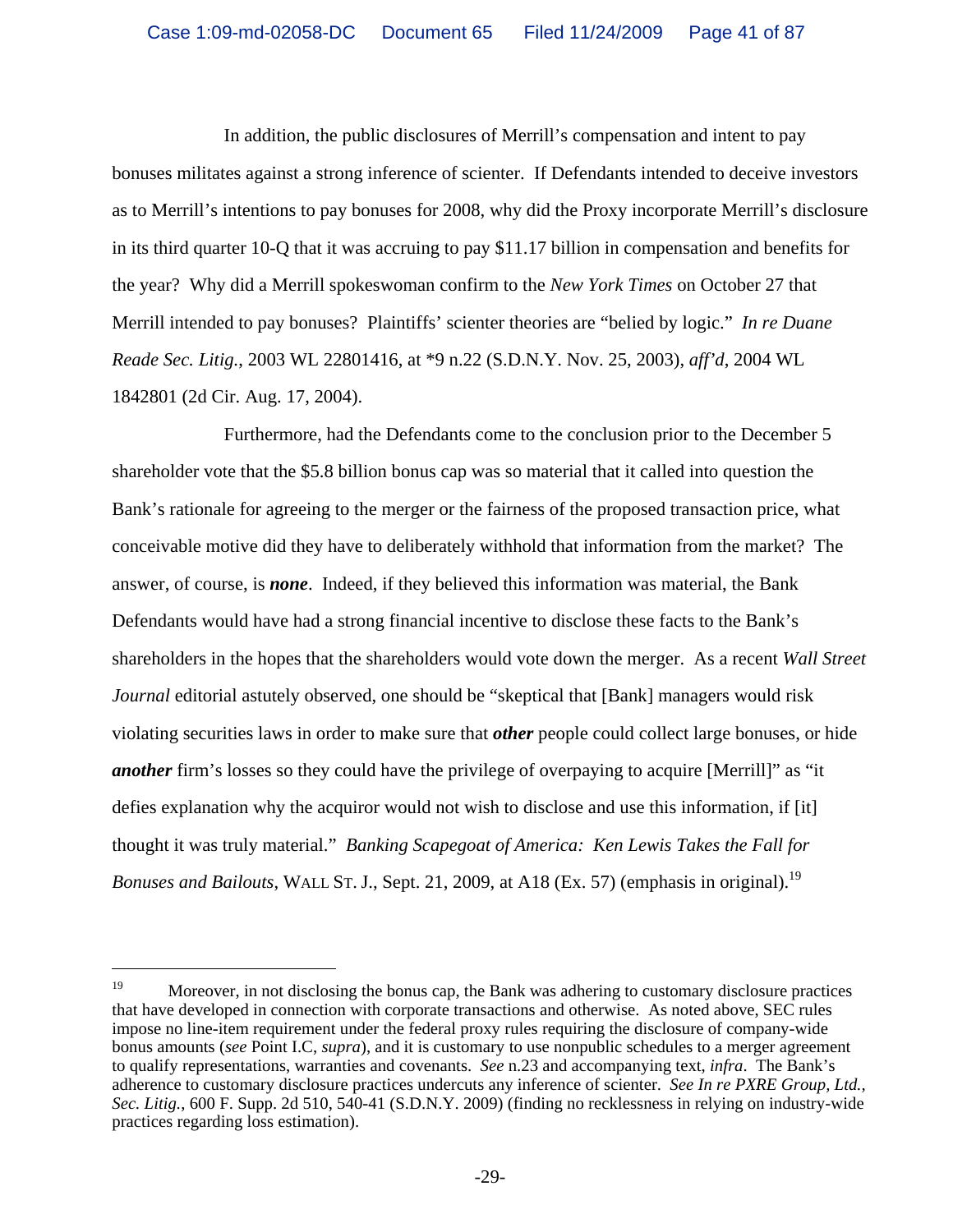In addition, the public disclosures of Merrill's compensation and intent to pay bonuses militates against a strong inference of scienter. If Defendants intended to deceive investors as to Merrill's intentions to pay bonuses for 2008, why did the Proxy incorporate Merrill's disclosure in its third quarter 10-Q that it was accruing to pay $11.17 billion in compensation and benefits for the year? Why did a Merrill spokeswoman confirm to the *New York Times* on October 27 that Merrill intended to pay bonuses? Plaintiffs' scienter theories are "belied by logic." *In re Duane Reade Sec. Litig.*, 2003 WL 22801416, at *9 n.22 (S.D.N.Y. Nov. 25, 2003), *aff'd*, 2004 WL 1842801 (2d Cir. Aug. 17, 2004).

Furthermore, had the Defendants come to the conclusion prior to the December 5 shareholder vote that the $5.8 billion bonus cap was so material that it called into question the Bank's rationale for agreeing to the merger or the fairness of the proposed transaction price, what conceivable motive did they have to deliberately withhold that information from the market? The answer, of course, is ***none***. Indeed, if they believed this information was material, the Bank Defendants would have had a strong financial incentive to disclose these facts to the Bank's shareholders in the hopes that the shareholders would vote down the merger. As a recent *Wall Street Journal* editorial astutely observed, one should be "skeptical that [Bank] managers would risk violating securities laws in order to make sure that ***other*** people could collect large bonuses, or hide ***another*** firm's losses so they could have the privilege of overpaying to acquire [Merrill]" as "it defies explanation why the acquiror would not wish to disclose and use this information, if [it] thought it was truly material." *Banking Scapegoat of America: Ken Lewis Takes the Fall for Bonuses and Bailouts*, WALL ST. J., Sept. 21, 2009, at A18 (Ex. 57) (emphasis in original).[19]

---

[19] Moreover, in not disclosing the bonus cap, the Bank was adhering to customary disclosure practices that have developed in connection with corporate transactions and otherwise. As noted above, SEC rules impose no line-item requirement under the federal proxy rules requiring the disclosure of company-wide bonus amounts (*see* Point I.C, *supra*), and it is customary to use nonpublic schedules to a merger agreement to qualify representations, warranties and covenants. *See* n.23 and accompanying text, *infra*. The Bank's adherence to customary disclosure practices undercuts any inference of scienter. *See In re PXRE Group, Ltd., Sec. Litig.*, 600 F. Supp. 2d 510, 540-41 (S.D.N.Y. 2009) (finding no recklessness in relying on industry-wide practices regarding loss estimation).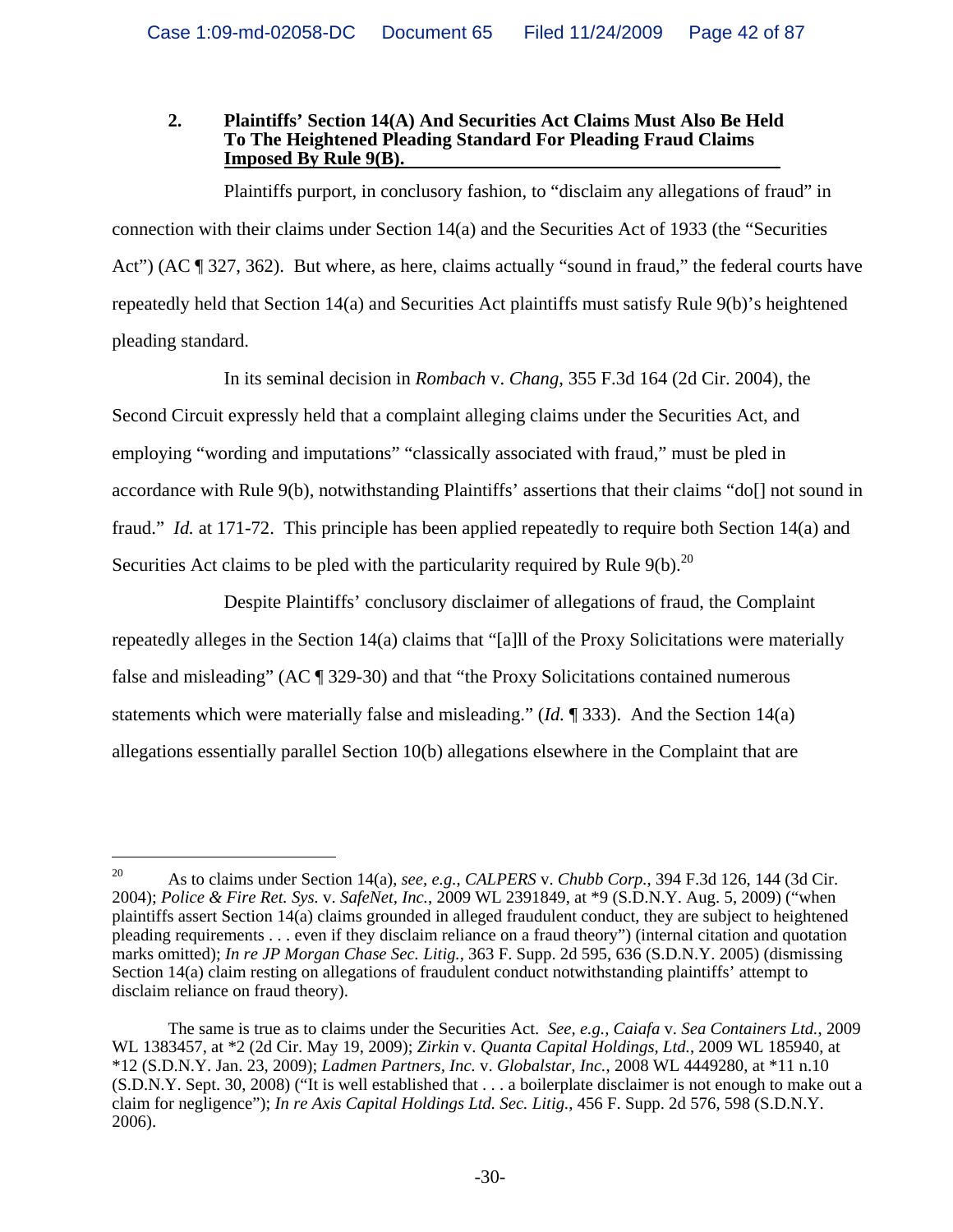### 2. Plaintiffs' Section 14(A) And Securities Act Claims Must Also Be Held To The Heightened Pleading Standard For Pleading Fraud Claims Imposed By Rule 9(B).

Plaintiffs purport, in conclusory fashion, to "disclaim any allegations of fraud" in connection with their claims under Section 14(a) and the Securities Act of 1933 (the "Securities Act") (AC ¶ 327, 362). But where, as here, claims actually "sound in fraud," the federal courts have repeatedly held that Section 14(a) and Securities Act plaintiffs must satisfy Rule 9(b)'s heightened pleading standard.

In its seminal decision in *Rombach* v. *Chang*, 355 F.3d 164 (2d Cir. 2004), the Second Circuit expressly held that a complaint alleging claims under the Securities Act, and employing "wording and imputations" "classically associated with fraud," must be pled in accordance with Rule 9(b), notwithstanding Plaintiffs' assertions that their claims "do[] not sound in fraud." *Id.* at 171-72. This principle has been applied repeatedly to require both Section 14(a) and Securities Act claims to be pled with the particularity required by Rule 9(b).[20]

Despite Plaintiffs' conclusory disclaimer of allegations of fraud, the Complaint repeatedly alleges in the Section 14(a) claims that "[a]ll of the Proxy Solicitations were materially false and misleading" (AC ¶ 329-30) and that "the Proxy Solicitations contained numerous statements which were materially false and misleading." (*Id.* ¶ 333). And the Section 14(a) allegations essentially parallel Section 10(b) allegations elsewhere in the Complaint that are

---

[20] As to claims under Section 14(a), *see, e.g.*, *CALPERS* v. *Chubb Corp.*, 394 F.3d 126, 144 (3d Cir. 2004); *Police & Fire Ret. Sys.* v. *SafeNet, Inc.*, 2009 WL 2391849, at *9 (S.D.N.Y. Aug. 5, 2009) ("when plaintiffs assert Section 14(a) claims grounded in alleged fraudulent conduct, they are subject to heightened pleading requirements . . . even if they disclaim reliance on a fraud theory") (internal citation and quotation marks omitted); *In re JP Morgan Chase Sec. Litig.*, 363 F. Supp. 2d 595, 636 (S.D.N.Y. 2005) (dismissing Section 14(a) claim resting on allegations of fraudulent conduct notwithstanding plaintiffs' attempt to disclaim reliance on fraud theory).

The same is true as to claims under the Securities Act. *See, e.g.*, *Caiafa* v. *Sea Containers Ltd.*, 2009 WL 1383457, at *2 (2d Cir. May 19, 2009); *Zirkin* v. *Quanta Capital Holdings, Ltd.*, 2009 WL 185940, at *12 (S.D.N.Y. Jan. 23, 2009); *Ladmen Partners, Inc.* v. *Globalstar, Inc.*, 2008 WL 4449280, at *11 n.10 (S.D.N.Y. Sept. 30, 2008) ("It is well established that . . . a boilerplate disclaimer is not enough to make out a claim for negligence"); *In re Axis Capital Holdings Ltd. Sec. Litig.*, 456 F. Supp. 2d 576, 598 (S.D.N.Y. 2006).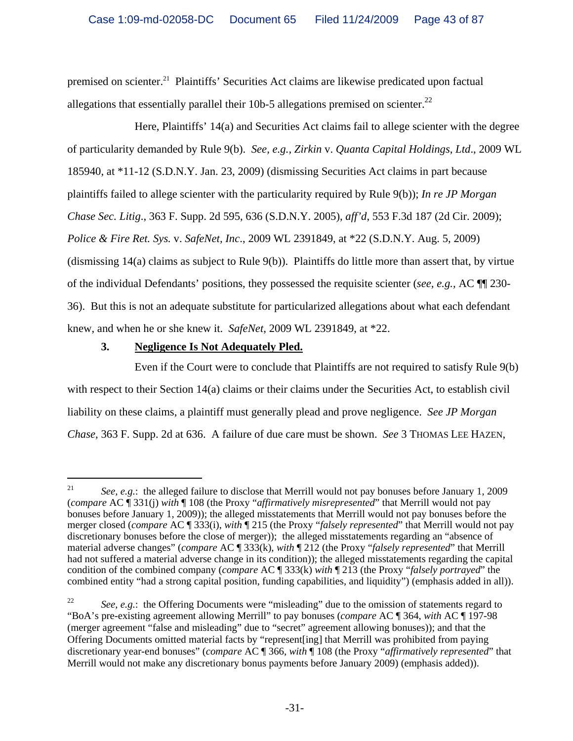premised on scienter.[21] Plaintiffs' Securities Act claims are likewise predicated upon factual allegations that essentially parallel their 10b-5 allegations premised on scienter.[22]

Here, Plaintiffs' 14(a) and Securities Act claims fail to allege scienter with the degree of particularity demanded by Rule 9(b). *See, e.g.*, *Zirkin* v. *Quanta Capital Holdings, Ltd*., 2009 WL 185940, at *11-12 (S.D.N.Y. Jan. 23, 2009) (dismissing Securities Act claims in part because plaintiffs failed to allege scienter with the particularity required by Rule 9(b)); *In re JP Morgan Chase Sec. Litig*., 363 F. Supp. 2d 595, 636 (S.D.N.Y. 2005), *aff'd*, 553 F.3d 187 (2d Cir. 2009); *Police & Fire Ret. Sys.* v. *SafeNet, Inc*., 2009 WL 2391849, at *22 (S.D.N.Y. Aug. 5, 2009) (dismissing 14(a) claims as subject to Rule 9(b)). Plaintiffs do little more than assert that, by virtue of the individual Defendants' positions, they possessed the requisite scienter (*see, e.g.,* AC ¶¶ 230-36). But this is not an adequate substitute for particularized allegations about what each defendant knew, and when he or she knew it. *SafeNet*, 2009 WL 2391849, at *22.

**3. Negligence Is Not Adequately Pled.**

Even if the Court were to conclude that Plaintiffs are not required to satisfy Rule 9(b) with respect to their Section 14(a) claims or their claims under the Securities Act, to establish civil liability on these claims, a plaintiff must generally plead and prove negligence. *See JP Morgan Chase*, 363 F. Supp. 2d at 636. A failure of due care must be shown. *See* 3 THOMAS LEE HAZEN,

---

[21] *See, e.g.*: the alleged failure to disclose that Merrill would not pay bonuses before January 1, 2009 (*compare* AC ¶ 331(j) *with* ¶ 108 (the Proxy "*affirmatively misrepresented*" that Merrill would not pay bonuses before January 1, 2009)); the alleged misstatements that Merrill would not pay bonuses before the merger closed (*compare* AC ¶ 333(i), *with* ¶ 215 (the Proxy "*falsely represented*" that Merrill would not pay discretionary bonuses before the close of merger)); the alleged misstatements regarding an "absence of material adverse changes" (*compare* AC ¶ 333(k), *with* ¶ 212 (the Proxy "*falsely represented*" that Merrill had not suffered a material adverse change in its condition)); the alleged misstatements regarding the capital condition of the combined company (*compare* AC ¶ 333(k) *with* ¶ 213 (the Proxy "*falsely portrayed*" the combined entity "had a strong capital position, funding capabilities, and liquidity") (emphasis added in all)).

[22] *See, e.g.*: the Offering Documents were "misleading" due to the omission of statements regard to "BoA's pre-existing agreement allowing Merrill" to pay bonuses (*compare* AC ¶ 364, *with* AC ¶ 197-98 (merger agreement "false and misleading" due to "secret" agreement allowing bonuses)); and that the Offering Documents omitted material facts by "represent[ing] that Merrill was prohibited from paying discretionary year-end bonuses" (*compare* AC ¶ 366, *with* ¶ 108 (the Proxy "*affirmatively represented*" that Merrill would not make any discretionary bonus payments before January 2009) (emphasis added)).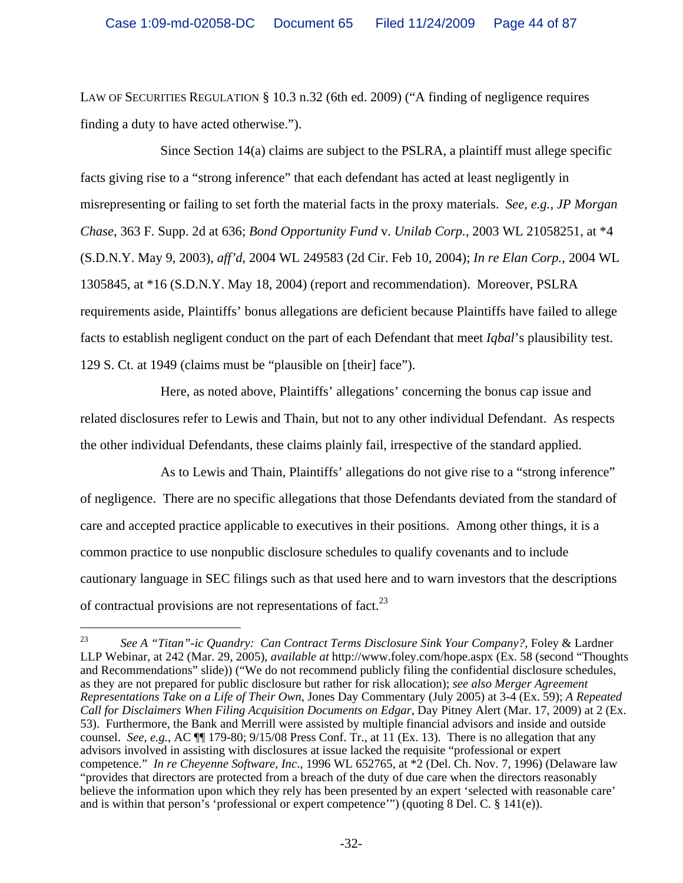LAW OF SECURITIES REGULATION § 10.3 n.32 (6th ed. 2009) ("A finding of negligence requires finding a duty to have acted otherwise.").

Since Section 14(a) claims are subject to the PSLRA, a plaintiff must allege specific facts giving rise to a "strong inference" that each defendant has acted at least negligently in misrepresenting or failing to set forth the material facts in the proxy materials. *See, e.g.*, *JP Morgan Chase*, 363 F. Supp. 2d at 636; *Bond Opportunity Fund* v. *Unilab Corp.*, 2003 WL 21058251, at *4 (S.D.N.Y. May 9, 2003), *aff'd*, 2004 WL 249583 (2d Cir. Feb 10, 2004); *In re Elan Corp.*, 2004 WL 1305845, at *16 (S.D.N.Y. May 18, 2004) (report and recommendation). Moreover, PSLRA requirements aside, Plaintiffs' bonus allegations are deficient because Plaintiffs have failed to allege facts to establish negligent conduct on the part of each Defendant that meet *Iqbal*'s plausibility test. 129 S. Ct. at 1949 (claims must be "plausible on [their] face").

Here, as noted above, Plaintiffs' allegations' concerning the bonus cap issue and related disclosures refer to Lewis and Thain, but not to any other individual Defendant. As respects the other individual Defendants, these claims plainly fail, irrespective of the standard applied.

As to Lewis and Thain, Plaintiffs' allegations do not give rise to a "strong inference" of negligence. There are no specific allegations that those Defendants deviated from the standard of care and accepted practice applicable to executives in their positions. Among other things, it is a common practice to use nonpublic disclosure schedules to qualify covenants and to include cautionary language in SEC filings such as that used here and to warn investors that the descriptions of contractual provisions are not representations of fact.[23]

---

[23] *See A "Titan"-ic Quandry: Can Contract Terms Disclosure Sink Your Company?*, Foley & Lardner LLP Webinar, at 242 (Mar. 29, 2005), *available at* http://www.foley.com/hope.aspx (Ex. 58 (second "Thoughts and Recommendations" slide)) ("We do not recommend publicly filing the confidential disclosure schedules, as they are not prepared for public disclosure but rather for risk allocation); *see also Merger Agreement Representations Take on a Life of Their Own*, Jones Day Commentary (July 2005) at 3-4 (Ex. 59); *A Repeated Call for Disclaimers When Filing Acquisition Documents on Edgar*, Day Pitney Alert (Mar. 17, 2009) at 2 (Ex. 53). Furthermore, the Bank and Merrill were assisted by multiple financial advisors and inside and outside counsel. *See, e.g.,* AC ¶¶ 179-80; 9/15/08 Press Conf. Tr., at 11 (Ex. 13). There is no allegation that any advisors involved in assisting with disclosures at issue lacked the requisite "professional or expert competence." *In re Cheyenne Software, Inc*., 1996 WL 652765, at *2 (Del. Ch. Nov. 7, 1996) (Delaware law "provides that directors are protected from a breach of the duty of due care when the directors reasonably believe the information upon which they rely has been presented by an expert 'selected with reasonable care' and is within that person's 'professional or expert competence'") (quoting 8 Del. C. § 141(e)).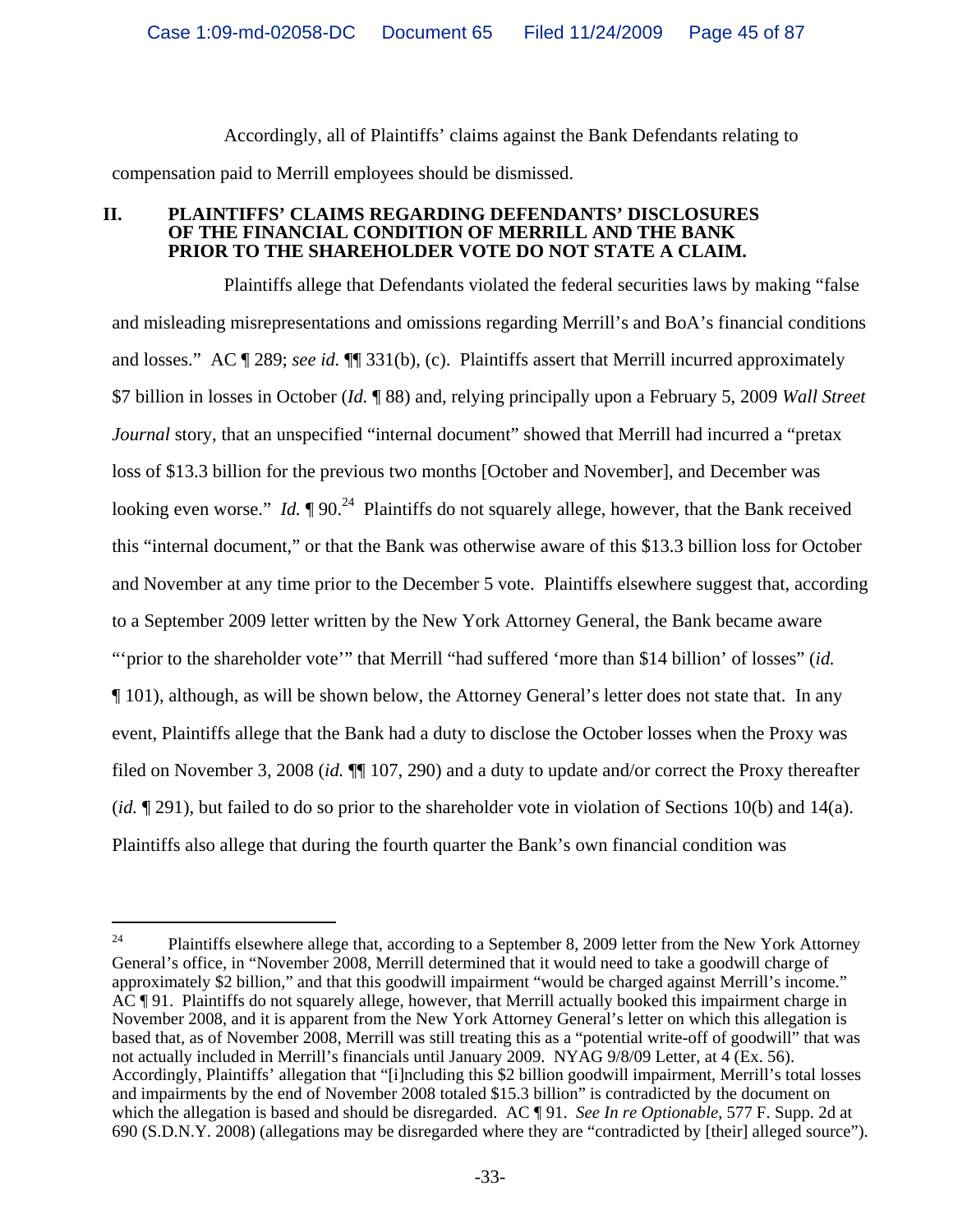Accordingly, all of Plaintiffs' claims against the Bank Defendants relating to compensation paid to Merrill employees should be dismissed.

## II. PLAINTIFFS' CLAIMS REGARDING DEFENDANTS' DISCLOSURES OF THE FINANCIAL CONDITION OF MERRILL AND THE BANK PRIOR TO THE SHAREHOLDER VOTE DO NOT STATE A CLAIM.

Plaintiffs allege that Defendants violated the federal securities laws by making "false and misleading misrepresentations and omissions regarding Merrill's and BoA's financial conditions and losses." AC ¶ 289; *see id.* ¶¶ 331(b), (c). Plaintiffs assert that Merrill incurred approximately $7 billion in losses in October (*Id.* ¶ 88) and, relying principally upon a February 5, 2009 *Wall Street Journal* story, that an unspecified "internal document" showed that Merrill had incurred a "pretax loss of $13.3 billion for the previous two months [October and November], and December was looking even worse." *Id.* ¶ 90.[24] Plaintiffs do not squarely allege, however, that the Bank received this "internal document," or that the Bank was otherwise aware of this $13.3 billion loss for October and November at any time prior to the December 5 vote. Plaintiffs elsewhere suggest that, according to a September 2009 letter written by the New York Attorney General, the Bank became aware "'prior to the shareholder vote'" that Merrill "had suffered 'more than $14 billion' of losses" (*id.* ¶ 101), although, as will be shown below, the Attorney General's letter does not state that. In any event, Plaintiffs allege that the Bank had a duty to disclose the October losses when the Proxy was filed on November 3, 2008 (*id.* ¶¶ 107, 290) and a duty to update and/or correct the Proxy thereafter (*id.* ¶ 291), but failed to do so prior to the shareholder vote in violation of Sections 10(b) and 14(a). Plaintiffs also allege that during the fourth quarter the Bank's own financial condition was

---

[24] Plaintiffs elsewhere allege that, according to a September 8, 2009 letter from the New York Attorney General's office, in "November 2008, Merrill determined that it would need to take a goodwill charge of approximately $2 billion," and that this goodwill impairment "would be charged against Merrill's income." AC ¶ 91. Plaintiffs do not squarely allege, however, that Merrill actually booked this impairment charge in November 2008, and it is apparent from the New York Attorney General's letter on which this allegation is based that, as of November 2008, Merrill was still treating this as a "potential write-off of goodwill" that was not actually included in Merrill's financials until January 2009. NYAG 9/8/09 Letter, at 4 (Ex. 56). Accordingly, Plaintiffs' allegation that "[i]ncluding this $2 billion goodwill impairment, Merrill's total losses and impairments by the end of November 2008 totaled $15.3 billion" is contradicted by the document on which the allegation is based and should be disregarded. AC ¶ 91. *See In re Optionable*, 577 F. Supp. 2d at 690 (S.D.N.Y. 2008) (allegations may be disregarded where they are "contradicted by [their] alleged source").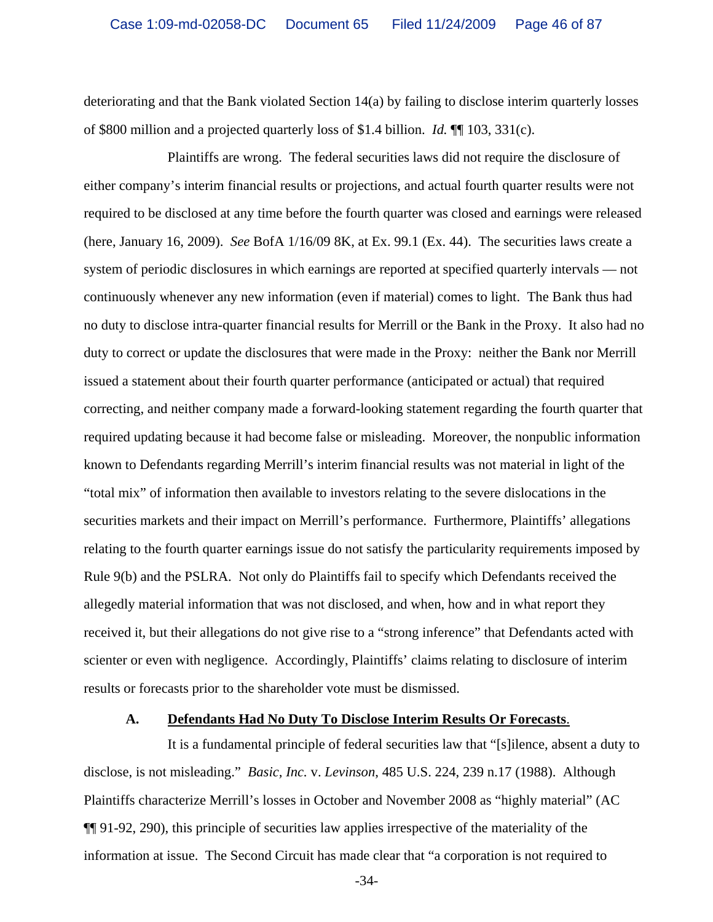deteriorating and that the Bank violated Section 14(a) by failing to disclose interim quarterly losses of $800 million and a projected quarterly loss of $1.4 billion. *Id.* ¶¶ 103, 331(c).

Plaintiffs are wrong. The federal securities laws did not require the disclosure of either company's interim financial results or projections, and actual fourth quarter results were not required to be disclosed at any time before the fourth quarter was closed and earnings were released (here, January 16, 2009). *See* BofA 1/16/09 8K, at Ex. 99.1 (Ex. 44). The securities laws create a system of periodic disclosures in which earnings are reported at specified quarterly intervals — not continuously whenever any new information (even if material) comes to light. The Bank thus had no duty to disclose intra-quarter financial results for Merrill or the Bank in the Proxy. It also had no duty to correct or update the disclosures that were made in the Proxy: neither the Bank nor Merrill issued a statement about their fourth quarter performance (anticipated or actual) that required correcting, and neither company made a forward-looking statement regarding the fourth quarter that required updating because it had become false or misleading. Moreover, the nonpublic information known to Defendants regarding Merrill's interim financial results was not material in light of the "total mix" of information then available to investors relating to the severe dislocations in the securities markets and their impact on Merrill's performance. Furthermore, Plaintiffs' allegations relating to the fourth quarter earnings issue do not satisfy the particularity requirements imposed by Rule 9(b) and the PSLRA. Not only do Plaintiffs fail to specify which Defendants received the allegedly material information that was not disclosed, and when, how and in what report they received it, but their allegations do not give rise to a "strong inference" that Defendants acted with scienter or even with negligence. Accordingly, Plaintiffs' claims relating to disclosure of interim results or forecasts prior to the shareholder vote must be dismissed.

### A. Defendants Had No Duty To Disclose Interim Results Or Forecasts.

It is a fundamental principle of federal securities law that "[s]ilence, absent a duty to disclose, is not misleading." *Basic, Inc.* v. *Levinson*, 485 U.S. 224, 239 n.17 (1988). Although Plaintiffs characterize Merrill's losses in October and November 2008 as "highly material" (AC ¶¶ 91-92, 290), this principle of securities law applies irrespective of the materiality of the information at issue. The Second Circuit has made clear that "a corporation is not required to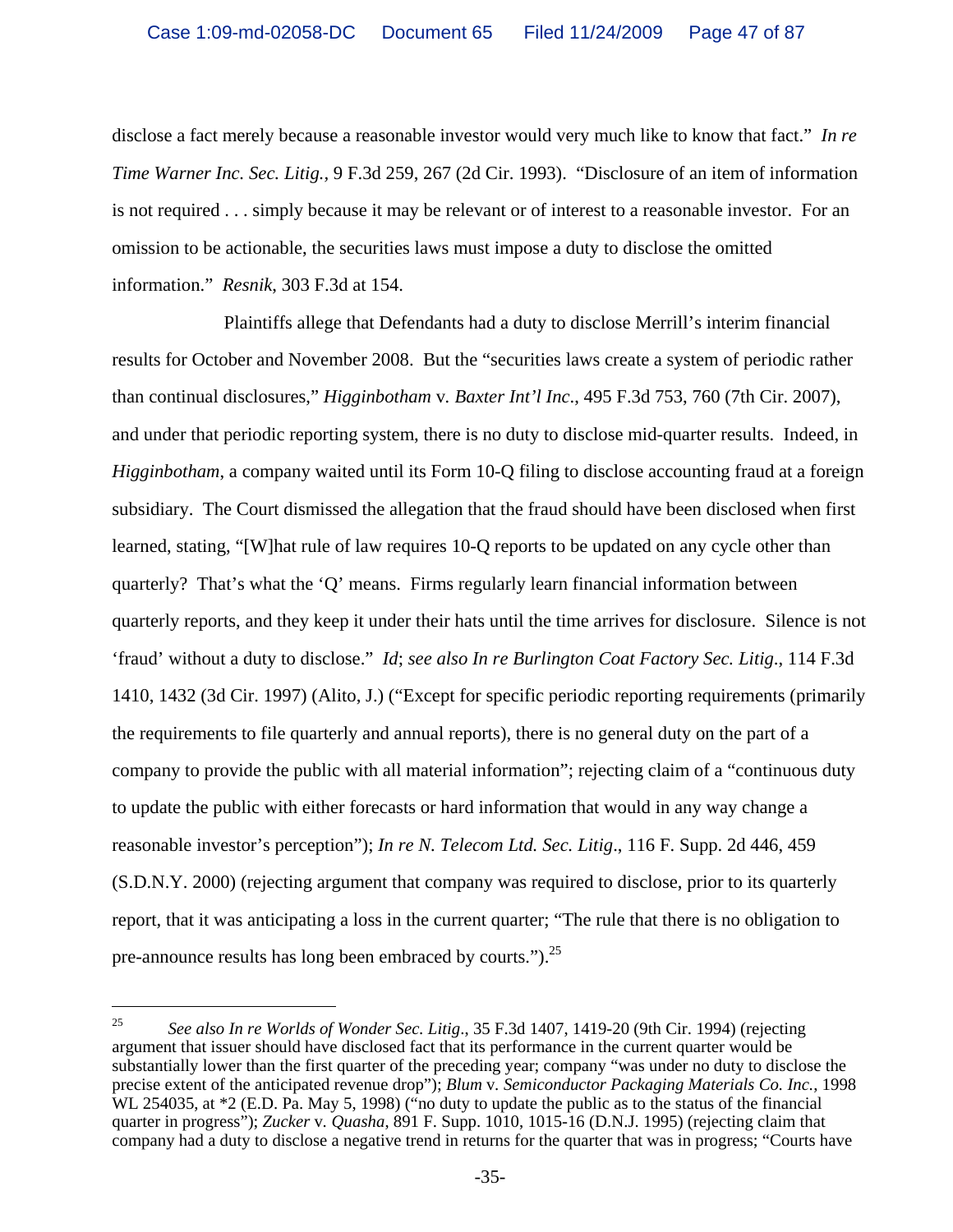disclose a fact merely because a reasonable investor would very much like to know that fact." *In re Time Warner Inc. Sec. Litig.*, 9 F.3d 259, 267 (2d Cir. 1993). "Disclosure of an item of information is not required . . . simply because it may be relevant or of interest to a reasonable investor. For an omission to be actionable, the securities laws must impose a duty to disclose the omitted information." *Resnik*, 303 F.3d at 154.

Plaintiffs allege that Defendants had a duty to disclose Merrill's interim financial results for October and November 2008. But the "securities laws create a system of periodic rather than continual disclosures," *Higginbotham* v. *Baxter Int'l Inc*., 495 F.3d 753, 760 (7th Cir. 2007), and under that periodic reporting system, there is no duty to disclose mid-quarter results. Indeed, in *Higginbotham*, a company waited until its Form 10-Q filing to disclose accounting fraud at a foreign subsidiary. The Court dismissed the allegation that the fraud should have been disclosed when first learned, stating, "[W]hat rule of law requires 10-Q reports to be updated on any cycle other than quarterly? That's what the 'Q' means. Firms regularly learn financial information between quarterly reports, and they keep it under their hats until the time arrives for disclosure. Silence is not 'fraud' without a duty to disclose." *Id*; *see also In re Burlington Coat Factory Sec. Litig*., 114 F.3d 1410, 1432 (3d Cir. 1997) (Alito, J.) ("Except for specific periodic reporting requirements (primarily the requirements to file quarterly and annual reports), there is no general duty on the part of a company to provide the public with all material information"; rejecting claim of a "continuous duty to update the public with either forecasts or hard information that would in any way change a reasonable investor's perception"); *In re N. Telecom Ltd. Sec. Litig*., 116 F. Supp. 2d 446, 459 (S.D.N.Y. 2000) (rejecting argument that company was required to disclose, prior to its quarterly report, that it was anticipating a loss in the current quarter; "The rule that there is no obligation to pre-announce results has long been embraced by courts.").[25]

---

[25] *See also In re Worlds of Wonder Sec. Litig*., 35 F.3d 1407, 1419-20 (9th Cir. 1994) (rejecting argument that issuer should have disclosed fact that its performance in the current quarter would be substantially lower than the first quarter of the preceding year; company "was under no duty to disclose the precise extent of the anticipated revenue drop"); *Blum* v. *Semiconductor Packaging Materials Co. Inc.*, 1998 WL 254035, at *2 (E.D. Pa. May 5, 1998) ("no duty to update the public as to the status of the financial quarter in progress"); *Zucker* v. *Quasha*, 891 F. Supp. 1010, 1015-16 (D.N.J. 1995) (rejecting claim that company had a duty to disclose a negative trend in returns for the quarter that was in progress; "Courts have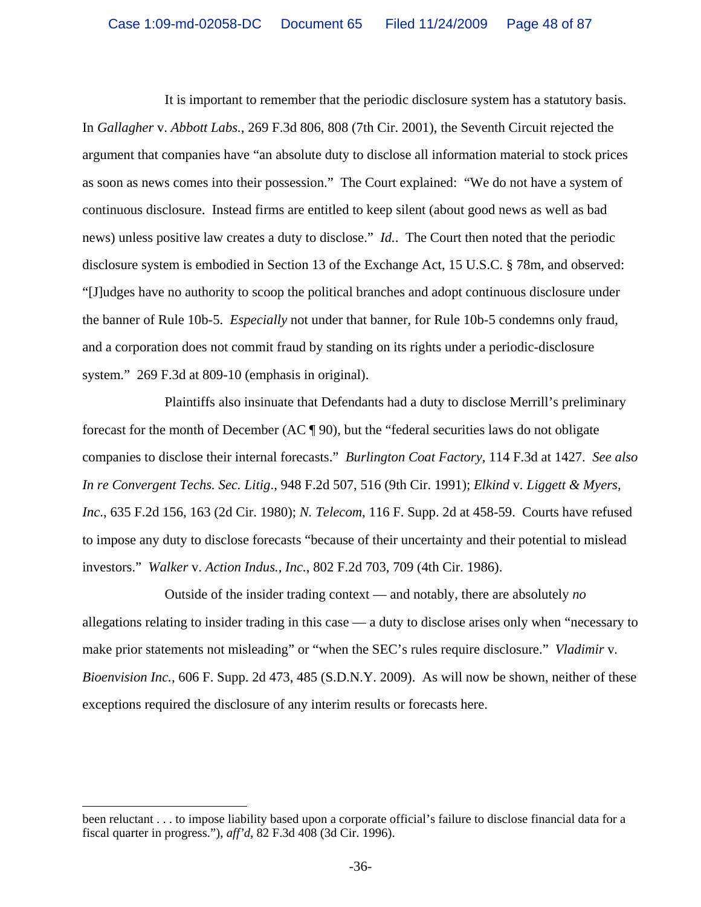It is important to remember that the periodic disclosure system has a statutory basis. In *Gallagher* v. *Abbott Labs.*, 269 F.3d 806, 808 (7th Cir. 2001), the Seventh Circuit rejected the argument that companies have "an absolute duty to disclose all information material to stock prices as soon as news comes into their possession." The Court explained: "We do not have a system of continuous disclosure. Instead firms are entitled to keep silent (about good news as well as bad news) unless positive law creates a duty to disclose." *Id.*. The Court then noted that the periodic disclosure system is embodied in Section 13 of the Exchange Act, 15 U.S.C. § 78m, and observed: "[J]udges have no authority to scoop the political branches and adopt continuous disclosure under the banner of Rule 10b-5. *Especially* not under that banner, for Rule 10b-5 condemns only fraud, and a corporation does not commit fraud by standing on its rights under a periodic-disclosure system." 269 F.3d at 809-10 (emphasis in original).

Plaintiffs also insinuate that Defendants had a duty to disclose Merrill's preliminary forecast for the month of December (AC ¶ 90), but the "federal securities laws do not obligate companies to disclose their internal forecasts." *Burlington Coat Factory*, 114 F.3d at 1427. *See also In re Convergent Techs. Sec. Litig*., 948 F.2d 507, 516 (9th Cir. 1991); *Elkind* v. *Liggett & Myers, Inc*., 635 F.2d 156, 163 (2d Cir. 1980); *N. Telecom*, 116 F. Supp. 2d at 458-59. Courts have refused to impose any duty to disclose forecasts "because of their uncertainty and their potential to mislead investors." *Walker* v. *Action Indus., Inc.*, 802 F.2d 703, 709 (4th Cir. 1986).

Outside of the insider trading context — and notably, there are absolutely *no* allegations relating to insider trading in this case — a duty to disclose arises only when "necessary to make prior statements not misleading" or "when the SEC's rules require disclosure." *Vladimir* v. *Bioenvision Inc.*, 606 F. Supp. 2d 473, 485 (S.D.N.Y. 2009). As will now be shown, neither of these exceptions required the disclosure of any interim results or forecasts here.

---

been reluctant . . . to impose liability based upon a corporate official's failure to disclose financial data for a fiscal quarter in progress."), *aff'd*, 82 F.3d 408 (3d Cir. 1996).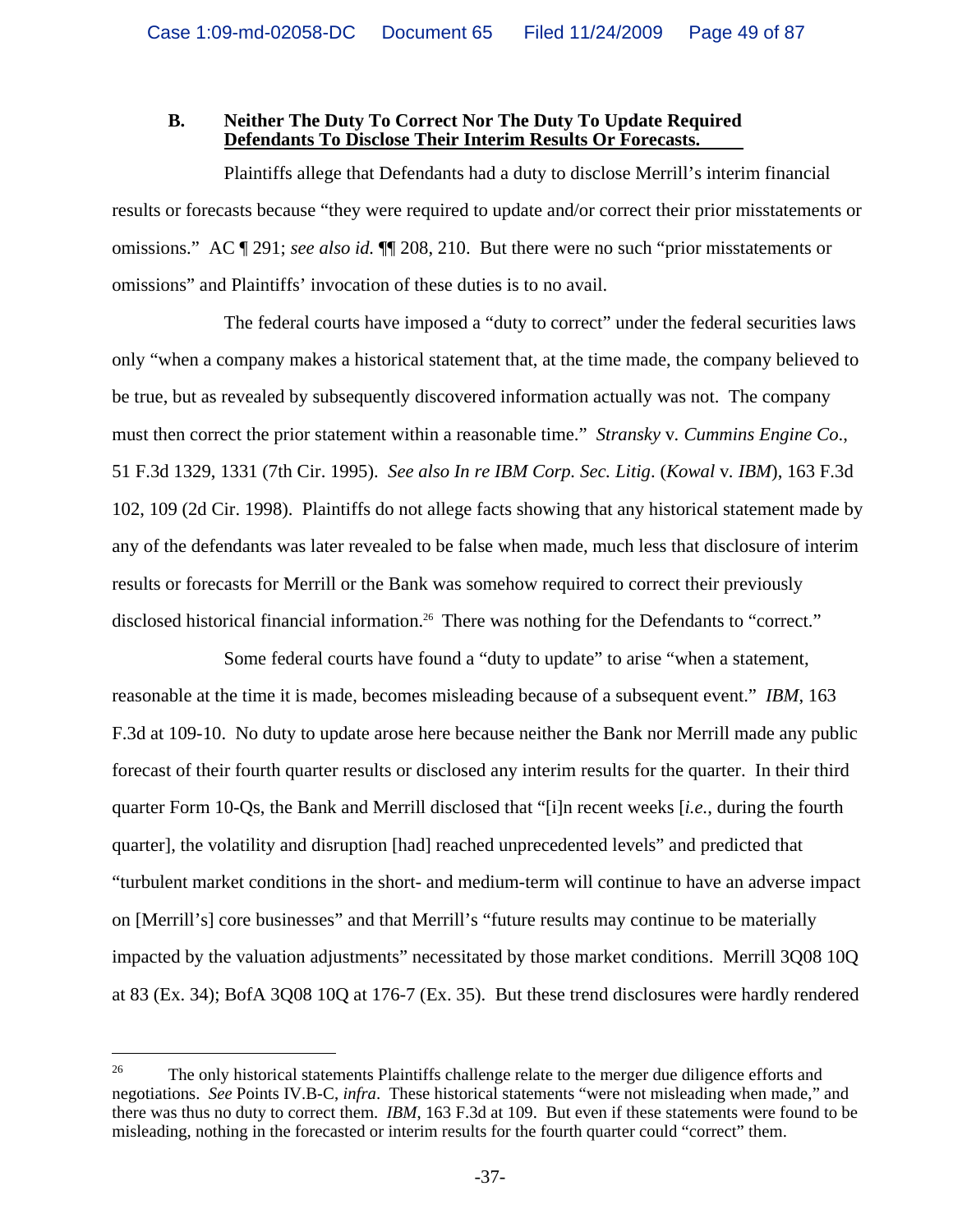### B. Neither The Duty To Correct Nor The Duty To Update Required Defendants To Disclose Their Interim Results Or Forecasts.

Plaintiffs allege that Defendants had a duty to disclose Merrill's interim financial results or forecasts because "they were required to update and/or correct their prior misstatements or omissions." AC ¶ 291; *see also id.* ¶¶ 208, 210. But there were no such "prior misstatements or omissions" and Plaintiffs' invocation of these duties is to no avail.

The federal courts have imposed a "duty to correct" under the federal securities laws only "when a company makes a historical statement that, at the time made, the company believed to be true, but as revealed by subsequently discovered information actually was not. The company must then correct the prior statement within a reasonable time." *Stransky* v. *Cummins Engine Co*., 51 F.3d 1329, 1331 (7th Cir. 1995). *See also In re IBM Corp. Sec. Litig*. (*Kowal* v. *IBM*), 163 F.3d 102, 109 (2d Cir. 1998). Plaintiffs do not allege facts showing that any historical statement made by any of the defendants was later revealed to be false when made, much less that disclosure of interim results or forecasts for Merrill or the Bank was somehow required to correct their previously disclosed historical financial information.[26] There was nothing for the Defendants to "correct."

Some federal courts have found a "duty to update" to arise "when a statement, reasonable at the time it is made, becomes misleading because of a subsequent event." *IBM*, 163 F.3d at 109-10. No duty to update arose here because neither the Bank nor Merrill made any public forecast of their fourth quarter results or disclosed any interim results for the quarter. In their third quarter Form 10-Qs, the Bank and Merrill disclosed that "[i]n recent weeks [*i.e.*, during the fourth quarter], the volatility and disruption [had] reached unprecedented levels" and predicted that "turbulent market conditions in the short- and medium-term will continue to have an adverse impact on [Merrill's] core businesses" and that Merrill's "future results may continue to be materially impacted by the valuation adjustments" necessitated by those market conditions. Merrill 3Q08 10Q at 83 (Ex. 34); BofA 3Q08 10Q at 176-7 (Ex. 35). But these trend disclosures were hardly rendered

---

[26] The only historical statements Plaintiffs challenge relate to the merger due diligence efforts and negotiations. *See* Points IV.B-C, *infra*. These historical statements "were not misleading when made," and there was thus no duty to correct them. *IBM*, 163 F.3d at 109. But even if these statements were found to be misleading, nothing in the forecasted or interim results for the fourth quarter could "correct" them.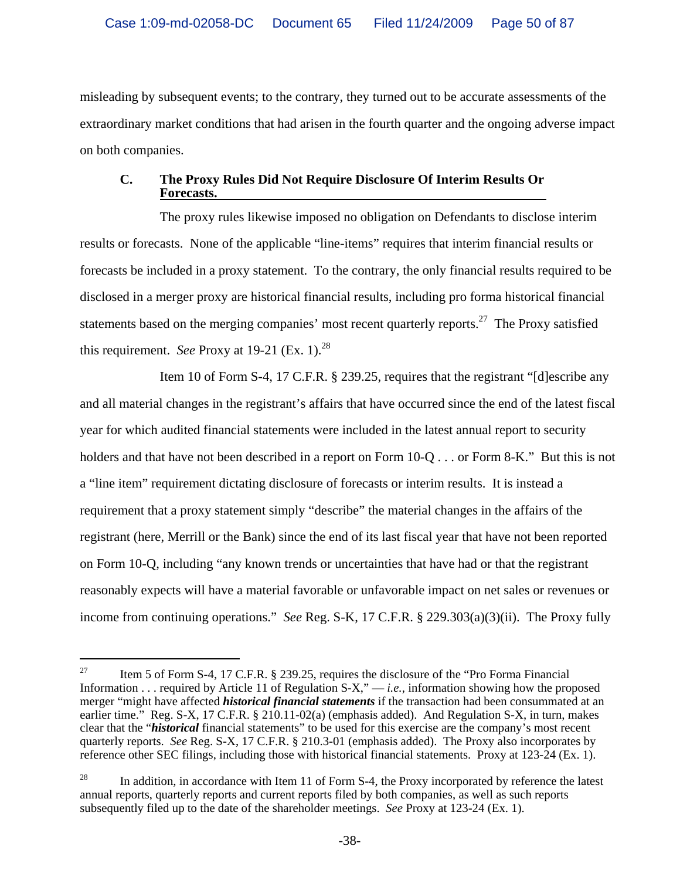misleading by subsequent events; to the contrary, they turned out to be accurate assessments of the extraordinary market conditions that had arisen in the fourth quarter and the ongoing adverse impact on both companies.

### C. The Proxy Rules Did Not Require Disclosure Of Interim Results Or Forecasts.

The proxy rules likewise imposed no obligation on Defendants to disclose interim results or forecasts. None of the applicable "line-items" requires that interim financial results or forecasts be included in a proxy statement. To the contrary, the only financial results required to be disclosed in a merger proxy are historical financial results, including pro forma historical financial statements based on the merging companies' most recent quarterly reports.[27] The Proxy satisfied this requirement. *See* Proxy at 19-21 (Ex. 1).[28]

Item 10 of Form S-4, 17 C.F.R. § 239.25, requires that the registrant "[d]escribe any and all material changes in the registrant's affairs that have occurred since the end of the latest fiscal year for which audited financial statements were included in the latest annual report to security holders and that have not been described in a report on Form 10-Q . . . or Form 8-K." But this is not a "line item" requirement dictating disclosure of forecasts or interim results. It is instead a requirement that a proxy statement simply "describe" the material changes in the affairs of the registrant (here, Merrill or the Bank) since the end of its last fiscal year that have not been reported on Form 10-Q, including "any known trends or uncertainties that have had or that the registrant reasonably expects will have a material favorable or unfavorable impact on net sales or revenues or income from continuing operations." *See* Reg. S-K, 17 C.F.R. § 229.303(a)(3)(ii). The Proxy fully

---

[27] Item 5 of Form S-4, 17 C.F.R. § 239.25, requires the disclosure of the "Pro Forma Financial Information . . . required by Article 11 of Regulation S-X," — *i.e.*, information showing how the proposed merger "might have affected ***historical financial statements*** if the transaction had been consummated at an earlier time." Reg. S-X, 17 C.F.R. § 210.11-02(a) (emphasis added). And Regulation S-X, in turn, makes clear that the "***historical*** financial statements" to be used for this exercise are the company's most recent quarterly reports. *See* Reg. S-X, 17 C.F.R. § 210.3-01 (emphasis added). The Proxy also incorporates by reference other SEC filings, including those with historical financial statements. Proxy at 123-24 (Ex. 1).

[28] In addition, in accordance with Item 11 of Form S-4, the Proxy incorporated by reference the latest annual reports, quarterly reports and current reports filed by both companies, as well as such reports subsequently filed up to the date of the shareholder meetings. *See* Proxy at 123-24 (Ex. 1).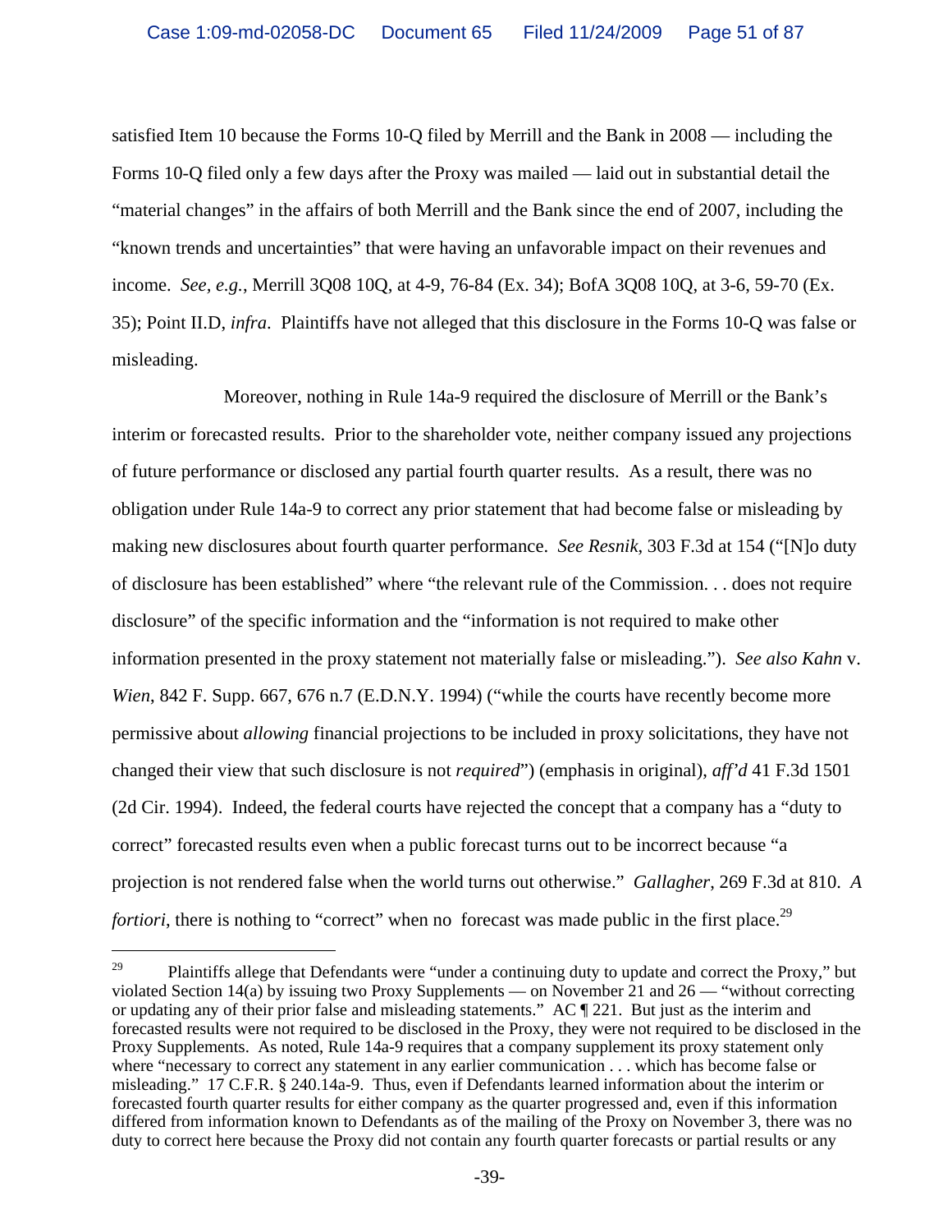satisfied Item 10 because the Forms 10-Q filed by Merrill and the Bank in 2008 — including the Forms 10-Q filed only a few days after the Proxy was mailed — laid out in substantial detail the "material changes" in the affairs of both Merrill and the Bank since the end of 2007, including the "known trends and uncertainties" that were having an unfavorable impact on their revenues and income. *See, e.g.*, Merrill 3Q08 10Q, at 4-9, 76-84 (Ex. 34); BofA 3Q08 10Q, at 3-6, 59-70 (Ex. 35); Point II.D, *infra*. Plaintiffs have not alleged that this disclosure in the Forms 10-Q was false or misleading.

Moreover, nothing in Rule 14a-9 required the disclosure of Merrill or the Bank's interim or forecasted results. Prior to the shareholder vote, neither company issued any projections of future performance or disclosed any partial fourth quarter results. As a result, there was no obligation under Rule 14a-9 to correct any prior statement that had become false or misleading by making new disclosures about fourth quarter performance. *See Resnik*, 303 F.3d at 154 ("[N]o duty of disclosure has been established" where "the relevant rule of the Commission. . . does not require disclosure" of the specific information and the "information is not required to make other information presented in the proxy statement not materially false or misleading."). *See also Kahn* v. *Wien*, 842 F. Supp. 667, 676 n.7 (E.D.N.Y. 1994) ("while the courts have recently become more permissive about *allowing* financial projections to be included in proxy solicitations, they have not changed their view that such disclosure is not *required*") (emphasis in original), *aff'd* 41 F.3d 1501 (2d Cir. 1994). Indeed, the federal courts have rejected the concept that a company has a "duty to correct" forecasted results even when a public forecast turns out to be incorrect because "a projection is not rendered false when the world turns out otherwise." *Gallagher*, 269 F.3d at 810. *A fortiori*, there is nothing to "correct" when no forecast was made public in the first place.[29]

---

[29] Plaintiffs allege that Defendants were "under a continuing duty to update and correct the Proxy," but violated Section 14(a) by issuing two Proxy Supplements — on November 21 and 26 — "without correcting or updating any of their prior false and misleading statements." AC ¶ 221. But just as the interim and forecasted results were not required to be disclosed in the Proxy, they were not required to be disclosed in the Proxy Supplements. As noted, Rule 14a-9 requires that a company supplement its proxy statement only where "necessary to correct any statement in any earlier communication . . . which has become false or misleading." 17 C.F.R. § 240.14a-9. Thus, even if Defendants learned information about the interim or forecasted fourth quarter results for either company as the quarter progressed and, even if this information differed from information known to Defendants as of the mailing of the Proxy on November 3, there was no duty to correct here because the Proxy did not contain any fourth quarter forecasts or partial results or any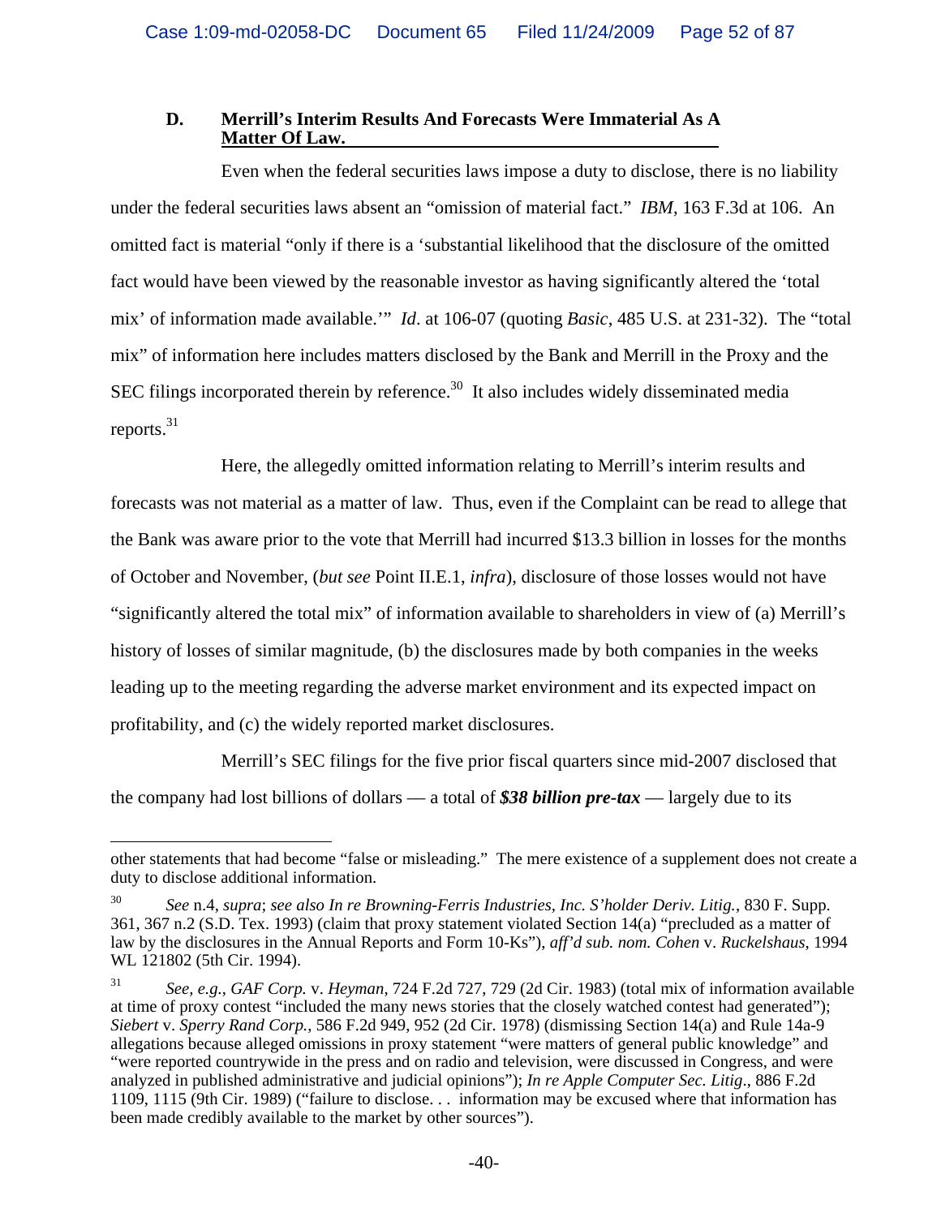### D. Merrill's Interim Results And Forecasts Were Immaterial As A Matter Of Law.

Even when the federal securities laws impose a duty to disclose, there is no liability under the federal securities laws absent an "omission of material fact." *IBM*, 163 F.3d at 106. An omitted fact is material "only if there is a 'substantial likelihood that the disclosure of the omitted fact would have been viewed by the reasonable investor as having significantly altered the 'total mix' of information made available.'" *Id*. at 106-07 (quoting *Basic*, 485 U.S. at 231-32). The "total mix" of information here includes matters disclosed by the Bank and Merrill in the Proxy and the SEC filings incorporated therein by reference.[30] It also includes widely disseminated media reports.[31]

Here, the allegedly omitted information relating to Merrill's interim results and forecasts was not material as a matter of law. Thus, even if the Complaint can be read to allege that the Bank was aware prior to the vote that Merrill had incurred $13.3 billion in losses for the months of October and November, (*but see* Point II.E.1, *infra*), disclosure of those losses would not have "significantly altered the total mix" of information available to shareholders in view of (a) Merrill's history of losses of similar magnitude, (b) the disclosures made by both companies in the weeks leading up to the meeting regarding the adverse market environment and its expected impact on profitability, and (c) the widely reported market disclosures.

Merrill's SEC filings for the five prior fiscal quarters since mid-2007 disclosed that the company had lost billions of dollars — a total of ***$38 billion pre-tax*** — largely due to its

---

other statements that had become "false or misleading." The mere existence of a supplement does not create a duty to disclose additional information.

[30] *See* n.4, *supra*; *see also In re Browning-Ferris Industries, Inc. S'holder Deriv. Litig.*, 830 F. Supp. 361, 367 n.2 (S.D. Tex. 1993) (claim that proxy statement violated Section 14(a) "precluded as a matter of law by the disclosures in the Annual Reports and Form 10-Ks"), *aff'd sub. nom. Cohen* v. *Ruckelshaus*, 1994 WL 121802 (5th Cir. 1994).

[31] *See, e.g.*, *GAF Corp.* v. *Heyman*, 724 F.2d 727, 729 (2d Cir. 1983) (total mix of information available at time of proxy contest "included the many news stories that the closely watched contest had generated"); *Siebert* v. *Sperry Rand Corp.*, 586 F.2d 949, 952 (2d Cir. 1978) (dismissing Section 14(a) and Rule 14a-9 allegations because alleged omissions in proxy statement "were matters of general public knowledge" and "were reported countrywide in the press and on radio and television, were discussed in Congress, and were analyzed in published administrative and judicial opinions"); *In re Apple Computer Sec. Litig*., 886 F.2d 1109, 1115 (9th Cir. 1989) ("failure to disclose. . . information may be excused where that information has been made credibly available to the market by other sources").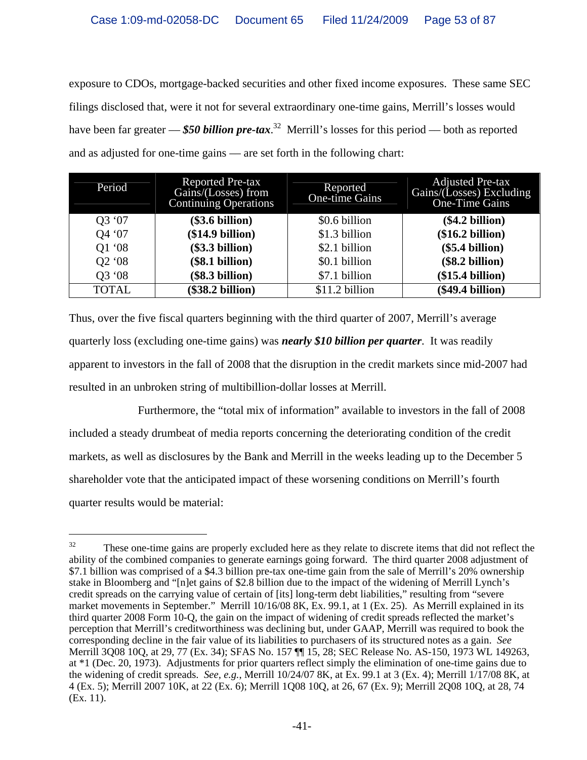exposure to CDOs, mortgage-backed securities and other fixed income exposures. These same SEC filings disclosed that, were it not for several extraordinary one-time gains, Merrill's losses would have been far greater — ***$50 billion pre-tax***.[32] Merrill's losses for this period — both as reported and as adjusted for one-time gains — are set forth in the following chart:

| Period | Reported Pre-tax Gains/(Losses) from Continuing Operations | Reported One-time Gains | Adjusted Pre-tax Gains/(Losses) Excluding One-Time Gains |
|---|---|---|---|
| Q3 '07 | **($3.6 billion)** | $0.6 billion | **($4.2 billion)** |
| Q4 '07 | **($14.9 billion)** | $1.3 billion | **($16.2 billion)** |
| Q1 '08 | **($3.3 billion)** | $2.1 billion | **($5.4 billion)** |
| Q2 '08 | **($8.1 billion)** | $0.1 billion | **($8.2 billion)** |
| Q3 '08 | **($8.3 billion)** | $7.1 billion | **($15.4 billion)** |
| TOTAL | **($38.2 billion)** | $11.2 billion | **($49.4 billion)** |

Thus, over the five fiscal quarters beginning with the third quarter of 2007, Merrill's average quarterly loss (excluding one-time gains) was ***nearly $10 billion per quarter***. It was readily apparent to investors in the fall of 2008 that the disruption in the credit markets since mid-2007 had resulted in an unbroken string of multibillion-dollar losses at Merrill.

Furthermore, the "total mix of information" available to investors in the fall of 2008 included a steady drumbeat of media reports concerning the deteriorating condition of the credit markets, as well as disclosures by the Bank and Merrill in the weeks leading up to the December 5 shareholder vote that the anticipated impact of these worsening conditions on Merrill's fourth quarter results would be material:

---

[32] These one-time gains are properly excluded here as they relate to discrete items that did not reflect the ability of the combined companies to generate earnings going forward. The third quarter 2008 adjustment of $7.1 billion was comprised of a $4.3 billion pre-tax one-time gain from the sale of Merrill's 20% ownership stake in Bloomberg and "[n]et gains of $2.8 billion due to the impact of the widening of Merrill Lynch's credit spreads on the carrying value of certain of [its] long-term debt liabilities," resulting from "severe market movements in September." Merrill 10/16/08 8K, Ex. 99.1, at 1 (Ex. 25). As Merrill explained in its third quarter 2008 Form 10-Q, the gain on the impact of widening of credit spreads reflected the market's perception that Merrill's creditworthiness was declining but, under GAAP, Merrill was required to book the corresponding decline in the fair value of its liabilities to purchasers of its structured notes as a gain. *See* Merrill 3Q08 10Q, at 29, 77 (Ex. 34); SFAS No. 157 ¶¶ 15, 28; SEC Release No. AS-150, 1973 WL 149263, at *1 (Dec. 20, 1973). Adjustments for prior quarters reflect simply the elimination of one-time gains due to the widening of credit spreads. *See, e.g.*, Merrill 10/24/07 8K, at Ex. 99.1 at 3 (Ex. 4); Merrill 1/17/08 8K, at 4 (Ex. 5); Merrill 2007 10K, at 22 (Ex. 6); Merrill 1Q08 10Q, at 26, 67 (Ex. 9); Merrill 2Q08 10Q, at 28, 74 (Ex. 11).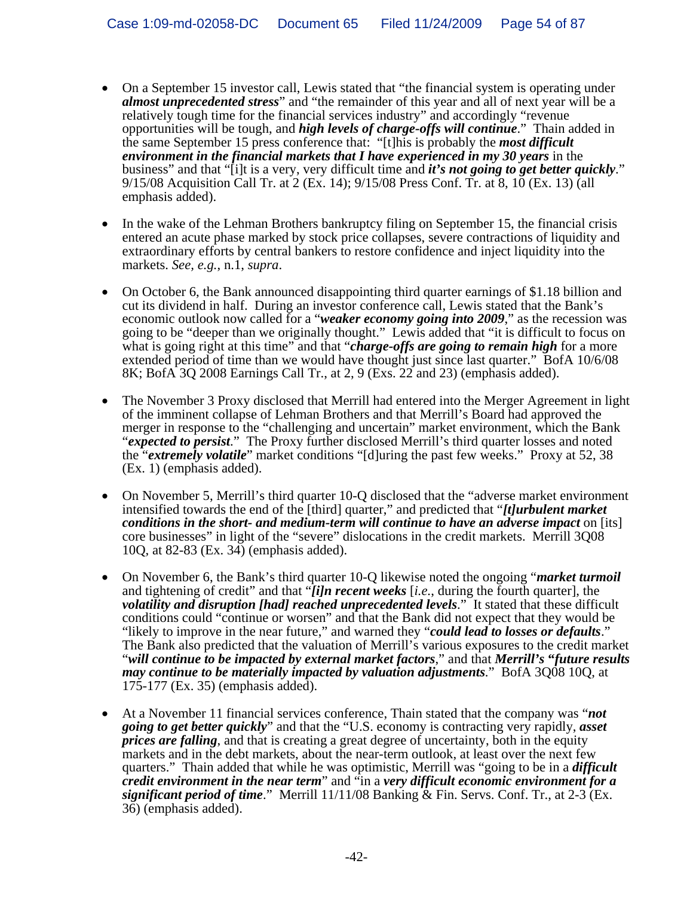- On a September 15 investor call, Lewis stated that "the financial system is operating under ***almost unprecedented stress***" and "the remainder of this year and all of next year will be a relatively tough time for the financial services industry" and accordingly "revenue opportunities will be tough, and ***high levels of charge-offs will continue***." Thain added in the same September 15 press conference that: "[t]his is probably the ***most difficult environment in the financial markets that I have experienced in my 30 years*** in the business" and that "[i]t is a very, very difficult time and ***it's not going to get better quickly***." 9/15/08 Acquisition Call Tr. at 2 (Ex. 14); 9/15/08 Press Conf. Tr. at 8, 10 (Ex. 13) (all emphasis added).

- In the wake of the Lehman Brothers bankruptcy filing on September 15, the financial crisis entered an acute phase marked by stock price collapses, severe contractions of liquidity and extraordinary efforts by central bankers to restore confidence and inject liquidity into the markets. *See, e.g.*, n.1, *supra*.

- On October 6, the Bank announced disappointing third quarter earnings of $1.18 billion and cut its dividend in half. During an investor conference call, Lewis stated that the Bank's economic outlook now called for a "***weaker economy going into 2009***," as the recession was going to be "deeper than we originally thought." Lewis added that "it is difficult to focus on what is going right at this time" and that "***charge-offs are going to remain high*** for a more extended period of time than we would have thought just since last quarter." BofA 10/6/08 8K; BofA 3Q 2008 Earnings Call Tr., at 2, 9 (Exs. 22 and 23) (emphasis added).

- The November 3 Proxy disclosed that Merrill had entered into the Merger Agreement in light of the imminent collapse of Lehman Brothers and that Merrill's Board had approved the merger in response to the "challenging and uncertain" market environment, which the Bank "***expected to persist***." The Proxy further disclosed Merrill's third quarter losses and noted the "***extremely volatile***" market conditions "[d]uring the past few weeks." Proxy at 52, 38 (Ex. 1) (emphasis added).

- On November 5, Merrill's third quarter 10-Q disclosed that the "adverse market environment intensified towards the end of the [third] quarter," and predicted that "***[t]urbulent market conditions in the short- and medium-term will continue to have an adverse impact*** on [its] core businesses" in light of the "severe" dislocations in the credit markets. Merrill 3Q08 10Q, at 82-83 (Ex. 34) (emphasis added).

- On November 6, the Bank's third quarter 10-Q likewise noted the ongoing "***market turmoil*** and tightening of credit" and that "***[i]n recent weeks*** [*i.e.*, during the fourth quarter], the ***volatility and disruption [had] reached unprecedented levels***." It stated that these difficult conditions could "continue or worsen" and that the Bank did not expect that they would be "likely to improve in the near future," and warned they "***could lead to losses or defaults***." The Bank also predicted that the valuation of Merrill's various exposures to the credit market "***will continue to be impacted by external market factors***," and that ***Merrill's "future results may continue to be materially impacted by valuation adjustments***." BofA 3Q08 10Q, at 175-177 (Ex. 35) (emphasis added).

- At a November 11 financial services conference, Thain stated that the company was "***not going to get better quickly***" and that the "U.S. economy is contracting very rapidly, ***asset prices are falling***, and that is creating a great degree of uncertainty, both in the equity markets and in the debt markets, about the near-term outlook, at least over the next few quarters." Thain added that while he was optimistic, Merrill was "going to be in a ***difficult credit environment in the near term***" and "in a ***very difficult economic environment for a significant period of time***." Merrill 11/11/08 Banking & Fin. Servs. Conf. Tr., at 2-3 (Ex. 36) (emphasis added).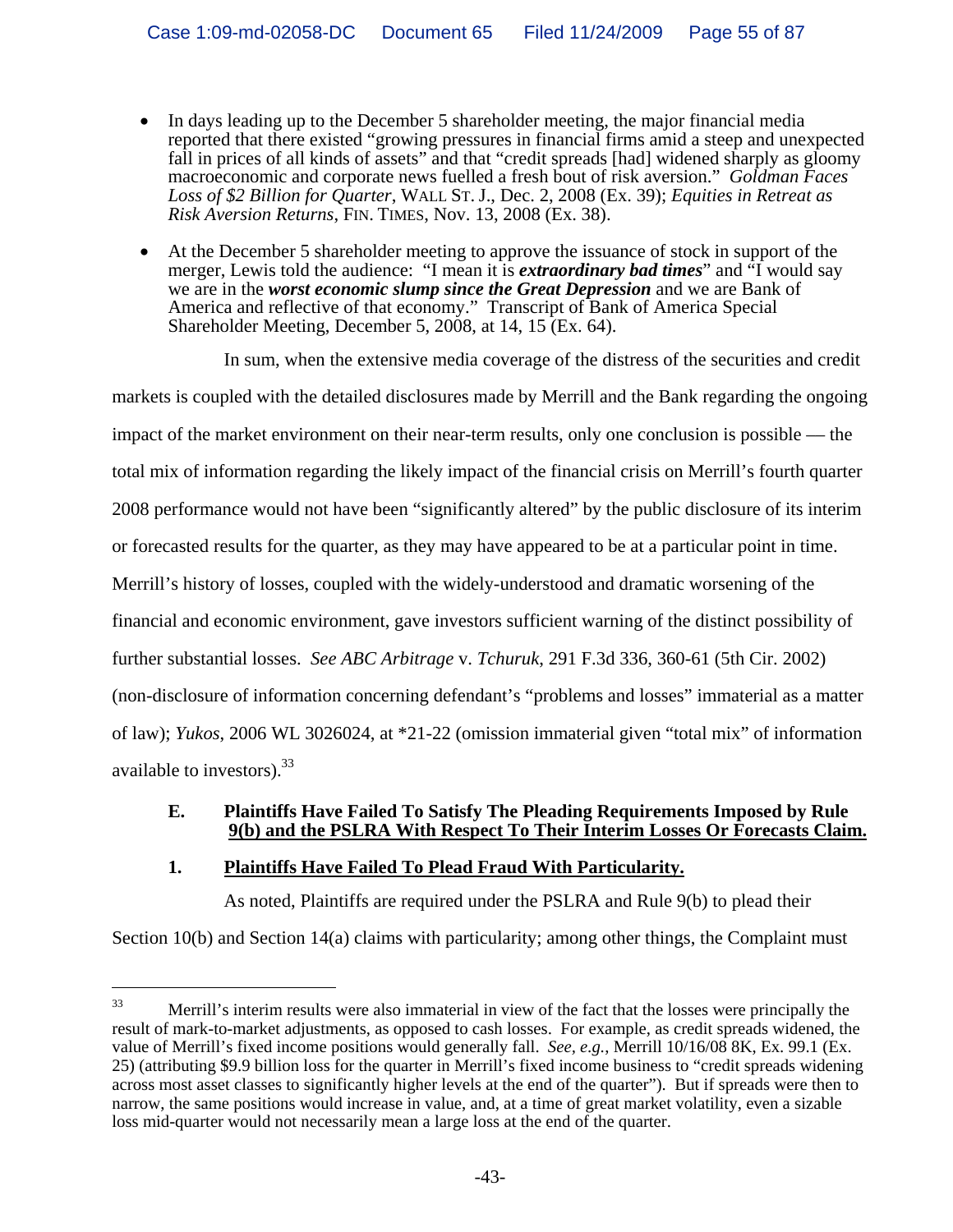- In days leading up to the December 5 shareholder meeting, the major financial media reported that there existed "growing pressures in financial firms amid a steep and unexpected fall in prices of all kinds of assets" and that "credit spreads [had] widened sharply as gloomy macroeconomic and corporate news fuelled a fresh bout of risk aversion." *Goldman Faces Loss of $2 Billion for Quarter*, WALL ST. J., Dec. 2, 2008 (Ex. 39); *Equities in Retreat as Risk Aversion Returns*, FIN. TIMES, Nov. 13, 2008 (Ex. 38).
- At the December 5 shareholder meeting to approve the issuance of stock in support of the merger, Lewis told the audience: "I mean it is ***extraordinary bad times***" and "I would say we are in the ***worst economic slump since the Great Depression*** and we are Bank of America and reflective of that economy." Transcript of Bank of America Special Shareholder Meeting, December 5, 2008, at 14, 15 (Ex. 64).

In sum, when the extensive media coverage of the distress of the securities and credit markets is coupled with the detailed disclosures made by Merrill and the Bank regarding the ongoing impact of the market environment on their near-term results, only one conclusion is possible — the total mix of information regarding the likely impact of the financial crisis on Merrill's fourth quarter 2008 performance would not have been "significantly altered" by the public disclosure of its interim or forecasted results for the quarter, as they may have appeared to be at a particular point in time. Merrill's history of losses, coupled with the widely-understood and dramatic worsening of the financial and economic environment, gave investors sufficient warning of the distinct possibility of further substantial losses. *See ABC Arbitrage* v. *Tchuruk*, 291 F.3d 336, 360-61 (5th Cir. 2002) (non-disclosure of information concerning defendant's "problems and losses" immaterial as a matter of law); *Yukos*, 2006 WL 3026024, at *21-22 (omission immaterial given "total mix" of information available to investors).[33]

### E. Plaintiffs Have Failed To Satisfy The Pleading Requirements Imposed by Rule 9(b) and the PSLRA With Respect To Their Interim Losses Or Forecasts Claim.

#### 1. Plaintiffs Have Failed To Plead Fraud With Particularity.

As noted, Plaintiffs are required under the PSLRA and Rule 9(b) to plead their Section 10(b) and Section 14(a) claims with particularity; among other things, the Complaint must

---

[33] Merrill's interim results were also immaterial in view of the fact that the losses were principally the result of mark-to-market adjustments, as opposed to cash losses. For example, as credit spreads widened, the value of Merrill's fixed income positions would generally fall. *See, e.g.*, Merrill 10/16/08 8K, Ex. 99.1 (Ex. 25) (attributing $9.9 billion loss for the quarter in Merrill's fixed income business to "credit spreads widening across most asset classes to significantly higher levels at the end of the quarter"). But if spreads were then to narrow, the same positions would increase in value, and, at a time of great market volatility, even a sizable loss mid-quarter would not necessarily mean a large loss at the end of the quarter.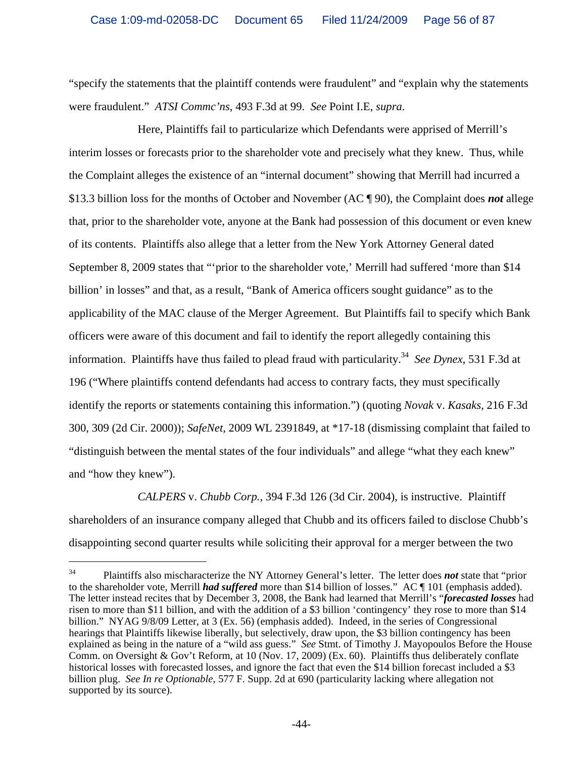"specify the statements that the plaintiff contends were fraudulent" and "explain why the statements were fraudulent." *ATSI Commc'ns*, 493 F.3d at 99. *See* Point I.E, *supra*.

Here, Plaintiffs fail to particularize which Defendants were apprised of Merrill's interim losses or forecasts prior to the shareholder vote and precisely what they knew. Thus, while the Complaint alleges the existence of an "internal document" showing that Merrill had incurred a $13.3 billion loss for the months of October and November (AC ¶ 90), the Complaint does ***not*** allege that, prior to the shareholder vote, anyone at the Bank had possession of this document or even knew of its contents. Plaintiffs also allege that a letter from the New York Attorney General dated September 8, 2009 states that "'prior to the shareholder vote,' Merrill had suffered 'more than $14 billion' in losses" and that, as a result, "Bank of America officers sought guidance" as to the applicability of the MAC clause of the Merger Agreement. But Plaintiffs fail to specify which Bank officers were aware of this document and fail to identify the report allegedly containing this information. Plaintiffs have thus failed to plead fraud with particularity.[34] *See Dynex*, 531 F.3d at 196 ("Where plaintiffs contend defendants had access to contrary facts, they must specifically identify the reports or statements containing this information.") (quoting *Novak* v. *Kasaks*, 216 F.3d 300, 309 (2d Cir. 2000)); *SafeNet,* 2009 WL 2391849, at *17-18 (dismissing complaint that failed to "distinguish between the mental states of the four individuals" and allege "what they each knew" and "how they knew").

*CALPERS* v. *Chubb Corp.*, 394 F.3d 126 (3d Cir. 2004), is instructive. Plaintiff shareholders of an insurance company alleged that Chubb and its officers failed to disclose Chubb's disappointing second quarter results while soliciting their approval for a merger between the two

---

[34] Plaintiffs also mischaracterize the NY Attorney General's letter. The letter does ***not*** state that "prior to the shareholder vote, Merrill ***had suffered*** more than $14 billion of losses." AC ¶ 101 (emphasis added). The letter instead recites that by December 3, 2008, the Bank had learned that Merrill's "***forecasted losses*** had risen to more than $11 billion, and with the addition of a $3 billion 'contingency' they rose to more than $14 billion." NYAG 9/8/09 Letter, at 3 (Ex. 56) (emphasis added). Indeed, in the series of Congressional hearings that Plaintiffs likewise liberally, but selectively, draw upon, the $3 billion contingency has been explained as being in the nature of a "wild ass guess." *See* Stmt. of Timothy J. Mayopoulos Before the House Comm. on Oversight & Gov't Reform, at 10 (Nov. 17, 2009) (Ex. 60). Plaintiffs thus deliberately conflate historical losses with forecasted losses, and ignore the fact that even the $14 billion forecast included a $3 billion plug. *See In re Optionable*, 577 F. Supp. 2d at 690 (particularity lacking where allegation not supported by its source).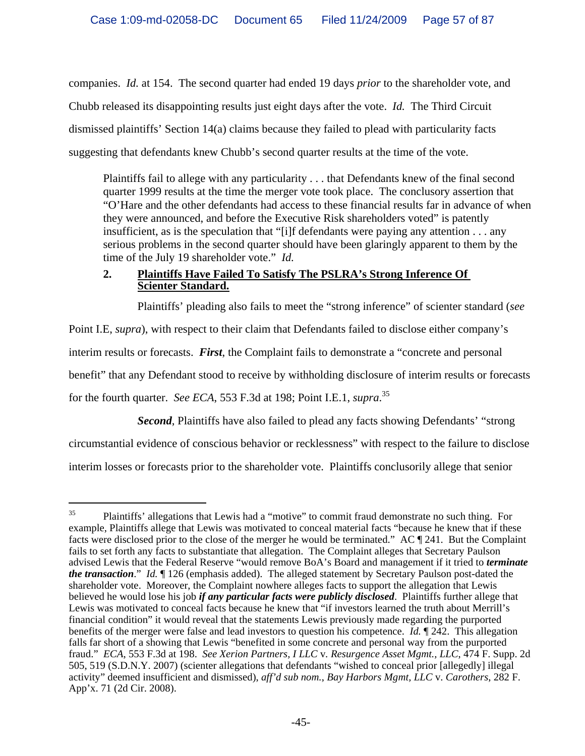companies. *Id.* at 154. The second quarter had ended 19 days *prior* to the shareholder vote, and Chubb released its disappointing results just eight days after the vote. *Id.* The Third Circuit dismissed plaintiffs' Section 14(a) claims because they failed to plead with particularity facts suggesting that defendants knew Chubb's second quarter results at the time of the vote.

> Plaintiffs fail to allege with any particularity . . . that Defendants knew of the final second quarter 1999 results at the time the merger vote took place. The conclusory assertion that "O'Hare and the other defendants had access to these financial results far in advance of when they were announced, and before the Executive Risk shareholders voted" is patently insufficient, as is the speculation that "[i]f defendants were paying any attention . . . any serious problems in the second quarter should have been glaringly apparent to them by the time of the July 19 shareholder vote." *Id.*

### 2. Plaintiffs Have Failed To Satisfy The PSLRA's Strong Inference Of Scienter Standard.

Plaintiffs' pleading also fails to meet the "strong inference" of scienter standard (*see* Point I.E, *supra*), with respect to their claim that Defendants failed to disclose either company's interim results or forecasts. ***First***, the Complaint fails to demonstrate a "concrete and personal benefit" that any Defendant stood to receive by withholding disclosure of interim results or forecasts for the fourth quarter. *See ECA*, 553 F.3d at 198; Point I.E.1, *supra*.[35]

***Second***, Plaintiffs have also failed to plead any facts showing Defendants' "strong circumstantial evidence of conscious behavior or recklessness" with respect to the failure to disclose interim losses or forecasts prior to the shareholder vote. Plaintiffs conclusorily allege that senior

---

[35] Plaintiffs' allegations that Lewis had a "motive" to commit fraud demonstrate no such thing. For example, Plaintiffs allege that Lewis was motivated to conceal material facts "because he knew that if these facts were disclosed prior to the close of the merger he would be terminated." AC ¶ 241. But the Complaint fails to set forth any facts to substantiate that allegation. The Complaint alleges that Secretary Paulson advised Lewis that the Federal Reserve "would remove BoA's Board and management if it tried to ***terminate the transaction***." *Id.* ¶ 126 (emphasis added). The alleged statement by Secretary Paulson post-dated the shareholder vote. Moreover, the Complaint nowhere alleges facts to support the allegation that Lewis believed he would lose his job ***if any particular facts were publicly disclosed***. Plaintiffs further allege that Lewis was motivated to conceal facts because he knew that "if investors learned the truth about Merrill's financial condition" it would reveal that the statements Lewis previously made regarding the purported benefits of the merger were false and lead investors to question his competence. *Id.* ¶ 242. This allegation falls far short of a showing that Lewis "benefited in some concrete and personal way from the purported fraud." *ECA*, 553 F.3d at 198. *See Xerion Partners, I LLC* v. *Resurgence Asset Mgmt., LLC*, 474 F. Supp. 2d 505, 519 (S.D.N.Y. 2007) (scienter allegations that defendants "wished to conceal prior [allegedly] illegal activity" deemed insufficient and dismissed), *aff'd sub nom.*, *Bay Harbors Mgmt, LLC* v. *Carothers*, 282 F. App'x. 71 (2d Cir. 2008).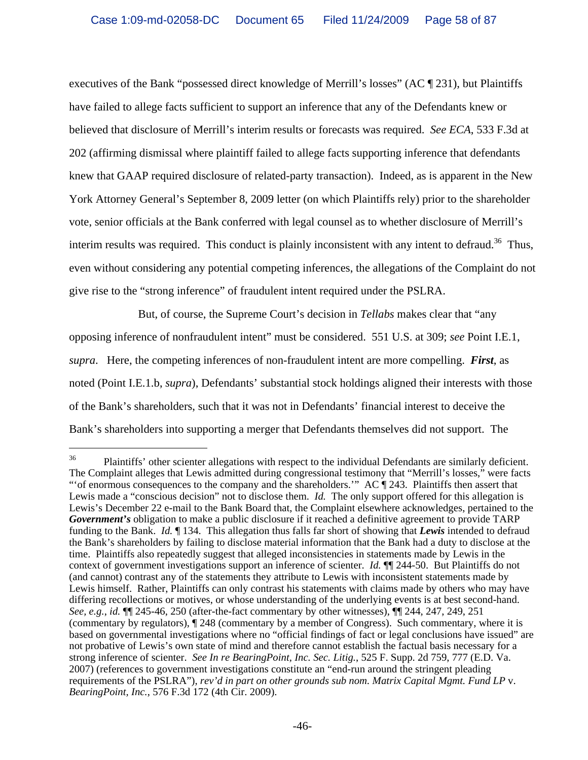executives of the Bank "possessed direct knowledge of Merrill's losses" (AC ¶ 231), but Plaintiffs have failed to allege facts sufficient to support an inference that any of the Defendants knew or believed that disclosure of Merrill's interim results or forecasts was required. *See ECA*, 533 F.3d at 202 (affirming dismissal where plaintiff failed to allege facts supporting inference that defendants knew that GAAP required disclosure of related-party transaction). Indeed, as is apparent in the New York Attorney General's September 8, 2009 letter (on which Plaintiffs rely) prior to the shareholder vote, senior officials at the Bank conferred with legal counsel as to whether disclosure of Merrill's interim results was required. This conduct is plainly inconsistent with any intent to defraud.[36] Thus, even without considering any potential competing inferences, the allegations of the Complaint do not give rise to the "strong inference" of fraudulent intent required under the PSLRA.

But, of course, the Supreme Court's decision in *Tellabs* makes clear that "any opposing inference of nonfraudulent intent" must be considered. 551 U.S. at 309; *see* Point I.E.1, *supra*. Here, the competing inferences of non-fraudulent intent are more compelling. ***First***, as noted (Point I.E.1.b, *supra*), Defendants' substantial stock holdings aligned their interests with those of the Bank's shareholders, such that it was not in Defendants' financial interest to deceive the Bank's shareholders into supporting a merger that Defendants themselves did not support. The

---

[36] Plaintiffs' other scienter allegations with respect to the individual Defendants are similarly deficient. The Complaint alleges that Lewis admitted during congressional testimony that "Merrill's losses," were facts "'of enormous consequences to the company and the shareholders.'" AC ¶ 243. Plaintiffs then assert that Lewis made a "conscious decision" not to disclose them. *Id.* The only support offered for this allegation is Lewis's December 22 e-mail to the Bank Board that, the Complaint elsewhere acknowledges, pertained to the ***Government's*** obligation to make a public disclosure if it reached a definitive agreement to provide TARP funding to the Bank. *Id.* ¶ 134. This allegation thus falls far short of showing that ***Lewis*** intended to defraud the Bank's shareholders by failing to disclose material information that the Bank had a duty to disclose at the time. Plaintiffs also repeatedly suggest that alleged inconsistencies in statements made by Lewis in the context of government investigations support an inference of scienter. *Id.* ¶¶ 244-50. But Plaintiffs do not (and cannot) contrast any of the statements they attribute to Lewis with inconsistent statements made by Lewis himself. Rather, Plaintiffs can only contrast his statements with claims made by others who may have differing recollections or motives, or whose understanding of the underlying events is at best second-hand. *See, e.g.*, *id.* ¶¶ 245-46, 250 (after-the-fact commentary by other witnesses), ¶¶ 244, 247, 249, 251 (commentary by regulators), ¶ 248 (commentary by a member of Congress). Such commentary, where it is based on governmental investigations where no "official findings of fact or legal conclusions have issued" are not probative of Lewis's own state of mind and therefore cannot establish the factual basis necessary for a strong inference of scienter. *See In re BearingPoint, Inc. Sec. Litig.*, 525 F. Supp. 2d 759, 777 (E.D. Va. 2007) (references to government investigations constitute an "end-run around the stringent pleading requirements of the PSLRA"), *rev'd in part on other grounds sub nom. Matrix Capital Mgmt. Fund LP* v. *BearingPoint, Inc.*, 576 F.3d 172 (4th Cir. 2009).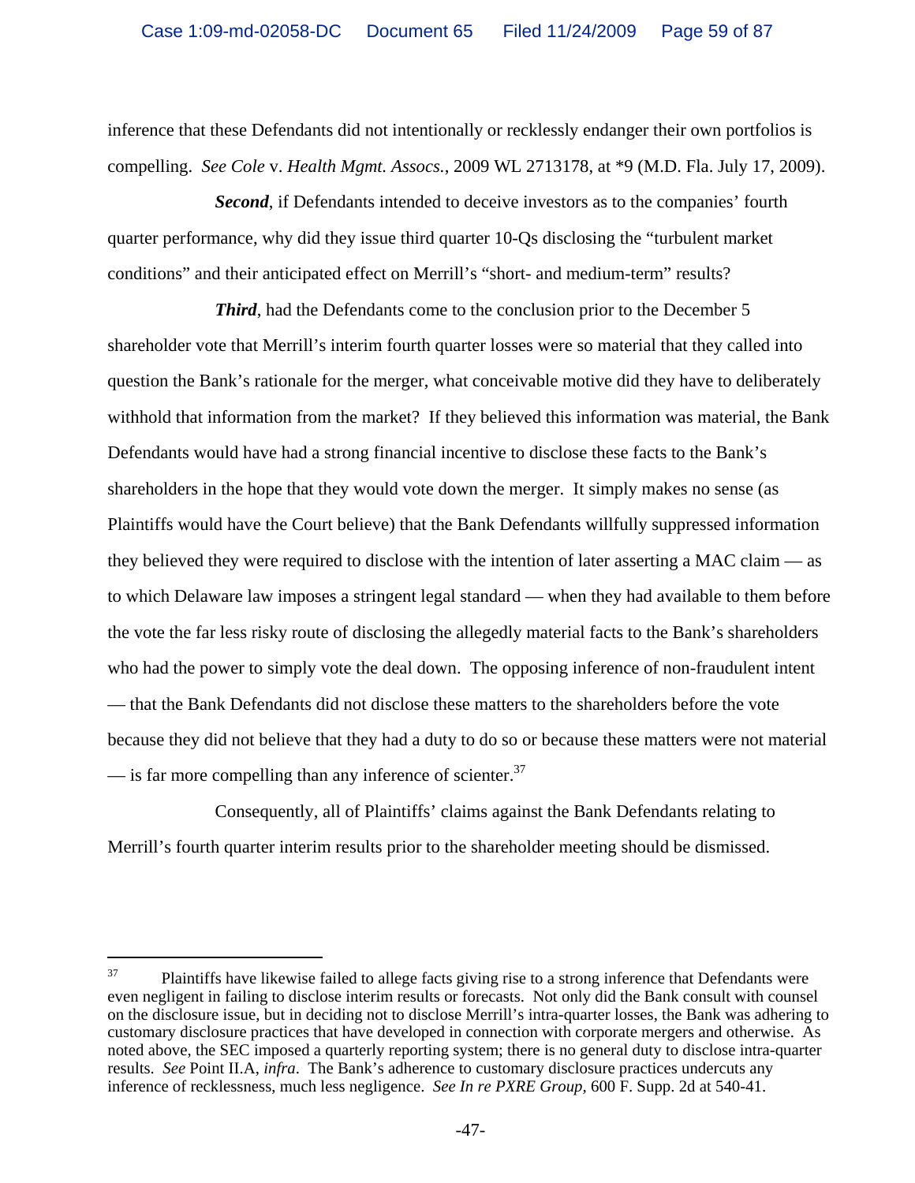inference that these Defendants did not intentionally or recklessly endanger their own portfolios is compelling. *See Cole* v. *Health Mgmt. Assocs.*, 2009 WL 2713178, at *9 (M.D. Fla. July 17, 2009).

***Second***, if Defendants intended to deceive investors as to the companies' fourth quarter performance, why did they issue third quarter 10-Qs disclosing the "turbulent market conditions" and their anticipated effect on Merrill's "short- and medium-term" results?

***Third***, had the Defendants come to the conclusion prior to the December 5 shareholder vote that Merrill's interim fourth quarter losses were so material that they called into question the Bank's rationale for the merger, what conceivable motive did they have to deliberately withhold that information from the market? If they believed this information was material, the Bank Defendants would have had a strong financial incentive to disclose these facts to the Bank's shareholders in the hope that they would vote down the merger. It simply makes no sense (as Plaintiffs would have the Court believe) that the Bank Defendants willfully suppressed information they believed they were required to disclose with the intention of later asserting a MAC claim — as to which Delaware law imposes a stringent legal standard — when they had available to them before the vote the far less risky route of disclosing the allegedly material facts to the Bank's shareholders who had the power to simply vote the deal down. The opposing inference of non-fraudulent intent — that the Bank Defendants did not disclose these matters to the shareholders before the vote because they did not believe that they had a duty to do so or because these matters were not material — is far more compelling than any inference of scienter.[37]

Consequently, all of Plaintiffs' claims against the Bank Defendants relating to Merrill's fourth quarter interim results prior to the shareholder meeting should be dismissed.

---

[37] Plaintiffs have likewise failed to allege facts giving rise to a strong inference that Defendants were even negligent in failing to disclose interim results or forecasts. Not only did the Bank consult with counsel on the disclosure issue, but in deciding not to disclose Merrill's intra-quarter losses, the Bank was adhering to customary disclosure practices that have developed in connection with corporate mergers and otherwise. As noted above, the SEC imposed a quarterly reporting system; there is no general duty to disclose intra-quarter results. *See* Point II.A, *infra*. The Bank's adherence to customary disclosure practices undercuts any inference of recklessness, much less negligence. *See In re PXRE Group*, 600 F. Supp. 2d at 540-41.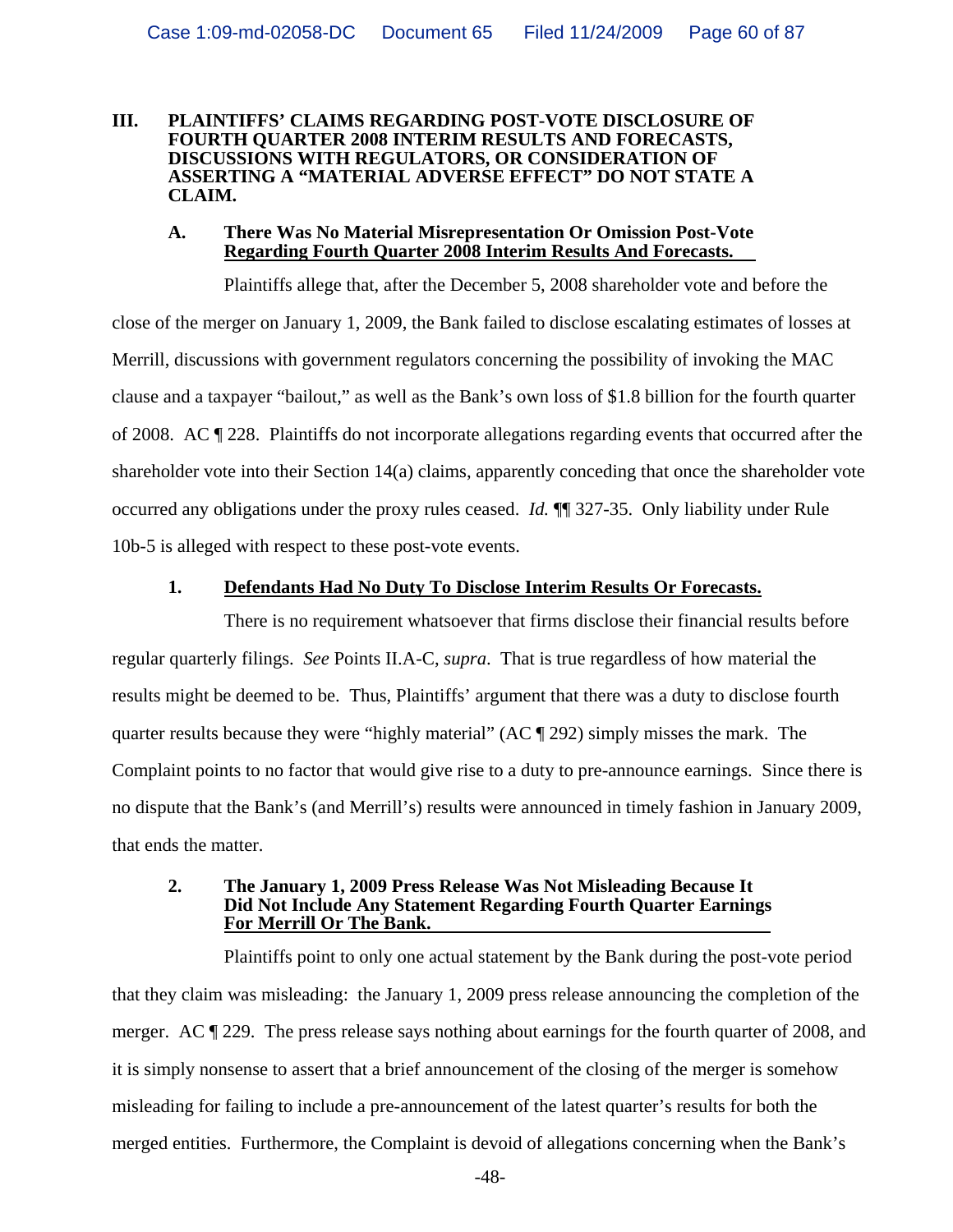## III. PLAINTIFFS' CLAIMS REGARDING POST-VOTE DISCLOSURE OF FOURTH QUARTER 2008 INTERIM RESULTS AND FORECASTS, DISCUSSIONS WITH REGULATORS, OR CONSIDERATION OF ASSERTING A "MATERIAL ADVERSE EFFECT" DO NOT STATE A CLAIM.

### A. There Was No Material Misrepresentation Or Omission Post-Vote Regarding Fourth Quarter 2008 Interim Results And Forecasts.

Plaintiffs allege that, after the December 5, 2008 shareholder vote and before the close of the merger on January 1, 2009, the Bank failed to disclose escalating estimates of losses at Merrill, discussions with government regulators concerning the possibility of invoking the MAC clause and a taxpayer "bailout," as well as the Bank's own loss of $1.8 billion for the fourth quarter of 2008. AC ¶ 228. Plaintiffs do not incorporate allegations regarding events that occurred after the shareholder vote into their Section 14(a) claims, apparently conceding that once the shareholder vote occurred any obligations under the proxy rules ceased. *Id.* ¶¶ 327-35. Only liability under Rule 10b-5 is alleged with respect to these post-vote events.

#### 1. Defendants Had No Duty To Disclose Interim Results Or Forecasts.

There is no requirement whatsoever that firms disclose their financial results before regular quarterly filings. *See* Points II.A-C, *supra*. That is true regardless of how material the results might be deemed to be. Thus, Plaintiffs' argument that there was a duty to disclose fourth quarter results because they were "highly material" (AC ¶ 292) simply misses the mark. The Complaint points to no factor that would give rise to a duty to pre-announce earnings. Since there is no dispute that the Bank's (and Merrill's) results were announced in timely fashion in January 2009, that ends the matter.

#### 2. The January 1, 2009 Press Release Was Not Misleading Because It Did Not Include Any Statement Regarding Fourth Quarter Earnings For Merrill Or The Bank.

Plaintiffs point to only one actual statement by the Bank during the post-vote period that they claim was misleading: the January 1, 2009 press release announcing the completion of the merger. AC ¶ 229. The press release says nothing about earnings for the fourth quarter of 2008, and it is simply nonsense to assert that a brief announcement of the closing of the merger is somehow misleading for failing to include a pre-announcement of the latest quarter's results for both the merged entities. Furthermore, the Complaint is devoid of allegations concerning when the Bank's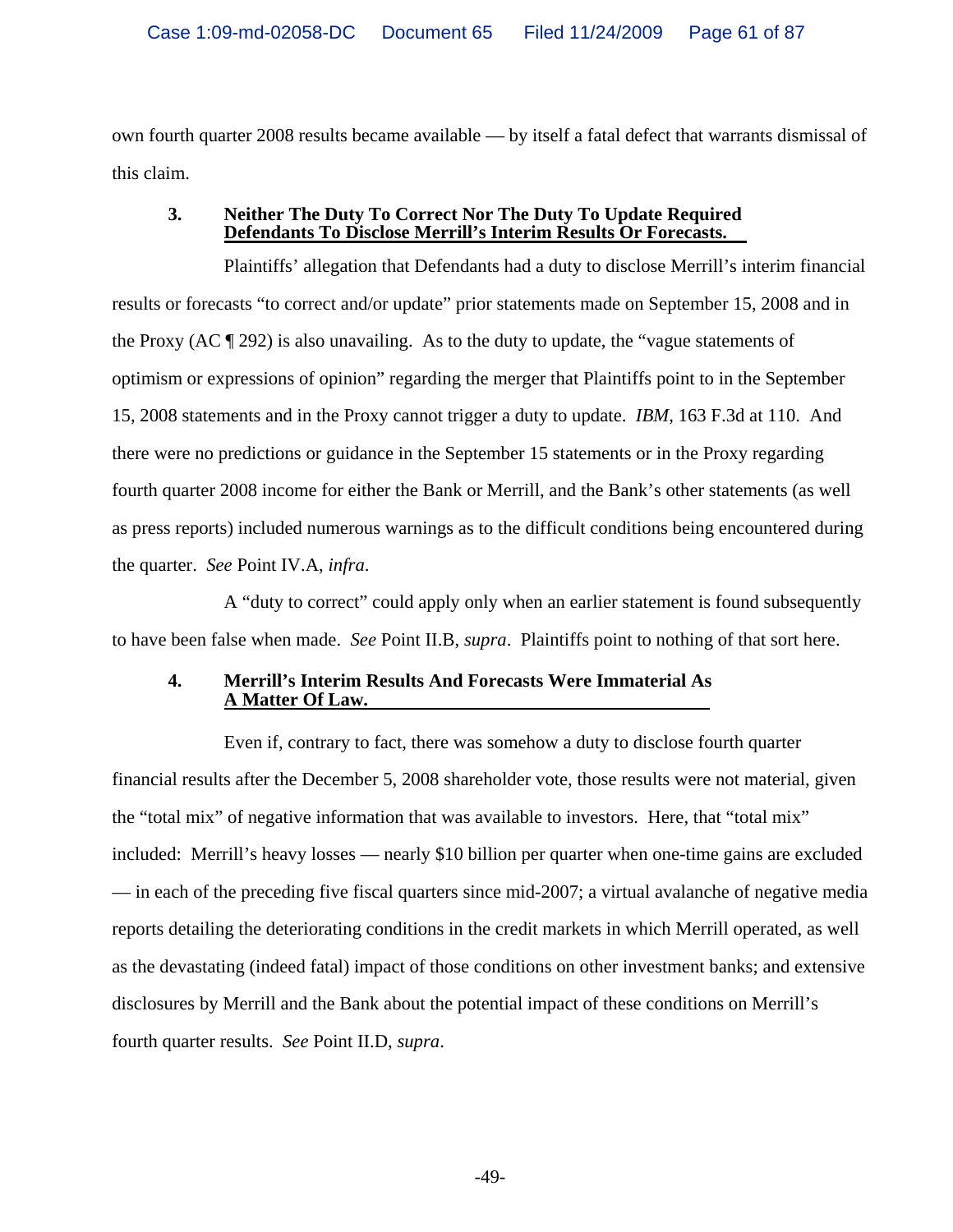own fourth quarter 2008 results became available — by itself a fatal defect that warrants dismissal of this claim.

#### 3. Neither The Duty To Correct Nor The Duty To Update Required Defendants To Disclose Merrill's Interim Results Or Forecasts.

Plaintiffs' allegation that Defendants had a duty to disclose Merrill's interim financial results or forecasts "to correct and/or update" prior statements made on September 15, 2008 and in the Proxy (AC ¶ 292) is also unavailing. As to the duty to update, the "vague statements of optimism or expressions of opinion" regarding the merger that Plaintiffs point to in the September 15, 2008 statements and in the Proxy cannot trigger a duty to update. *IBM*, 163 F.3d at 110. And there were no predictions or guidance in the September 15 statements or in the Proxy regarding fourth quarter 2008 income for either the Bank or Merrill, and the Bank's other statements (as well as press reports) included numerous warnings as to the difficult conditions being encountered during the quarter. *See* Point IV.A, *infra*.

A "duty to correct" could apply only when an earlier statement is found subsequently to have been false when made. *See* Point II.B, *supra*. Plaintiffs point to nothing of that sort here.

#### 4. Merrill's Interim Results And Forecasts Were Immaterial As A Matter Of Law.

Even if, contrary to fact, there was somehow a duty to disclose fourth quarter financial results after the December 5, 2008 shareholder vote, those results were not material, given the "total mix" of negative information that was available to investors. Here, that "total mix" included: Merrill's heavy losses — nearly $10 billion per quarter when one-time gains are excluded — in each of the preceding five fiscal quarters since mid-2007; a virtual avalanche of negative media reports detailing the deteriorating conditions in the credit markets in which Merrill operated, as well as the devastating (indeed fatal) impact of those conditions on other investment banks; and extensive disclosures by Merrill and the Bank about the potential impact of these conditions on Merrill's fourth quarter results. *See* Point II.D, *supra*.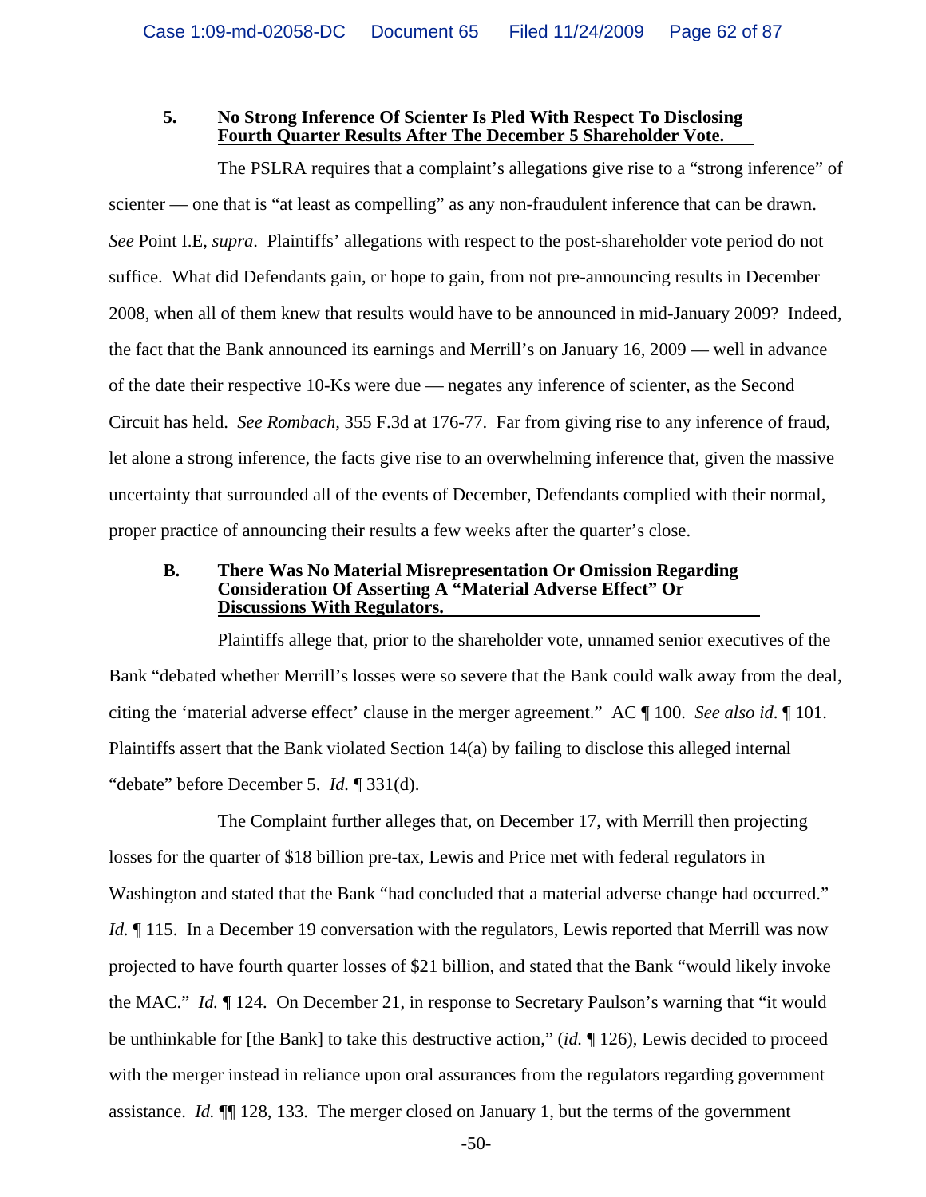### 5. No Strong Inference Of Scienter Is Pled With Respect To Disclosing Fourth Quarter Results After The December 5 Shareholder Vote.

The PSLRA requires that a complaint's allegations give rise to a "strong inference" of scienter — one that is "at least as compelling" as any non-fraudulent inference that can be drawn. *See* Point I.E, *supra*. Plaintiffs' allegations with respect to the post-shareholder vote period do not suffice. What did Defendants gain, or hope to gain, from not pre-announcing results in December 2008, when all of them knew that results would have to be announced in mid-January 2009? Indeed, the fact that the Bank announced its earnings and Merrill's on January 16, 2009 — well in advance of the date their respective 10-Ks were due — negates any inference of scienter, as the Second Circuit has held. *See Rombach*, 355 F.3d at 176-77. Far from giving rise to any inference of fraud, let alone a strong inference, the facts give rise to an overwhelming inference that, given the massive uncertainty that surrounded all of the events of December, Defendants complied with their normal, proper practice of announcing their results a few weeks after the quarter's close.

## B. There Was No Material Misrepresentation Or Omission Regarding Consideration Of Asserting A "Material Adverse Effect" Or Discussions With Regulators.

Plaintiffs allege that, prior to the shareholder vote, unnamed senior executives of the Bank "debated whether Merrill's losses were so severe that the Bank could walk away from the deal, citing the 'material adverse effect' clause in the merger agreement." AC ¶ 100. *See also id.* ¶ 101. Plaintiffs assert that the Bank violated Section 14(a) by failing to disclose this alleged internal "debate" before December 5. *Id.* ¶ 331(d).

The Complaint further alleges that, on December 17, with Merrill then projecting losses for the quarter of $18 billion pre-tax, Lewis and Price met with federal regulators in Washington and stated that the Bank "had concluded that a material adverse change had occurred." *Id.* ¶ 115. In a December 19 conversation with the regulators, Lewis reported that Merrill was now projected to have fourth quarter losses of $21 billion, and stated that the Bank "would likely invoke the MAC." *Id.* ¶ 124. On December 21, in response to Secretary Paulson's warning that "it would be unthinkable for [the Bank] to take this destructive action," (*id.* ¶ 126), Lewis decided to proceed with the merger instead in reliance upon oral assurances from the regulators regarding government assistance. *Id.* ¶¶ 128, 133. The merger closed on January 1, but the terms of the government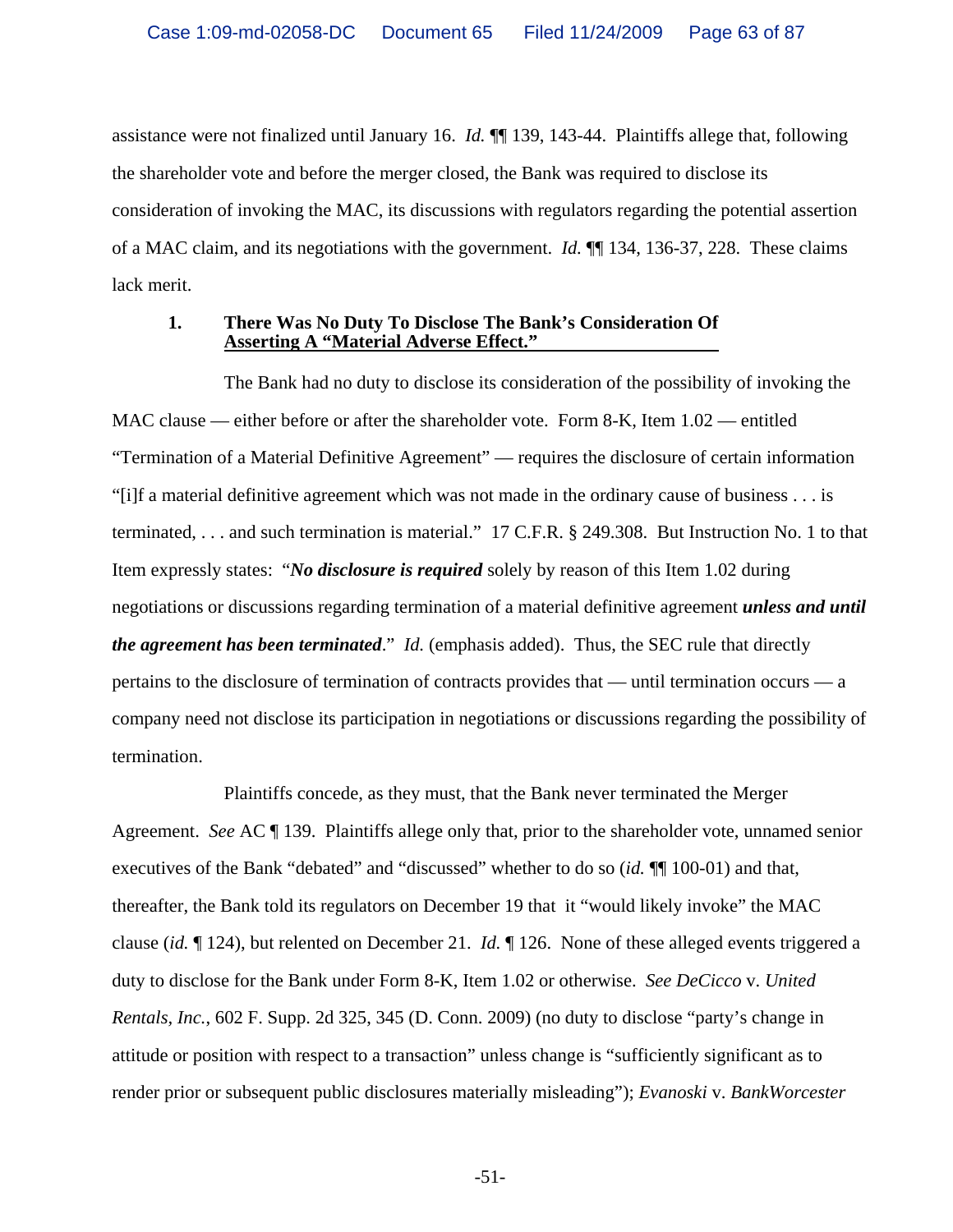assistance were not finalized until January 16. *Id.* ¶¶ 139, 143-44. Plaintiffs allege that, following the shareholder vote and before the merger closed, the Bank was required to disclose its consideration of invoking the MAC, its discussions with regulators regarding the potential assertion of a MAC claim, and its negotiations with the government. *Id.* ¶¶ 134, 136-37, 228. These claims lack merit.

### 1. <u>There Was No Duty To Disclose The Bank's Consideration Of Asserting A "Material Adverse Effect."</u>

The Bank had no duty to disclose its consideration of the possibility of invoking the MAC clause — either before or after the shareholder vote. Form 8-K, Item 1.02 — entitled "Termination of a Material Definitive Agreement" — requires the disclosure of certain information "[i]f a material definitive agreement which was not made in the ordinary cause of business . . . is terminated, . . . and such termination is material." 17 C.F.R. § 249.308. But Instruction No. 1 to that Item expressly states: "***No disclosure is required*** solely by reason of this Item 1.02 during negotiations or discussions regarding termination of a material definitive agreement ***unless and until the agreement has been terminated***." *Id.* (emphasis added). Thus, the SEC rule that directly pertains to the disclosure of termination of contracts provides that — until termination occurs — a company need not disclose its participation in negotiations or discussions regarding the possibility of termination.

Plaintiffs concede, as they must, that the Bank never terminated the Merger Agreement. *See* AC ¶ 139. Plaintiffs allege only that, prior to the shareholder vote, unnamed senior executives of the Bank "debated" and "discussed" whether to do so (*id.* ¶¶ 100-01) and that, thereafter, the Bank told its regulators on December 19 that it "would likely invoke" the MAC clause (*id.* ¶ 124), but relented on December 21. *Id.* ¶ 126. None of these alleged events triggered a duty to disclose for the Bank under Form 8-K, Item 1.02 or otherwise. *See DeCicco* v. *United Rentals, Inc.*, 602 F. Supp. 2d 325, 345 (D. Conn. 2009) (no duty to disclose "party's change in attitude or position with respect to a transaction" unless change is "sufficiently significant as to render prior or subsequent public disclosures materially misleading"); *Evanoski* v. *BankWorcester*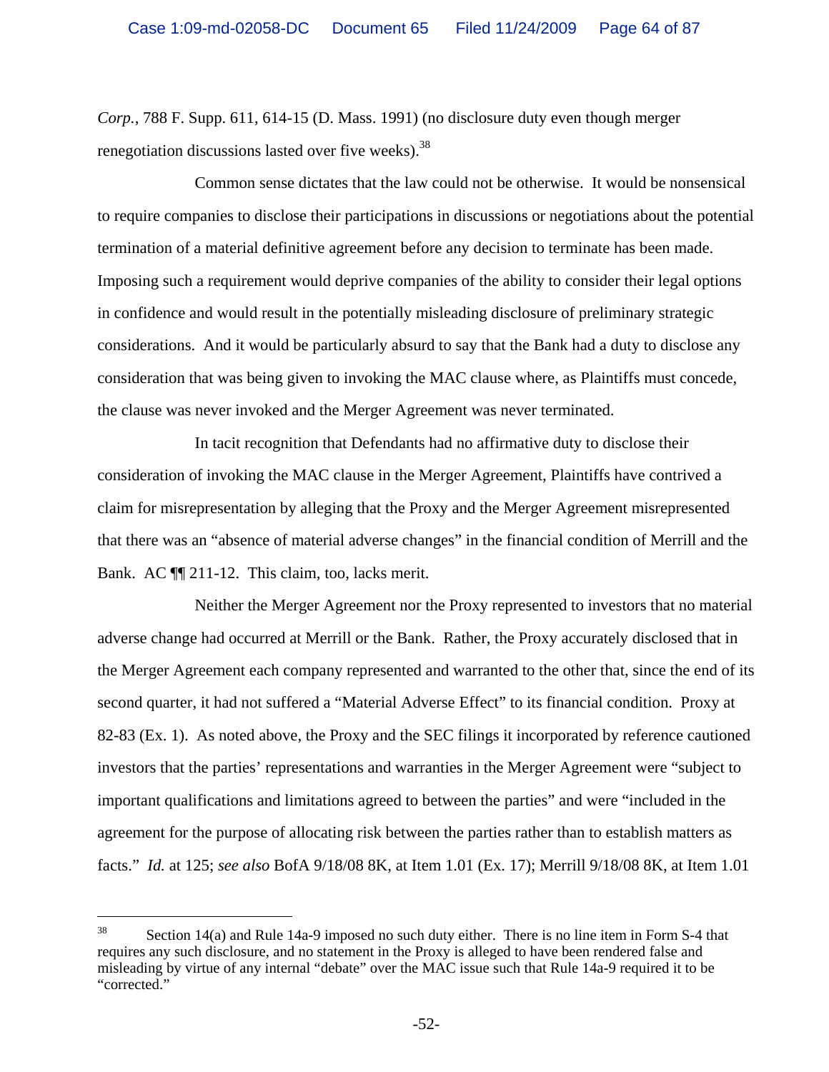*Corp.*, 788 F. Supp. 611, 614-15 (D. Mass. 1991) (no disclosure duty even though merger renegotiation discussions lasted over five weeks).[38]

Common sense dictates that the law could not be otherwise. It would be nonsensical to require companies to disclose their participations in discussions or negotiations about the potential termination of a material definitive agreement before any decision to terminate has been made. Imposing such a requirement would deprive companies of the ability to consider their legal options in confidence and would result in the potentially misleading disclosure of preliminary strategic considerations. And it would be particularly absurd to say that the Bank had a duty to disclose any consideration that was being given to invoking the MAC clause where, as Plaintiffs must concede, the clause was never invoked and the Merger Agreement was never terminated.

In tacit recognition that Defendants had no affirmative duty to disclose their consideration of invoking the MAC clause in the Merger Agreement, Plaintiffs have contrived a claim for misrepresentation by alleging that the Proxy and the Merger Agreement misrepresented that there was an "absence of material adverse changes" in the financial condition of Merrill and the Bank. AC ¶¶ 211-12. This claim, too, lacks merit.

Neither the Merger Agreement nor the Proxy represented to investors that no material adverse change had occurred at Merrill or the Bank. Rather, the Proxy accurately disclosed that in the Merger Agreement each company represented and warranted to the other that, since the end of its second quarter, it had not suffered a "Material Adverse Effect" to its financial condition. Proxy at 82-83 (Ex. 1). As noted above, the Proxy and the SEC filings it incorporated by reference cautioned investors that the parties' representations and warranties in the Merger Agreement were "subject to important qualifications and limitations agreed to between the parties" and were "included in the agreement for the purpose of allocating risk between the parties rather than to establish matters as facts." *Id.* at 125; *see also* BofA 9/18/08 8K, at Item 1.01 (Ex. 17); Merrill 9/18/08 8K, at Item 1.01

---

[38] Section 14(a) and Rule 14a-9 imposed no such duty either. There is no line item in Form S-4 that requires any such disclosure, and no statement in the Proxy is alleged to have been rendered false and misleading by virtue of any internal "debate" over the MAC issue such that Rule 14a-9 required it to be "corrected."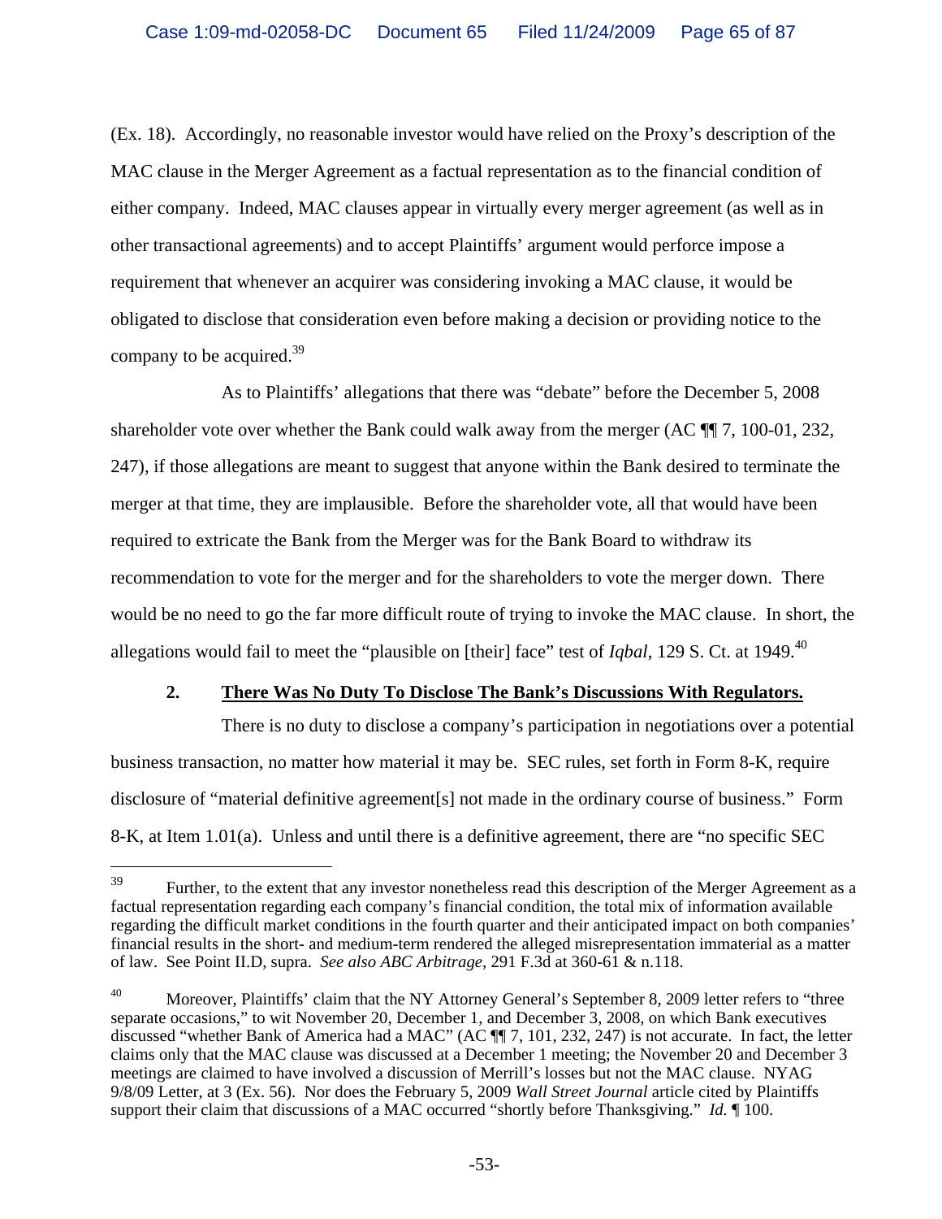(Ex. 18). Accordingly, no reasonable investor would have relied on the Proxy's description of the MAC clause in the Merger Agreement as a factual representation as to the financial condition of either company. Indeed, MAC clauses appear in virtually every merger agreement (as well as in other transactional agreements) and to accept Plaintiffs' argument would perforce impose a requirement that whenever an acquirer was considering invoking a MAC clause, it would be obligated to disclose that consideration even before making a decision or providing notice to the company to be acquired.[39]

As to Plaintiffs' allegations that there was "debate" before the December 5, 2008 shareholder vote over whether the Bank could walk away from the merger (AC ¶¶ 7, 100-01, 232, 247), if those allegations are meant to suggest that anyone within the Bank desired to terminate the merger at that time, they are implausible. Before the shareholder vote, all that would have been required to extricate the Bank from the Merger was for the Bank Board to withdraw its recommendation to vote for the merger and for the shareholders to vote the merger down. There would be no need to go the far more difficult route of trying to invoke the MAC clause. In short, the allegations would fail to meet the "plausible on [their] face" test of *Iqbal*, 129 S. Ct. at 1949.[40]

### 2. <u>There Was No Duty To Disclose The Bank's Discussions With Regulators.</u>

There is no duty to disclose a company's participation in negotiations over a potential business transaction, no matter how material it may be. SEC rules, set forth in Form 8-K, require disclosure of "material definitive agreement[s] not made in the ordinary course of business." Form 8-K, at Item 1.01(a). Unless and until there is a definitive agreement, there are "no specific SEC

---

[39] Further, to the extent that any investor nonetheless read this description of the Merger Agreement as a factual representation regarding each company's financial condition, the total mix of information available regarding the difficult market conditions in the fourth quarter and their anticipated impact on both companies' financial results in the short- and medium-term rendered the alleged misrepresentation immaterial as a matter of law. See Point II.D, supra. *See also ABC Arbitrage*, 291 F.3d at 360-61 & n.118.

[40] Moreover, Plaintiffs' claim that the NY Attorney General's September 8, 2009 letter refers to "three separate occasions," to wit November 20, December 1, and December 3, 2008, on which Bank executives discussed "whether Bank of America had a MAC" (AC ¶¶ 7, 101, 232, 247) is not accurate. In fact, the letter claims only that the MAC clause was discussed at a December 1 meeting; the November 20 and December 3 meetings are claimed to have involved a discussion of Merrill's losses but not the MAC clause. NYAG 9/8/09 Letter, at 3 (Ex. 56). Nor does the February 5, 2009 *Wall Street Journal* article cited by Plaintiffs support their claim that discussions of a MAC occurred "shortly before Thanksgiving." *Id.* ¶ 100.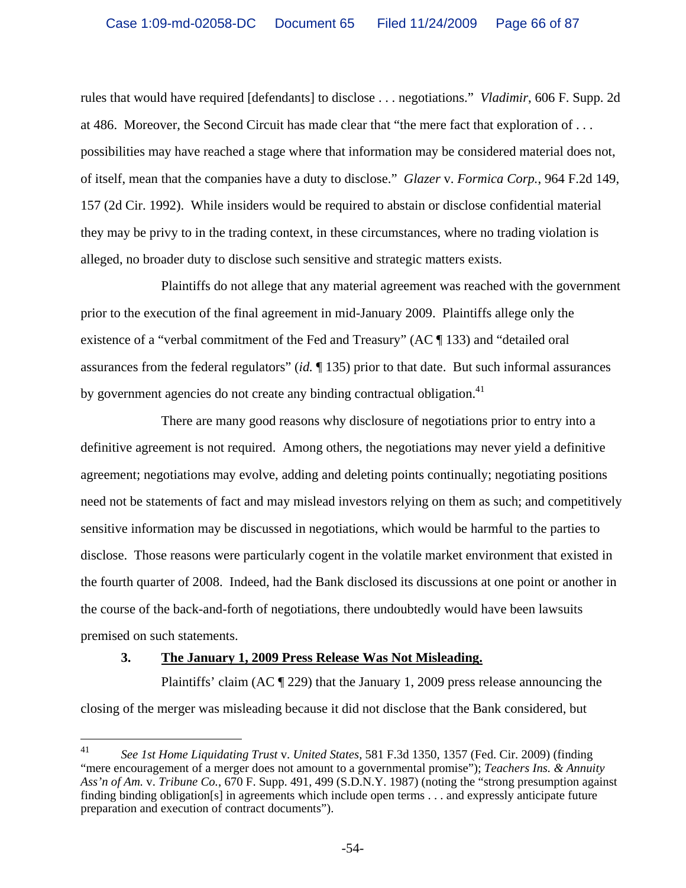rules that would have required [defendants] to disclose . . . negotiations." *Vladimir*, 606 F. Supp. 2d at 486. Moreover, the Second Circuit has made clear that "the mere fact that exploration of . . . possibilities may have reached a stage where that information may be considered material does not, of itself, mean that the companies have a duty to disclose." *Glazer* v. *Formica Corp.*, 964 F.2d 149, 157 (2d Cir. 1992). While insiders would be required to abstain or disclose confidential material they may be privy to in the trading context, in these circumstances, where no trading violation is alleged, no broader duty to disclose such sensitive and strategic matters exists.

Plaintiffs do not allege that any material agreement was reached with the government prior to the execution of the final agreement in mid-January 2009. Plaintiffs allege only the existence of a "verbal commitment of the Fed and Treasury" (AC ¶ 133) and "detailed oral assurances from the federal regulators" (*id.* ¶ 135) prior to that date. But such informal assurances by government agencies do not create any binding contractual obligation.[41]

There are many good reasons why disclosure of negotiations prior to entry into a definitive agreement is not required. Among others, the negotiations may never yield a definitive agreement; negotiations may evolve, adding and deleting points continually; negotiating positions need not be statements of fact and may mislead investors relying on them as such; and competitively sensitive information may be discussed in negotiations, which would be harmful to the parties to disclose. Those reasons were particularly cogent in the volatile market environment that existed in the fourth quarter of 2008. Indeed, had the Bank disclosed its discussions at one point or another in the course of the back-and-forth of negotiations, there undoubtedly would have been lawsuits premised on such statements.

### 3. The January 1, 2009 Press Release Was Not Misleading.

Plaintiffs' claim (AC ¶ 229) that the January 1, 2009 press release announcing the closing of the merger was misleading because it did not disclose that the Bank considered, but

---

[41] *See 1st Home Liquidating Trust* v. *United States*, 581 F.3d 1350, 1357 (Fed. Cir. 2009) (finding "mere encouragement of a merger does not amount to a governmental promise"); *Teachers Ins. & Annuity Ass'n of Am.* v. *Tribune Co.*, 670 F. Supp. 491, 499 (S.D.N.Y. 1987) (noting the "strong presumption against finding binding obligation[s] in agreements which include open terms . . . and expressly anticipate future preparation and execution of contract documents").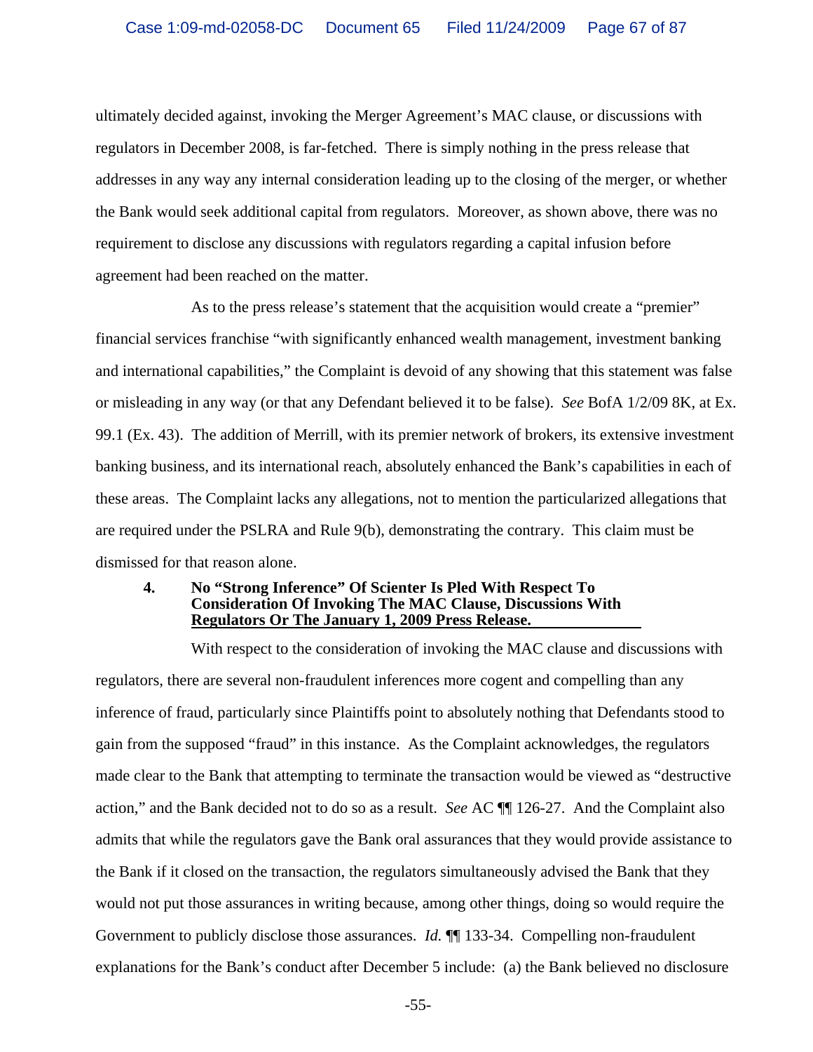ultimately decided against, invoking the Merger Agreement's MAC clause, or discussions with regulators in December 2008, is far-fetched. There is simply nothing in the press release that addresses in any way any internal consideration leading up to the closing of the merger, or whether the Bank would seek additional capital from regulators. Moreover, as shown above, there was no requirement to disclose any discussions with regulators regarding a capital infusion before agreement had been reached on the matter.

As to the press release's statement that the acquisition would create a "premier" financial services franchise "with significantly enhanced wealth management, investment banking and international capabilities," the Complaint is devoid of any showing that this statement was false or misleading in any way (or that any Defendant believed it to be false). *See* BofA 1/2/09 8K, at Ex. 99.1 (Ex. 43). The addition of Merrill, with its premier network of brokers, its extensive investment banking business, and its international reach, absolutely enhanced the Bank's capabilities in each of these areas. The Complaint lacks any allegations, not to mention the particularized allegations that are required under the PSLRA and Rule 9(b), demonstrating the contrary. This claim must be dismissed for that reason alone.

#### 4. No "Strong Inference" Of Scienter Is Pled With Respect To Consideration Of Invoking The MAC Clause, Discussions With Regulators Or The January 1, 2009 Press Release.

With respect to the consideration of invoking the MAC clause and discussions with regulators, there are several non-fraudulent inferences more cogent and compelling than any inference of fraud, particularly since Plaintiffs point to absolutely nothing that Defendants stood to gain from the supposed "fraud" in this instance. As the Complaint acknowledges, the regulators made clear to the Bank that attempting to terminate the transaction would be viewed as "destructive action," and the Bank decided not to do so as a result. *See* AC ¶¶ 126-27. And the Complaint also admits that while the regulators gave the Bank oral assurances that they would provide assistance to the Bank if it closed on the transaction, the regulators simultaneously advised the Bank that they would not put those assurances in writing because, among other things, doing so would require the Government to publicly disclose those assurances. *Id.* ¶¶ 133-34. Compelling non-fraudulent explanations for the Bank's conduct after December 5 include: (a) the Bank believed no disclosure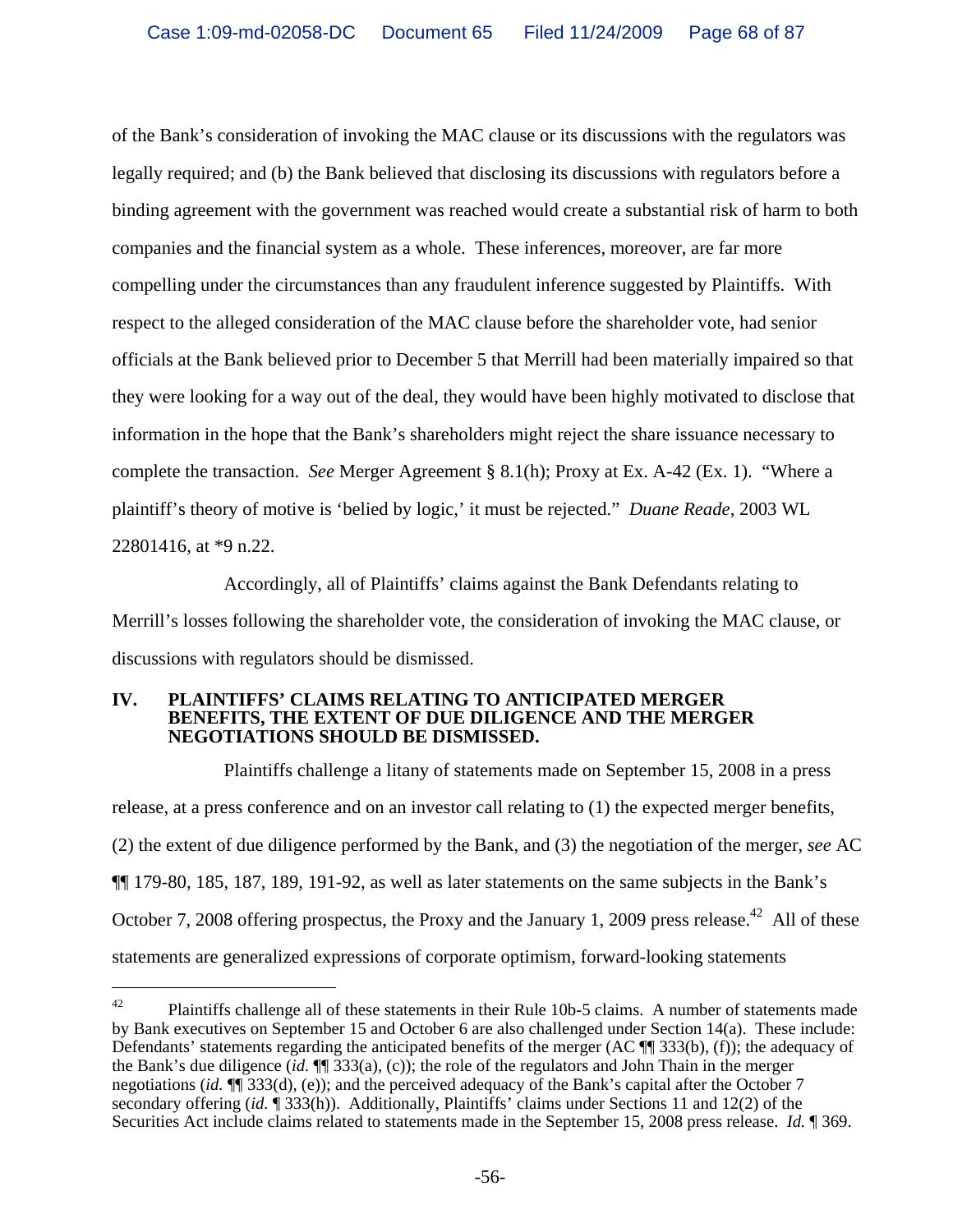of the Bank's consideration of invoking the MAC clause or its discussions with the regulators was legally required; and (b) the Bank believed that disclosing its discussions with regulators before a binding agreement with the government was reached would create a substantial risk of harm to both companies and the financial system as a whole. These inferences, moreover, are far more compelling under the circumstances than any fraudulent inference suggested by Plaintiffs. With respect to the alleged consideration of the MAC clause before the shareholder vote, had senior officials at the Bank believed prior to December 5 that Merrill had been materially impaired so that they were looking for a way out of the deal, they would have been highly motivated to disclose that information in the hope that the Bank's shareholders might reject the share issuance necessary to complete the transaction. *See* Merger Agreement § 8.1(h); Proxy at Ex. A-42 (Ex. 1). "Where a plaintiff's theory of motive is 'belied by logic,' it must be rejected." *Duane Reade*, 2003 WL 22801416, at *9 n.22.

Accordingly, all of Plaintiffs' claims against the Bank Defendants relating to Merrill's losses following the shareholder vote, the consideration of invoking the MAC clause, or discussions with regulators should be dismissed.

## IV. PLAINTIFFS' CLAIMS RELATING TO ANTICIPATED MERGER BENEFITS, THE EXTENT OF DUE DILIGENCE AND THE MERGER NEGOTIATIONS SHOULD BE DISMISSED.

Plaintiffs challenge a litany of statements made on September 15, 2008 in a press release, at a press conference and on an investor call relating to (1) the expected merger benefits, (2) the extent of due diligence performed by the Bank, and (3) the negotiation of the merger, *see* AC ¶¶ 179-80, 185, 187, 189, 191-92, as well as later statements on the same subjects in the Bank's October 7, 2008 offering prospectus, the Proxy and the January 1, 2009 press release.[42] All of these statements are generalized expressions of corporate optimism, forward-looking statements

---

[42] Plaintiffs challenge all of these statements in their Rule 10b-5 claims. A number of statements made by Bank executives on September 15 and October 6 are also challenged under Section 14(a). These include: Defendants' statements regarding the anticipated benefits of the merger (AC ¶¶ 333(b), (f)); the adequacy of the Bank's due diligence (*id.* ¶¶ 333(a), (c)); the role of the regulators and John Thain in the merger negotiations (*id.* ¶¶ 333(d), (e)); and the perceived adequacy of the Bank's capital after the October 7 secondary offering (*id.* ¶ 333(h)). Additionally, Plaintiffs' claims under Sections 11 and 12(2) of the Securities Act include claims related to statements made in the September 15, 2008 press release. *Id.* ¶ 369.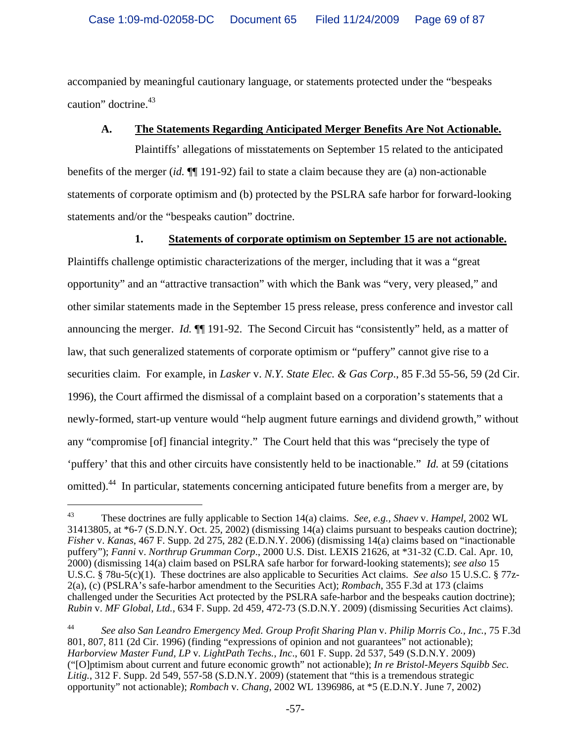accompanied by meaningful cautionary language, or statements protected under the "bespeaks caution" doctrine.[43]

### A. The Statements Regarding Anticipated Merger Benefits Are Not Actionable.

Plaintiffs' allegations of misstatements on September 15 related to the anticipated benefits of the merger (*id.* ¶¶ 191-92) fail to state a claim because they are (a) non-actionable statements of corporate optimism and (b) protected by the PSLRA safe harbor for forward-looking statements and/or the "bespeaks caution" doctrine.

#### 1. Statements of corporate optimism on September 15 are not actionable.

Plaintiffs challenge optimistic characterizations of the merger, including that it was a "great opportunity" and an "attractive transaction" with which the Bank was "very, very pleased," and other similar statements made in the September 15 press release, press conference and investor call announcing the merger. *Id.* ¶¶ 191-92. The Second Circuit has "consistently" held, as a matter of law, that such generalized statements of corporate optimism or "puffery" cannot give rise to a securities claim. For example, in *Lasker* v. *N.Y. State Elec. & Gas Corp*., 85 F.3d 55-56, 59 (2d Cir. 1996), the Court affirmed the dismissal of a complaint based on a corporation's statements that a newly-formed, start-up venture would "help augment future earnings and dividend growth," without any "compromise [of] financial integrity." The Court held that this was "precisely the type of 'puffery' that this and other circuits have consistently held to be inactionable." *Id.* at 59 (citations omitted).[44] In particular, statements concerning anticipated future benefits from a merger are, by

---

[43] These doctrines are fully applicable to Section 14(a) claims. *See, e.g., Shaev* v. *Hampel*, 2002 WL 31413805, at *6-7 (S.D.N.Y. Oct. 25, 2002) (dismissing 14(a) claims pursuant to bespeaks caution doctrine); *Fisher* v. *Kanas*, 467 F. Supp. 2d 275, 282 (E.D.N.Y. 2006) (dismissing 14(a) claims based on "inactionable puffery"); *Fanni* v. *Northrup Grumman Corp*., 2000 U.S. Dist. LEXIS 21626, at *31-32 (C.D. Cal. Apr. 10, 2000) (dismissing 14(a) claim based on PSLRA safe harbor for forward-looking statements); *see also* 15 U.S.C. § 78u-5(c)(1). These doctrines are also applicable to Securities Act claims. *See also* 15 U.S.C. § 77z-2(a), (c) (PSLRA's safe-harbor amendment to the Securities Act); *Rombach*, 355 F.3d at 173 (claims challenged under the Securities Act protected by the PSLRA safe-harbor and the bespeaks caution doctrine); *Rubin* v. *MF Global, Ltd.*, 634 F. Supp. 2d 459, 472-73 (S.D.N.Y. 2009) (dismissing Securities Act claims).

[44] *See also San Leandro Emergency Med. Group Profit Sharing Plan* v. *Philip Morris Co., Inc.*, 75 F.3d 801, 807, 811 (2d Cir. 1996) (finding "expressions of opinion and not guarantees" not actionable); *Harborview Master Fund, LP* v. *LightPath Techs., Inc*., 601 F. Supp. 2d 537, 549 (S.D.N.Y. 2009) ("[O]ptimism about current and future economic growth" not actionable); *In re Bristol-Meyers Squibb Sec. Litig.*, 312 F. Supp. 2d 549, 557-58 (S.D.N.Y. 2009) (statement that "this is a tremendous strategic opportunity" not actionable); *Rombach* v. *Chang*, 2002 WL 1396986, at *5 (E.D.N.Y. June 7, 2002)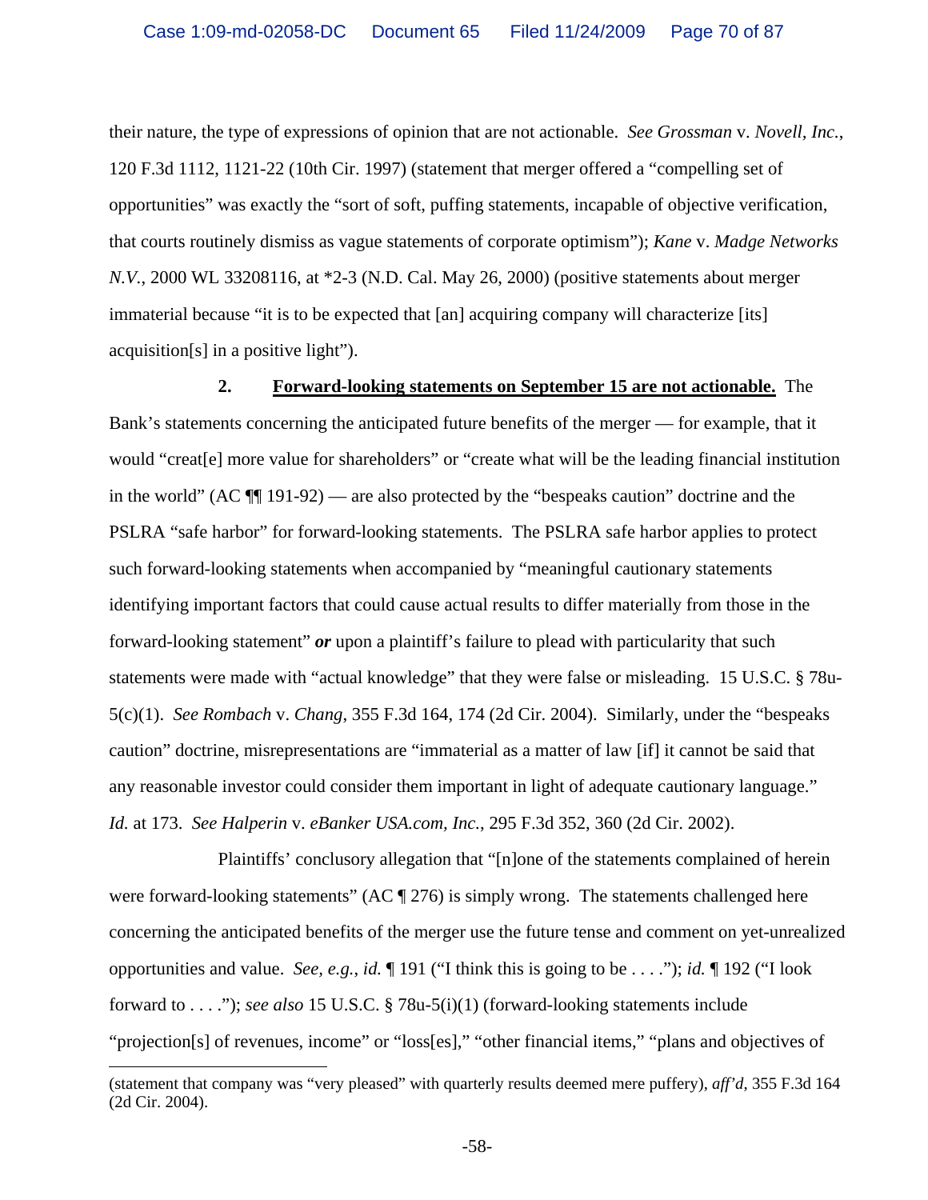their nature, the type of expressions of opinion that are not actionable. *See Grossman* v. *Novell, Inc.*, 120 F.3d 1112, 1121-22 (10th Cir. 1997) (statement that merger offered a "compelling set of opportunities" was exactly the "sort of soft, puffing statements, incapable of objective verification, that courts routinely dismiss as vague statements of corporate optimism"); *Kane* v. *Madge Networks N.V.*, 2000 WL 33208116, at *2-3 (N.D. Cal. May 26, 2000) (positive statements about merger immaterial because "it is to be expected that [an] acquiring company will characterize [its] acquisition[s] in a positive light").

**2. <u>Forward-looking statements on September 15 are not actionable.</u>** The Bank's statements concerning the anticipated future benefits of the merger — for example, that it would "creat[e] more value for shareholders" or "create what will be the leading financial institution in the world" (AC ¶¶ 191-92) — are also protected by the "bespeaks caution" doctrine and the PSLRA "safe harbor" for forward-looking statements. The PSLRA safe harbor applies to protect such forward-looking statements when accompanied by "meaningful cautionary statements identifying important factors that could cause actual results to differ materially from those in the forward-looking statement" ***or*** upon a plaintiff's failure to plead with particularity that such statements were made with "actual knowledge" that they were false or misleading. 15 U.S.C. § 78u-5(c)(1). *See Rombach* v. *Chang*, 355 F.3d 164, 174 (2d Cir. 2004). Similarly, under the "bespeaks caution" doctrine, misrepresentations are "immaterial as a matter of law [if] it cannot be said that any reasonable investor could consider them important in light of adequate cautionary language." *Id.* at 173. *See Halperin* v. *eBanker USA.com, Inc.*, 295 F.3d 352, 360 (2d Cir. 2002).

Plaintiffs' conclusory allegation that "[n]one of the statements complained of herein were forward-looking statements" (AC ¶ 276) is simply wrong. The statements challenged here concerning the anticipated benefits of the merger use the future tense and comment on yet-unrealized opportunities and value. *See, e.g.*, *id.* ¶ 191 ("I think this is going to be . . . ."); *id.* ¶ 192 ("I look forward to . . . ."); *see also* 15 U.S.C. § 78u-5(i)(1) (forward-looking statements include "projection[s] of revenues, income" or "loss[es]," "other financial items," "plans and objectives of

---

(statement that company was "very pleased" with quarterly results deemed mere puffery), *aff'd*, 355 F.3d 164 (2d Cir. 2004).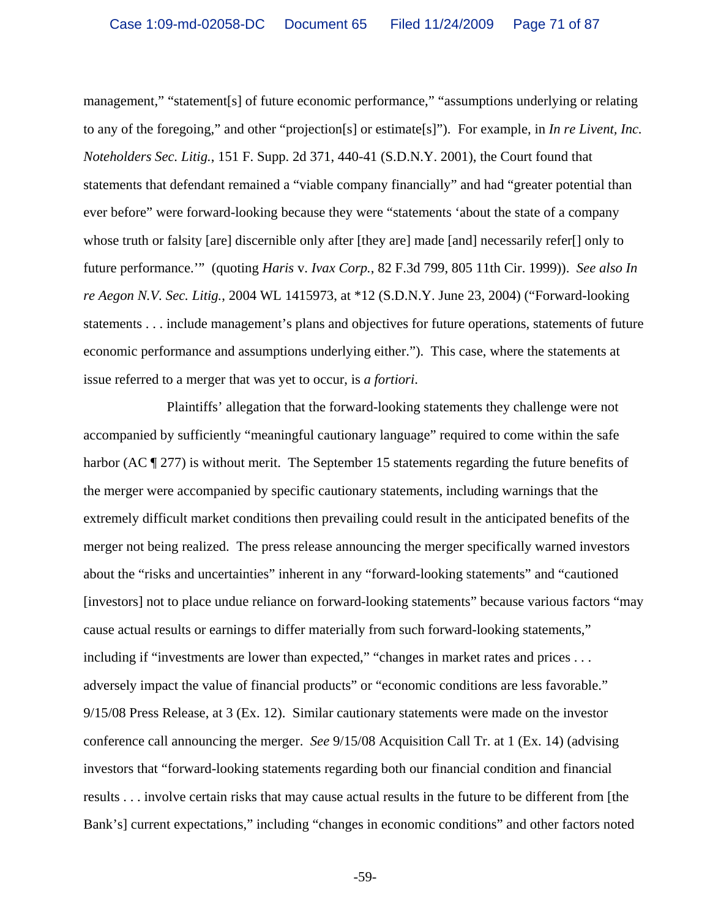management," "statement[s] of future economic performance," "assumptions underlying or relating to any of the foregoing," and other "projection[s] or estimate[s]"). For example, in *In re Livent, Inc. Noteholders Sec. Litig.*, 151 F. Supp. 2d 371, 440-41 (S.D.N.Y. 2001), the Court found that statements that defendant remained a "viable company financially" and had "greater potential than ever before" were forward-looking because they were "statements 'about the state of a company whose truth or falsity [are] discernible only after [they are] made [and] necessarily refer[] only to future performance.'" (quoting *Haris* v. *Ivax Corp.*, 82 F.3d 799, 805 11th Cir. 1999)). *See also In re Aegon N.V. Sec. Litig.*, 2004 WL 1415973, at *12 (S.D.N.Y. June 23, 2004) ("Forward-looking statements . . . include management's plans and objectives for future operations, statements of future economic performance and assumptions underlying either."). This case, where the statements at issue referred to a merger that was yet to occur, is *a fortiori*.

Plaintiffs' allegation that the forward-looking statements they challenge were not accompanied by sufficiently "meaningful cautionary language" required to come within the safe harbor (AC ¶ 277) is without merit. The September 15 statements regarding the future benefits of the merger were accompanied by specific cautionary statements, including warnings that the extremely difficult market conditions then prevailing could result in the anticipated benefits of the merger not being realized. The press release announcing the merger specifically warned investors about the "risks and uncertainties" inherent in any "forward-looking statements" and "cautioned [investors] not to place undue reliance on forward-looking statements" because various factors "may cause actual results or earnings to differ materially from such forward-looking statements," including if "investments are lower than expected," "changes in market rates and prices . . . adversely impact the value of financial products" or "economic conditions are less favorable." 9/15/08 Press Release, at 3 (Ex. 12). Similar cautionary statements were made on the investor conference call announcing the merger. *See* 9/15/08 Acquisition Call Tr. at 1 (Ex. 14) (advising investors that "forward-looking statements regarding both our financial condition and financial results . . . involve certain risks that may cause actual results in the future to be different from [the Bank's] current expectations," including "changes in economic conditions" and other factors noted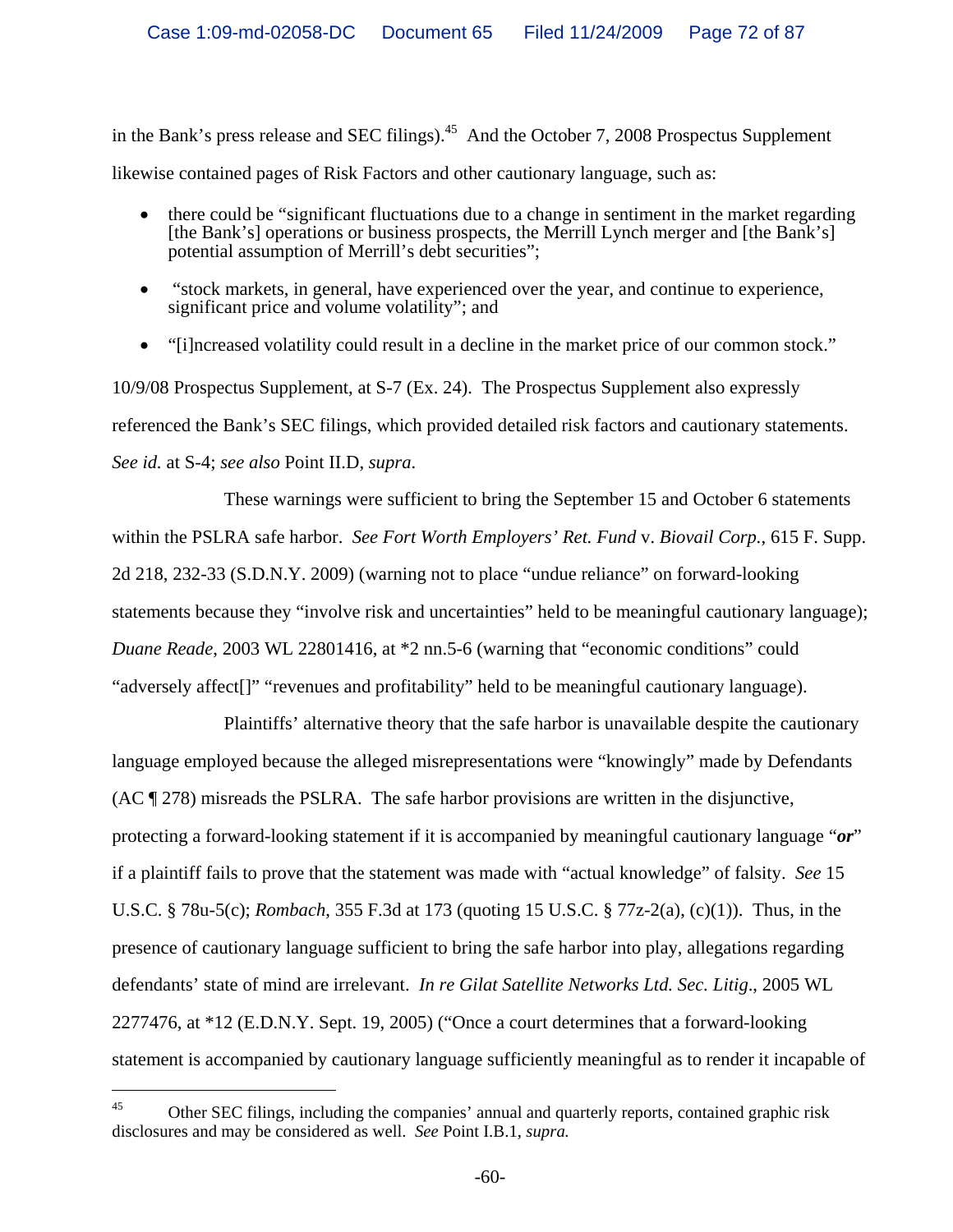in the Bank's press release and SEC filings).[45] And the October 7, 2008 Prospectus Supplement likewise contained pages of Risk Factors and other cautionary language, such as:

- there could be "significant fluctuations due to a change in sentiment in the market regarding [the Bank's] operations or business prospects, the Merrill Lynch merger and [the Bank's] potential assumption of Merrill's debt securities";
- "stock markets, in general, have experienced over the year, and continue to experience, significant price and volume volatility"; and
- "[i]ncreased volatility could result in a decline in the market price of our common stock."

10/9/08 Prospectus Supplement, at S-7 (Ex. 24). The Prospectus Supplement also expressly referenced the Bank's SEC filings, which provided detailed risk factors and cautionary statements. *See id.* at S-4; *see also* Point II.D, *supra*.

These warnings were sufficient to bring the September 15 and October 6 statements within the PSLRA safe harbor. *See Fort Worth Employers' Ret. Fund* v. *Biovail Corp.*, 615 F. Supp. 2d 218, 232-33 (S.D.N.Y. 2009) (warning not to place "undue reliance" on forward-looking statements because they "involve risk and uncertainties" held to be meaningful cautionary language); *Duane Reade*, 2003 WL 22801416, at *2 nn.5-6 (warning that "economic conditions" could "adversely affect[]" "revenues and profitability" held to be meaningful cautionary language).

Plaintiffs' alternative theory that the safe harbor is unavailable despite the cautionary language employed because the alleged misrepresentations were "knowingly" made by Defendants (AC ¶ 278) misreads the PSLRA. The safe harbor provisions are written in the disjunctive, protecting a forward-looking statement if it is accompanied by meaningful cautionary language "***or***" if a plaintiff fails to prove that the statement was made with "actual knowledge" of falsity. *See* 15 U.S.C. § 78u-5(c); *Rombach*, 355 F.3d at 173 (quoting 15 U.S.C. § 77z-2(a), (c)(1)). Thus, in the presence of cautionary language sufficient to bring the safe harbor into play, allegations regarding defendants' state of mind are irrelevant. *In re Gilat Satellite Networks Ltd. Sec. Litig*., 2005 WL 2277476, at *12 (E.D.N.Y. Sept. 19, 2005) ("Once a court determines that a forward-looking statement is accompanied by cautionary language sufficiently meaningful as to render it incapable of

---

[45] Other SEC filings, including the companies' annual and quarterly reports, contained graphic risk disclosures and may be considered as well. *See* Point I.B.1, *supra.*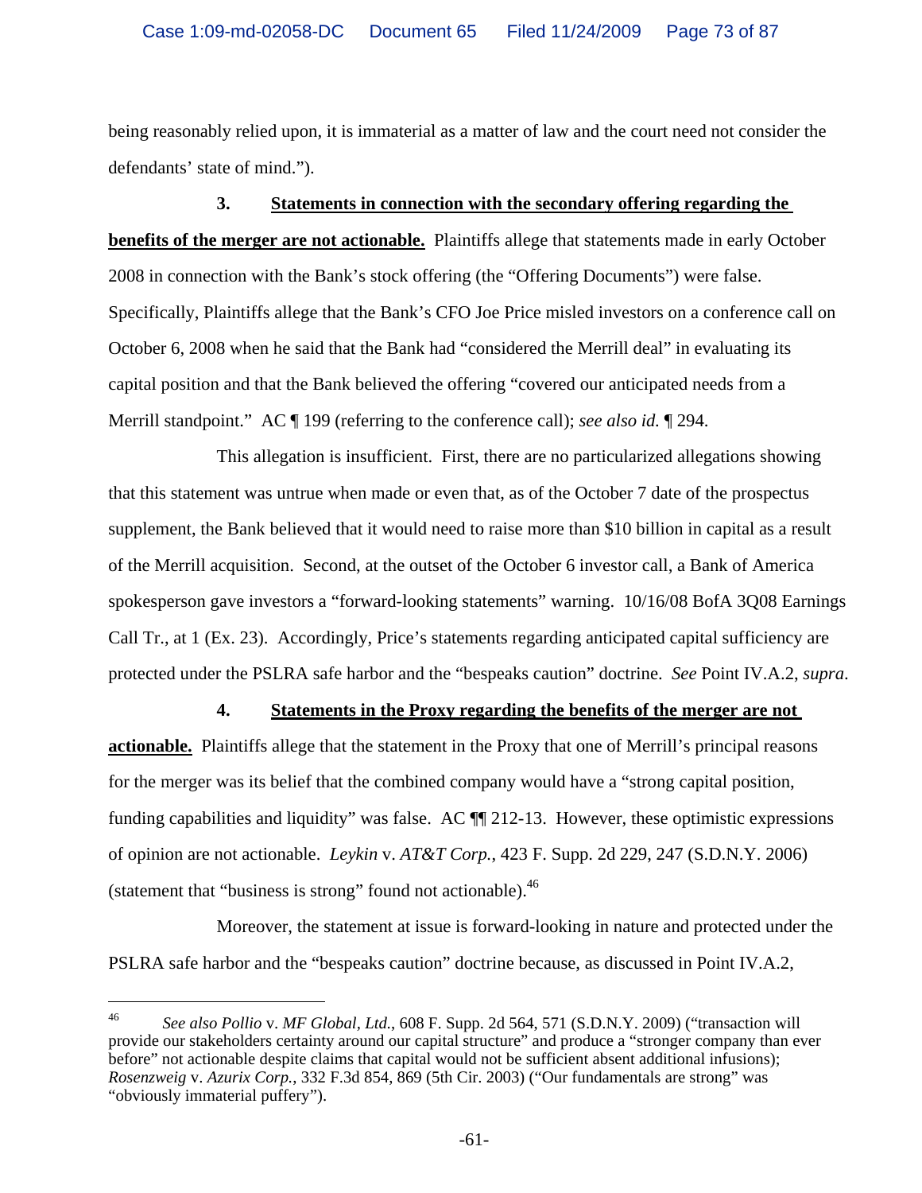being reasonably relied upon, it is immaterial as a matter of law and the court need not consider the defendants' state of mind.").

**3. Statements in connection with the secondary offering regarding the benefits of the merger are not actionable.** Plaintiffs allege that statements made in early October 2008 in connection with the Bank's stock offering (the "Offering Documents") were false. Specifically, Plaintiffs allege that the Bank's CFO Joe Price misled investors on a conference call on October 6, 2008 when he said that the Bank had "considered the Merrill deal" in evaluating its capital position and that the Bank believed the offering "covered our anticipated needs from a Merrill standpoint." AC ¶ 199 (referring to the conference call); *see also id.* ¶ 294.

This allegation is insufficient. First, there are no particularized allegations showing that this statement was untrue when made or even that, as of the October 7 date of the prospectus supplement, the Bank believed that it would need to raise more than $10 billion in capital as a result of the Merrill acquisition. Second, at the outset of the October 6 investor call, a Bank of America spokesperson gave investors a "forward-looking statements" warning. 10/16/08 BofA 3Q08 Earnings Call Tr., at 1 (Ex. 23). Accordingly, Price's statements regarding anticipated capital sufficiency are protected under the PSLRA safe harbor and the "bespeaks caution" doctrine. *See* Point IV.A.2, *supra*.

**4. Statements in the Proxy regarding the benefits of the merger are not actionable.** Plaintiffs allege that the statement in the Proxy that one of Merrill's principal reasons for the merger was its belief that the combined company would have a "strong capital position, funding capabilities and liquidity" was false. AC ¶¶ 212-13. However, these optimistic expressions of opinion are not actionable. *Leykin* v. *AT&T Corp.*, 423 F. Supp. 2d 229, 247 (S.D.N.Y. 2006) (statement that "business is strong" found not actionable).[46]

Moreover, the statement at issue is forward-looking in nature and protected under the PSLRA safe harbor and the "bespeaks caution" doctrine because, as discussed in Point IV.A.2,

---

[46] *See also Pollio* v. *MF Global, Ltd.*, 608 F. Supp. 2d 564, 571 (S.D.N.Y. 2009) ("transaction will provide our stakeholders certainty around our capital structure" and produce a "stronger company than ever before" not actionable despite claims that capital would not be sufficient absent additional infusions); *Rosenzweig* v. *Azurix Corp.*, 332 F.3d 854, 869 (5th Cir. 2003) ("Our fundamentals are strong" was "obviously immaterial puffery").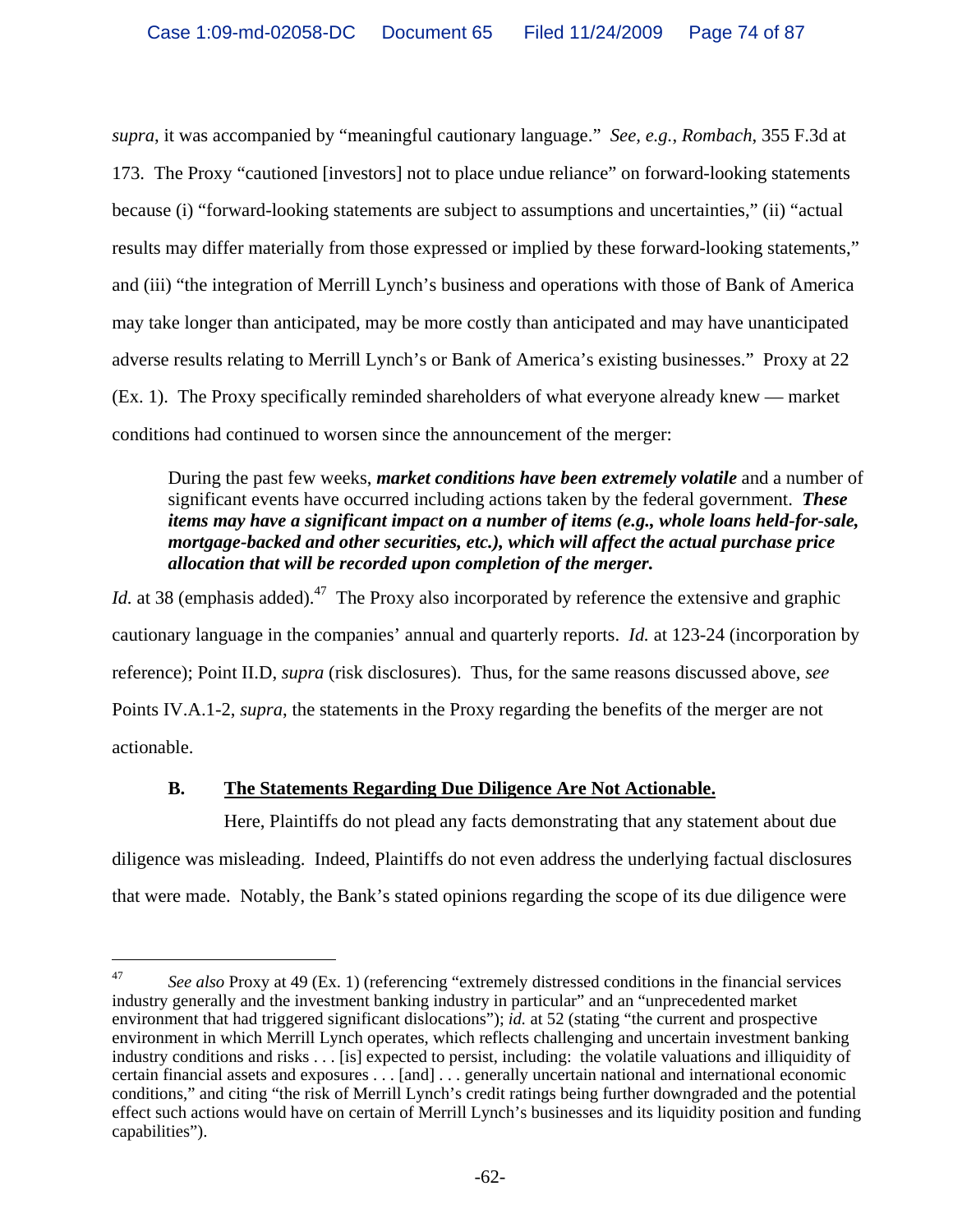*supra*, it was accompanied by "meaningful cautionary language." *See, e.g.*, *Rombach*, 355 F.3d at 173. The Proxy "cautioned [investors] not to place undue reliance" on forward-looking statements because (i) "forward-looking statements are subject to assumptions and uncertainties," (ii) "actual results may differ materially from those expressed or implied by these forward-looking statements," and (iii) "the integration of Merrill Lynch's business and operations with those of Bank of America may take longer than anticipated, may be more costly than anticipated and may have unanticipated adverse results relating to Merrill Lynch's or Bank of America's existing businesses." Proxy at 22 (Ex. 1). The Proxy specifically reminded shareholders of what everyone already knew — market conditions had continued to worsen since the announcement of the merger:

> During the past few weeks, ***market conditions have been extremely volatile*** and a number of significant events have occurred including actions taken by the federal government. ***These items may have a significant impact on a number of items (e.g., whole loans held-for-sale, mortgage-backed and other securities, etc.), which will affect the actual purchase price allocation that will be recorded upon completion of the merger.***

*Id.* at 38 (emphasis added).[47] The Proxy also incorporated by reference the extensive and graphic cautionary language in the companies' annual and quarterly reports. *Id.* at 123-24 (incorporation by reference); Point II.D, *supra* (risk disclosures). Thus, for the same reasons discussed above, *see* Points IV.A.1-2, *supra*, the statements in the Proxy regarding the benefits of the merger are not actionable.

### B. <u>The Statements Regarding Due Diligence Are Not Actionable.</u>

Here, Plaintiffs do not plead any facts demonstrating that any statement about due diligence was misleading. Indeed, Plaintiffs do not even address the underlying factual disclosures that were made. Notably, the Bank's stated opinions regarding the scope of its due diligence were

---

[47] *See also* Proxy at 49 (Ex. 1) (referencing "extremely distressed conditions in the financial services industry generally and the investment banking industry in particular" and an "unprecedented market environment that had triggered significant dislocations"); *id.* at 52 (stating "the current and prospective environment in which Merrill Lynch operates, which reflects challenging and uncertain investment banking industry conditions and risks . . . [is] expected to persist, including: the volatile valuations and illiquidity of certain financial assets and exposures . . . [and] . . . generally uncertain national and international economic conditions," and citing "the risk of Merrill Lynch's credit ratings being further downgraded and the potential effect such actions would have on certain of Merrill Lynch's businesses and its liquidity position and funding capabilities").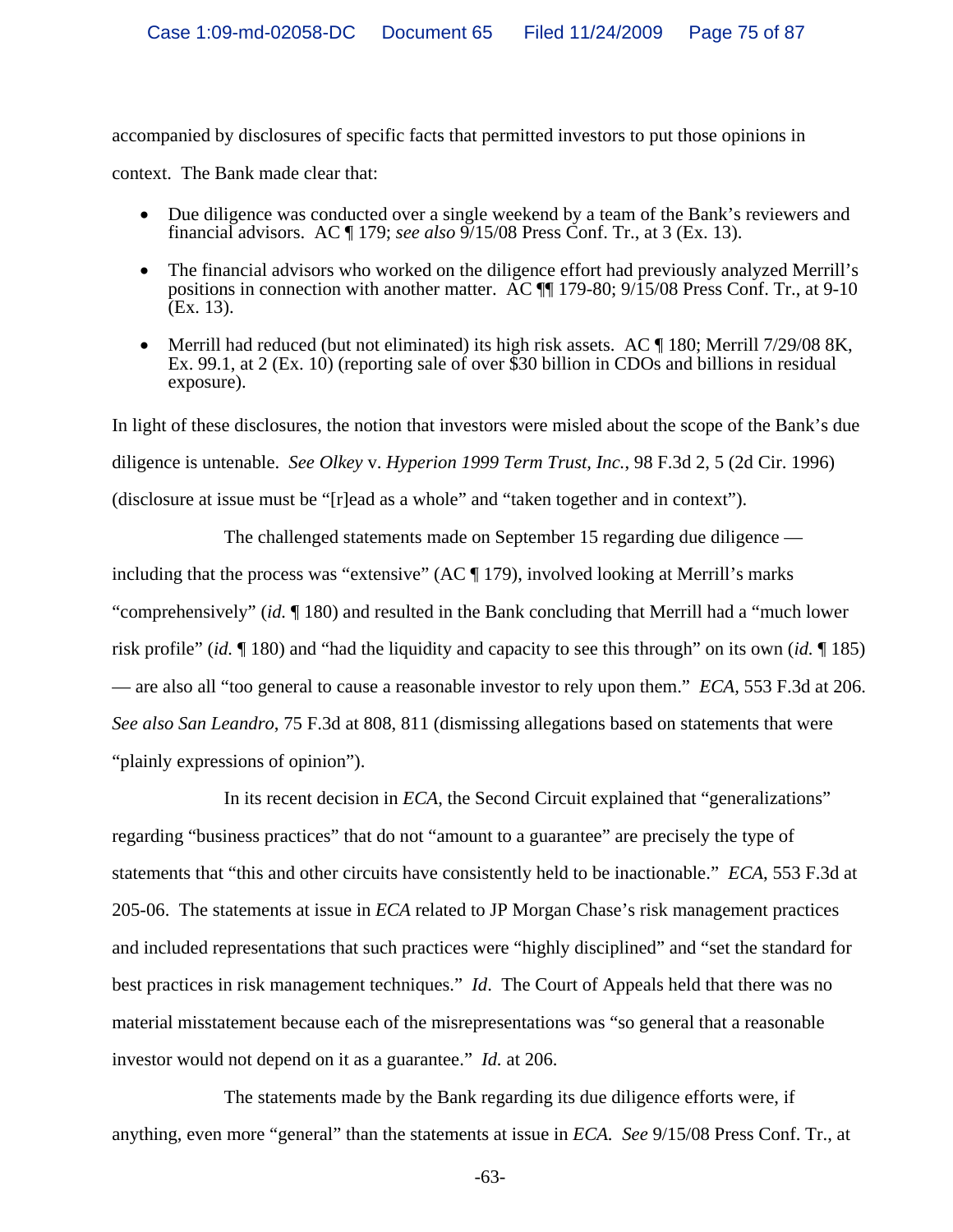accompanied by disclosures of specific facts that permitted investors to put those opinions in context. The Bank made clear that:

- Due diligence was conducted over a single weekend by a team of the Bank's reviewers and financial advisors. AC ¶ 179; *see also* 9/15/08 Press Conf. Tr., at 3 (Ex. 13).
- The financial advisors who worked on the diligence effort had previously analyzed Merrill's positions in connection with another matter. AC ¶¶ 179-80; 9/15/08 Press Conf. Tr., at 9-10 (Ex. 13).
- Merrill had reduced (but not eliminated) its high risk assets. AC ¶ 180; Merrill 7/29/08 8K, Ex. 99.1, at 2 (Ex. 10) (reporting sale of over $30 billion in CDOs and billions in residual exposure).

In light of these disclosures, the notion that investors were misled about the scope of the Bank's due diligence is untenable. *See Olkey* v. *Hyperion 1999 Term Trust, Inc.*, 98 F.3d 2, 5 (2d Cir. 1996) (disclosure at issue must be "[r]ead as a whole" and "taken together and in context").

The challenged statements made on September 15 regarding due diligence — including that the process was "extensive" (AC ¶ 179), involved looking at Merrill's marks "comprehensively" (*id.* ¶ 180) and resulted in the Bank concluding that Merrill had a "much lower risk profile" (*id.* ¶ 180) and "had the liquidity and capacity to see this through" on its own (*id.* ¶ 185) — are also all "too general to cause a reasonable investor to rely upon them." *ECA*, 553 F.3d at 206. *See also San Leandro*, 75 F.3d at 808, 811 (dismissing allegations based on statements that were "plainly expressions of opinion").

In its recent decision in *ECA*, the Second Circuit explained that "generalizations" regarding "business practices" that do not "amount to a guarantee" are precisely the type of statements that "this and other circuits have consistently held to be inactionable." *ECA*, 553 F.3d at 205-06. The statements at issue in *ECA* related to JP Morgan Chase's risk management practices and included representations that such practices were "highly disciplined" and "set the standard for best practices in risk management techniques." *Id*. The Court of Appeals held that there was no material misstatement because each of the misrepresentations was "so general that a reasonable investor would not depend on it as a guarantee." *Id.* at 206.

The statements made by the Bank regarding its due diligence efforts were, if anything, even more "general" than the statements at issue in *ECA*. *See* 9/15/08 Press Conf. Tr., at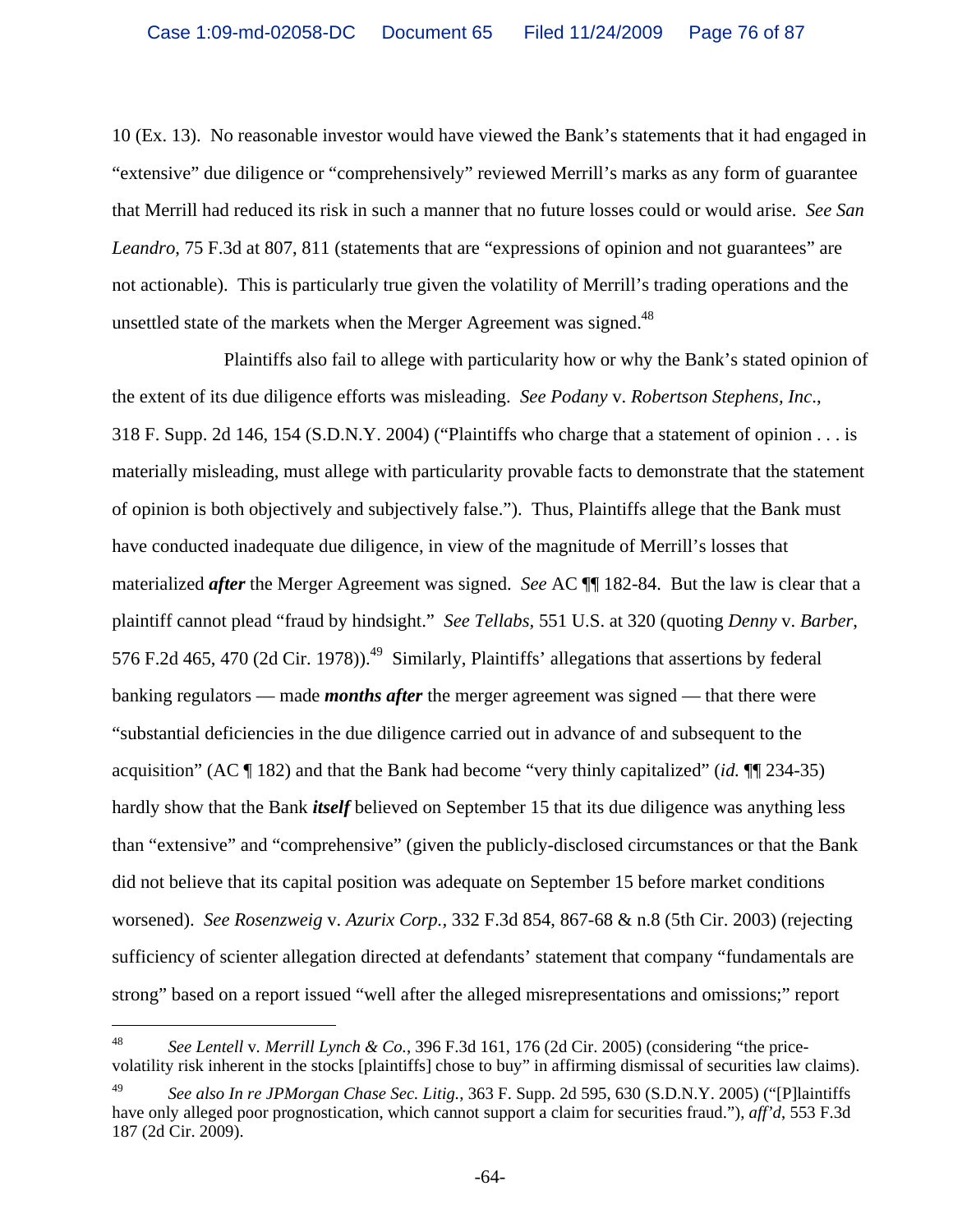10 (Ex. 13). No reasonable investor would have viewed the Bank's statements that it had engaged in "extensive" due diligence or "comprehensively" reviewed Merrill's marks as any form of guarantee that Merrill had reduced its risk in such a manner that no future losses could or would arise. *See San Leandro*, 75 F.3d at 807, 811 (statements that are "expressions of opinion and not guarantees" are not actionable). This is particularly true given the volatility of Merrill's trading operations and the unsettled state of the markets when the Merger Agreement was signed.[48]

Plaintiffs also fail to allege with particularity how or why the Bank's stated opinion of the extent of its due diligence efforts was misleading. *See Podany* v. *Robertson Stephens, Inc.*, 318 F. Supp. 2d 146, 154 (S.D.N.Y. 2004) ("Plaintiffs who charge that a statement of opinion . . . is materially misleading, must allege with particularity provable facts to demonstrate that the statement of opinion is both objectively and subjectively false."). Thus, Plaintiffs allege that the Bank must have conducted inadequate due diligence, in view of the magnitude of Merrill's losses that materialized ***after*** the Merger Agreement was signed. *See* AC ¶¶ 182-84. But the law is clear that a plaintiff cannot plead "fraud by hindsight." *See Tellabs*, 551 U.S. at 320 (quoting *Denny* v. *Barber*, 576 F.2d 465, 470 (2d Cir. 1978)).[49] Similarly, Plaintiffs' allegations that assertions by federal banking regulators — made ***months after*** the merger agreement was signed — that there were "substantial deficiencies in the due diligence carried out in advance of and subsequent to the acquisition" (AC ¶ 182) and that the Bank had become "very thinly capitalized" (*id.* ¶¶ 234-35) hardly show that the Bank ***itself*** believed on September 15 that its due diligence was anything less than "extensive" and "comprehensive" (given the publicly-disclosed circumstances or that the Bank did not believe that its capital position was adequate on September 15 before market conditions worsened). *See Rosenzweig* v. *Azurix Corp.*, 332 F.3d 854, 867-68 & n.8 (5th Cir. 2003) (rejecting sufficiency of scienter allegation directed at defendants' statement that company "fundamentals are strong" based on a report issued "well after the alleged misrepresentations and omissions;" report

---

[48] *See Lentell* v. *Merrill Lynch & Co.*, 396 F.3d 161, 176 (2d Cir. 2005) (considering "the price-volatility risk inherent in the stocks [plaintiffs] chose to buy" in affirming dismissal of securities law claims).

[49] *See also In re JPMorgan Chase Sec. Litig.*, 363 F. Supp. 2d 595, 630 (S.D.N.Y. 2005) ("[P]laintiffs have only alleged poor prognostication, which cannot support a claim for securities fraud."), *aff'd*, 553 F.3d 187 (2d Cir. 2009).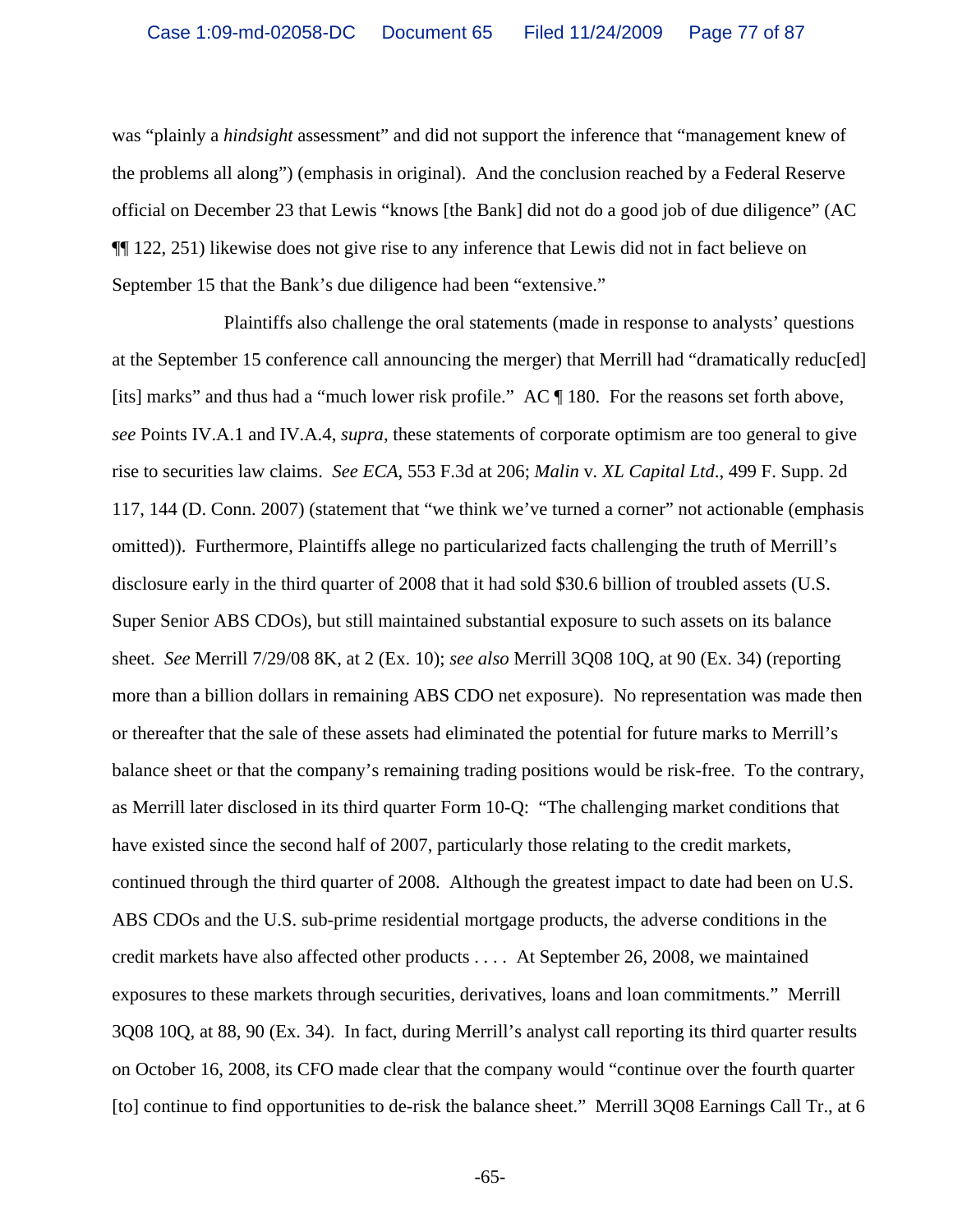was "plainly a *hindsight* assessment" and did not support the inference that "management knew of the problems all along") (emphasis in original). And the conclusion reached by a Federal Reserve official on December 23 that Lewis "knows [the Bank] did not do a good job of due diligence" (AC ¶¶ 122, 251) likewise does not give rise to any inference that Lewis did not in fact believe on September 15 that the Bank's due diligence had been "extensive."

Plaintiffs also challenge the oral statements (made in response to analysts' questions at the September 15 conference call announcing the merger) that Merrill had "dramatically reduc[ed] [its] marks" and thus had a "much lower risk profile." AC ¶ 180. For the reasons set forth above, *see* Points IV.A.1 and IV.A.4, *supra*, these statements of corporate optimism are too general to give rise to securities law claims. *See ECA*, 553 F.3d at 206; *Malin* v. *XL Capital Ltd*., 499 F. Supp. 2d 117, 144 (D. Conn. 2007) (statement that "we think we've turned a corner" not actionable (emphasis omitted)). Furthermore, Plaintiffs allege no particularized facts challenging the truth of Merrill's disclosure early in the third quarter of 2008 that it had sold $30.6 billion of troubled assets (U.S. Super Senior ABS CDOs), but still maintained substantial exposure to such assets on its balance sheet. *See* Merrill 7/29/08 8K, at 2 (Ex. 10); *see also* Merrill 3Q08 10Q, at 90 (Ex. 34) (reporting more than a billion dollars in remaining ABS CDO net exposure). No representation was made then or thereafter that the sale of these assets had eliminated the potential for future marks to Merrill's balance sheet or that the company's remaining trading positions would be risk-free. To the contrary, as Merrill later disclosed in its third quarter Form 10-Q: "The challenging market conditions that have existed since the second half of 2007, particularly those relating to the credit markets, continued through the third quarter of 2008. Although the greatest impact to date had been on U.S. ABS CDOs and the U.S. sub-prime residential mortgage products, the adverse conditions in the credit markets have also affected other products . . . . At September 26, 2008, we maintained exposures to these markets through securities, derivatives, loans and loan commitments." Merrill 3Q08 10Q, at 88, 90 (Ex. 34). In fact, during Merrill's analyst call reporting its third quarter results on October 16, 2008, its CFO made clear that the company would "continue over the fourth quarter [to] continue to find opportunities to de-risk the balance sheet." Merrill 3Q08 Earnings Call Tr., at 6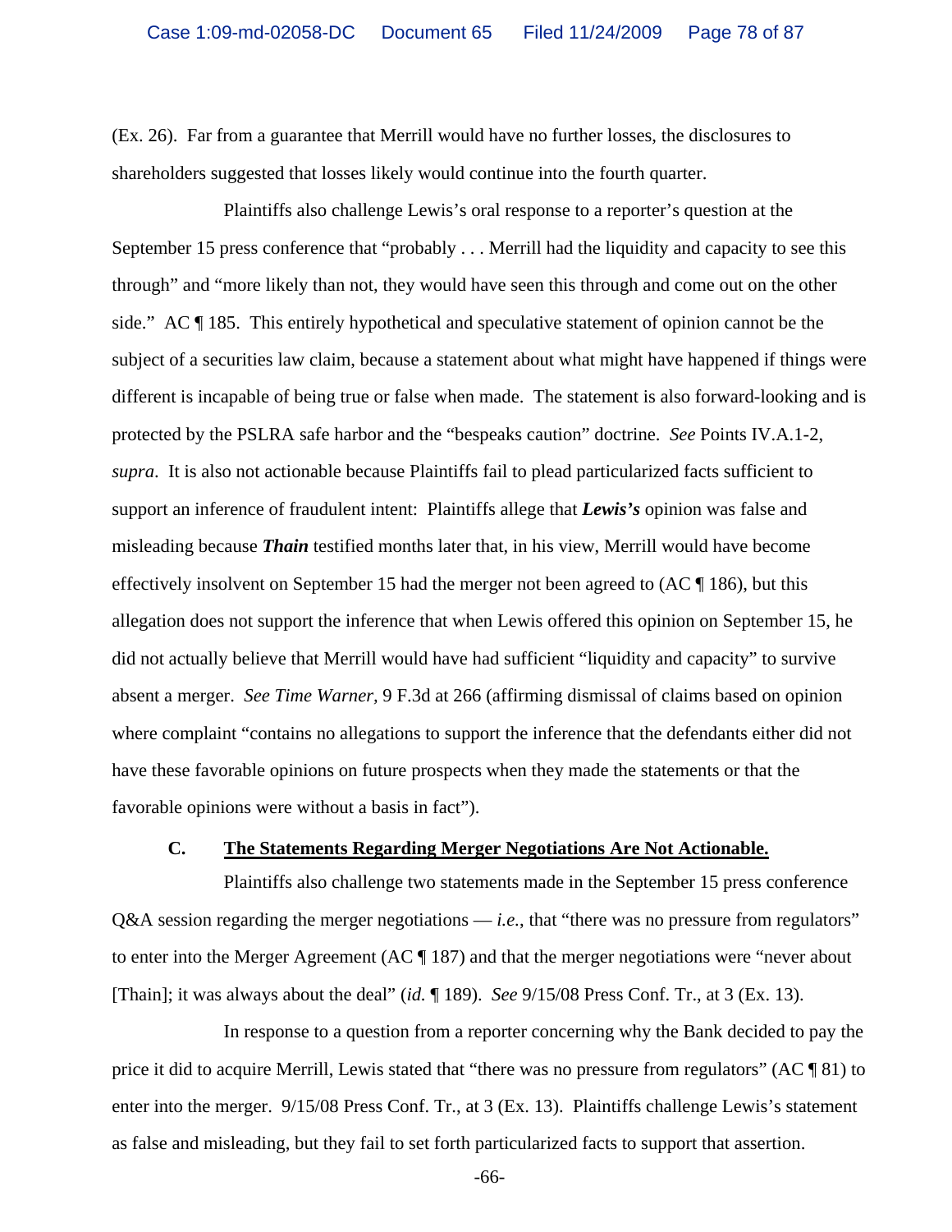(Ex. 26). Far from a guarantee that Merrill would have no further losses, the disclosures to shareholders suggested that losses likely would continue into the fourth quarter.

Plaintiffs also challenge Lewis's oral response to a reporter's question at the September 15 press conference that "probably . . . Merrill had the liquidity and capacity to see this through" and "more likely than not, they would have seen this through and come out on the other side." AC ¶ 185. This entirely hypothetical and speculative statement of opinion cannot be the subject of a securities law claim, because a statement about what might have happened if things were different is incapable of being true or false when made. The statement is also forward-looking and is protected by the PSLRA safe harbor and the "bespeaks caution" doctrine. *See* Points IV.A.1-2, *supra*. It is also not actionable because Plaintiffs fail to plead particularized facts sufficient to support an inference of fraudulent intent: Plaintiffs allege that ***Lewis's*** opinion was false and misleading because ***Thain*** testified months later that, in his view, Merrill would have become effectively insolvent on September 15 had the merger not been agreed to (AC ¶ 186), but this allegation does not support the inference that when Lewis offered this opinion on September 15, he did not actually believe that Merrill would have had sufficient "liquidity and capacity" to survive absent a merger. *See Time Warner,* 9 F.3d at 266 (affirming dismissal of claims based on opinion where complaint "contains no allegations to support the inference that the defendants either did not have these favorable opinions on future prospects when they made the statements or that the favorable opinions were without a basis in fact").

### C. The Statements Regarding Merger Negotiations Are Not Actionable.

Plaintiffs also challenge two statements made in the September 15 press conference Q&A session regarding the merger negotiations — *i.e.*, that "there was no pressure from regulators" to enter into the Merger Agreement (AC ¶ 187) and that the merger negotiations were "never about [Thain]; it was always about the deal" (*id.* ¶ 189). *See* 9/15/08 Press Conf. Tr., at 3 (Ex. 13).

In response to a question from a reporter concerning why the Bank decided to pay the price it did to acquire Merrill, Lewis stated that "there was no pressure from regulators" (AC ¶ 81) to enter into the merger. 9/15/08 Press Conf. Tr., at 3 (Ex. 13). Plaintiffs challenge Lewis's statement as false and misleading, but they fail to set forth particularized facts to support that assertion.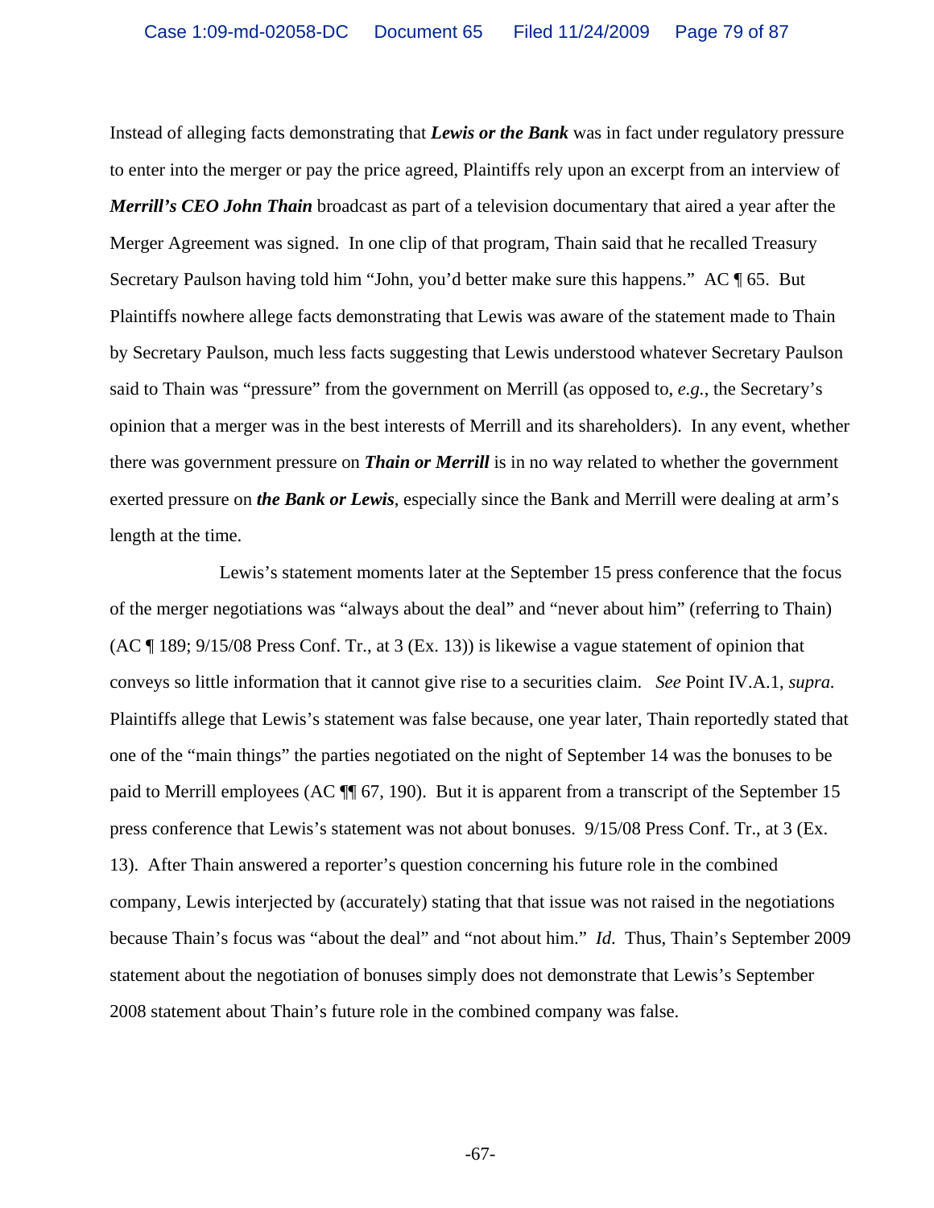Instead of alleging facts demonstrating that ***Lewis or the Bank*** was in fact under regulatory pressure to enter into the merger or pay the price agreed, Plaintiffs rely upon an excerpt from an interview of ***Merrill's CEO John Thain*** broadcast as part of a television documentary that aired a year after the Merger Agreement was signed. In one clip of that program, Thain said that he recalled Treasury Secretary Paulson having told him "John, you'd better make sure this happens." AC ¶ 65. But Plaintiffs nowhere allege facts demonstrating that Lewis was aware of the statement made to Thain by Secretary Paulson, much less facts suggesting that Lewis understood whatever Secretary Paulson said to Thain was "pressure" from the government on Merrill (as opposed to, *e.g.*, the Secretary's opinion that a merger was in the best interests of Merrill and its shareholders). In any event, whether there was government pressure on ***Thain or Merrill*** is in no way related to whether the government exerted pressure on ***the Bank or Lewis***, especially since the Bank and Merrill were dealing at arm's length at the time.

Lewis's statement moments later at the September 15 press conference that the focus of the merger negotiations was "always about the deal" and "never about him" (referring to Thain) (AC ¶ 189; 9/15/08 Press Conf. Tr., at 3 (Ex. 13)) is likewise a vague statement of opinion that conveys so little information that it cannot give rise to a securities claim. *See* Point IV.A.1, *supra.* Plaintiffs allege that Lewis's statement was false because, one year later, Thain reportedly stated that one of the "main things" the parties negotiated on the night of September 14 was the bonuses to be paid to Merrill employees (AC ¶¶ 67, 190). But it is apparent from a transcript of the September 15 press conference that Lewis's statement was not about bonuses. 9/15/08 Press Conf. Tr., at 3 (Ex. 13). After Thain answered a reporter's question concerning his future role in the combined company, Lewis interjected by (accurately) stating that that issue was not raised in the negotiations because Thain's focus was "about the deal" and "not about him." *Id*. Thus, Thain's September 2009 statement about the negotiation of bonuses simply does not demonstrate that Lewis's September 2008 statement about Thain's future role in the combined company was false.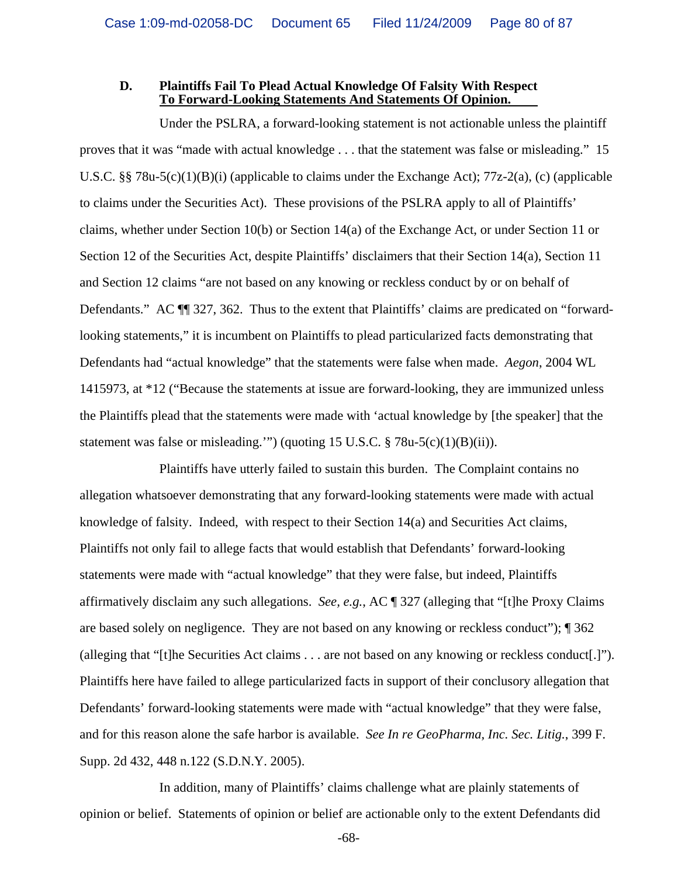### D. Plaintiffs Fail To Plead Actual Knowledge Of Falsity With Respect To Forward-Looking Statements And Statements Of Opinion.

Under the PSLRA, a forward-looking statement is not actionable unless the plaintiff proves that it was "made with actual knowledge . . . that the statement was false or misleading." 15 U.S.C. §§ 78u-5(c)(1)(B)(i) (applicable to claims under the Exchange Act); 77z-2(a), (c) (applicable to claims under the Securities Act). These provisions of the PSLRA apply to all of Plaintiffs' claims, whether under Section 10(b) or Section 14(a) of the Exchange Act, or under Section 11 or Section 12 of the Securities Act, despite Plaintiffs' disclaimers that their Section 14(a), Section 11 and Section 12 claims "are not based on any knowing or reckless conduct by or on behalf of Defendants." AC ¶¶ 327, 362. Thus to the extent that Plaintiffs' claims are predicated on "forward-looking statements," it is incumbent on Plaintiffs to plead particularized facts demonstrating that Defendants had "actual knowledge" that the statements were false when made. *Aegon*, 2004 WL 1415973, at *12 ("Because the statements at issue are forward-looking, they are immunized unless the Plaintiffs plead that the statements were made with 'actual knowledge by [the speaker] that the statement was false or misleading.'") (quoting 15 U.S.C. § 78u-5(c)(1)(B)(ii)).

Plaintiffs have utterly failed to sustain this burden. The Complaint contains no allegation whatsoever demonstrating that any forward-looking statements were made with actual knowledge of falsity. Indeed, with respect to their Section 14(a) and Securities Act claims, Plaintiffs not only fail to allege facts that would establish that Defendants' forward-looking statements were made with "actual knowledge" that they were false, but indeed, Plaintiffs affirmatively disclaim any such allegations. *See, e.g.*, AC ¶ 327 (alleging that "[t]he Proxy Claims are based solely on negligence. They are not based on any knowing or reckless conduct"); ¶ 362 (alleging that "[t]he Securities Act claims . . . are not based on any knowing or reckless conduct[.]"). Plaintiffs here have failed to allege particularized facts in support of their conclusory allegation that Defendants' forward-looking statements were made with "actual knowledge" that they were false, and for this reason alone the safe harbor is available. *See In re GeoPharma, Inc. Sec. Litig.*, 399 F. Supp. 2d 432, 448 n.122 (S.D.N.Y. 2005).

In addition, many of Plaintiffs' claims challenge what are plainly statements of opinion or belief. Statements of opinion or belief are actionable only to the extent Defendants did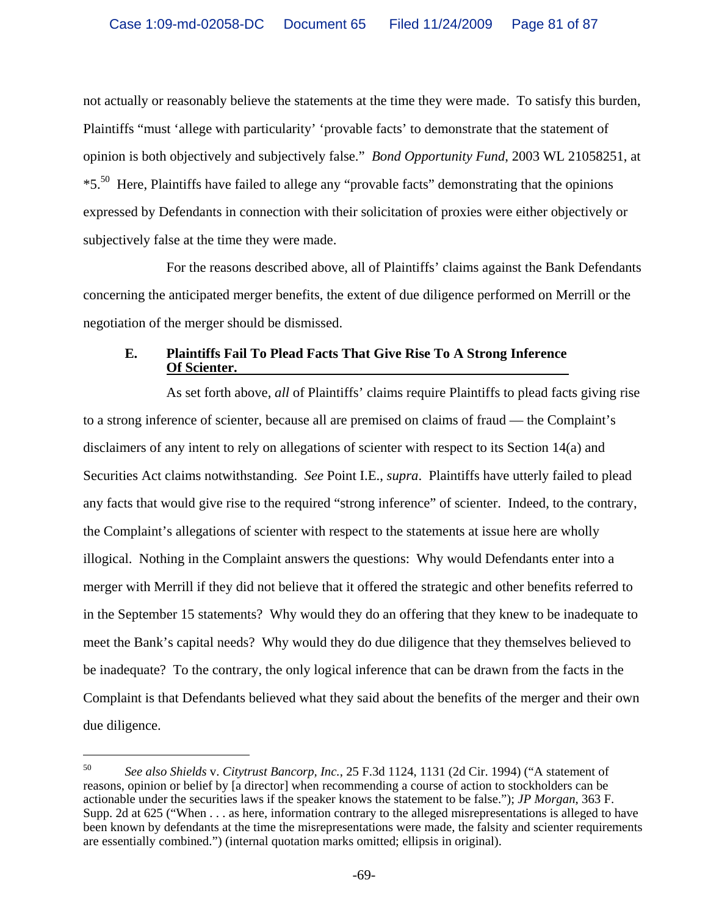not actually or reasonably believe the statements at the time they were made. To satisfy this burden, Plaintiffs "must 'allege with particularity' 'provable facts' to demonstrate that the statement of opinion is both objectively and subjectively false." *Bond Opportunity Fund*, 2003 WL 21058251, at *5.[50] Here, Plaintiffs have failed to allege any "provable facts" demonstrating that the opinions expressed by Defendants in connection with their solicitation of proxies were either objectively or subjectively false at the time they were made.

For the reasons described above, all of Plaintiffs' claims against the Bank Defendants concerning the anticipated merger benefits, the extent of due diligence performed on Merrill or the negotiation of the merger should be dismissed.

### E. Plaintiffs Fail To Plead Facts That Give Rise To A Strong Inference Of Scienter.

As set forth above, *all* of Plaintiffs' claims require Plaintiffs to plead facts giving rise to a strong inference of scienter, because all are premised on claims of fraud — the Complaint's disclaimers of any intent to rely on allegations of scienter with respect to its Section 14(a) and Securities Act claims notwithstanding. *See* Point I.E., *supra*. Plaintiffs have utterly failed to plead any facts that would give rise to the required "strong inference" of scienter. Indeed, to the contrary, the Complaint's allegations of scienter with respect to the statements at issue here are wholly illogical. Nothing in the Complaint answers the questions: Why would Defendants enter into a merger with Merrill if they did not believe that it offered the strategic and other benefits referred to in the September 15 statements? Why would they do an offering that they knew to be inadequate to meet the Bank's capital needs? Why would they do due diligence that they themselves believed to be inadequate? To the contrary, the only logical inference that can be drawn from the facts in the Complaint is that Defendants believed what they said about the benefits of the merger and their own due diligence.

---

[50] *See also Shields* v. *Citytrust Bancorp, Inc.*, 25 F.3d 1124, 1131 (2d Cir. 1994) ("A statement of reasons, opinion or belief by [a director] when recommending a course of action to stockholders can be actionable under the securities laws if the speaker knows the statement to be false."); *JP Morgan*, 363 F. Supp. 2d at 625 ("When . . . as here, information contrary to the alleged misrepresentations is alleged to have been known by defendants at the time the misrepresentations were made, the falsity and scienter requirements are essentially combined.") (internal quotation marks omitted; ellipsis in original).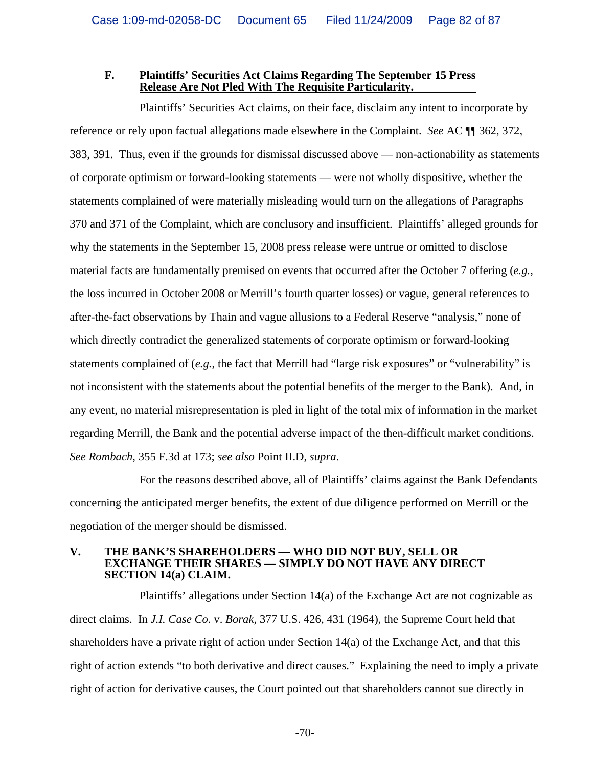### F. Plaintiffs' Securities Act Claims Regarding The September 15 Press Release Are Not Pled With The Requisite Particularity.

Plaintiffs' Securities Act claims, on their face, disclaim any intent to incorporate by reference or rely upon factual allegations made elsewhere in the Complaint. *See* AC ¶¶ 362, 372, 383, 391. Thus, even if the grounds for dismissal discussed above — non-actionability as statements of corporate optimism or forward-looking statements — were not wholly dispositive, whether the statements complained of were materially misleading would turn on the allegations of Paragraphs 370 and 371 of the Complaint, which are conclusory and insufficient. Plaintiffs' alleged grounds for why the statements in the September 15, 2008 press release were untrue or omitted to disclose material facts are fundamentally premised on events that occurred after the October 7 offering (*e.g.*, the loss incurred in October 2008 or Merrill's fourth quarter losses) or vague, general references to after-the-fact observations by Thain and vague allusions to a Federal Reserve "analysis," none of which directly contradict the generalized statements of corporate optimism or forward-looking statements complained of (*e.g.*, the fact that Merrill had "large risk exposures" or "vulnerability" is not inconsistent with the statements about the potential benefits of the merger to the Bank). And, in any event, no material misrepresentation is pled in light of the total mix of information in the market regarding Merrill, the Bank and the potential adverse impact of the then-difficult market conditions. *See Rombach*, 355 F.3d at 173; *see also* Point II.D, *supra*.

For the reasons described above, all of Plaintiffs' claims against the Bank Defendants concerning the anticipated merger benefits, the extent of due diligence performed on Merrill or the negotiation of the merger should be dismissed.

## V. THE BANK'S SHAREHOLDERS — WHO DID NOT BUY, SELL OR EXCHANGE THEIR SHARES — SIMPLY DO NOT HAVE ANY DIRECT SECTION 14(a) CLAIM.

Plaintiffs' allegations under Section 14(a) of the Exchange Act are not cognizable as direct claims. In *J.I. Case Co.* v. *Borak*, 377 U.S. 426, 431 (1964), the Supreme Court held that shareholders have a private right of action under Section 14(a) of the Exchange Act, and that this right of action extends "to both derivative and direct causes." Explaining the need to imply a private right of action for derivative causes, the Court pointed out that shareholders cannot sue directly in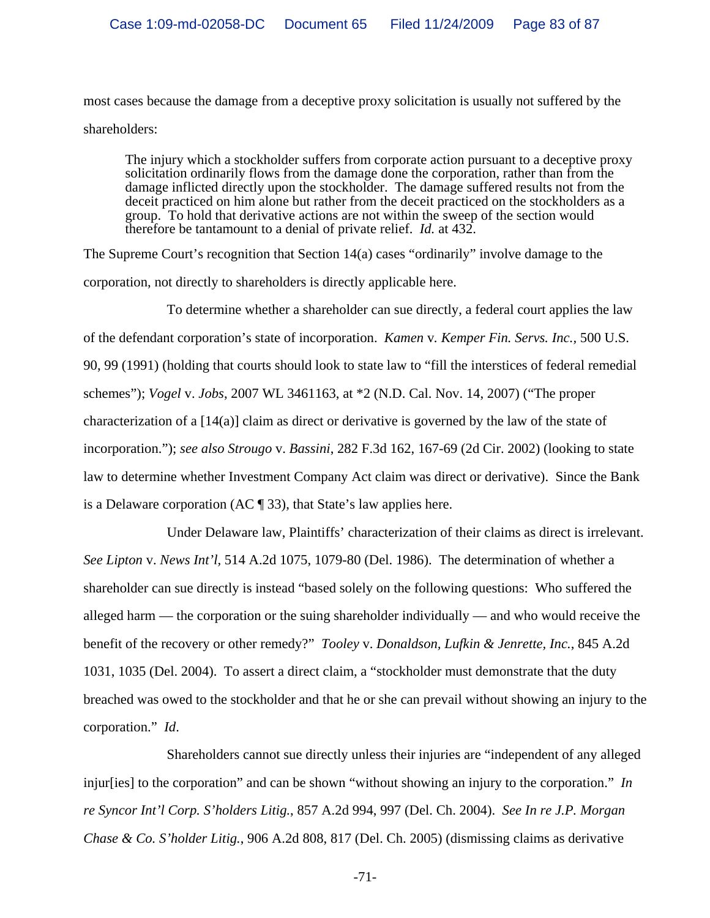most cases because the damage from a deceptive proxy solicitation is usually not suffered by the shareholders:

> The injury which a stockholder suffers from corporate action pursuant to a deceptive proxy solicitation ordinarily flows from the damage done the corporation, rather than from the damage inflicted directly upon the stockholder. The damage suffered results not from the deceit practiced on him alone but rather from the deceit practiced on the stockholders as a group. To hold that derivative actions are not within the sweep of the section would therefore be tantamount to a denial of private relief. *Id.* at 432.

The Supreme Court's recognition that Section 14(a) cases "ordinarily" involve damage to the corporation, not directly to shareholders is directly applicable here.

To determine whether a shareholder can sue directly, a federal court applies the law of the defendant corporation's state of incorporation. *Kamen* v. *Kemper Fin. Servs. Inc.*, 500 U.S. 90, 99 (1991) (holding that courts should look to state law to "fill the interstices of federal remedial schemes"); *Vogel* v. *Jobs*, 2007 WL 3461163, at *2 (N.D. Cal. Nov. 14, 2007) ("The proper characterization of a [14(a)] claim as direct or derivative is governed by the law of the state of incorporation."); *see also Strougo* v. *Bassini*, 282 F.3d 162, 167-69 (2d Cir. 2002) (looking to state law to determine whether Investment Company Act claim was direct or derivative). Since the Bank is a Delaware corporation (AC ¶ 33), that State's law applies here.

Under Delaware law, Plaintiffs' characterization of their claims as direct is irrelevant. *See Lipton* v. *News Int'l*, 514 A.2d 1075, 1079-80 (Del. 1986). The determination of whether a shareholder can sue directly is instead "based solely on the following questions: Who suffered the alleged harm — the corporation or the suing shareholder individually — and who would receive the benefit of the recovery or other remedy?" *Tooley* v. *Donaldson, Lufkin & Jenrette, Inc.*, 845 A.2d 1031, 1035 (Del. 2004). To assert a direct claim, a "stockholder must demonstrate that the duty breached was owed to the stockholder and that he or she can prevail without showing an injury to the corporation." *Id*.

Shareholders cannot sue directly unless their injuries are "independent of any alleged injur[ies] to the corporation" and can be shown "without showing an injury to the corporation." *In re Syncor Int'l Corp. S'holders Litig.*, 857 A.2d 994, 997 (Del. Ch. 2004). *See In re J.P. Morgan Chase & Co. S'holder Litig.*, 906 A.2d 808, 817 (Del. Ch. 2005) (dismissing claims as derivative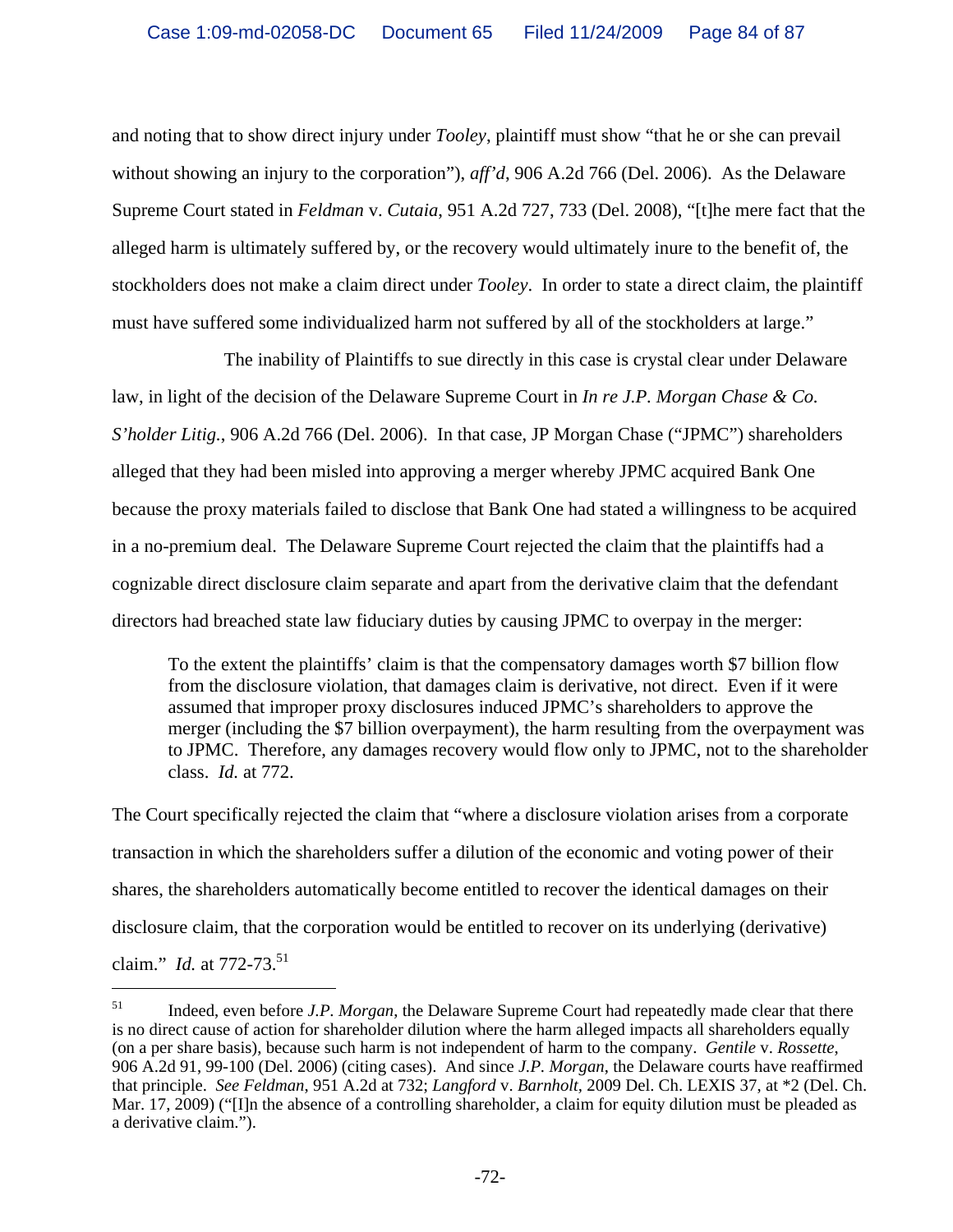and noting that to show direct injury under *Tooley*, plaintiff must show "that he or she can prevail without showing an injury to the corporation"), *aff'd*, 906 A.2d 766 (Del. 2006). As the Delaware Supreme Court stated in *Feldman* v. *Cutaia*, 951 A.2d 727, 733 (Del. 2008), "[t]he mere fact that the alleged harm is ultimately suffered by, or the recovery would ultimately inure to the benefit of, the stockholders does not make a claim direct under *Tooley*. In order to state a direct claim, the plaintiff must have suffered some individualized harm not suffered by all of the stockholders at large."

The inability of Plaintiffs to sue directly in this case is crystal clear under Delaware law, in light of the decision of the Delaware Supreme Court in *In re J.P. Morgan Chase & Co. S'holder Litig.*, 906 A.2d 766 (Del. 2006). In that case, JP Morgan Chase ("JPMC") shareholders alleged that they had been misled into approving a merger whereby JPMC acquired Bank One because the proxy materials failed to disclose that Bank One had stated a willingness to be acquired in a no-premium deal. The Delaware Supreme Court rejected the claim that the plaintiffs had a cognizable direct disclosure claim separate and apart from the derivative claim that the defendant directors had breached state law fiduciary duties by causing JPMC to overpay in the merger:

> To the extent the plaintiffs' claim is that the compensatory damages worth $7 billion flow from the disclosure violation, that damages claim is derivative, not direct. Even if it were assumed that improper proxy disclosures induced JPMC's shareholders to approve the merger (including the $7 billion overpayment), the harm resulting from the overpayment was to JPMC. Therefore, any damages recovery would flow only to JPMC, not to the shareholder class. *Id.* at 772.

The Court specifically rejected the claim that "where a disclosure violation arises from a corporate transaction in which the shareholders suffer a dilution of the economic and voting power of their shares, the shareholders automatically become entitled to recover the identical damages on their disclosure claim, that the corporation would be entitled to recover on its underlying (derivative) claim." *Id.* at 772-73.[51]

---

[51] Indeed, even before *J.P. Morgan*, the Delaware Supreme Court had repeatedly made clear that there is no direct cause of action for shareholder dilution where the harm alleged impacts all shareholders equally (on a per share basis), because such harm is not independent of harm to the company. *Gentile* v. *Rossette*, 906 A.2d 91, 99-100 (Del. 2006) (citing cases). And since *J.P. Morgan*, the Delaware courts have reaffirmed that principle. *See Feldman*, 951 A.2d at 732; *Langford* v. *Barnholt*, 2009 Del. Ch. LEXIS 37, at *2 (Del. Ch. Mar. 17, 2009) ("[I]n the absence of a controlling shareholder, a claim for equity dilution must be pleaded as a derivative claim.").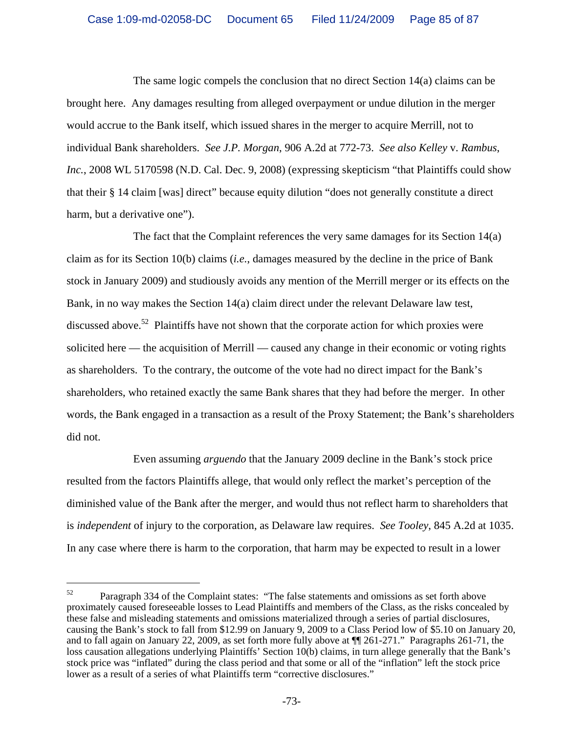The same logic compels the conclusion that no direct Section 14(a) claims can be brought here. Any damages resulting from alleged overpayment or undue dilution in the merger would accrue to the Bank itself, which issued shares in the merger to acquire Merrill, not to individual Bank shareholders. *See J.P. Morgan*, 906 A.2d at 772-73. *See also Kelley* v. *Rambus, Inc.*, 2008 WL 5170598 (N.D. Cal. Dec. 9, 2008) (expressing skepticism "that Plaintiffs could show that their § 14 claim [was] direct" because equity dilution "does not generally constitute a direct harm, but a derivative one").

The fact that the Complaint references the very same damages for its Section 14(a) claim as for its Section 10(b) claims (*i.e.*, damages measured by the decline in the price of Bank stock in January 2009) and studiously avoids any mention of the Merrill merger or its effects on the Bank, in no way makes the Section 14(a) claim direct under the relevant Delaware law test, discussed above.[52] Plaintiffs have not shown that the corporate action for which proxies were solicited here — the acquisition of Merrill — caused any change in their economic or voting rights as shareholders. To the contrary, the outcome of the vote had no direct impact for the Bank's shareholders, who retained exactly the same Bank shares that they had before the merger. In other words, the Bank engaged in a transaction as a result of the Proxy Statement; the Bank's shareholders did not.

Even assuming *arguendo* that the January 2009 decline in the Bank's stock price resulted from the factors Plaintiffs allege, that would only reflect the market's perception of the diminished value of the Bank after the merger, and would thus not reflect harm to shareholders that is *independent* of injury to the corporation, as Delaware law requires. *See Tooley*, 845 A.2d at 1035. In any case where there is harm to the corporation, that harm may be expected to result in a lower

---

[52] Paragraph 334 of the Complaint states: "The false statements and omissions as set forth above proximately caused foreseeable losses to Lead Plaintiffs and members of the Class, as the risks concealed by these false and misleading statements and omissions materialized through a series of partial disclosures, causing the Bank's stock to fall from $12.99 on January 9, 2009 to a Class Period low of $5.10 on January 20, and to fall again on January 22, 2009, as set forth more fully above at ¶¶ 261-271." Paragraphs 261-71, the loss causation allegations underlying Plaintiffs' Section 10(b) claims, in turn allege generally that the Bank's stock price was "inflated" during the class period and that some or all of the "inflation" left the stock price lower as a result of a series of what Plaintiffs term "corrective disclosures."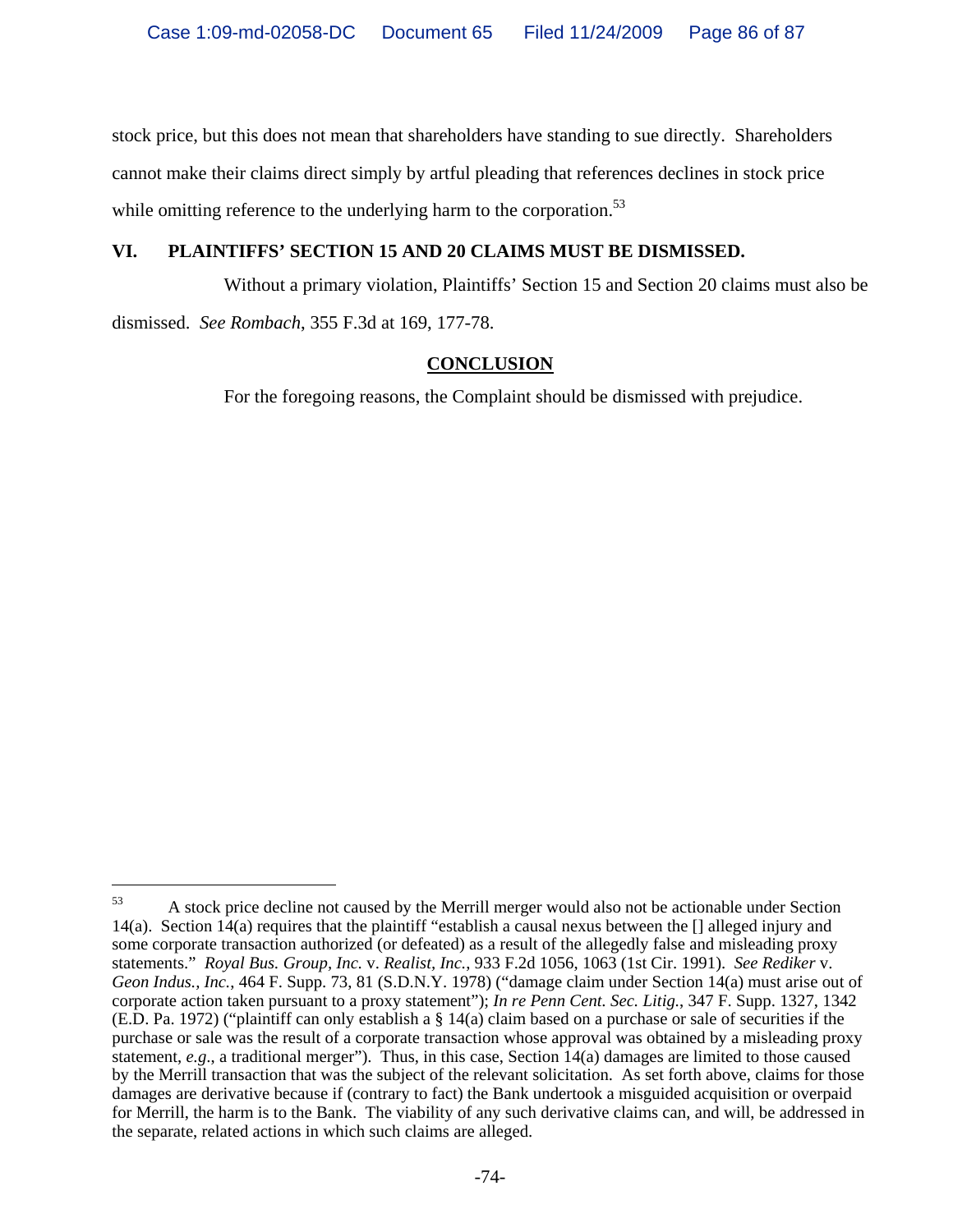stock price, but this does not mean that shareholders have standing to sue directly. Shareholders cannot make their claims direct simply by artful pleading that references declines in stock price while omitting reference to the underlying harm to the corporation.[53]

## VI. PLAINTIFFS' SECTION 15 AND 20 CLAIMS MUST BE DISMISSED.

Without a primary violation, Plaintiffs' Section 15 and Section 20 claims must also be dismissed. *See Rombach*, 355 F.3d at 169, 177-78.

## CONCLUSION

For the foregoing reasons, the Complaint should be dismissed with prejudice.

---

[53] A stock price decline not caused by the Merrill merger would also not be actionable under Section 14(a). Section 14(a) requires that the plaintiff "establish a causal nexus between the [] alleged injury and some corporate transaction authorized (or defeated) as a result of the allegedly false and misleading proxy statements." *Royal Bus. Group, Inc.* v. *Realist, Inc.,* 933 F.2d 1056, 1063 (1st Cir. 1991). *See Rediker* v. *Geon Indus., Inc.*, 464 F. Supp. 73, 81 (S.D.N.Y. 1978) ("damage claim under Section 14(a) must arise out of corporate action taken pursuant to a proxy statement"); *In re Penn Cent. Sec. Litig.*, 347 F. Supp. 1327, 1342 (E.D. Pa. 1972) ("plaintiff can only establish a § 14(a) claim based on a purchase or sale of securities if the purchase or sale was the result of a corporate transaction whose approval was obtained by a misleading proxy statement, *e.g*., a traditional merger"). Thus, in this case, Section 14(a) damages are limited to those caused by the Merrill transaction that was the subject of the relevant solicitation. As set forth above, claims for those damages are derivative because if (contrary to fact) the Bank undertook a misguided acquisition or overpaid for Merrill, the harm is to the Bank. The viability of any such derivative claims can, and will, be addressed in the separate, related actions in which such claims are alleged.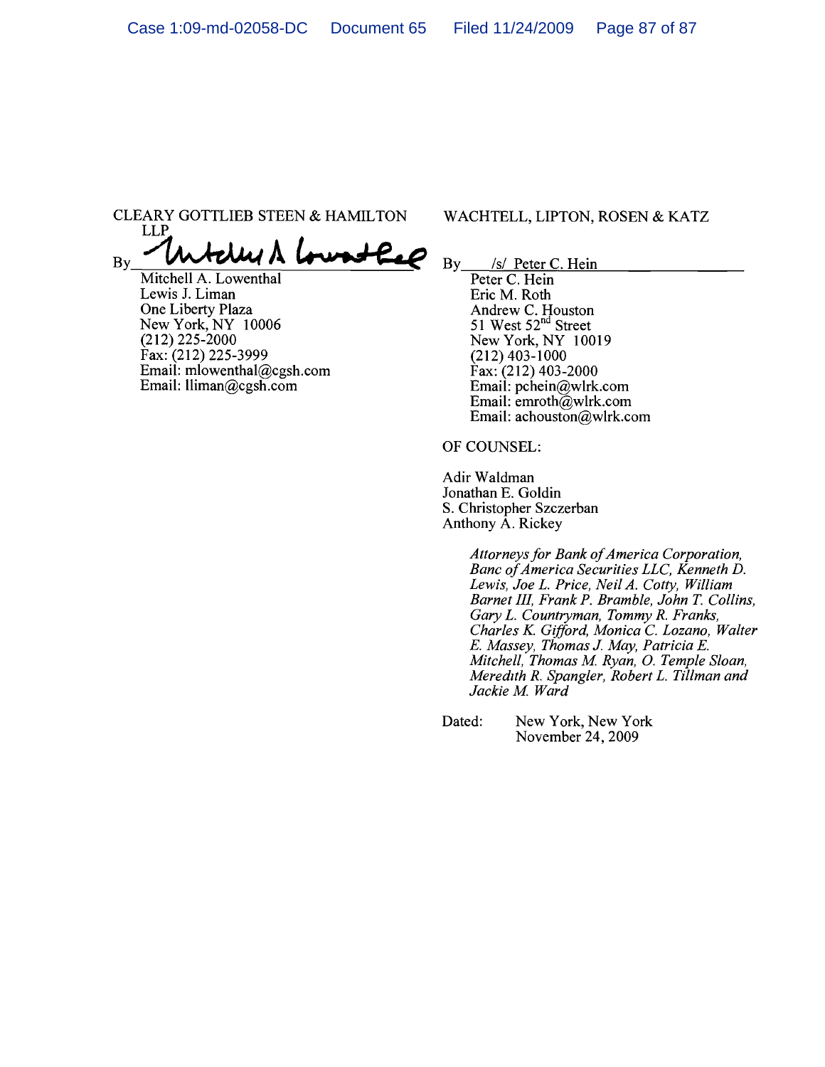CLEARY GOTTLIEB STEEN & HAMILTON LLP

By Mitchell A. Lowenthal

Mitchell A. Lowenthal
Lewis J. Liman
One Liberty Plaza
New York, NY 10006
(212) 225-2000
Fax: (212) 225-3999
Email: mlowenthal@cgsh.com
Email: lliman@cgsh.com

WACHTELL, LIPTON, ROSEN & KATZ

By /s/ Peter C. Hein

Peter C. Hein
Eric M. Roth
Andrew C. Houston
51 West 52nd Street
New York, NY 10019
(212) 403-1000
Fax: (212) 403-2000
Email: pchein@wlrk.com
Email: emroth@wlrk.com
Email: achouston@wlrk.com

OF COUNSEL:

Adir Waldman
Jonathan E. Goldin
S. Christopher Szczerban
Anthony A. Rickey

*Attorneys for Bank of America Corporation, Banc of America Securities LLC, Kenneth D. Lewis, Joe L. Price, Neil A. Cotty, William Barnet III, Frank P. Bramble, John T. Collins, Gary L. Countryman, Tommy R. Franks, Charles K. Gifford, Monica C. Lozano, Walter E. Massey, Thomas J. May, Patricia E. Mitchell, Thomas M. Ryan, O. Temple Sloan, Meredith R. Spangler, Robert L. Tillman and Jackie M. Ward*

Dated: New York, New York
November 24, 2009